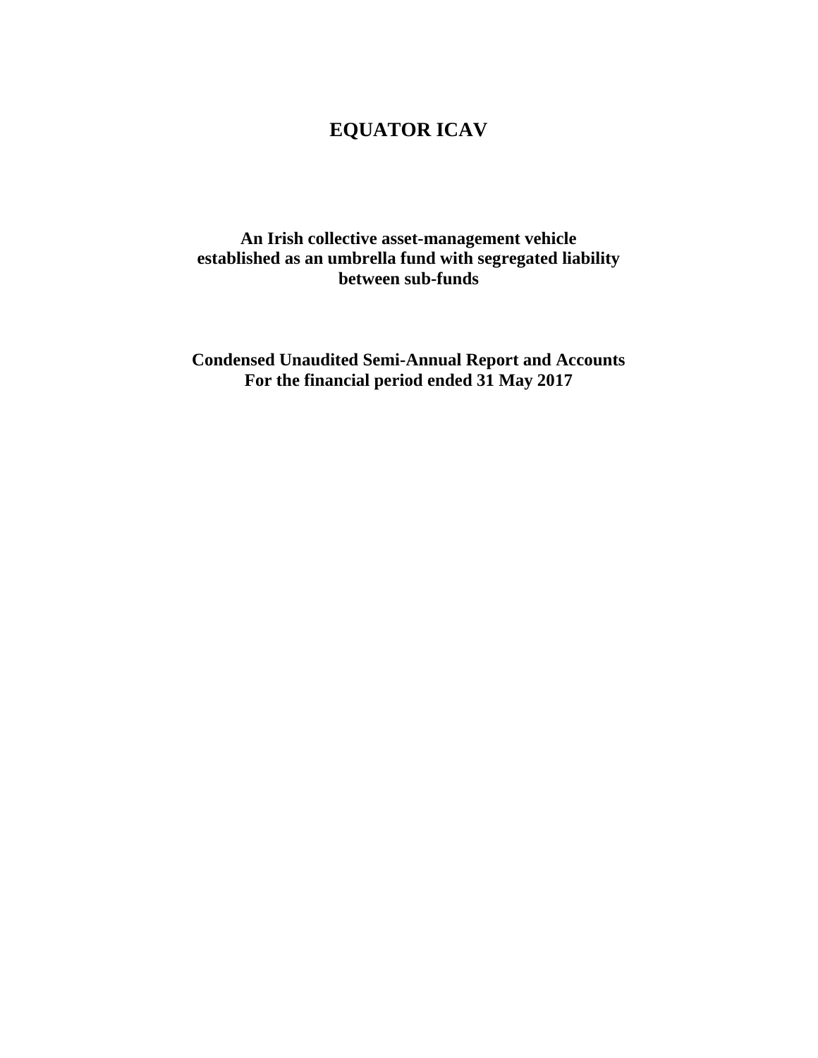# EQUATOR ICAV

**An Irish collective asset-management vehicle established as an umbrella fund with segregated liability between sub-funds**

**Condensed Unaudited Semi-Annual Report and Accounts**
**For the financial period ended 31 May 2017**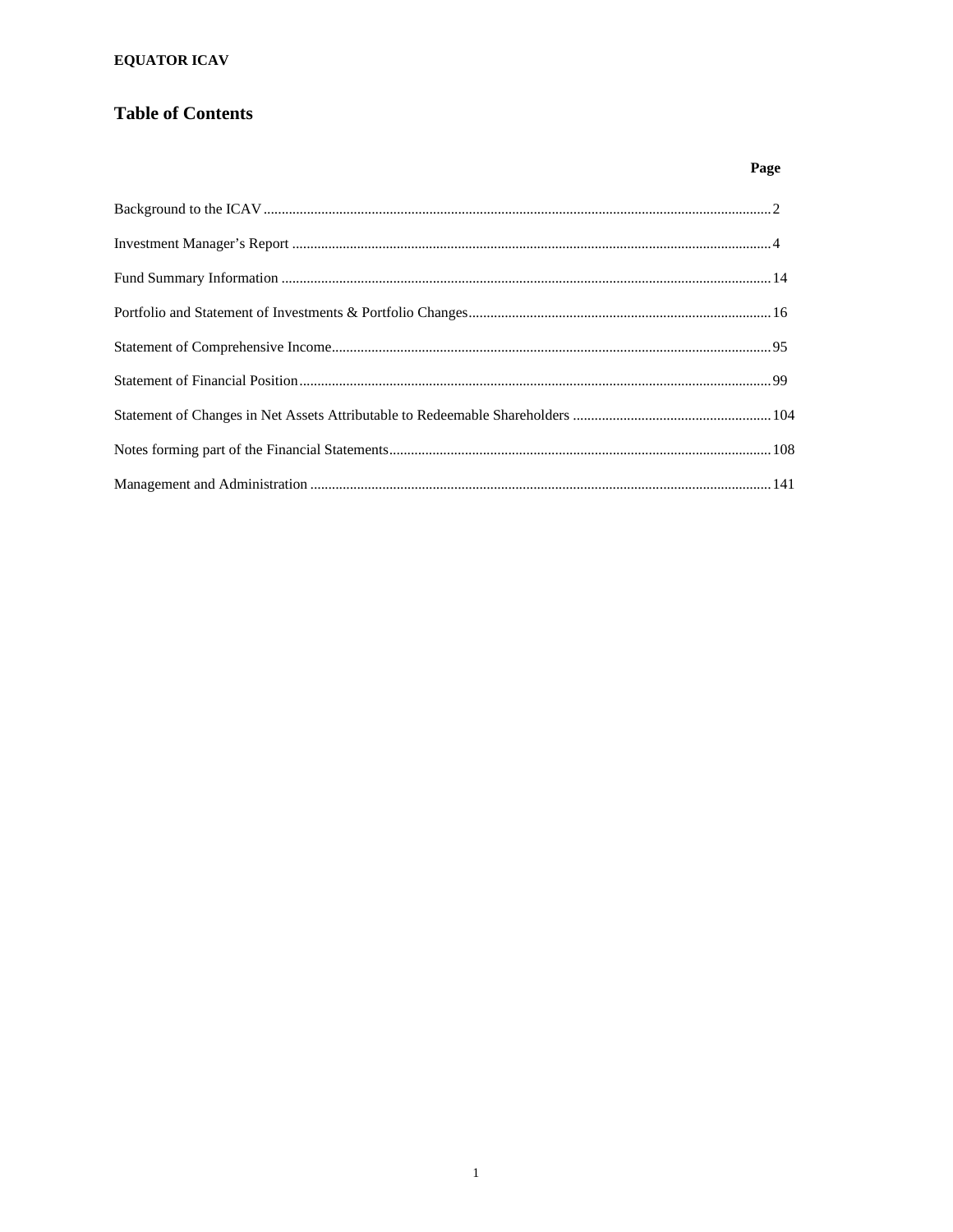**EQUATOR ICAV**

# Table of Contents

| | Page |
|---|---|
| Background to the ICAV | 2 |
| Investment Manager's Report | 4 |
| Fund Summary Information | 14 |
| Portfolio and Statement of Investments & Portfolio Changes | 16 |
| Statement of Comprehensive Income | 95 |
| Statement of Financial Position | 99 |
| Statement of Changes in Net Assets Attributable to Redeemable Shareholders | 104 |
| Notes forming part of the Financial Statements | 108 |
| Management and Administration | 141 |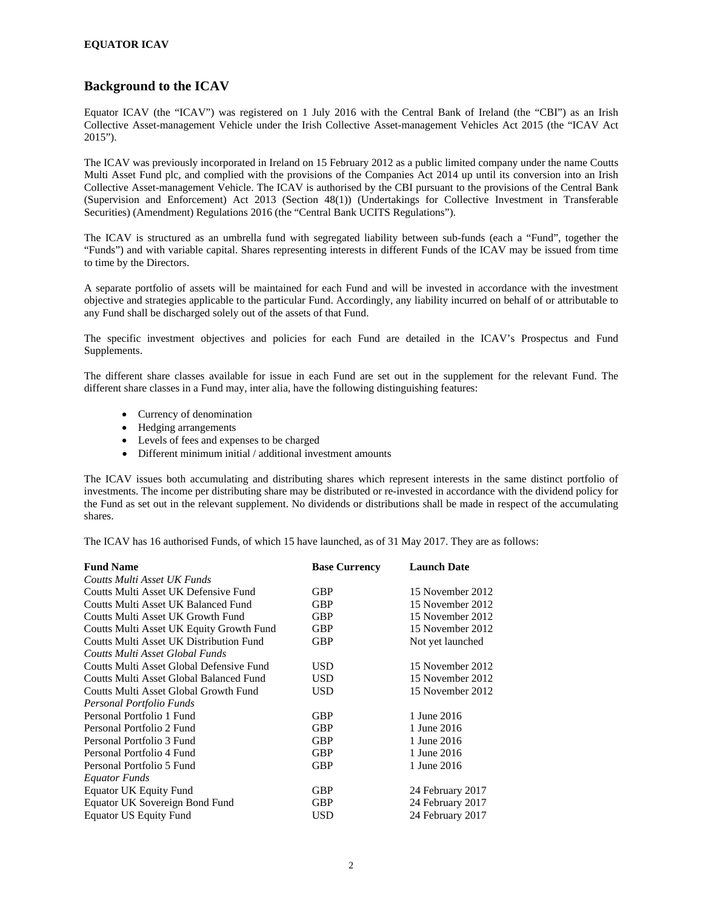## Background to the ICAV

Equator ICAV (the "ICAV") was registered on 1 July 2016 with the Central Bank of Ireland (the "CBI") as an Irish Collective Asset-management Vehicle under the Irish Collective Asset-management Vehicles Act 2015 (the "ICAV Act 2015").

The ICAV was previously incorporated in Ireland on 15 February 2012 as a public limited company under the name Coutts Multi Asset Fund plc, and complied with the provisions of the Companies Act 2014 up until its conversion into an Irish Collective Asset-management Vehicle. The ICAV is authorised by the CBI pursuant to the provisions of the Central Bank (Supervision and Enforcement) Act 2013 (Section 48(1)) (Undertakings for Collective Investment in Transferable Securities) (Amendment) Regulations 2016 (the "Central Bank UCITS Regulations").

The ICAV is structured as an umbrella fund with segregated liability between sub-funds (each a "Fund", together the "Funds") and with variable capital. Shares representing interests in different Funds of the ICAV may be issued from time to time by the Directors.

A separate portfolio of assets will be maintained for each Fund and will be invested in accordance with the investment objective and strategies applicable to the particular Fund. Accordingly, any liability incurred on behalf of or attributable to any Fund shall be discharged solely out of the assets of that Fund.

The specific investment objectives and policies for each Fund are detailed in the ICAV's Prospectus and Fund Supplements.

The different share classes available for issue in each Fund are set out in the supplement for the relevant Fund. The different share classes in a Fund may, inter alia, have the following distinguishing features:

- Currency of denomination
- Hedging arrangements
- Levels of fees and expenses to be charged
- Different minimum initial / additional investment amounts

The ICAV issues both accumulating and distributing shares which represent interests in the same distinct portfolio of investments. The income per distributing share may be distributed or re-invested in accordance with the dividend policy for the Fund as set out in the relevant supplement. No dividends or distributions shall be made in respect of the accumulating shares.

The ICAV has 16 authorised Funds, of which 15 have launched, as of 31 May 2017. They are as follows:

| Fund Name | Base Currency | Launch Date |
|---|---|---|
| *Coutts Multi Asset UK Funds* | | |
| Coutts Multi Asset UK Defensive Fund | GBP | 15 November 2012 |
| Coutts Multi Asset UK Balanced Fund | GBP | 15 November 2012 |
| Coutts Multi Asset UK Growth Fund | GBP | 15 November 2012 |
| Coutts Multi Asset UK Equity Growth Fund | GBP | 15 November 2012 |
| Coutts Multi Asset UK Distribution Fund | GBP | Not yet launched |
| *Coutts Multi Asset Global Funds* | | |
| Coutts Multi Asset Global Defensive Fund | USD | 15 November 2012 |
| Coutts Multi Asset Global Balanced Fund | USD | 15 November 2012 |
| Coutts Multi Asset Global Growth Fund | USD | 15 November 2012 |
| *Personal Portfolio Funds* | | |
| Personal Portfolio 1 Fund | GBP | 1 June 2016 |
| Personal Portfolio 2 Fund | GBP | 1 June 2016 |
| Personal Portfolio 3 Fund | GBP | 1 June 2016 |
| Personal Portfolio 4 Fund | GBP | 1 June 2016 |
| Personal Portfolio 5 Fund | GBP | 1 June 2016 |
| *Equator Funds* | | |
| Equator UK Equity Fund | GBP | 24 February 2017 |
| Equator UK Sovereign Bond Fund | GBP | 24 February 2017 |
| Equator US Equity Fund | USD | 24 February 2017 |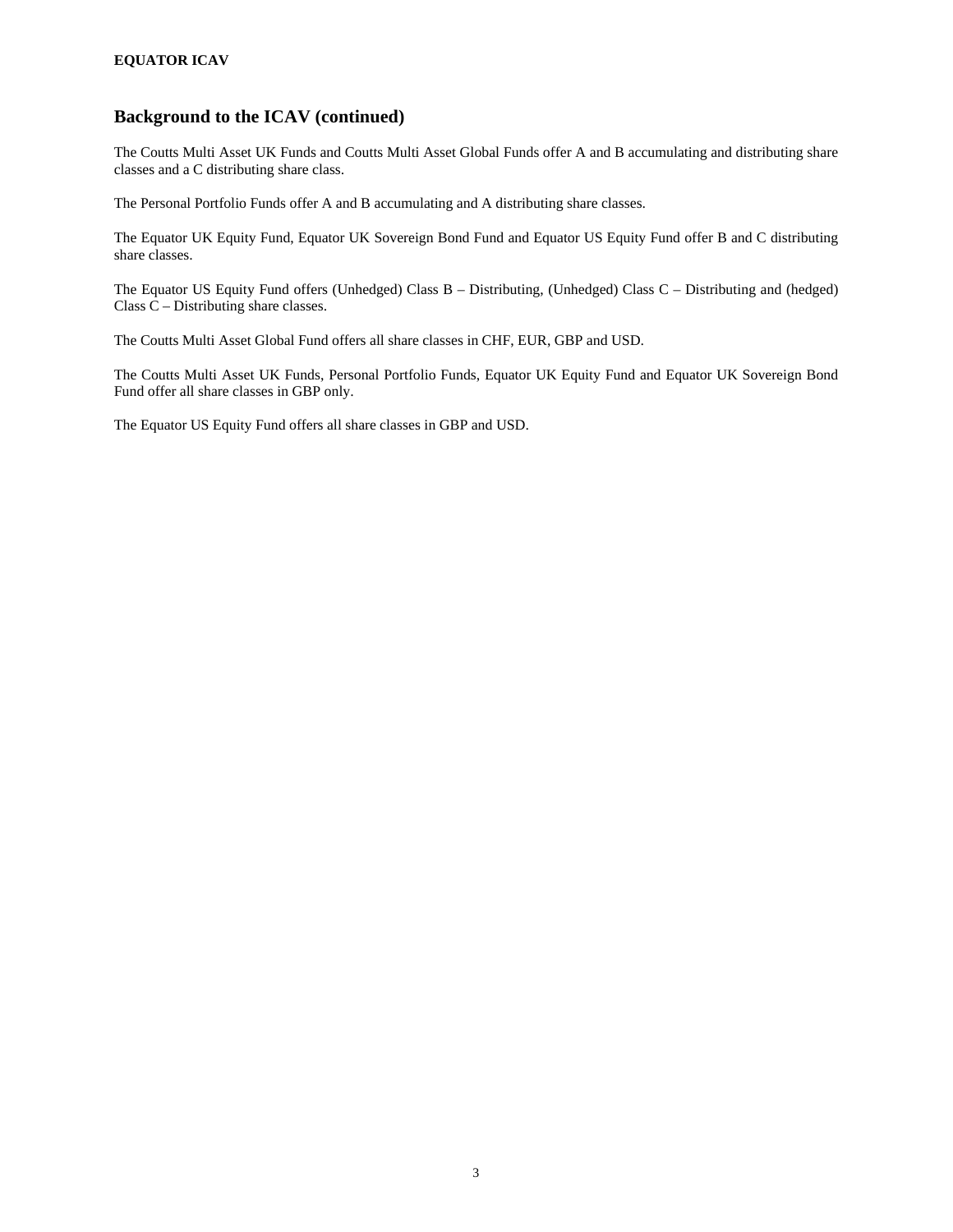## Background to the ICAV (continued)

The Coutts Multi Asset UK Funds and Coutts Multi Asset Global Funds offer A and B accumulating and distributing share classes and a C distributing share class.

The Personal Portfolio Funds offer A and B accumulating and A distributing share classes.

The Equator UK Equity Fund, Equator UK Sovereign Bond Fund and Equator US Equity Fund offer B and C distributing share classes.

The Equator US Equity Fund offers (Unhedged) Class B – Distributing, (Unhedged) Class C – Distributing and (hedged) Class C – Distributing share classes.

The Coutts Multi Asset Global Fund offers all share classes in CHF, EUR, GBP and USD.

The Coutts Multi Asset UK Funds, Personal Portfolio Funds, Equator UK Equity Fund and Equator UK Sovereign Bond Fund offer all share classes in GBP only.

The Equator US Equity Fund offers all share classes in GBP and USD.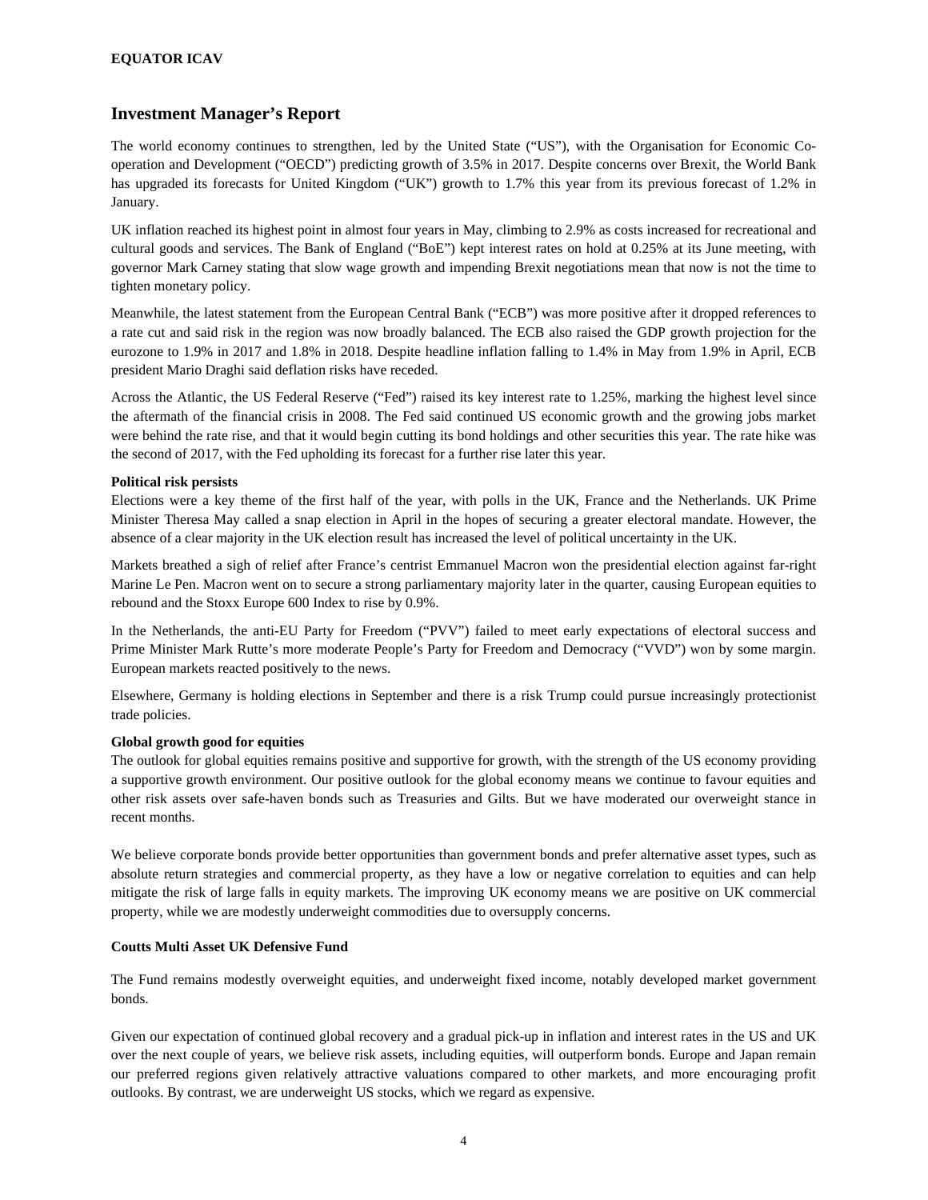**EQUATOR ICAV**

## Investment Manager's Report

The world economy continues to strengthen, led by the United State ("US"), with the Organisation for Economic Co-operation and Development ("OECD") predicting growth of 3.5% in 2017. Despite concerns over Brexit, the World Bank has upgraded its forecasts for United Kingdom ("UK") growth to 1.7% this year from its previous forecast of 1.2% in January.

UK inflation reached its highest point in almost four years in May, climbing to 2.9% as costs increased for recreational and cultural goods and services. The Bank of England ("BoE") kept interest rates on hold at 0.25% at its June meeting, with governor Mark Carney stating that slow wage growth and impending Brexit negotiations mean that now is not the time to tighten monetary policy.

Meanwhile, the latest statement from the European Central Bank ("ECB") was more positive after it dropped references to a rate cut and said risk in the region was now broadly balanced. The ECB also raised the GDP growth projection for the eurozone to 1.9% in 2017 and 1.8% in 2018. Despite headline inflation falling to 1.4% in May from 1.9% in April, ECB president Mario Draghi said deflation risks have receded.

Across the Atlantic, the US Federal Reserve ("Fed") raised its key interest rate to 1.25%, marking the highest level since the aftermath of the financial crisis in 2008. The Fed said continued US economic growth and the growing jobs market were behind the rate rise, and that it would begin cutting its bond holdings and other securities this year. The rate hike was the second of 2017, with the Fed upholding its forecast for a further rise later this year.

**Political risk persists**

Elections were a key theme of the first half of the year, with polls in the UK, France and the Netherlands. UK Prime Minister Theresa May called a snap election in April in the hopes of securing a greater electoral mandate. However, the absence of a clear majority in the UK election result has increased the level of political uncertainty in the UK.

Markets breathed a sigh of relief after France's centrist Emmanuel Macron won the presidential election against far-right Marine Le Pen. Macron went on to secure a strong parliamentary majority later in the quarter, causing European equities to rebound and the Stoxx Europe 600 Index to rise by 0.9%.

In the Netherlands, the anti-EU Party for Freedom ("PVV") failed to meet early expectations of electoral success and Prime Minister Mark Rutte's more moderate People's Party for Freedom and Democracy ("VVD") won by some margin. European markets reacted positively to the news.

Elsewhere, Germany is holding elections in September and there is a risk Trump could pursue increasingly protectionist trade policies.

**Global growth good for equities**

The outlook for global equities remains positive and supportive for growth, with the strength of the US economy providing a supportive growth environment. Our positive outlook for the global economy means we continue to favour equities and other risk assets over safe-haven bonds such as Treasuries and Gilts. But we have moderated our overweight stance in recent months.

We believe corporate bonds provide better opportunities than government bonds and prefer alternative asset types, such as absolute return strategies and commercial property, as they have a low or negative correlation to equities and can help mitigate the risk of large falls in equity markets. The improving UK economy means we are positive on UK commercial property, while we are modestly underweight commodities due to oversupply concerns.

**Coutts Multi Asset UK Defensive Fund**

The Fund remains modestly overweight equities, and underweight fixed income, notably developed market government bonds.

Given our expectation of continued global recovery and a gradual pick-up in inflation and interest rates in the US and UK over the next couple of years, we believe risk assets, including equities, will outperform bonds. Europe and Japan remain our preferred regions given relatively attractive valuations compared to other markets, and more encouraging profit outlooks. By contrast, we are underweight US stocks, which we regard as expensive.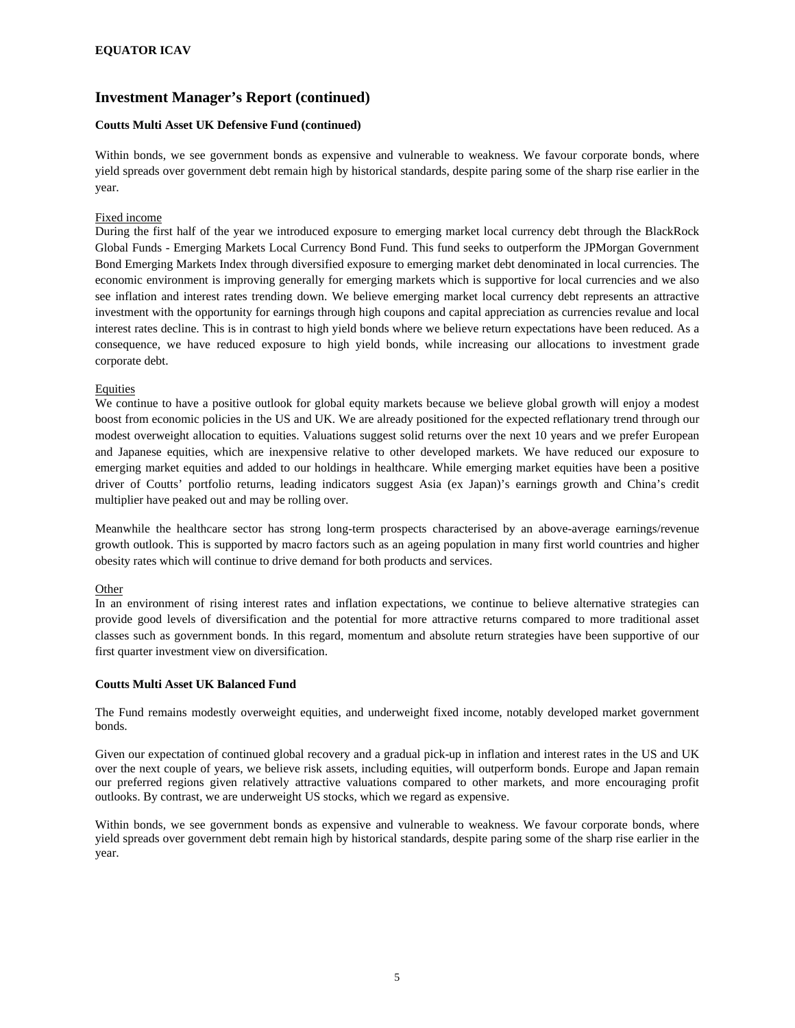## Investment Manager's Report (continued)

**Coutts Multi Asset UK Defensive Fund (continued)**

Within bonds, we see government bonds as expensive and vulnerable to weakness. We favour corporate bonds, where yield spreads over government debt remain high by historical standards, despite paring some of the sharp rise earlier in the year.

Fixed income

During the first half of the year we introduced exposure to emerging market local currency debt through the BlackRock Global Funds - Emerging Markets Local Currency Bond Fund. This fund seeks to outperform the JPMorgan Government Bond Emerging Markets Index through diversified exposure to emerging market debt denominated in local currencies. The economic environment is improving generally for emerging markets which is supportive for local currencies and we also see inflation and interest rates trending down. We believe emerging market local currency debt represents an attractive investment with the opportunity for earnings through high coupons and capital appreciation as currencies revalue and local interest rates decline. This is in contrast to high yield bonds where we believe return expectations have been reduced. As a consequence, we have reduced exposure to high yield bonds, while increasing our allocations to investment grade corporate debt.

Equities

We continue to have a positive outlook for global equity markets because we believe global growth will enjoy a modest boost from economic policies in the US and UK. We are already positioned for the expected reflationary trend through our modest overweight allocation to equities. Valuations suggest solid returns over the next 10 years and we prefer European and Japanese equities, which are inexpensive relative to other developed markets. We have reduced our exposure to emerging market equities and added to our holdings in healthcare. While emerging market equities have been a positive driver of Coutts' portfolio returns, leading indicators suggest Asia (ex Japan)'s earnings growth and China's credit multiplier have peaked out and may be rolling over.

Meanwhile the healthcare sector has strong long-term prospects characterised by an above-average earnings/revenue growth outlook. This is supported by macro factors such as an ageing population in many first world countries and higher obesity rates which will continue to drive demand for both products and services.

Other

In an environment of rising interest rates and inflation expectations, we continue to believe alternative strategies can provide good levels of diversification and the potential for more attractive returns compared to more traditional asset classes such as government bonds. In this regard, momentum and absolute return strategies have been supportive of our first quarter investment view on diversification.

**Coutts Multi Asset UK Balanced Fund**

The Fund remains modestly overweight equities, and underweight fixed income, notably developed market government bonds.

Given our expectation of continued global recovery and a gradual pick-up in inflation and interest rates in the US and UK over the next couple of years, we believe risk assets, including equities, will outperform bonds. Europe and Japan remain our preferred regions given relatively attractive valuations compared to other markets, and more encouraging profit outlooks. By contrast, we are underweight US stocks, which we regard as expensive.

Within bonds, we see government bonds as expensive and vulnerable to weakness. We favour corporate bonds, where yield spreads over government debt remain high by historical standards, despite paring some of the sharp rise earlier in the year.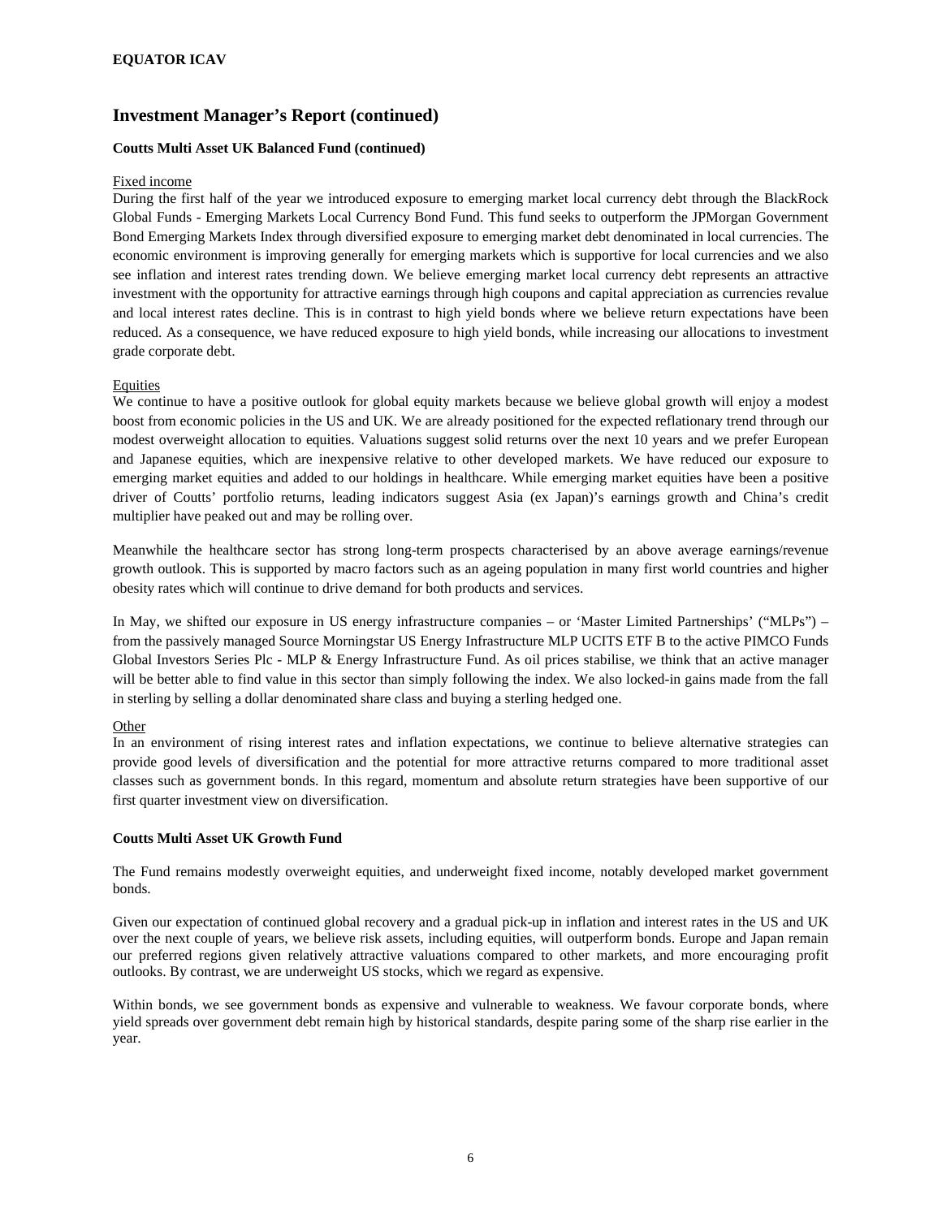## Investment Manager's Report (continued)

### Coutts Multi Asset UK Balanced Fund (continued)

Fixed income

During the first half of the year we introduced exposure to emerging market local currency debt through the BlackRock Global Funds - Emerging Markets Local Currency Bond Fund. This fund seeks to outperform the JPMorgan Government Bond Emerging Markets Index through diversified exposure to emerging market debt denominated in local currencies. The economic environment is improving generally for emerging markets which is supportive for local currencies and we also see inflation and interest rates trending down. We believe emerging market local currency debt represents an attractive investment with the opportunity for attractive earnings through high coupons and capital appreciation as currencies revalue and local interest rates decline. This is in contrast to high yield bonds where we believe return expectations have been reduced. As a consequence, we have reduced exposure to high yield bonds, while increasing our allocations to investment grade corporate debt.

Equities

We continue to have a positive outlook for global equity markets because we believe global growth will enjoy a modest boost from economic policies in the US and UK. We are already positioned for the expected reflationary trend through our modest overweight allocation to equities. Valuations suggest solid returns over the next 10 years and we prefer European and Japanese equities, which are inexpensive relative to other developed markets. We have reduced our exposure to emerging market equities and added to our holdings in healthcare. While emerging market equities have been a positive driver of Coutts' portfolio returns, leading indicators suggest Asia (ex Japan)'s earnings growth and China's credit multiplier have peaked out and may be rolling over.

Meanwhile the healthcare sector has strong long-term prospects characterised by an above average earnings/revenue growth outlook. This is supported by macro factors such as an ageing population in many first world countries and higher obesity rates which will continue to drive demand for both products and services.

In May, we shifted our exposure in US energy infrastructure companies – or 'Master Limited Partnerships' ("MLPs") – from the passively managed Source Morningstar US Energy Infrastructure MLP UCITS ETF B to the active PIMCO Funds Global Investors Series Plc - MLP & Energy Infrastructure Fund. As oil prices stabilise, we think that an active manager will be better able to find value in this sector than simply following the index. We also locked-in gains made from the fall in sterling by selling a dollar denominated share class and buying a sterling hedged one.

Other

In an environment of rising interest rates and inflation expectations, we continue to believe alternative strategies can provide good levels of diversification and the potential for more attractive returns compared to more traditional asset classes such as government bonds. In this regard, momentum and absolute return strategies have been supportive of our first quarter investment view on diversification.

### Coutts Multi Asset UK Growth Fund

The Fund remains modestly overweight equities, and underweight fixed income, notably developed market government bonds.

Given our expectation of continued global recovery and a gradual pick-up in inflation and interest rates in the US and UK over the next couple of years, we believe risk assets, including equities, will outperform bonds. Europe and Japan remain our preferred regions given relatively attractive valuations compared to other markets, and more encouraging profit outlooks. By contrast, we are underweight US stocks, which we regard as expensive.

Within bonds, we see government bonds as expensive and vulnerable to weakness. We favour corporate bonds, where yield spreads over government debt remain high by historical standards, despite paring some of the sharp rise earlier in the year.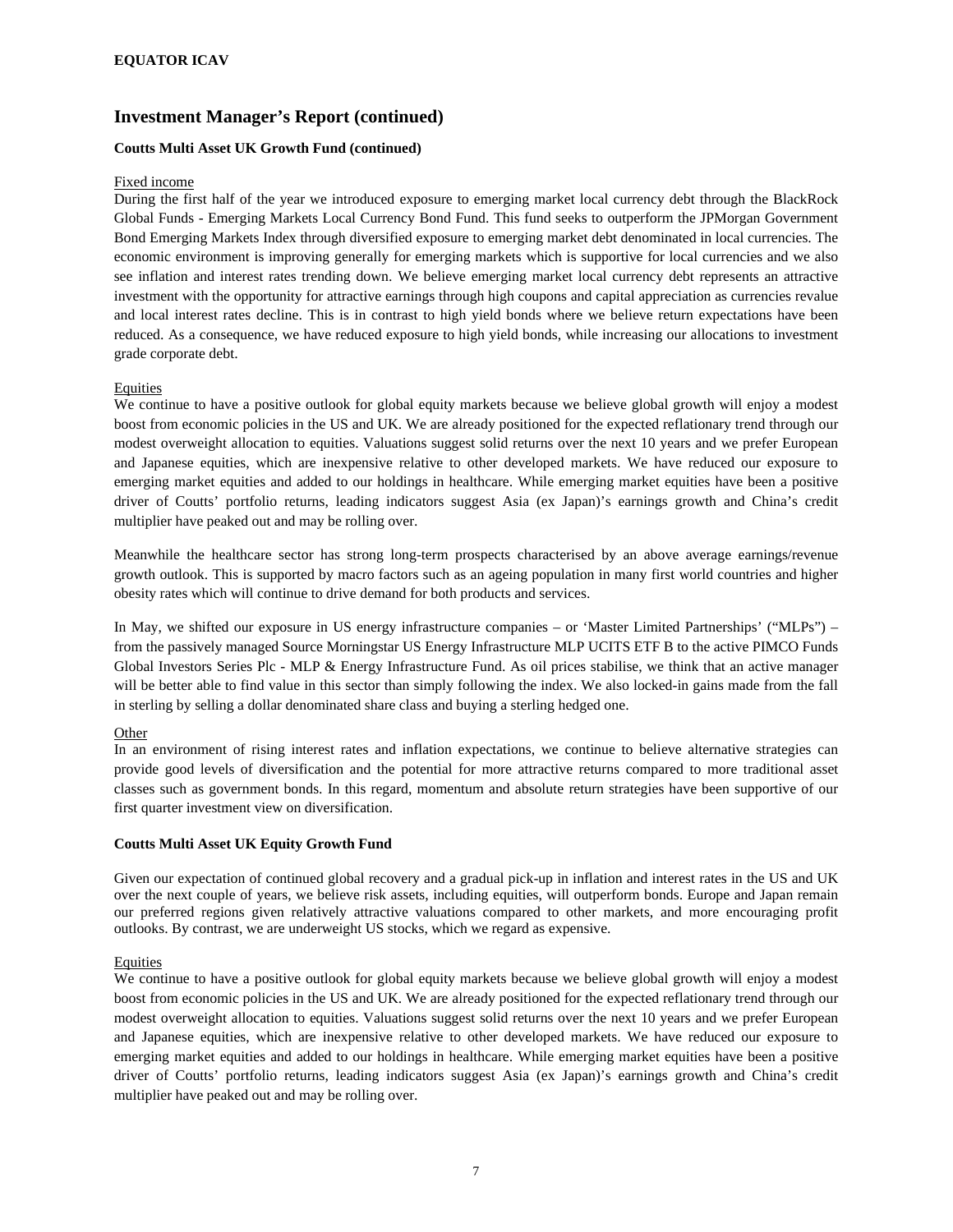## Investment Manager's Report (continued)

### Coutts Multi Asset UK Growth Fund (continued)

Fixed income

During the first half of the year we introduced exposure to emerging market local currency debt through the BlackRock Global Funds - Emerging Markets Local Currency Bond Fund. This fund seeks to outperform the JPMorgan Government Bond Emerging Markets Index through diversified exposure to emerging market debt denominated in local currencies. The economic environment is improving generally for emerging markets which is supportive for local currencies and we also see inflation and interest rates trending down. We believe emerging market local currency debt represents an attractive investment with the opportunity for attractive earnings through high coupons and capital appreciation as currencies revalue and local interest rates decline. This is in contrast to high yield bonds where we believe return expectations have been reduced. As a consequence, we have reduced exposure to high yield bonds, while increasing our allocations to investment grade corporate debt.

Equities

We continue to have a positive outlook for global equity markets because we believe global growth will enjoy a modest boost from economic policies in the US and UK. We are already positioned for the expected reflationary trend through our modest overweight allocation to equities. Valuations suggest solid returns over the next 10 years and we prefer European and Japanese equities, which are inexpensive relative to other developed markets. We have reduced our exposure to emerging market equities and added to our holdings in healthcare. While emerging market equities have been a positive driver of Coutts' portfolio returns, leading indicators suggest Asia (ex Japan)'s earnings growth and China's credit multiplier have peaked out and may be rolling over.

Meanwhile the healthcare sector has strong long-term prospects characterised by an above average earnings/revenue growth outlook. This is supported by macro factors such as an ageing population in many first world countries and higher obesity rates which will continue to drive demand for both products and services.

In May, we shifted our exposure in US energy infrastructure companies – or 'Master Limited Partnerships' ("MLPs") – from the passively managed Source Morningstar US Energy Infrastructure MLP UCITS ETF B to the active PIMCO Funds Global Investors Series Plc - MLP & Energy Infrastructure Fund. As oil prices stabilise, we think that an active manager will be better able to find value in this sector than simply following the index. We also locked-in gains made from the fall in sterling by selling a dollar denominated share class and buying a sterling hedged one.

Other

In an environment of rising interest rates and inflation expectations, we continue to believe alternative strategies can provide good levels of diversification and the potential for more attractive returns compared to more traditional asset classes such as government bonds. In this regard, momentum and absolute return strategies have been supportive of our first quarter investment view on diversification.

### Coutts Multi Asset UK Equity Growth Fund

Given our expectation of continued global recovery and a gradual pick-up in inflation and interest rates in the US and UK over the next couple of years, we believe risk assets, including equities, will outperform bonds. Europe and Japan remain our preferred regions given relatively attractive valuations compared to other markets, and more encouraging profit outlooks. By contrast, we are underweight US stocks, which we regard as expensive.

Equities

We continue to have a positive outlook for global equity markets because we believe global growth will enjoy a modest boost from economic policies in the US and UK. We are already positioned for the expected reflationary trend through our modest overweight allocation to equities. Valuations suggest solid returns over the next 10 years and we prefer European and Japanese equities, which are inexpensive relative to other developed markets. We have reduced our exposure to emerging market equities and added to our holdings in healthcare. While emerging market equities have been a positive driver of Coutts' portfolio returns, leading indicators suggest Asia (ex Japan)'s earnings growth and China's credit multiplier have peaked out and may be rolling over.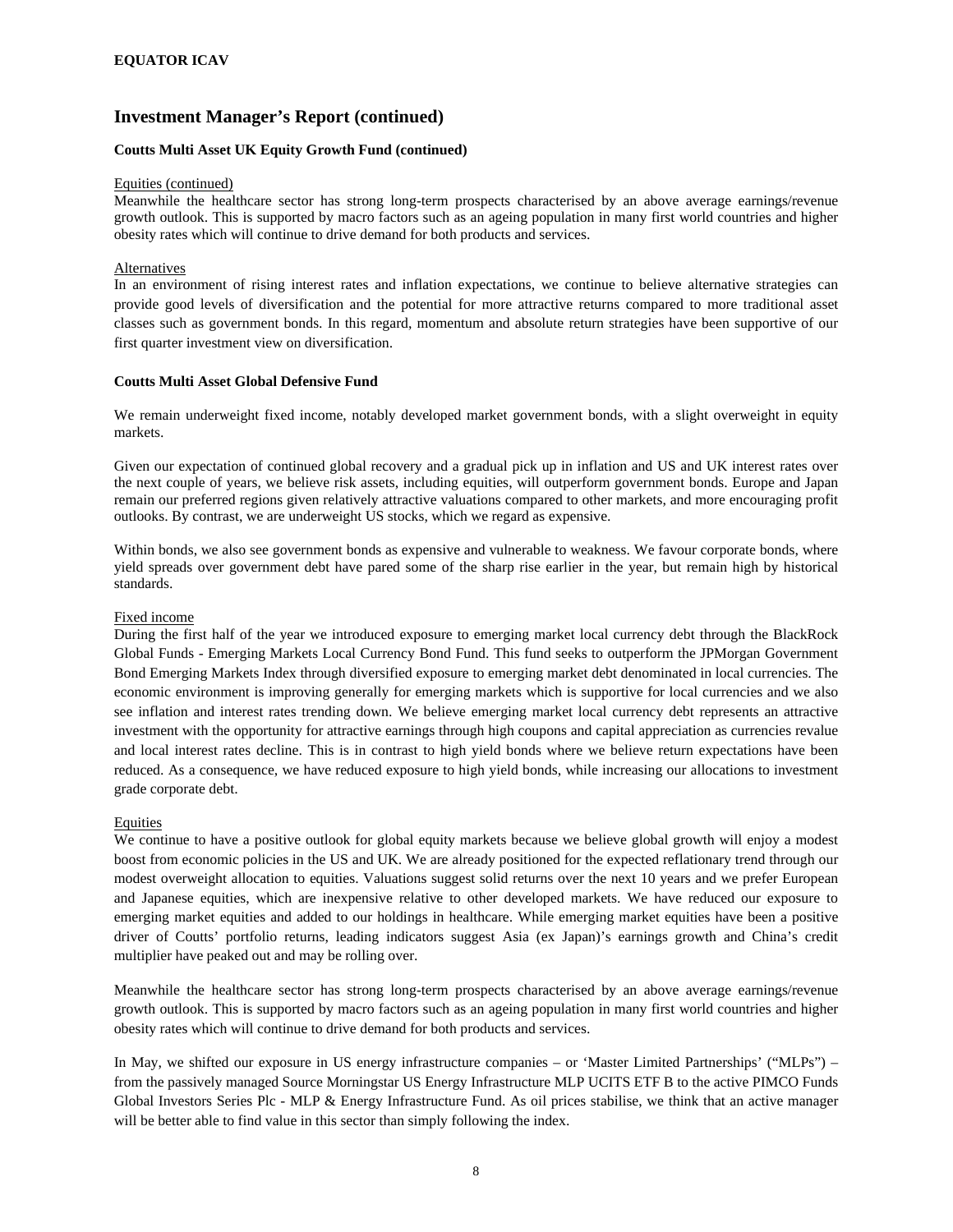## Investment Manager's Report (continued)

### Coutts Multi Asset UK Equity Growth Fund (continued)

Equities (continued)

Meanwhile the healthcare sector has strong long-term prospects characterised by an above average earnings/revenue growth outlook. This is supported by macro factors such as an ageing population in many first world countries and higher obesity rates which will continue to drive demand for both products and services.

Alternatives

In an environment of rising interest rates and inflation expectations, we continue to believe alternative strategies can provide good levels of diversification and the potential for more attractive returns compared to more traditional asset classes such as government bonds. In this regard, momentum and absolute return strategies have been supportive of our first quarter investment view on diversification.

### Coutts Multi Asset Global Defensive Fund

We remain underweight fixed income, notably developed market government bonds, with a slight overweight in equity markets.

Given our expectation of continued global recovery and a gradual pick up in inflation and US and UK interest rates over the next couple of years, we believe risk assets, including equities, will outperform government bonds. Europe and Japan remain our preferred regions given relatively attractive valuations compared to other markets, and more encouraging profit outlooks. By contrast, we are underweight US stocks, which we regard as expensive.

Within bonds, we also see government bonds as expensive and vulnerable to weakness. We favour corporate bonds, where yield spreads over government debt have pared some of the sharp rise earlier in the year, but remain high by historical standards.

Fixed income

During the first half of the year we introduced exposure to emerging market local currency debt through the BlackRock Global Funds - Emerging Markets Local Currency Bond Fund. This fund seeks to outperform the JPMorgan Government Bond Emerging Markets Index through diversified exposure to emerging market debt denominated in local currencies. The economic environment is improving generally for emerging markets which is supportive for local currencies and we also see inflation and interest rates trending down. We believe emerging market local currency debt represents an attractive investment with the opportunity for attractive earnings through high coupons and capital appreciation as currencies revalue and local interest rates decline. This is in contrast to high yield bonds where we believe return expectations have been reduced. As a consequence, we have reduced exposure to high yield bonds, while increasing our allocations to investment grade corporate debt.

Equities

We continue to have a positive outlook for global equity markets because we believe global growth will enjoy a modest boost from economic policies in the US and UK. We are already positioned for the expected reflationary trend through our modest overweight allocation to equities. Valuations suggest solid returns over the next 10 years and we prefer European and Japanese equities, which are inexpensive relative to other developed markets. We have reduced our exposure to emerging market equities and added to our holdings in healthcare. While emerging market equities have been a positive driver of Coutts' portfolio returns, leading indicators suggest Asia (ex Japan)'s earnings growth and China's credit multiplier have peaked out and may be rolling over.

Meanwhile the healthcare sector has strong long-term prospects characterised by an above average earnings/revenue growth outlook. This is supported by macro factors such as an ageing population in many first world countries and higher obesity rates which will continue to drive demand for both products and services.

In May, we shifted our exposure in US energy infrastructure companies – or 'Master Limited Partnerships' ("MLPs") – from the passively managed Source Morningstar US Energy Infrastructure MLP UCITS ETF B to the active PIMCO Funds Global Investors Series Plc - MLP & Energy Infrastructure Fund. As oil prices stabilise, we think that an active manager will be better able to find value in this sector than simply following the index.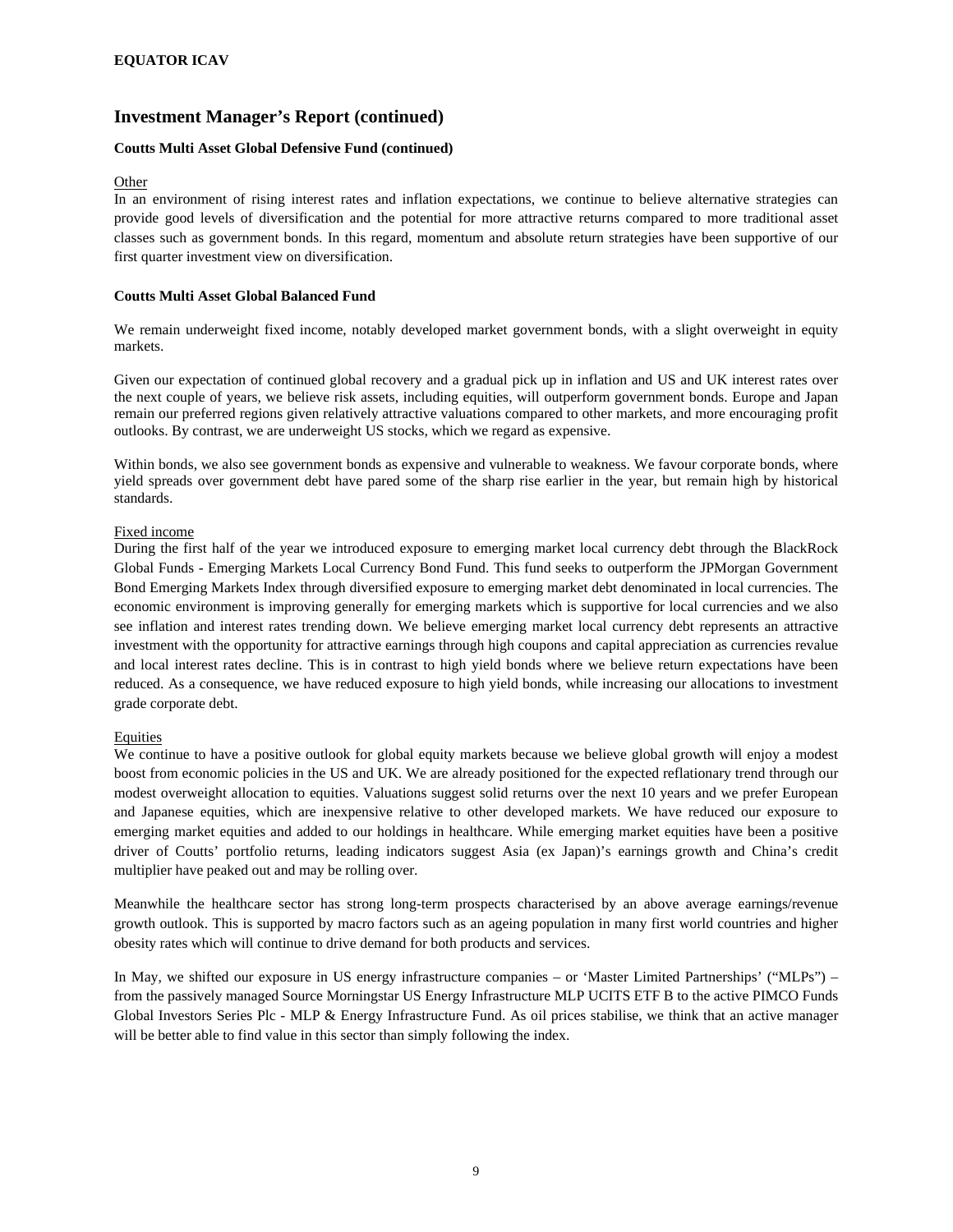## Investment Manager's Report (continued)

### Coutts Multi Asset Global Defensive Fund (continued)

Other

In an environment of rising interest rates and inflation expectations, we continue to believe alternative strategies can provide good levels of diversification and the potential for more attractive returns compared to more traditional asset classes such as government bonds. In this regard, momentum and absolute return strategies have been supportive of our first quarter investment view on diversification.

### Coutts Multi Asset Global Balanced Fund

We remain underweight fixed income, notably developed market government bonds, with a slight overweight in equity markets.

Given our expectation of continued global recovery and a gradual pick up in inflation and US and UK interest rates over the next couple of years, we believe risk assets, including equities, will outperform government bonds. Europe and Japan remain our preferred regions given relatively attractive valuations compared to other markets, and more encouraging profit outlooks. By contrast, we are underweight US stocks, which we regard as expensive.

Within bonds, we also see government bonds as expensive and vulnerable to weakness. We favour corporate bonds, where yield spreads over government debt have pared some of the sharp rise earlier in the year, but remain high by historical standards.

Fixed income

During the first half of the year we introduced exposure to emerging market local currency debt through the BlackRock Global Funds - Emerging Markets Local Currency Bond Fund. This fund seeks to outperform the JPMorgan Government Bond Emerging Markets Index through diversified exposure to emerging market debt denominated in local currencies. The economic environment is improving generally for emerging markets which is supportive for local currencies and we also see inflation and interest rates trending down. We believe emerging market local currency debt represents an attractive investment with the opportunity for attractive earnings through high coupons and capital appreciation as currencies revalue and local interest rates decline. This is in contrast to high yield bonds where we believe return expectations have been reduced. As a consequence, we have reduced exposure to high yield bonds, while increasing our allocations to investment grade corporate debt.

Equities

We continue to have a positive outlook for global equity markets because we believe global growth will enjoy a modest boost from economic policies in the US and UK. We are already positioned for the expected reflationary trend through our modest overweight allocation to equities. Valuations suggest solid returns over the next 10 years and we prefer European and Japanese equities, which are inexpensive relative to other developed markets. We have reduced our exposure to emerging market equities and added to our holdings in healthcare. While emerging market equities have been a positive driver of Coutts' portfolio returns, leading indicators suggest Asia (ex Japan)'s earnings growth and China's credit multiplier have peaked out and may be rolling over.

Meanwhile the healthcare sector has strong long-term prospects characterised by an above average earnings/revenue growth outlook. This is supported by macro factors such as an ageing population in many first world countries and higher obesity rates which will continue to drive demand for both products and services.

In May, we shifted our exposure in US energy infrastructure companies – or 'Master Limited Partnerships' ("MLPs") – from the passively managed Source Morningstar US Energy Infrastructure MLP UCITS ETF B to the active PIMCO Funds Global Investors Series Plc - MLP & Energy Infrastructure Fund. As oil prices stabilise, we think that an active manager will be better able to find value in this sector than simply following the index.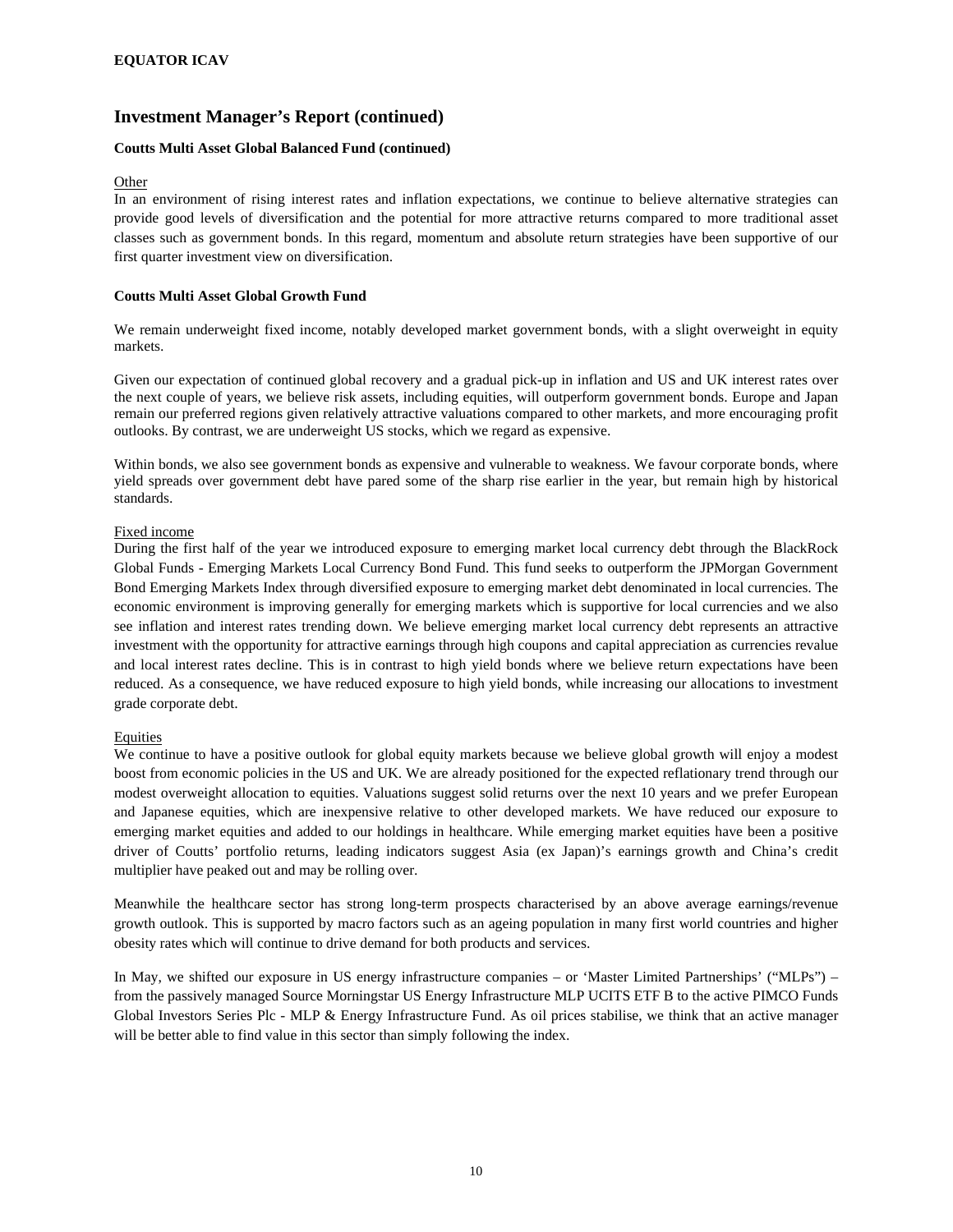## Investment Manager's Report (continued)

**Coutts Multi Asset Global Balanced Fund (continued)**

Other

In an environment of rising interest rates and inflation expectations, we continue to believe alternative strategies can provide good levels of diversification and the potential for more attractive returns compared to more traditional asset classes such as government bonds. In this regard, momentum and absolute return strategies have been supportive of our first quarter investment view on diversification.

**Coutts Multi Asset Global Growth Fund**

We remain underweight fixed income, notably developed market government bonds, with a slight overweight in equity markets.

Given our expectation of continued global recovery and a gradual pick-up in inflation and US and UK interest rates over the next couple of years, we believe risk assets, including equities, will outperform government bonds. Europe and Japan remain our preferred regions given relatively attractive valuations compared to other markets, and more encouraging profit outlooks. By contrast, we are underweight US stocks, which we regard as expensive.

Within bonds, we also see government bonds as expensive and vulnerable to weakness. We favour corporate bonds, where yield spreads over government debt have pared some of the sharp rise earlier in the year, but remain high by historical standards.

Fixed income

During the first half of the year we introduced exposure to emerging market local currency debt through the BlackRock Global Funds - Emerging Markets Local Currency Bond Fund. This fund seeks to outperform the JPMorgan Government Bond Emerging Markets Index through diversified exposure to emerging market debt denominated in local currencies. The economic environment is improving generally for emerging markets which is supportive for local currencies and we also see inflation and interest rates trending down. We believe emerging market local currency debt represents an attractive investment with the opportunity for attractive earnings through high coupons and capital appreciation as currencies revalue and local interest rates decline. This is in contrast to high yield bonds where we believe return expectations have been reduced. As a consequence, we have reduced exposure to high yield bonds, while increasing our allocations to investment grade corporate debt.

Equities

We continue to have a positive outlook for global equity markets because we believe global growth will enjoy a modest boost from economic policies in the US and UK. We are already positioned for the expected reflationary trend through our modest overweight allocation to equities. Valuations suggest solid returns over the next 10 years and we prefer European and Japanese equities, which are inexpensive relative to other developed markets. We have reduced our exposure to emerging market equities and added to our holdings in healthcare. While emerging market equities have been a positive driver of Coutts' portfolio returns, leading indicators suggest Asia (ex Japan)'s earnings growth and China's credit multiplier have peaked out and may be rolling over.

Meanwhile the healthcare sector has strong long-term prospects characterised by an above average earnings/revenue growth outlook. This is supported by macro factors such as an ageing population in many first world countries and higher obesity rates which will continue to drive demand for both products and services.

In May, we shifted our exposure in US energy infrastructure companies – or 'Master Limited Partnerships' ("MLPs") – from the passively managed Source Morningstar US Energy Infrastructure MLP UCITS ETF B to the active PIMCO Funds Global Investors Series Plc - MLP & Energy Infrastructure Fund. As oil prices stabilise, we think that an active manager will be better able to find value in this sector than simply following the index.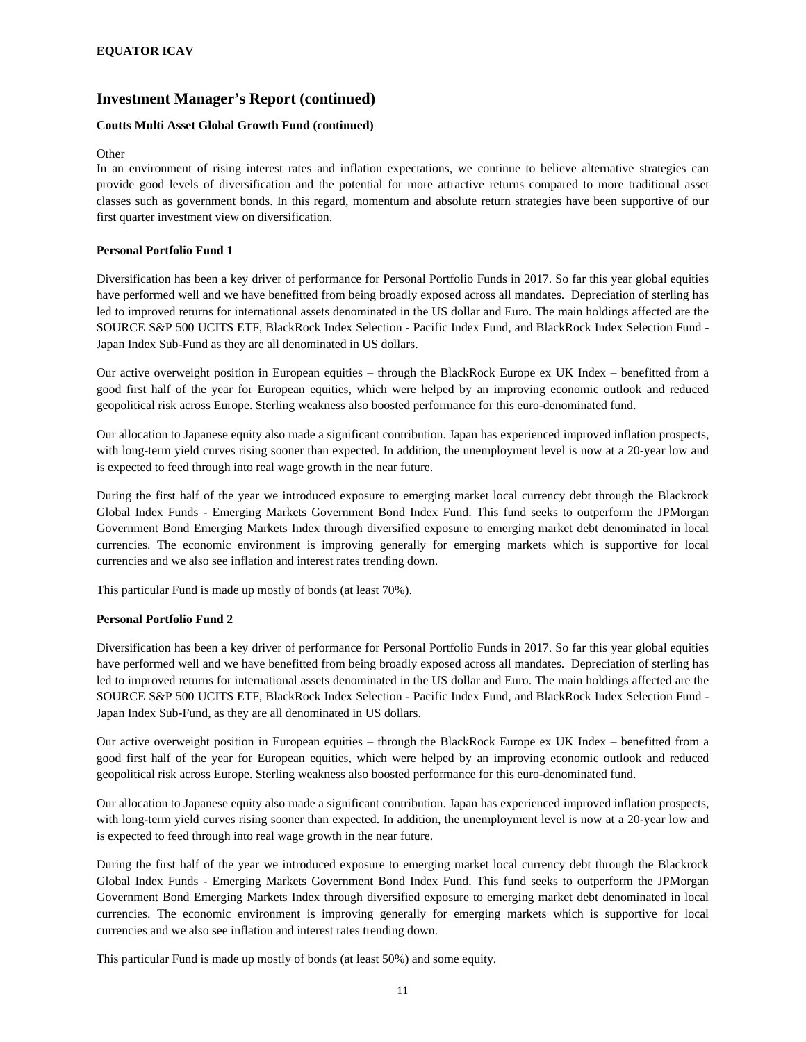## Investment Manager's Report (continued)

**Coutts Multi Asset Global Growth Fund (continued)**

Other

In an environment of rising interest rates and inflation expectations, we continue to believe alternative strategies can provide good levels of diversification and the potential for more attractive returns compared to more traditional asset classes such as government bonds. In this regard, momentum and absolute return strategies have been supportive of our first quarter investment view on diversification.

**Personal Portfolio Fund 1**

Diversification has been a key driver of performance for Personal Portfolio Funds in 2017. So far this year global equities have performed well and we have benefitted from being broadly exposed across all mandates. Depreciation of sterling has led to improved returns for international assets denominated in the US dollar and Euro. The main holdings affected are the SOURCE S&P 500 UCITS ETF, BlackRock Index Selection - Pacific Index Fund, and BlackRock Index Selection Fund - Japan Index Sub-Fund as they are all denominated in US dollars.

Our active overweight position in European equities – through the BlackRock Europe ex UK Index – benefitted from a good first half of the year for European equities, which were helped by an improving economic outlook and reduced geopolitical risk across Europe. Sterling weakness also boosted performance for this euro-denominated fund.

Our allocation to Japanese equity also made a significant contribution. Japan has experienced improved inflation prospects, with long-term yield curves rising sooner than expected. In addition, the unemployment level is now at a 20-year low and is expected to feed through into real wage growth in the near future.

During the first half of the year we introduced exposure to emerging market local currency debt through the Blackrock Global Index Funds - Emerging Markets Government Bond Index Fund. This fund seeks to outperform the JPMorgan Government Bond Emerging Markets Index through diversified exposure to emerging market debt denominated in local currencies. The economic environment is improving generally for emerging markets which is supportive for local currencies and we also see inflation and interest rates trending down.

This particular Fund is made up mostly of bonds (at least 70%).

**Personal Portfolio Fund 2**

Diversification has been a key driver of performance for Personal Portfolio Funds in 2017. So far this year global equities have performed well and we have benefitted from being broadly exposed across all mandates. Depreciation of sterling has led to improved returns for international assets denominated in the US dollar and Euro. The main holdings affected are the SOURCE S&P 500 UCITS ETF, BlackRock Index Selection - Pacific Index Fund, and BlackRock Index Selection Fund - Japan Index Sub-Fund, as they are all denominated in US dollars.

Our active overweight position in European equities – through the BlackRock Europe ex UK Index – benefitted from a good first half of the year for European equities, which were helped by an improving economic outlook and reduced geopolitical risk across Europe. Sterling weakness also boosted performance for this euro-denominated fund.

Our allocation to Japanese equity also made a significant contribution. Japan has experienced improved inflation prospects, with long-term yield curves rising sooner than expected. In addition, the unemployment level is now at a 20-year low and is expected to feed through into real wage growth in the near future.

During the first half of the year we introduced exposure to emerging market local currency debt through the Blackrock Global Index Funds - Emerging Markets Government Bond Index Fund. This fund seeks to outperform the JPMorgan Government Bond Emerging Markets Index through diversified exposure to emerging market debt denominated in local currencies. The economic environment is improving generally for emerging markets which is supportive for local currencies and we also see inflation and interest rates trending down.

This particular Fund is made up mostly of bonds (at least 50%) and some equity.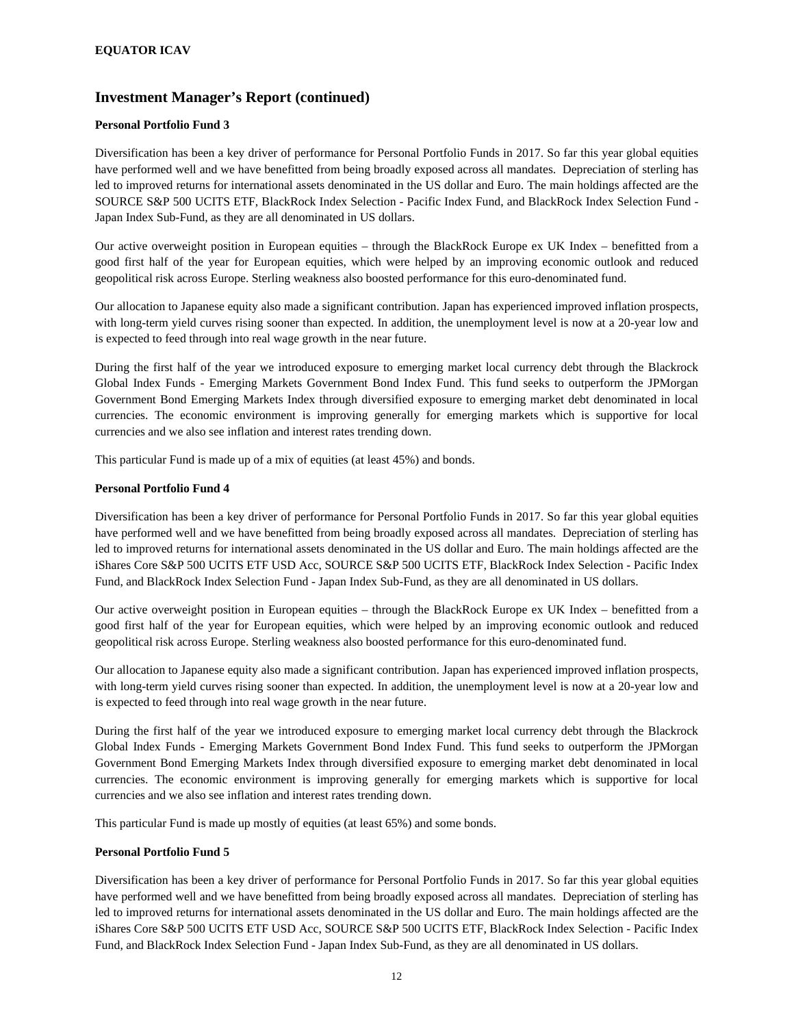## Investment Manager's Report (continued)

**Personal Portfolio Fund 3**

Diversification has been a key driver of performance for Personal Portfolio Funds in 2017. So far this year global equities have performed well and we have benefitted from being broadly exposed across all mandates. Depreciation of sterling has led to improved returns for international assets denominated in the US dollar and Euro. The main holdings affected are the SOURCE S&P 500 UCITS ETF, BlackRock Index Selection - Pacific Index Fund, and BlackRock Index Selection Fund - Japan Index Sub-Fund, as they are all denominated in US dollars.

Our active overweight position in European equities – through the BlackRock Europe ex UK Index – benefitted from a good first half of the year for European equities, which were helped by an improving economic outlook and reduced geopolitical risk across Europe. Sterling weakness also boosted performance for this euro-denominated fund.

Our allocation to Japanese equity also made a significant contribution. Japan has experienced improved inflation prospects, with long-term yield curves rising sooner than expected. In addition, the unemployment level is now at a 20-year low and is expected to feed through into real wage growth in the near future.

During the first half of the year we introduced exposure to emerging market local currency debt through the Blackrock Global Index Funds - Emerging Markets Government Bond Index Fund. This fund seeks to outperform the JPMorgan Government Bond Emerging Markets Index through diversified exposure to emerging market debt denominated in local currencies. The economic environment is improving generally for emerging markets which is supportive for local currencies and we also see inflation and interest rates trending down.

This particular Fund is made up of a mix of equities (at least 45%) and bonds.

**Personal Portfolio Fund 4**

Diversification has been a key driver of performance for Personal Portfolio Funds in 2017. So far this year global equities have performed well and we have benefitted from being broadly exposed across all mandates. Depreciation of sterling has led to improved returns for international assets denominated in the US dollar and Euro. The main holdings affected are the iShares Core S&P 500 UCITS ETF USD Acc, SOURCE S&P 500 UCITS ETF, BlackRock Index Selection - Pacific Index Fund, and BlackRock Index Selection Fund - Japan Index Sub-Fund, as they are all denominated in US dollars.

Our active overweight position in European equities – through the BlackRock Europe ex UK Index – benefitted from a good first half of the year for European equities, which were helped by an improving economic outlook and reduced geopolitical risk across Europe. Sterling weakness also boosted performance for this euro-denominated fund.

Our allocation to Japanese equity also made a significant contribution. Japan has experienced improved inflation prospects, with long-term yield curves rising sooner than expected. In addition, the unemployment level is now at a 20-year low and is expected to feed through into real wage growth in the near future.

During the first half of the year we introduced exposure to emerging market local currency debt through the Blackrock Global Index Funds - Emerging Markets Government Bond Index Fund. This fund seeks to outperform the JPMorgan Government Bond Emerging Markets Index through diversified exposure to emerging market debt denominated in local currencies. The economic environment is improving generally for emerging markets which is supportive for local currencies and we also see inflation and interest rates trending down.

This particular Fund is made up mostly of equities (at least 65%) and some bonds.

**Personal Portfolio Fund 5**

Diversification has been a key driver of performance for Personal Portfolio Funds in 2017. So far this year global equities have performed well and we have benefitted from being broadly exposed across all mandates. Depreciation of sterling has led to improved returns for international assets denominated in the US dollar and Euro. The main holdings affected are the iShares Core S&P 500 UCITS ETF USD Acc, SOURCE S&P 500 UCITS ETF, BlackRock Index Selection - Pacific Index Fund, and BlackRock Index Selection Fund - Japan Index Sub-Fund, as they are all denominated in US dollars.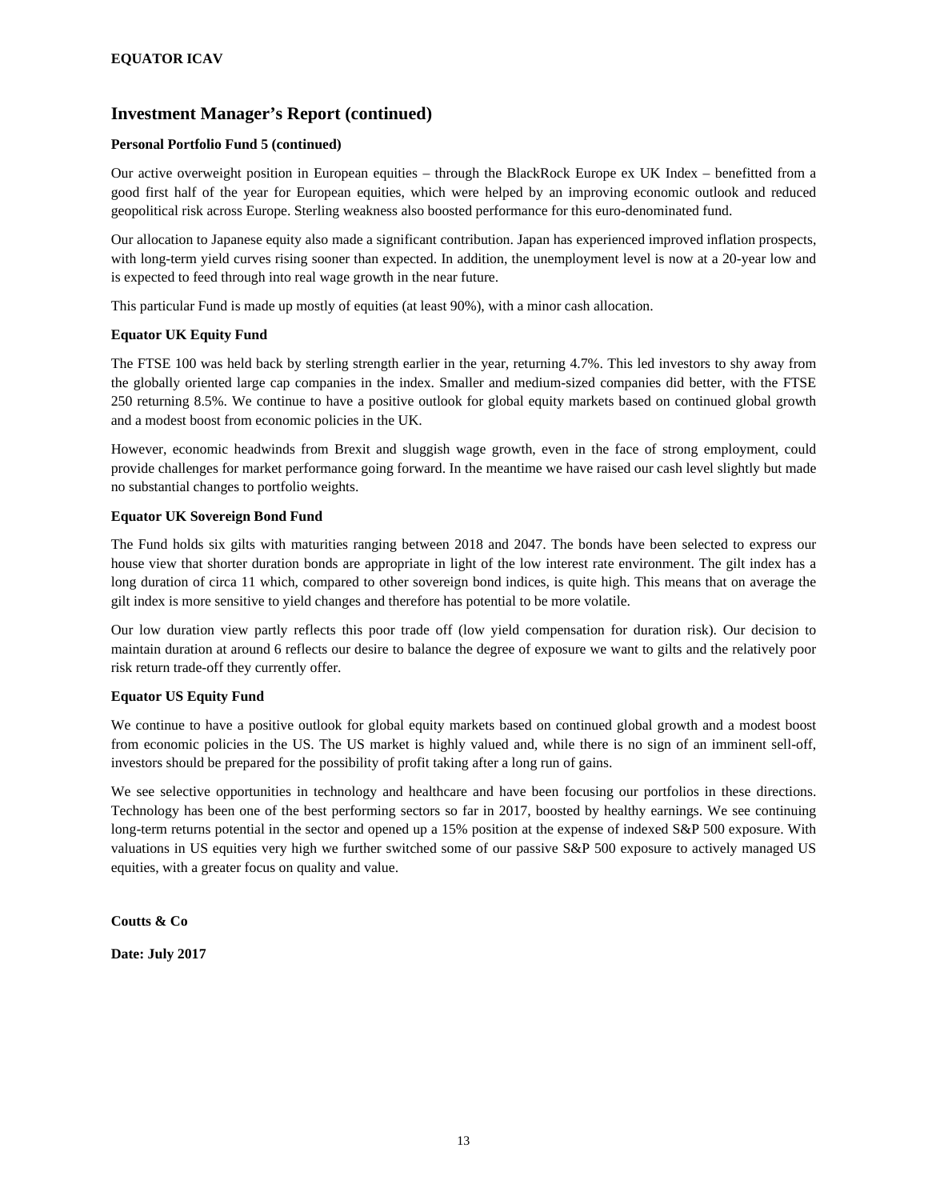## Investment Manager's Report (continued)

**Personal Portfolio Fund 5 (continued)**

Our active overweight position in European equities – through the BlackRock Europe ex UK Index – benefitted from a good first half of the year for European equities, which were helped by an improving economic outlook and reduced geopolitical risk across Europe. Sterling weakness also boosted performance for this euro-denominated fund.

Our allocation to Japanese equity also made a significant contribution. Japan has experienced improved inflation prospects, with long-term yield curves rising sooner than expected. In addition, the unemployment level is now at a 20-year low and is expected to feed through into real wage growth in the near future.

This particular Fund is made up mostly of equities (at least 90%), with a minor cash allocation.

**Equator UK Equity Fund**

The FTSE 100 was held back by sterling strength earlier in the year, returning 4.7%. This led investors to shy away from the globally oriented large cap companies in the index. Smaller and medium-sized companies did better, with the FTSE 250 returning 8.5%. We continue to have a positive outlook for global equity markets based on continued global growth and a modest boost from economic policies in the UK.

However, economic headwinds from Brexit and sluggish wage growth, even in the face of strong employment, could provide challenges for market performance going forward. In the meantime we have raised our cash level slightly but made no substantial changes to portfolio weights.

**Equator UK Sovereign Bond Fund**

The Fund holds six gilts with maturities ranging between 2018 and 2047. The bonds have been selected to express our house view that shorter duration bonds are appropriate in light of the low interest rate environment. The gilt index has a long duration of circa 11 which, compared to other sovereign bond indices, is quite high. This means that on average the gilt index is more sensitive to yield changes and therefore has potential to be more volatile.

Our low duration view partly reflects this poor trade off (low yield compensation for duration risk). Our decision to maintain duration at around 6 reflects our desire to balance the degree of exposure we want to gilts and the relatively poor risk return trade-off they currently offer.

**Equator US Equity Fund**

We continue to have a positive outlook for global equity markets based on continued global growth and a modest boost from economic policies in the US. The US market is highly valued and, while there is no sign of an imminent sell-off, investors should be prepared for the possibility of profit taking after a long run of gains.

We see selective opportunities in technology and healthcare and have been focusing our portfolios in these directions. Technology has been one of the best performing sectors so far in 2017, boosted by healthy earnings. We see continuing long-term returns potential in the sector and opened up a 15% position at the expense of indexed S&P 500 exposure. With valuations in US equities very high we further switched some of our passive S&P 500 exposure to actively managed US equities, with a greater focus on quality and value.

**Coutts & Co**

**Date: July 2017**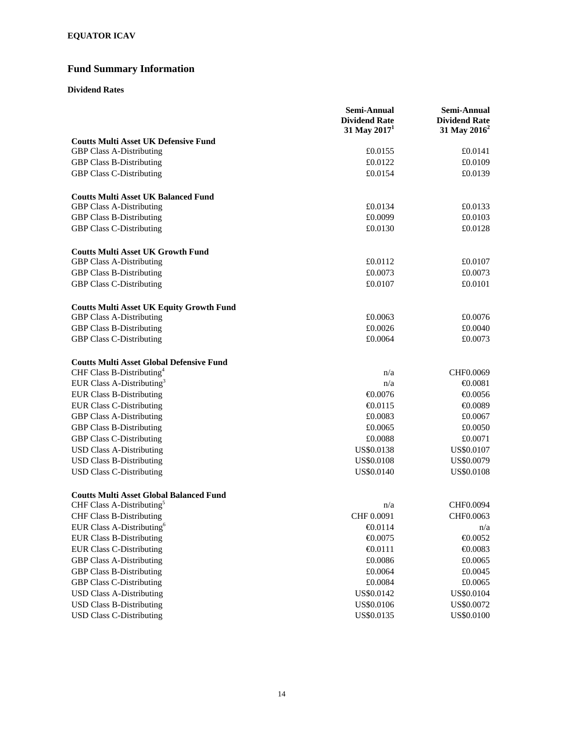**EQUATOR ICAV**

# Fund Summary Information

### Dividend Rates

| | Semi-Annual Dividend Rate 31 May 2017[1] | Semi-Annual Dividend Rate 31 May 2016[2] |
|---|---|---|
| **Coutts Multi Asset UK Defensive Fund** | | |
| GBP Class A-Distributing | £0.0155 | £0.0141 |
| GBP Class B-Distributing | £0.0122 | £0.0109 |
| GBP Class C-Distributing | £0.0154 | £0.0139 |
| | | |
| **Coutts Multi Asset UK Balanced Fund** | | |
| GBP Class A-Distributing | £0.0134 | £0.0133 |
| GBP Class B-Distributing | £0.0099 | £0.0103 |
| GBP Class C-Distributing | £0.0130 | £0.0128 |
| | | |
| **Coutts Multi Asset UK Growth Fund** | | |
| GBP Class A-Distributing | £0.0112 | £0.0107 |
| GBP Class B-Distributing | £0.0073 | £0.0073 |
| GBP Class C-Distributing | £0.0107 | £0.0101 |
| | | |
| **Coutts Multi Asset UK Equity Growth Fund** | | |
| GBP Class A-Distributing | £0.0063 | £0.0076 |
| GBP Class B-Distributing | £0.0026 | £0.0040 |
| GBP Class C-Distributing | £0.0064 | £0.0073 |
| | | |
| **Coutts Multi Asset Global Defensive Fund** | | |
| CHF Class B-Distributing[4] | n/a | CHF0.0069 |
| EUR Class A-Distributing[3] | n/a | €0.0081 |
| EUR Class B-Distributing | €0.0076 | €0.0056 |
| EUR Class C-Distributing | €0.0115 | €0.0089 |
| GBP Class A-Distributing | £0.0083 | £0.0067 |
| GBP Class B-Distributing | £0.0065 | £0.0050 |
| GBP Class C-Distributing | £0.0088 | £0.0071 |
| USD Class A-Distributing | US$0.0138 | US$0.0107 |
| USD Class B-Distributing | US$0.0108 | US$0.0079 |
| USD Class C-Distributing | US$0.0140 | US$0.0108 |
| | | |
| **Coutts Multi Asset Global Balanced Fund** | | |
| CHF Class A-Distributing[5] | n/a | CHF0.0094 |
| CHF Class B-Distributing | CHF 0.0091 | CHF0.0063 |
| EUR Class A-Distributing[6] | €0.0114 | n/a |
| EUR Class B-Distributing | €0.0075 | €0.0052 |
| EUR Class C-Distributing | €0.0111 | €0.0083 |
| GBP Class A-Distributing | £0.0086 | £0.0065 |
| GBP Class B-Distributing | £0.0064 | £0.0045 |
| GBP Class C-Distributing | £0.0084 | £0.0065 |
| USD Class A-Distributing | US$0.0142 | US$0.0104 |
| USD Class B-Distributing | US$0.0106 | US$0.0072 |
| USD Class C-Distributing | US$0.0135 | US$0.0100 |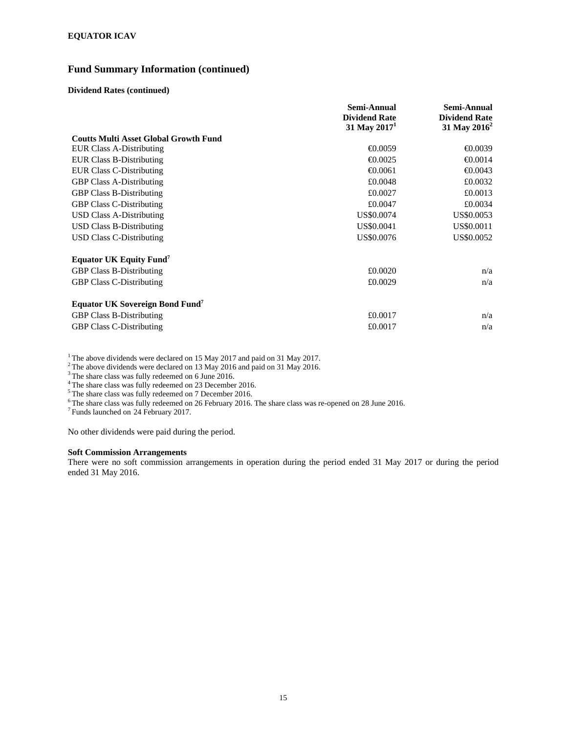**EQUATOR ICAV**

## Fund Summary Information (continued)

**Dividend Rates (continued)**

| | Semi-Annual Dividend Rate 31 May 2017[1] | Semi-Annual Dividend Rate 31 May 2016[2] |
|---|---|---|
| **Coutts Multi Asset Global Growth Fund** | | |
| EUR Class A-Distributing | €0.0059 | €0.0039 |
| EUR Class B-Distributing | €0.0025 | €0.0014 |
| EUR Class C-Distributing | €0.0061 | €0.0043 |
| GBP Class A-Distributing | £0.0048 | £0.0032 |
| GBP Class B-Distributing | £0.0027 | £0.0013 |
| GBP Class C-Distributing | £0.0047 | £0.0034 |
| USD Class A-Distributing | US$0.0074 | US$0.0053 |
| USD Class B-Distributing | US$0.0041 | US$0.0011 |
| USD Class C-Distributing | US$0.0076 | US$0.0052 |
| **Equator UK Equity Fund[7]** | | |
| GBP Class B-Distributing | £0.0020 | n/a |
| GBP Class C-Distributing | £0.0029 | n/a |
| **Equator UK Sovereign Bond Fund[7]** | | |
| GBP Class B-Distributing | £0.0017 | n/a |
| GBP Class C-Distributing | £0.0017 | n/a |

[1] The above dividends were declared on 15 May 2017 and paid on 31 May 2017.
[2] The above dividends were declared on 13 May 2016 and paid on 31 May 2016.
[3] The share class was fully redeemed on 6 June 2016.
[4] The share class was fully redeemed on 23 December 2016.
[5] The share class was fully redeemed on 7 December 2016.
[6] The share class was fully redeemed on 26 February 2016. The share class was re-opened on 28 June 2016.
[7] Funds launched on 24 February 2017.

No other dividends were paid during the period.

**Soft Commission Arrangements**

There were no soft commission arrangements in operation during the period ended 31 May 2017 or during the period ended 31 May 2016.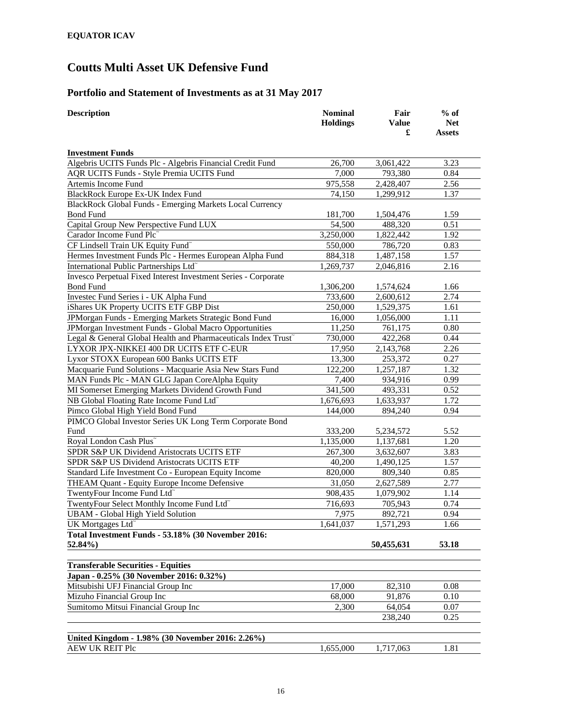**EQUATOR ICAV**

# Coutts Multi Asset UK Defensive Fund

## Portfolio and Statement of Investments as at 31 May 2017

| Description | Nominal Holdings | Fair Value £ | % of Net Assets |
|---|---|---|---|
| **Investment Funds** | | | |
| Algebris UCITS Funds Plc - Algebris Financial Credit Fund | 26,700 | 3,061,422 | 3.23 |
| AQR UCITS Funds - Style Premia UCITS Fund | 7,000 | 793,380 | 0.84 |
| Artemis Income Fund | 975,558 | 2,428,407 | 2.56 |
| BlackRock Europe Ex-UK Index Fund | 74,150 | 1,299,912 | 1.37 |
| BlackRock Global Funds - Emerging Markets Local Currency Bond Fund | 181,700 | 1,504,476 | 1.59 |
| Capital Group New Perspective Fund LUX | 54,500 | 488,320 | 0.51 |
| Carador Income Fund Plc˜ | 3,250,000 | 1,822,442 | 1.92 |
| CF Lindsell Train UK Equity Fund˜ | 550,000 | 786,720 | 0.83 |
| Hermes Investment Funds Plc - Hermes European Alpha Fund | 884,318 | 1,487,158 | 1.57 |
| International Public Partnerships Ltd˜ | 1,269,737 | 2,046,816 | 2.16 |
| Invesco Perpetual Fixed Interest Investment Series - Corporate Bond Fund | 1,306,200 | 1,574,624 | 1.66 |
| Investec Fund Series i - UK Alpha Fund | 733,600 | 2,600,612 | 2.74 |
| iShares UK Property UCITS ETF GBP Dist | 250,000 | 1,529,375 | 1.61 |
| JPMorgan Funds - Emerging Markets Strategic Bond Fund | 16,000 | 1,056,000 | 1.11 |
| JPMorgan Investment Funds - Global Macro Opportunities | 11,250 | 761,175 | 0.80 |
| Legal & General Global Health and Pharmaceuticals Index Trust˜ | 730,000 | 422,268 | 0.44 |
| LYXOR JPX-NIKKEI 400 DR UCITS ETF C-EUR | 17,950 | 2,143,768 | 2.26 |
| Lyxor STOXX European 600 Banks UCITS ETF | 13,300 | 253,372 | 0.27 |
| Macquarie Fund Solutions - Macquarie Asia New Stars Fund | 122,200 | 1,257,187 | 1.32 |
| MAN Funds Plc - MAN GLG Japan CoreAlpha Equity | 7,400 | 934,916 | 0.99 |
| MI Somerset Emerging Markets Dividend Growth Fund | 341,500 | 493,331 | 0.52 |
| NB Global Floating Rate Income Fund Ltd˜ | 1,676,693 | 1,633,937 | 1.72 |
| Pimco Global High Yield Bond Fund | 144,000 | 894,240 | 0.94 |
| PIMCO Global Investor Series UK Long Term Corporate Bond Fund | 333,200 | 5,234,572 | 5.52 |
| Royal London Cash Plus˜ | 1,135,000 | 1,137,681 | 1.20 |
| SPDR S&P UK Dividend Aristocrats UCITS ETF | 267,300 | 3,632,607 | 3.83 |
| SPDR S&P US Dividend Aristocrats UCITS ETF | 40,200 | 1,490,125 | 1.57 |
| Standard Life Investment Co - European Equity Income | 820,000 | 809,340 | 0.85 |
| THEAM Quant - Equity Europe Income Defensive | 31,050 | 2,627,589 | 2.77 |
| TwentyFour Income Fund Ltd˜ | 908,435 | 1,079,902 | 1.14 |
| TwentyFour Select Monthly Income Fund Ltd˜ | 716,693 | 705,943 | 0.74 |
| UBAM - Global High Yield Solution | 7,975 | 892,721 | 0.94 |
| UK Mortgages Ltd˜ | 1,641,037 | 1,571,293 | 1.66 |
| **Total Investment Funds - 53.18% (30 November 2016: 52.84%)** | | **50,455,631** | **53.18** |
| | | | |
| **Transferable Securities - Equities** | | | |
| **Japan - 0.25% (30 November 2016: 0.32%)** | | | |
| Mitsubishi UFJ Financial Group Inc | 17,000 | 82,310 | 0.08 |
| Mizuho Financial Group Inc | 68,000 | 91,876 | 0.10 |
| Sumitomo Mitsui Financial Group Inc | 2,300 | 64,054 | 0.07 |
| | | 238,240 | 0.25 |
| | | | |
| **United Kingdom - 1.98% (30 November 2016: 2.26%)** | | | |
| AEW UK REIT Plc | 1,655,000 | 1,717,063 | 1.81 |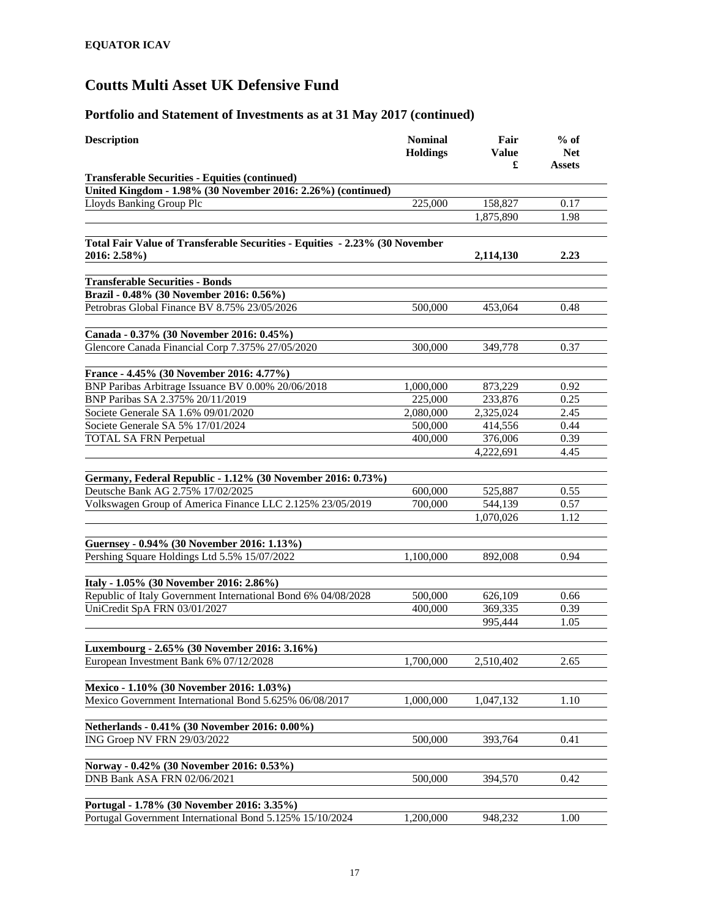**EQUATOR ICAV**

# Coutts Multi Asset UK Defensive Fund

## Portfolio and Statement of Investments as at 31 May 2017 (continued)

| Description | Nominal Holdings | Fair Value £ | % of Net Assets |
|---|---|---|---|
| **Transferable Securities - Equities (continued)** | | | |
| **United Kingdom - 1.98% (30 November 2016: 2.26%) (continued)** | | | |
| Lloyds Banking Group Plc | 225,000 | 158,827 | 0.17 |
| | | 1,875,890 | 1.98 |
| | | | |
| **Total Fair Value of Transferable Securities - Equities - 2.23% (30 November 2016: 2.58%)** | | **2,114,130** | **2.23** |
| | | | |
| **Transferable Securities - Bonds** | | | |
| **Brazil - 0.48% (30 November 2016: 0.56%)** | | | |
| Petrobras Global Finance BV 8.75% 23/05/2026 | 500,000 | 453,064 | 0.48 |
| | | | |
| **Canada - 0.37% (30 November 2016: 0.45%)** | | | |
| Glencore Canada Financial Corp 7.375% 27/05/2020 | 300,000 | 349,778 | 0.37 |
| | | | |
| **France - 4.45% (30 November 2016: 4.77%)** | | | |
| BNP Paribas Arbitrage Issuance BV 0.00% 20/06/2018 | 1,000,000 | 873,229 | 0.92 |
| BNP Paribas SA 2.375% 20/11/2019 | 225,000 | 233,876 | 0.25 |
| Societe Generale SA 1.6% 09/01/2020 | 2,080,000 | 2,325,024 | 2.45 |
| Societe Generale SA 5% 17/01/2024 | 500,000 | 414,556 | 0.44 |
| TOTAL SA FRN Perpetual | 400,000 | 376,006 | 0.39 |
| | | 4,222,691 | 4.45 |
| | | | |
| **Germany, Federal Republic - 1.12% (30 November 2016: 0.73%)** | | | |
| Deutsche Bank AG 2.75% 17/02/2025 | 600,000 | 525,887 | 0.55 |
| Volkswagen Group of America Finance LLC 2.125% 23/05/2019 | 700,000 | 544,139 | 0.57 |
| | | 1,070,026 | 1.12 |
| | | | |
| **Guernsey - 0.94% (30 November 2016: 1.13%)** | | | |
| Pershing Square Holdings Ltd 5.5% 15/07/2022 | 1,100,000 | 892,008 | 0.94 |
| | | | |
| **Italy - 1.05% (30 November 2016: 2.86%)** | | | |
| Republic of Italy Government International Bond 6% 04/08/2028 | 500,000 | 626,109 | 0.66 |
| UniCredit SpA FRN 03/01/2027 | 400,000 | 369,335 | 0.39 |
| | | 995,444 | 1.05 |
| | | | |
| **Luxembourg - 2.65% (30 November 2016: 3.16%)** | | | |
| European Investment Bank 6% 07/12/2028 | 1,700,000 | 2,510,402 | 2.65 |
| | | | |
| **Mexico - 1.10% (30 November 2016: 1.03%)** | | | |
| Mexico Government International Bond 5.625% 06/08/2017 | 1,000,000 | 1,047,132 | 1.10 |
| | | | |
| **Netherlands - 0.41% (30 November 2016: 0.00%)** | | | |
| ING Groep NV FRN 29/03/2022 | 500,000 | 393,764 | 0.41 |
| | | | |
| **Norway - 0.42% (30 November 2016: 0.53%)** | | | |
| DNB Bank ASA FRN 02/06/2021 | 500,000 | 394,570 | 0.42 |
| | | | |
| **Portugal - 1.78% (30 November 2016: 3.35%)** | | | |
| Portugal Government International Bond 5.125% 15/10/2024 | 1,200,000 | 948,232 | 1.00 |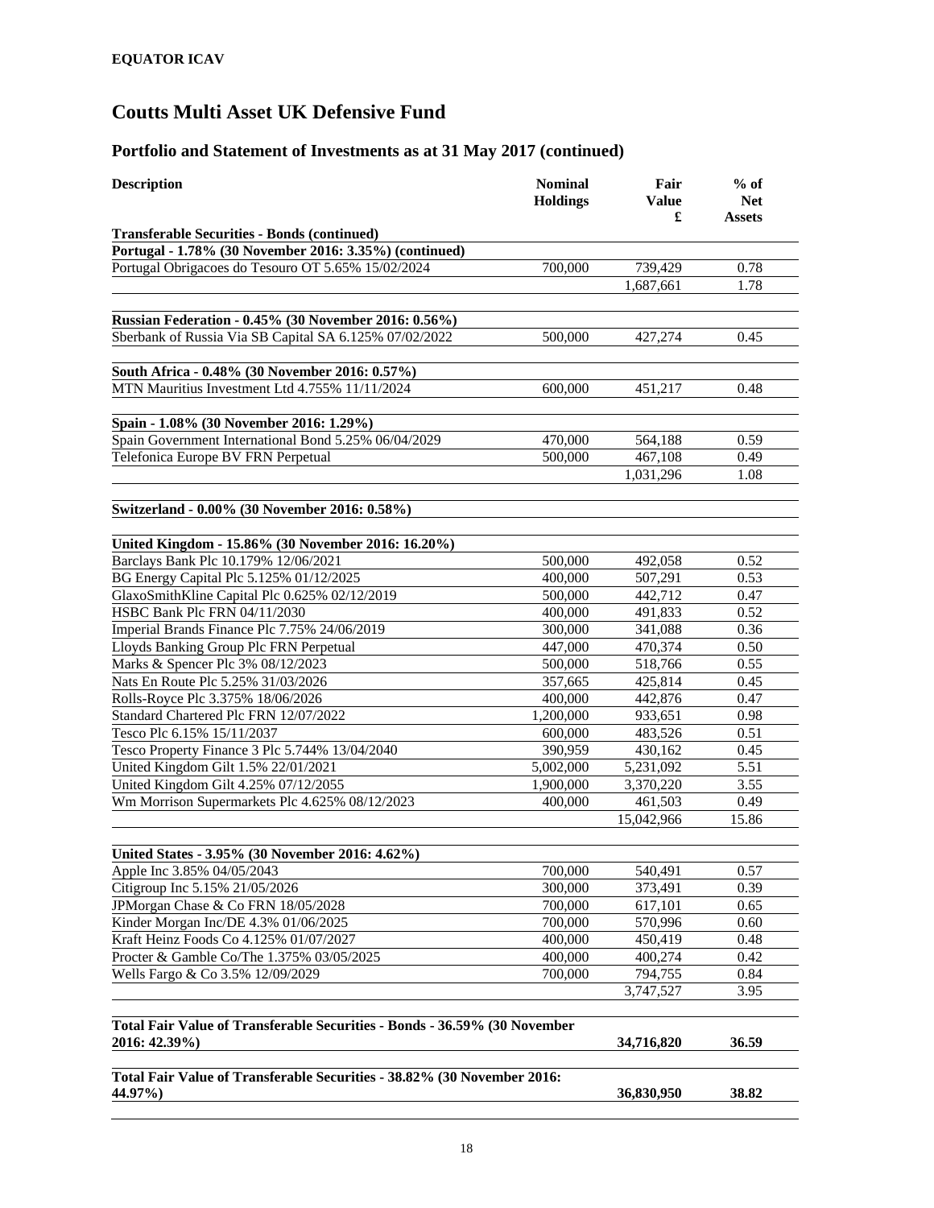**EQUATOR ICAV**

# Coutts Multi Asset UK Defensive Fund

## Portfolio and Statement of Investments as at 31 May 2017 (continued)

| Description | Nominal Holdings | Fair Value £ | % of Net Assets |
|---|---|---|---|
| **Transferable Securities - Bonds (continued)** | | | |
| **Portugal - 1.78% (30 November 2016: 3.35%) (continued)** | | | |
| Portugal Obrigacoes do Tesouro OT 5.65% 15/02/2024 | 700,000 | 739,429 | 0.78 |
| | | 1,687,661 | 1.78 |
| **Russian Federation - 0.45% (30 November 2016: 0.56%)** | | | |
| Sberbank of Russia Via SB Capital SA 6.125% 07/02/2022 | 500,000 | 427,274 | 0.45 |
| **South Africa - 0.48% (30 November 2016: 0.57%)** | | | |
| MTN Mauritius Investment Ltd 4.755% 11/11/2024 | 600,000 | 451,217 | 0.48 |
| **Spain - 1.08% (30 November 2016: 1.29%)** | | | |
| Spain Government International Bond 5.25% 06/04/2029 | 470,000 | 564,188 | 0.59 |
| Telefonica Europe BV FRN Perpetual | 500,000 | 467,108 | 0.49 |
| | | 1,031,296 | 1.08 |
| **Switzerland - 0.00% (30 November 2016: 0.58%)** | | | |
| **United Kingdom - 15.86% (30 November 2016: 16.20%)** | | | |
| Barclays Bank Plc 10.179% 12/06/2021 | 500,000 | 492,058 | 0.52 |
| BG Energy Capital Plc 5.125% 01/12/2025 | 400,000 | 507,291 | 0.53 |
| GlaxoSmithKline Capital Plc 0.625% 02/12/2019 | 500,000 | 442,712 | 0.47 |
| HSBC Bank Plc FRN 04/11/2030 | 400,000 | 491,833 | 0.52 |
| Imperial Brands Finance Plc 7.75% 24/06/2019 | 300,000 | 341,088 | 0.36 |
| Lloyds Banking Group Plc FRN Perpetual | 447,000 | 470,374 | 0.50 |
| Marks & Spencer Plc 3% 08/12/2023 | 500,000 | 518,766 | 0.55 |
| Nats En Route Plc 5.25% 31/03/2026 | 357,665 | 425,814 | 0.45 |
| Rolls-Royce Plc 3.375% 18/06/2026 | 400,000 | 442,876 | 0.47 |
| Standard Chartered Plc FRN 12/07/2022 | 1,200,000 | 933,651 | 0.98 |
| Tesco Plc 6.15% 15/11/2037 | 600,000 | 483,526 | 0.51 |
| Tesco Property Finance 3 Plc 5.744% 13/04/2040 | 390,959 | 430,162 | 0.45 |
| United Kingdom Gilt 1.5% 22/01/2021 | 5,002,000 | 5,231,092 | 5.51 |
| United Kingdom Gilt 4.25% 07/12/2055 | 1,900,000 | 3,370,220 | 3.55 |
| Wm Morrison Supermarkets Plc 4.625% 08/12/2023 | 400,000 | 461,503 | 0.49 |
| | | 15,042,966 | 15.86 |
| **United States - 3.95% (30 November 2016: 4.62%)** | | | |
| Apple Inc 3.85% 04/05/2043 | 700,000 | 540,491 | 0.57 |
| Citigroup Inc 5.15% 21/05/2026 | 300,000 | 373,491 | 0.39 |
| JPMorgan Chase & Co FRN 18/05/2028 | 700,000 | 617,101 | 0.65 |
| Kinder Morgan Inc/DE 4.3% 01/06/2025 | 700,000 | 570,996 | 0.60 |
| Kraft Heinz Foods Co 4.125% 01/07/2027 | 400,000 | 450,419 | 0.48 |
| Procter & Gamble Co/The 1.375% 03/05/2025 | 400,000 | 400,274 | 0.42 |
| Wells Fargo & Co 3.5% 12/09/2029 | 700,000 | 794,755 | 0.84 |
| | | 3,747,527 | 3.95 |
| **Total Fair Value of Transferable Securities - Bonds - 36.59% (30 November 2016: 42.39%)** | | **34,716,820** | **36.59** |
| **Total Fair Value of Transferable Securities - 38.82% (30 November 2016: 44.97%)** | | **36,830,950** | **38.82** |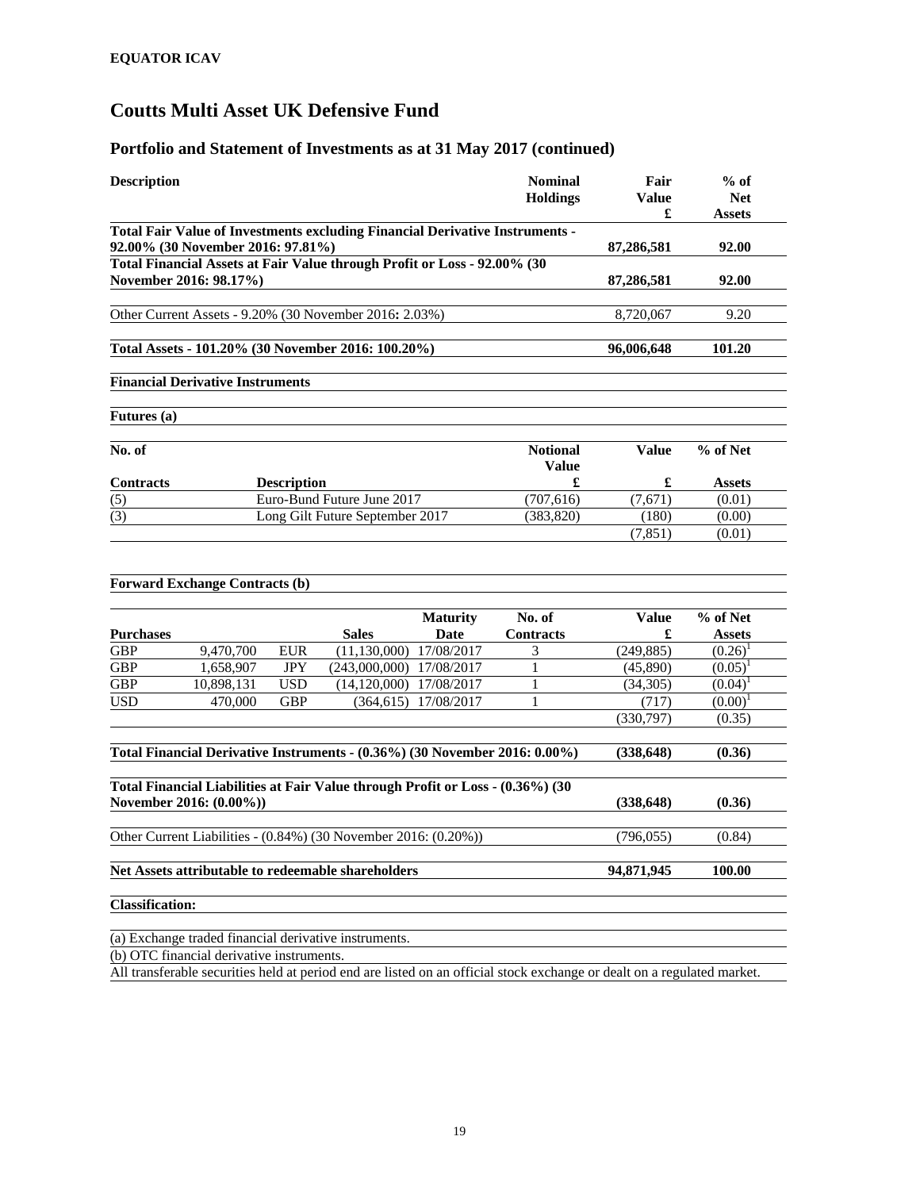**EQUATOR ICAV**

# Coutts Multi Asset UK Defensive Fund

## Portfolio and Statement of Investments as at 31 May 2017 (continued)

| Description | Nominal Holdings | Fair Value £ | % of Net Assets |
|---|---|---|---|
| **Total Fair Value of Investments excluding Financial Derivative Instruments - 92.00% (30 November 2016: 97.81%)** | | **87,286,581** | **92.00** |
| **Total Financial Assets at Fair Value through Profit or Loss - 92.00% (30 November 2016: 98.17%)** | | **87,286,581** | **92.00** |
| Other Current Assets - 9.20% (30 November 2016**:** 2.03%) | | 8,720,067 | 9.20 |
| **Total Assets - 101.20% (30 November 2016: 100.20%)** | | **96,006,648** | **101.20** |

**Financial Derivative Instruments**

**Futures (a)**

| No. of Contracts | Description | Notional Value £ | Value £ | % of Net Assets |
|---|---|---|---|---|
| (5) | Euro-Bund Future June 2017 | (707,616) | (7,671) | (0.01) |
| (3) | Long Gilt Future September 2017 | (383,820) | (180) | (0.00) |
| | | | (7,851) | (0.01) |

**Forward Exchange Contracts (b)**

| Purchases | | | Sales | Maturity Date | No. of Contracts | Value £ | % of Net Assets |
|---|---|---|---|---|---|---|---|
| GBP | 9,470,700 | EUR | (11,130,000) | 17/08/2017 | 3 | (249,885) | (0.26)[1] |
| GBP | 1,658,907 | JPY | (243,000,000) | 17/08/2017 | 1 | (45,890) | (0.05)[1] |
| GBP | 10,898,131 | USD | (14,120,000) | 17/08/2017 | 1 | (34,305) | (0.04)[1] |
| USD | 470,000 | GBP | (364,615) | 17/08/2017 | 1 | (717) | (0.00)[1] |
| | | | | | | (330,797) | (0.35) |

| | Value £ | % of Net Assets |
|---|---|---|
| **Total Financial Derivative Instruments - (0.36%) (30 November 2016: 0.00%)** | **(338,648)** | **(0.36)** |
| **Total Financial Liabilities at Fair Value through Profit or Loss - (0.36%) (30 November 2016: (0.00%))** | **(338,648)** | **(0.36)** |
| Other Current Liabilities - (0.84%) (30 November 2016: (0.20%)) | (796,055) | (0.84) |
| **Net Assets attributable to redeemable shareholders** | **94,871,945** | **100.00** |

**Classification:**

(a) Exchange traded financial derivative instruments.

(b) OTC financial derivative instruments.

All transferable securities held at period end are listed on an official stock exchange or dealt on a regulated market.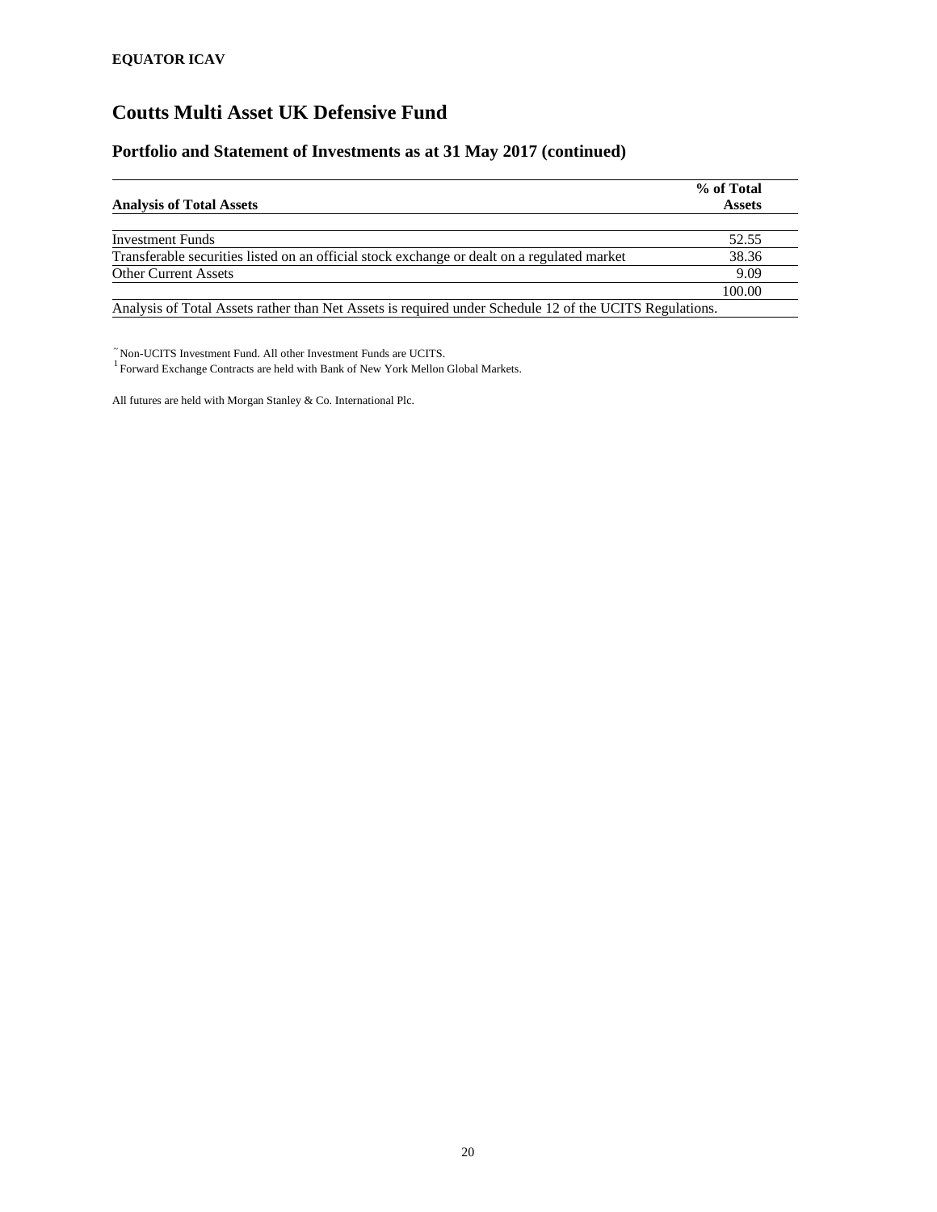**EQUATOR ICAV**

# Coutts Multi Asset UK Defensive Fund

## Portfolio and Statement of Investments as at 31 May 2017 (continued)

| Analysis of Total Assets | % of Total Assets |
|---|---|
| Investment Funds | 52.55 |
| Transferable securities listed on an official stock exchange or dealt on a regulated market | 38.36 |
| Other Current Assets | 9.09 |
| | 100.00 |

Analysis of Total Assets rather than Net Assets is required under Schedule 12 of the UCITS Regulations.

~ Non-UCITS Investment Fund. All other Investment Funds are UCITS.
[1] Forward Exchange Contracts are held with Bank of New York Mellon Global Markets.

All futures are held with Morgan Stanley & Co. International Plc.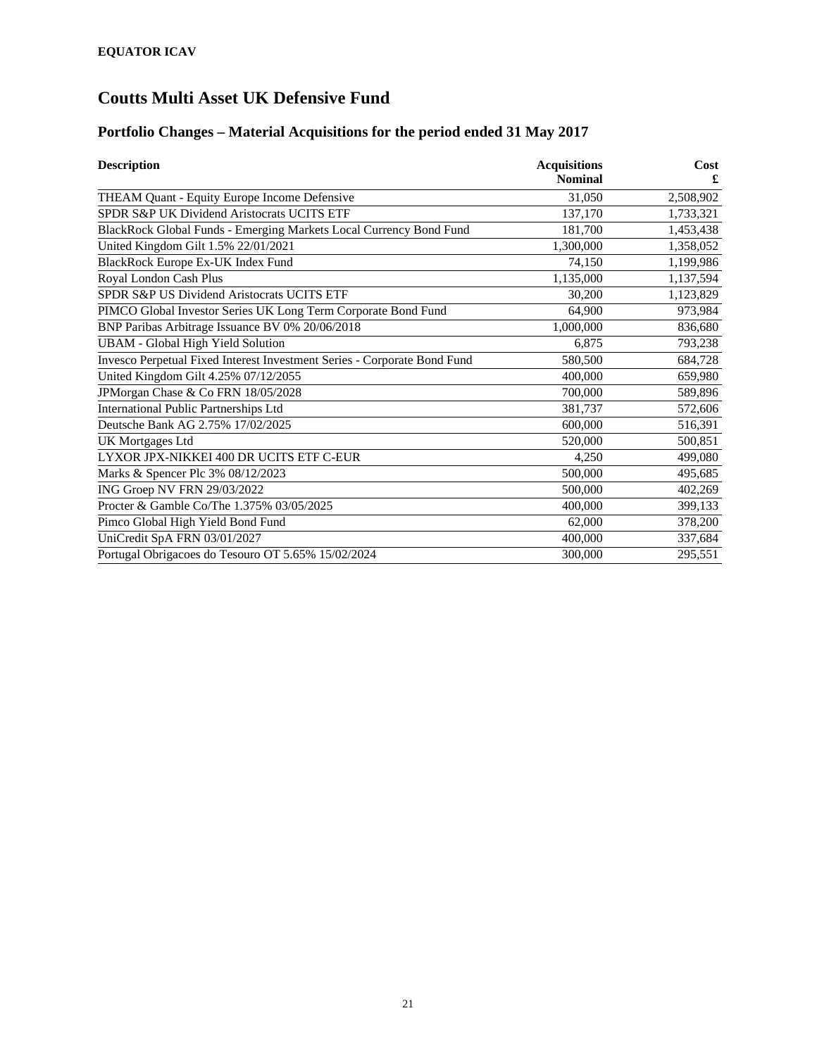**EQUATOR ICAV**

# Coutts Multi Asset UK Defensive Fund

## Portfolio Changes – Material Acquisitions for the period ended 31 May 2017

| Description | Acquisitions Nominal | Cost £ |
|---|---:|---:|
| THEAM Quant - Equity Europe Income Defensive | 31,050 | 2,508,902 |
| SPDR S&P UK Dividend Aristocrats UCITS ETF | 137,170 | 1,733,321 |
| BlackRock Global Funds - Emerging Markets Local Currency Bond Fund | 181,700 | 1,453,438 |
| United Kingdom Gilt 1.5% 22/01/2021 | 1,300,000 | 1,358,052 |
| BlackRock Europe Ex-UK Index Fund | 74,150 | 1,199,986 |
| Royal London Cash Plus | 1,135,000 | 1,137,594 |
| SPDR S&P US Dividend Aristocrats UCITS ETF | 30,200 | 1,123,829 |
| PIMCO Global Investor Series UK Long Term Corporate Bond Fund | 64,900 | 973,984 |
| BNP Paribas Arbitrage Issuance BV 0% 20/06/2018 | 1,000,000 | 836,680 |
| UBAM - Global High Yield Solution | 6,875 | 793,238 |
| Invesco Perpetual Fixed Interest Investment Series - Corporate Bond Fund | 580,500 | 684,728 |
| United Kingdom Gilt 4.25% 07/12/2055 | 400,000 | 659,980 |
| JPMorgan Chase & Co FRN 18/05/2028 | 700,000 | 589,896 |
| International Public Partnerships Ltd | 381,737 | 572,606 |
| Deutsche Bank AG 2.75% 17/02/2025 | 600,000 | 516,391 |
| UK Mortgages Ltd | 520,000 | 500,851 |
| LYXOR JPX-NIKKEI 400 DR UCITS ETF C-EUR | 4,250 | 499,080 |
| Marks & Spencer Plc 3% 08/12/2023 | 500,000 | 495,685 |
| ING Groep NV FRN 29/03/2022 | 500,000 | 402,269 |
| Procter & Gamble Co/The 1.375% 03/05/2025 | 400,000 | 399,133 |
| Pimco Global High Yield Bond Fund | 62,000 | 378,200 |
| UniCredit SpA FRN 03/01/2027 | 400,000 | 337,684 |
| Portugal Obrigacoes do Tesouro OT 5.65% 15/02/2024 | 300,000 | 295,551 |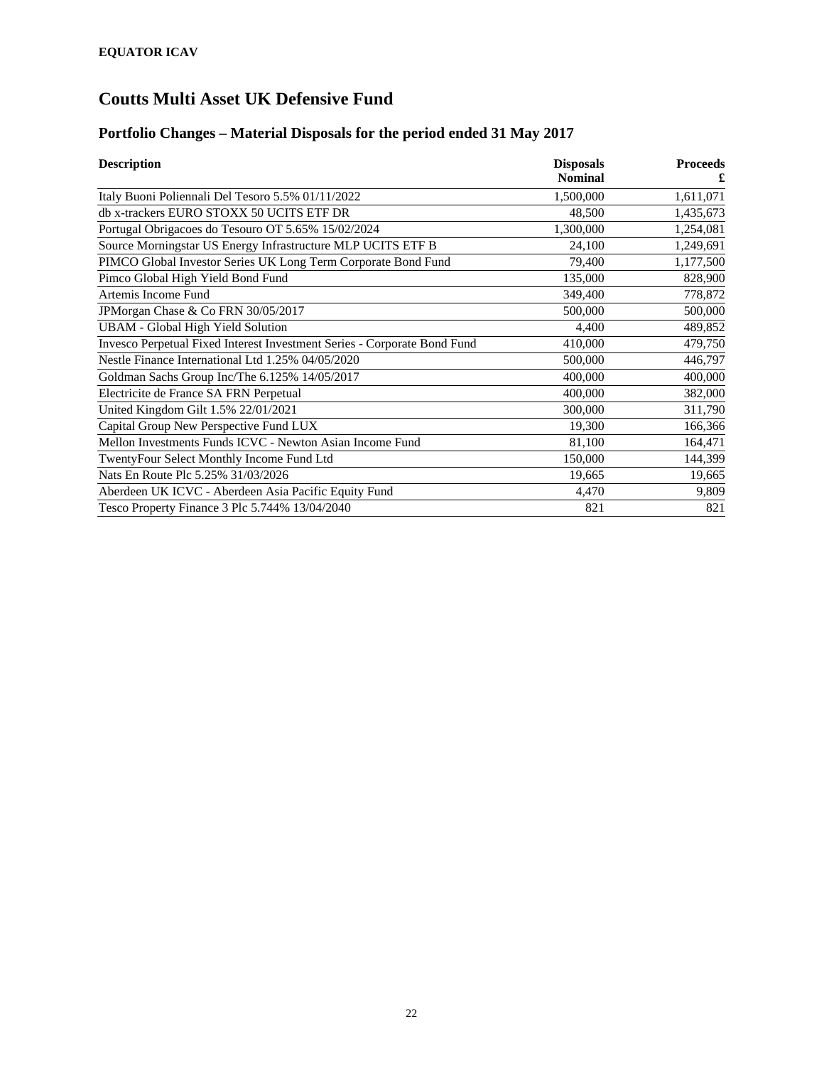**EQUATOR ICAV**

# Coutts Multi Asset UK Defensive Fund

## Portfolio Changes – Material Disposals for the period ended 31 May 2017

| Description | Disposals Nominal | Proceeds £ |
|---|---:|---:|
| Italy Buoni Poliennali Del Tesoro 5.5% 01/11/2022 | 1,500,000 | 1,611,071 |
| db x-trackers EURO STOXX 50 UCITS ETF DR | 48,500 | 1,435,673 |
| Portugal Obrigacoes do Tesouro OT 5.65% 15/02/2024 | 1,300,000 | 1,254,081 |
| Source Morningstar US Energy Infrastructure MLP UCITS ETF B | 24,100 | 1,249,691 |
| PIMCO Global Investor Series UK Long Term Corporate Bond Fund | 79,400 | 1,177,500 |
| Pimco Global High Yield Bond Fund | 135,000 | 828,900 |
| Artemis Income Fund | 349,400 | 778,872 |
| JPMorgan Chase & Co FRN 30/05/2017 | 500,000 | 500,000 |
| UBAM - Global High Yield Solution | 4,400 | 489,852 |
| Invesco Perpetual Fixed Interest Investment Series - Corporate Bond Fund | 410,000 | 479,750 |
| Nestle Finance International Ltd 1.25% 04/05/2020 | 500,000 | 446,797 |
| Goldman Sachs Group Inc/The 6.125% 14/05/2017 | 400,000 | 400,000 |
| Electricite de France SA FRN Perpetual | 400,000 | 382,000 |
| United Kingdom Gilt 1.5% 22/01/2021 | 300,000 | 311,790 |
| Capital Group New Perspective Fund LUX | 19,300 | 166,366 |
| Mellon Investments Funds ICVC - Newton Asian Income Fund | 81,100 | 164,471 |
| TwentyFour Select Monthly Income Fund Ltd | 150,000 | 144,399 |
| Nats En Route Plc 5.25% 31/03/2026 | 19,665 | 19,665 |
| Aberdeen UK ICVC - Aberdeen Asia Pacific Equity Fund | 4,470 | 9,809 |
| Tesco Property Finance 3 Plc 5.744% 13/04/2040 | 821 | 821 |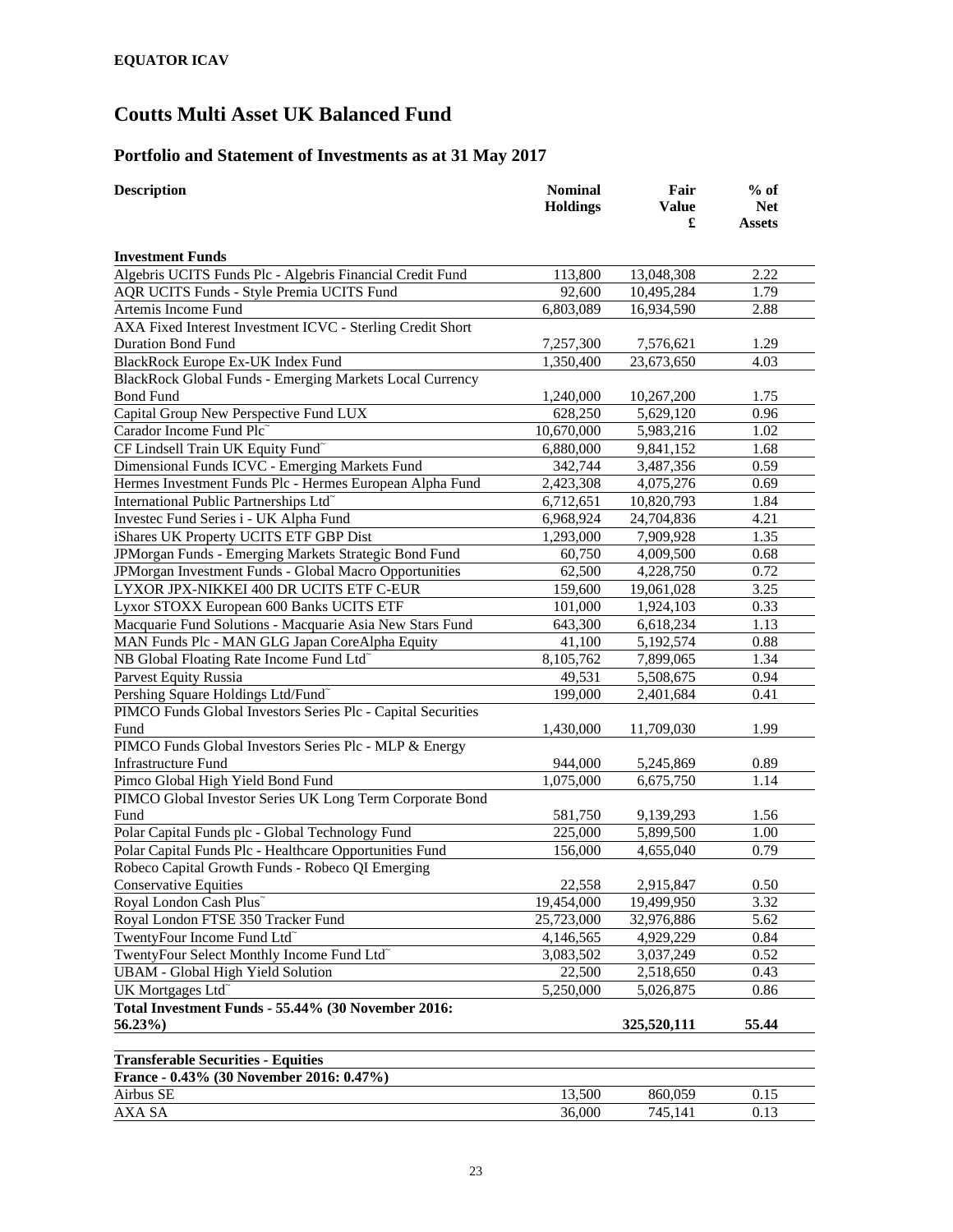**EQUATOR ICAV**

# Coutts Multi Asset UK Balanced Fund

## Portfolio and Statement of Investments as at 31 May 2017

| Description | Nominal Holdings | Fair Value £ | % of Net Assets |
|---|---|---|---|
| **Investment Funds** | | | |
| Algebris UCITS Funds Plc - Algebris Financial Credit Fund | 113,800 | 13,048,308 | 2.22 |
| AQR UCITS Funds - Style Premia UCITS Fund | 92,600 | 10,495,284 | 1.79 |
| Artemis Income Fund | 6,803,089 | 16,934,590 | 2.88 |
| AXA Fixed Interest Investment ICVC - Sterling Credit Short Duration Bond Fund | 7,257,300 | 7,576,621 | 1.29 |
| BlackRock Europe Ex-UK Index Fund | 1,350,400 | 23,673,650 | 4.03 |
| BlackRock Global Funds - Emerging Markets Local Currency Bond Fund | 1,240,000 | 10,267,200 | 1.75 |
| Capital Group New Perspective Fund LUX | 628,250 | 5,629,120 | 0.96 |
| Carador Income Fund Plc˜ | 10,670,000 | 5,983,216 | 1.02 |
| CF Lindsell Train UK Equity Fund˜ | 6,880,000 | 9,841,152 | 1.68 |
| Dimensional Funds ICVC - Emerging Markets Fund | 342,744 | 3,487,356 | 0.59 |
| Hermes Investment Funds Plc - Hermes European Alpha Fund | 2,423,308 | 4,075,276 | 0.69 |
| International Public Partnerships Ltd˜ | 6,712,651 | 10,820,793 | 1.84 |
| Investec Fund Series i - UK Alpha Fund | 6,968,924 | 24,704,836 | 4.21 |
| iShares UK Property UCITS ETF GBP Dist | 1,293,000 | 7,909,928 | 1.35 |
| JPMorgan Funds - Emerging Markets Strategic Bond Fund | 60,750 | 4,009,500 | 0.68 |
| JPMorgan Investment Funds - Global Macro Opportunities | 62,500 | 4,228,750 | 0.72 |
| LYXOR JPX-NIKKEI 400 DR UCITS ETF C-EUR | 159,600 | 19,061,028 | 3.25 |
| Lyxor STOXX European 600 Banks UCITS ETF | 101,000 | 1,924,103 | 0.33 |
| Macquarie Fund Solutions - Macquarie Asia New Stars Fund | 643,300 | 6,618,234 | 1.13 |
| MAN Funds Plc - MAN GLG Japan CoreAlpha Equity | 41,100 | 5,192,574 | 0.88 |
| NB Global Floating Rate Income Fund Ltd˜ | 8,105,762 | 7,899,065 | 1.34 |
| Parvest Equity Russia | 49,531 | 5,508,675 | 0.94 |
| Pershing Square Holdings Ltd/Fund˜ | 199,000 | 2,401,684 | 0.41 |
| PIMCO Funds Global Investors Series Plc - Capital Securities Fund | 1,430,000 | 11,709,030 | 1.99 |
| PIMCO Funds Global Investors Series Plc - MLP & Energy Infrastructure Fund | 944,000 | 5,245,869 | 0.89 |
| Pimco Global High Yield Bond Fund | 1,075,000 | 6,675,750 | 1.14 |
| PIMCO Global Investor Series UK Long Term Corporate Bond Fund | 581,750 | 9,139,293 | 1.56 |
| Polar Capital Funds plc - Global Technology Fund | 225,000 | 5,899,500 | 1.00 |
| Polar Capital Funds Plc - Healthcare Opportunities Fund | 156,000 | 4,655,040 | 0.79 |
| Robeco Capital Growth Funds - Robeco QI Emerging Conservative Equities | 22,558 | 2,915,847 | 0.50 |
| Royal London Cash Plus˜ | 19,454,000 | 19,499,950 | 3.32 |
| Royal London FTSE 350 Tracker Fund | 25,723,000 | 32,976,886 | 5.62 |
| TwentyFour Income Fund Ltd˜ | 4,146,565 | 4,929,229 | 0.84 |
| TwentyFour Select Monthly Income Fund Ltd˜ | 3,083,502 | 3,037,249 | 0.52 |
| UBAM - Global High Yield Solution | 22,500 | 2,518,650 | 0.43 |
| UK Mortgages Ltd˜ | 5,250,000 | 5,026,875 | 0.86 |
| **Total Investment Funds - 55.44% (30 November 2016: 56.23%)** | | **325,520,111** | **55.44** |
| | | | |
| **Transferable Securities - Equities** | | | |
| **France - 0.43% (30 November 2016: 0.47%)** | | | |
| Airbus SE | 13,500 | 860,059 | 0.15 |
| AXA SA | 36,000 | 745,141 | 0.13 |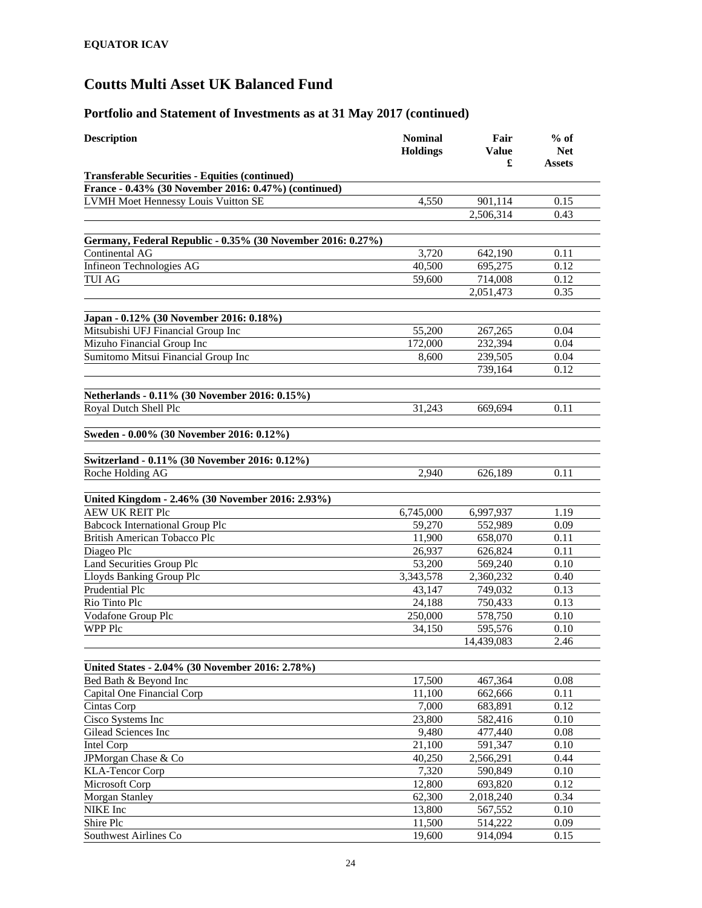**EQUATOR ICAV**

# Coutts Multi Asset UK Balanced Fund

## Portfolio and Statement of Investments as at 31 May 2017 (continued)

| Description | Nominal Holdings | Fair Value £ | % of Net Assets |
|---|---|---|---|
| **Transferable Securities - Equities (continued)** | | | |
| **France - 0.43% (30 November 2016: 0.47%) (continued)** | | | |
| LVMH Moet Hennessy Louis Vuitton SE | 4,550 | 901,114 | 0.15 |
| | | 2,506,314 | 0.43 |
| | | | |
| **Germany, Federal Republic - 0.35% (30 November 2016: 0.27%)** | | | |
| Continental AG | 3,720 | 642,190 | 0.11 |
| Infineon Technologies AG | 40,500 | 695,275 | 0.12 |
| TUI AG | 59,600 | 714,008 | 0.12 |
| | | 2,051,473 | 0.35 |
| | | | |
| **Japan - 0.12% (30 November 2016: 0.18%)** | | | |
| Mitsubishi UFJ Financial Group Inc | 55,200 | 267,265 | 0.04 |
| Mizuho Financial Group Inc | 172,000 | 232,394 | 0.04 |
| Sumitomo Mitsui Financial Group Inc | 8,600 | 239,505 | 0.04 |
| | | 739,164 | 0.12 |
| | | | |
| **Netherlands - 0.11% (30 November 2016: 0.15%)** | | | |
| Royal Dutch Shell Plc | 31,243 | 669,694 | 0.11 |
| | | | |
| **Sweden - 0.00% (30 November 2016: 0.12%)** | | | |
| | | | |
| **Switzerland - 0.11% (30 November 2016: 0.12%)** | | | |
| Roche Holding AG | 2,940 | 626,189 | 0.11 |
| | | | |
| **United Kingdom - 2.46% (30 November 2016: 2.93%)** | | | |
| AEW UK REIT Plc | 6,745,000 | 6,997,937 | 1.19 |
| Babcock International Group Plc | 59,270 | 552,989 | 0.09 |
| British American Tobacco Plc | 11,900 | 658,070 | 0.11 |
| Diageo Plc | 26,937 | 626,824 | 0.11 |
| Land Securities Group Plc | 53,200 | 569,240 | 0.10 |
| Lloyds Banking Group Plc | 3,343,578 | 2,360,232 | 0.40 |
| Prudential Plc | 43,147 | 749,032 | 0.13 |
| Rio Tinto Plc | 24,188 | 750,433 | 0.13 |
| Vodafone Group Plc | 250,000 | 578,750 | 0.10 |
| WPP Plc | 34,150 | 595,576 | 0.10 |
| | | 14,439,083 | 2.46 |
| | | | |
| **United States - 2.04% (30 November 2016: 2.78%)** | | | |
| Bed Bath & Beyond Inc | 17,500 | 467,364 | 0.08 |
| Capital One Financial Corp | 11,100 | 662,666 | 0.11 |
| Cintas Corp | 7,000 | 683,891 | 0.12 |
| Cisco Systems Inc | 23,800 | 582,416 | 0.10 |
| Gilead Sciences Inc | 9,480 | 477,440 | 0.08 |
| Intel Corp | 21,100 | 591,347 | 0.10 |
| JPMorgan Chase & Co | 40,250 | 2,566,291 | 0.44 |
| KLA-Tencor Corp | 7,320 | 590,849 | 0.10 |
| Microsoft Corp | 12,800 | 693,820 | 0.12 |
| Morgan Stanley | 62,300 | 2,018,240 | 0.34 |
| NIKE Inc | 13,800 | 567,552 | 0.10 |
| Shire Plc | 11,500 | 514,222 | 0.09 |
| Southwest Airlines Co | 19,600 | 914,094 | 0.15 |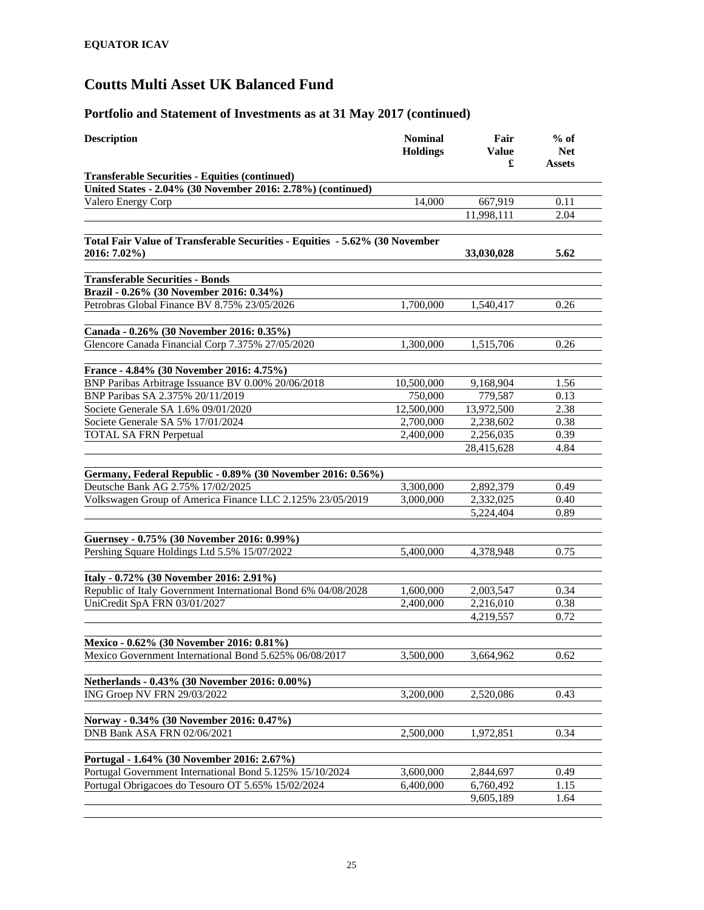**EQUATOR ICAV**

# Coutts Multi Asset UK Balanced Fund

## Portfolio and Statement of Investments as at 31 May 2017 (continued)

| Description | Nominal Holdings | Fair Value £ | % of Net Assets |
|---|---|---|---|
| **Transferable Securities - Equities (continued)** | | | |
| **United States - 2.04% (30 November 2016: 2.78%) (continued)** | | | |
| Valero Energy Corp | 14,000 | 667,919 | 0.11 |
| | | 11,998,111 | 2.04 |
| | | | |
| **Total Fair Value of Transferable Securities - Equities - 5.62% (30 November 2016: 7.02%)** | | **33,030,028** | **5.62** |
| | | | |
| **Transferable Securities - Bonds** | | | |
| **Brazil - 0.26% (30 November 2016: 0.34%)** | | | |
| Petrobras Global Finance BV 8.75% 23/05/2026 | 1,700,000 | 1,540,417 | 0.26 |
| | | | |
| **Canada - 0.26% (30 November 2016: 0.35%)** | | | |
| Glencore Canada Financial Corp 7.375% 27/05/2020 | 1,300,000 | 1,515,706 | 0.26 |
| | | | |
| **France - 4.84% (30 November 2016: 4.75%)** | | | |
| BNP Paribas Arbitrage Issuance BV 0.00% 20/06/2018 | 10,500,000 | 9,168,904 | 1.56 |
| BNP Paribas SA 2.375% 20/11/2019 | 750,000 | 779,587 | 0.13 |
| Societe Generale SA 1.6% 09/01/2020 | 12,500,000 | 13,972,500 | 2.38 |
| Societe Generale SA 5% 17/01/2024 | 2,700,000 | 2,238,602 | 0.38 |
| TOTAL SA FRN Perpetual | 2,400,000 | 2,256,035 | 0.39 |
| | | 28,415,628 | 4.84 |
| | | | |
| **Germany, Federal Republic - 0.89% (30 November 2016: 0.56%)** | | | |
| Deutsche Bank AG 2.75% 17/02/2025 | 3,300,000 | 2,892,379 | 0.49 |
| Volkswagen Group of America Finance LLC 2.125% 23/05/2019 | 3,000,000 | 2,332,025 | 0.40 |
| | | 5,224,404 | 0.89 |
| | | | |
| **Guernsey - 0.75% (30 November 2016: 0.99%)** | | | |
| Pershing Square Holdings Ltd 5.5% 15/07/2022 | 5,400,000 | 4,378,948 | 0.75 |
| | | | |
| **Italy - 0.72% (30 November 2016: 2.91%)** | | | |
| Republic of Italy Government International Bond 6% 04/08/2028 | 1,600,000 | 2,003,547 | 0.34 |
| UniCredit SpA FRN 03/01/2027 | 2,400,000 | 2,216,010 | 0.38 |
| | | 4,219,557 | 0.72 |
| | | | |
| **Mexico - 0.62% (30 November 2016: 0.81%)** | | | |
| Mexico Government International Bond 5.625% 06/08/2017 | 3,500,000 | 3,664,962 | 0.62 |
| | | | |
| **Netherlands - 0.43% (30 November 2016: 0.00%)** | | | |
| ING Groep NV FRN 29/03/2022 | 3,200,000 | 2,520,086 | 0.43 |
| | | | |
| **Norway - 0.34% (30 November 2016: 0.47%)** | | | |
| DNB Bank ASA FRN 02/06/2021 | 2,500,000 | 1,972,851 | 0.34 |
| | | | |
| **Portugal - 1.64% (30 November 2016: 2.67%)** | | | |
| Portugal Government International Bond 5.125% 15/10/2024 | 3,600,000 | 2,844,697 | 0.49 |
| Portugal Obrigacoes do Tesouro OT 5.65% 15/02/2024 | 6,400,000 | 6,760,492 | 1.15 |
| | | 9,605,189 | 1.64 |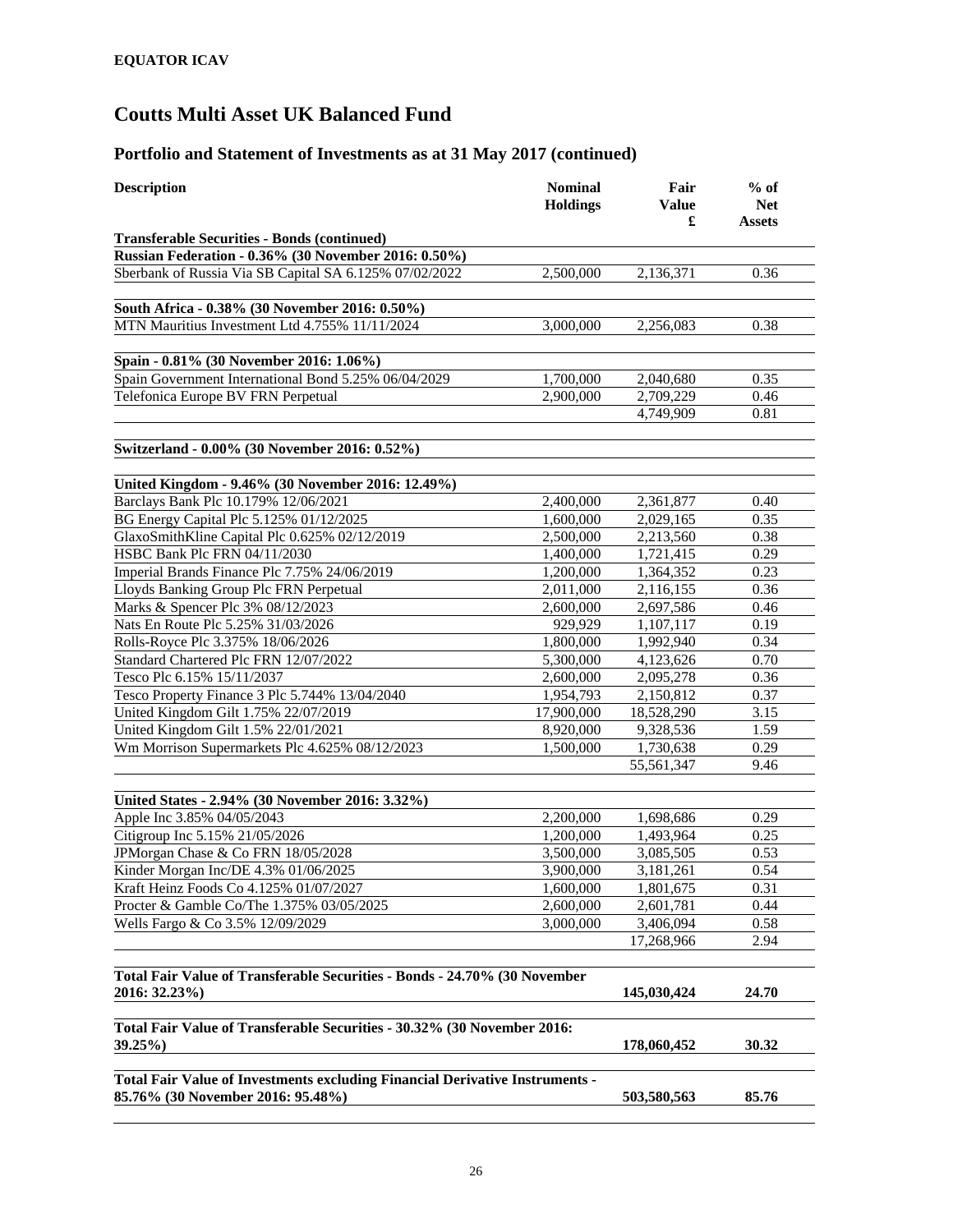**EQUATOR ICAV**

# Coutts Multi Asset UK Balanced Fund

## Portfolio and Statement of Investments as at 31 May 2017 (continued)

| Description | Nominal Holdings | Fair Value £ | % of Net Assets |
|---|---|---|---|
| **Transferable Securities - Bonds (continued)** | | | |
| **Russian Federation - 0.36% (30 November 2016: 0.50%)** | | | |
| Sberbank of Russia Via SB Capital SA 6.125% 07/02/2022 | 2,500,000 | 2,136,371 | 0.36 |
| **South Africa - 0.38% (30 November 2016: 0.50%)** | | | |
| MTN Mauritius Investment Ltd 4.755% 11/11/2024 | 3,000,000 | 2,256,083 | 0.38 |
| **Spain - 0.81% (30 November 2016: 1.06%)** | | | |
| Spain Government International Bond 5.25% 06/04/2029 | 1,700,000 | 2,040,680 | 0.35 |
| Telefonica Europe BV FRN Perpetual | 2,900,000 | 2,709,229 | 0.46 |
| | | 4,749,909 | 0.81 |
| **Switzerland - 0.00% (30 November 2016: 0.52%)** | | | |
| **United Kingdom - 9.46% (30 November 2016: 12.49%)** | | | |
| Barclays Bank Plc 10.179% 12/06/2021 | 2,400,000 | 2,361,877 | 0.40 |
| BG Energy Capital Plc 5.125% 01/12/2025 | 1,600,000 | 2,029,165 | 0.35 |
| GlaxoSmithKline Capital Plc 0.625% 02/12/2019 | 2,500,000 | 2,213,560 | 0.38 |
| HSBC Bank Plc FRN 04/11/2030 | 1,400,000 | 1,721,415 | 0.29 |
| Imperial Brands Finance Plc 7.75% 24/06/2019 | 1,200,000 | 1,364,352 | 0.23 |
| Lloyds Banking Group Plc FRN Perpetual | 2,011,000 | 2,116,155 | 0.36 |
| Marks & Spencer Plc 3% 08/12/2023 | 2,600,000 | 2,697,586 | 0.46 |
| Nats En Route Plc 5.25% 31/03/2026 | 929,929 | 1,107,117 | 0.19 |
| Rolls-Royce Plc 3.375% 18/06/2026 | 1,800,000 | 1,992,940 | 0.34 |
| Standard Chartered Plc FRN 12/07/2022 | 5,300,000 | 4,123,626 | 0.70 |
| Tesco Plc 6.15% 15/11/2037 | 2,600,000 | 2,095,278 | 0.36 |
| Tesco Property Finance 3 Plc 5.744% 13/04/2040 | 1,954,793 | 2,150,812 | 0.37 |
| United Kingdom Gilt 1.75% 22/07/2019 | 17,900,000 | 18,528,290 | 3.15 |
| United Kingdom Gilt 1.5% 22/01/2021 | 8,920,000 | 9,328,536 | 1.59 |
| Wm Morrison Supermarkets Plc 4.625% 08/12/2023 | 1,500,000 | 1,730,638 | 0.29 |
| | | 55,561,347 | 9.46 |
| **United States - 2.94% (30 November 2016: 3.32%)** | | | |
| Apple Inc 3.85% 04/05/2043 | 2,200,000 | 1,698,686 | 0.29 |
| Citigroup Inc 5.15% 21/05/2026 | 1,200,000 | 1,493,964 | 0.25 |
| JPMorgan Chase & Co FRN 18/05/2028 | 3,500,000 | 3,085,505 | 0.53 |
| Kinder Morgan Inc/DE 4.3% 01/06/2025 | 3,900,000 | 3,181,261 | 0.54 |
| Kraft Heinz Foods Co 4.125% 01/07/2027 | 1,600,000 | 1,801,675 | 0.31 |
| Procter & Gamble Co/The 1.375% 03/05/2025 | 2,600,000 | 2,601,781 | 0.44 |
| Wells Fargo & Co 3.5% 12/09/2029 | 3,000,000 | 3,406,094 | 0.58 |
| | | 17,268,966 | 2.94 |
| **Total Fair Value of Transferable Securities - Bonds - 24.70% (30 November 2016: 32.23%)** | | **145,030,424** | **24.70** |
| **Total Fair Value of Transferable Securities - 30.32% (30 November 2016: 39.25%)** | | **178,060,452** | **30.32** |
| **Total Fair Value of Investments excluding Financial Derivative Instruments - 85.76% (30 November 2016: 95.48%)** | | **503,580,563** | **85.76** |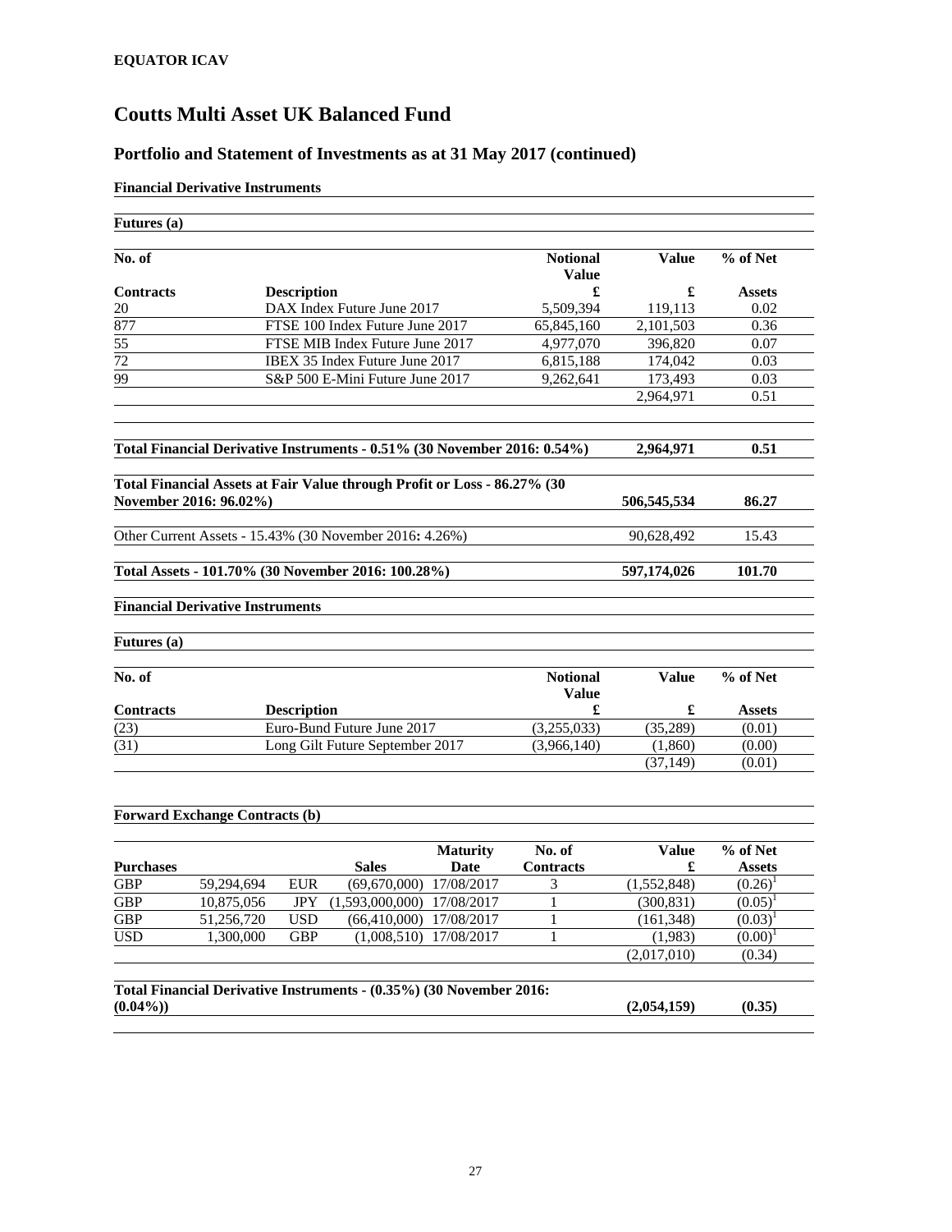**EQUATOR ICAV**

# Coutts Multi Asset UK Balanced Fund

## Portfolio and Statement of Investments as at 31 May 2017 (continued)

**Financial Derivative Instruments**

**Futures (a)**

| No. of Contracts | Description | Notional Value £ | Value £ | % of Net Assets |
|---|---|---|---|---|
| 20 | DAX Index Future June 2017 | 5,509,394 | 119,113 | 0.02 |
| 877 | FTSE 100 Index Future June 2017 | 65,845,160 | 2,101,503 | 0.36 |
| 55 | FTSE MIB Index Future June 2017 | 4,977,070 | 396,820 | 0.07 |
| 72 | IBEX 35 Index Future June 2017 | 6,815,188 | 174,042 | 0.03 |
| 99 | S&P 500 E-Mini Future June 2017 | 9,262,641 | 173,493 | 0.03 |
| | | | 2,964,971 | 0.51 |

| | Value £ | % of Net Assets |
|---|---|---|
| **Total Financial Derivative Instruments - 0.51% (30 November 2016: 0.54%)** | **2,964,971** | **0.51** |
| **Total Financial Assets at Fair Value through Profit or Loss - 86.27% (30 November 2016: 96.02%)** | **506,545,534** | **86.27** |
| Other Current Assets - 15.43% (30 November 2016: 4.26%) | 90,628,492 | 15.43 |
| **Total Assets - 101.70% (30 November 2016: 100.28%)** | **597,174,026** | **101.70** |

**Financial Derivative Instruments**

**Futures (a)**

| No. of Contracts | Description | Notional Value £ | Value £ | % of Net Assets |
|---|---|---|---|---|
| (23) | Euro-Bund Future June 2017 | (3,255,033) | (35,289) | (0.01) |
| (31) | Long Gilt Future September 2017 | (3,966,140) | (1,860) | (0.00) |
| | | | (37,149) | (0.01) |

**Forward Exchange Contracts (b)**

| Purchases | | Sales | | Maturity Date | No. of Contracts | Value £ | % of Net Assets |
|---|---|---|---|---|---|---|---|
| GBP | 59,294,694 | EUR | (69,670,000) | 17/08/2017 | 3 | (1,552,848) | (0.26)[1] |
| GBP | 10,875,056 | JPY | (1,593,000,000) | 17/08/2017 | 1 | (300,831) | (0.05)[1] |
| GBP | 51,256,720 | USD | (66,410,000) | 17/08/2017 | 1 | (161,348) | (0.03)[1] |
| USD | 1,300,000 | GBP | (1,008,510) | 17/08/2017 | 1 | (1,983) | (0.00)[1] |
| | | | | | | (2,017,010) | (0.34) |

| | Value £ | % of Net Assets |
|---|---|---|
| **Total Financial Derivative Instruments - (0.35%) (30 November 2016: (0.04%))** | **(2,054,159)** | **(0.35)** |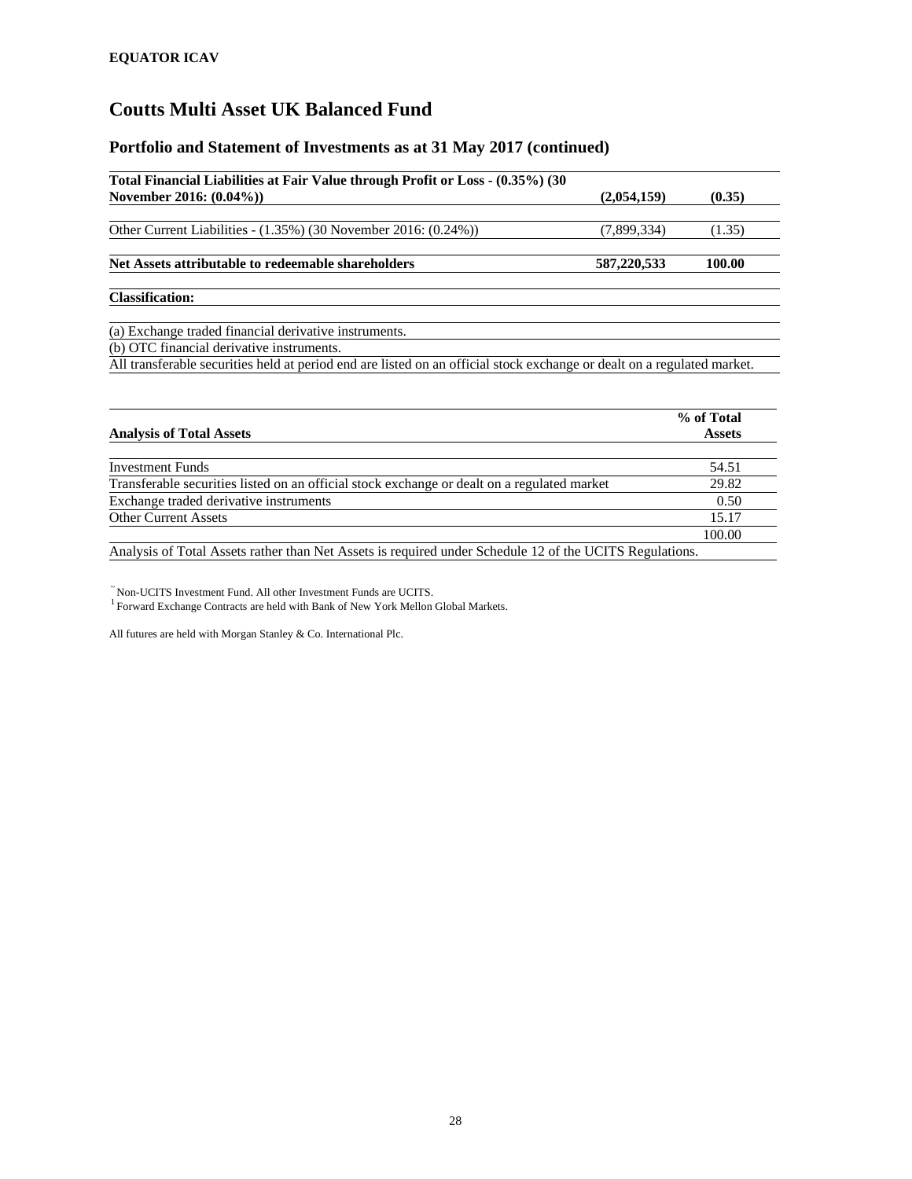**EQUATOR ICAV**

# Coutts Multi Asset UK Balanced Fund

## Portfolio and Statement of Investments as at 31 May 2017 (continued)

| | | |
|---|---|---|
| **Total Financial Liabilities at Fair Value through Profit or Loss - (0.35%) (30 November 2016: (0.04%))** | **(2,054,159)** | **(0.35)** |
| Other Current Liabilities - (1.35%) (30 November 2016: (0.24%)) | (7,899,334) | (1.35) |
| **Net Assets attributable to redeemable shareholders** | **587,220,533** | **100.00** |

**Classification:**

(a) Exchange traded financial derivative instruments.

(b) OTC financial derivative instruments.

All transferable securities held at period end are listed on an official stock exchange or dealt on a regulated market.

| **Analysis of Total Assets** | **% of Total Assets** |
|---|---|
| Investment Funds | 54.51 |
| Transferable securities listed on an official stock exchange or dealt on a regulated market | 29.82 |
| Exchange traded derivative instruments | 0.50 |
| Other Current Assets | 15.17 |
| | 100.00 |

Analysis of Total Assets rather than Net Assets is required under Schedule 12 of the UCITS Regulations.

~ Non-UCITS Investment Fund. All other Investment Funds are UCITS.

[1] Forward Exchange Contracts are held with Bank of New York Mellon Global Markets.

All futures are held with Morgan Stanley & Co. International Plc.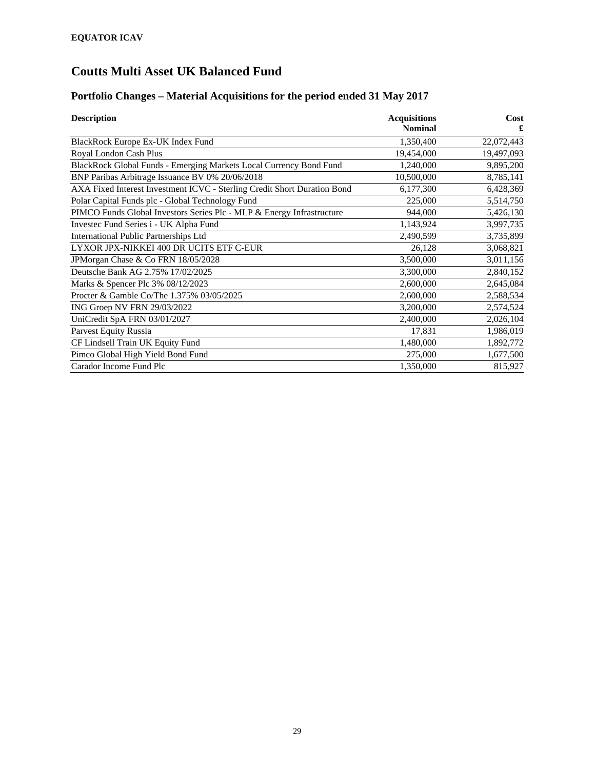**EQUATOR ICAV**

# Coutts Multi Asset UK Balanced Fund

## Portfolio Changes – Material Acquisitions for the period ended 31 May 2017

| Description | Acquisitions Nominal | Cost £ |
|---|---:|---:|
| BlackRock Europe Ex-UK Index Fund | 1,350,400 | 22,072,443 |
| Royal London Cash Plus | 19,454,000 | 19,497,093 |
| BlackRock Global Funds - Emerging Markets Local Currency Bond Fund | 1,240,000 | 9,895,200 |
| BNP Paribas Arbitrage Issuance BV 0% 20/06/2018 | 10,500,000 | 8,785,141 |
| AXA Fixed Interest Investment ICVC - Sterling Credit Short Duration Bond | 6,177,300 | 6,428,369 |
| Polar Capital Funds plc - Global Technology Fund | 225,000 | 5,514,750 |
| PIMCO Funds Global Investors Series Plc - MLP & Energy Infrastructure | 944,000 | 5,426,130 |
| Investec Fund Series i - UK Alpha Fund | 1,143,924 | 3,997,735 |
| International Public Partnerships Ltd | 2,490,599 | 3,735,899 |
| LYXOR JPX-NIKKEI 400 DR UCITS ETF C-EUR | 26,128 | 3,068,821 |
| JPMorgan Chase & Co FRN 18/05/2028 | 3,500,000 | 3,011,156 |
| Deutsche Bank AG 2.75% 17/02/2025 | 3,300,000 | 2,840,152 |
| Marks & Spencer Plc 3% 08/12/2023 | 2,600,000 | 2,645,084 |
| Procter & Gamble Co/The 1.375% 03/05/2025 | 2,600,000 | 2,588,534 |
| ING Groep NV FRN 29/03/2022 | 3,200,000 | 2,574,524 |
| UniCredit SpA FRN 03/01/2027 | 2,400,000 | 2,026,104 |
| Parvest Equity Russia | 17,831 | 1,986,019 |
| CF Lindsell Train UK Equity Fund | 1,480,000 | 1,892,772 |
| Pimco Global High Yield Bond Fund | 275,000 | 1,677,500 |
| Carador Income Fund Plc | 1,350,000 | 815,927 |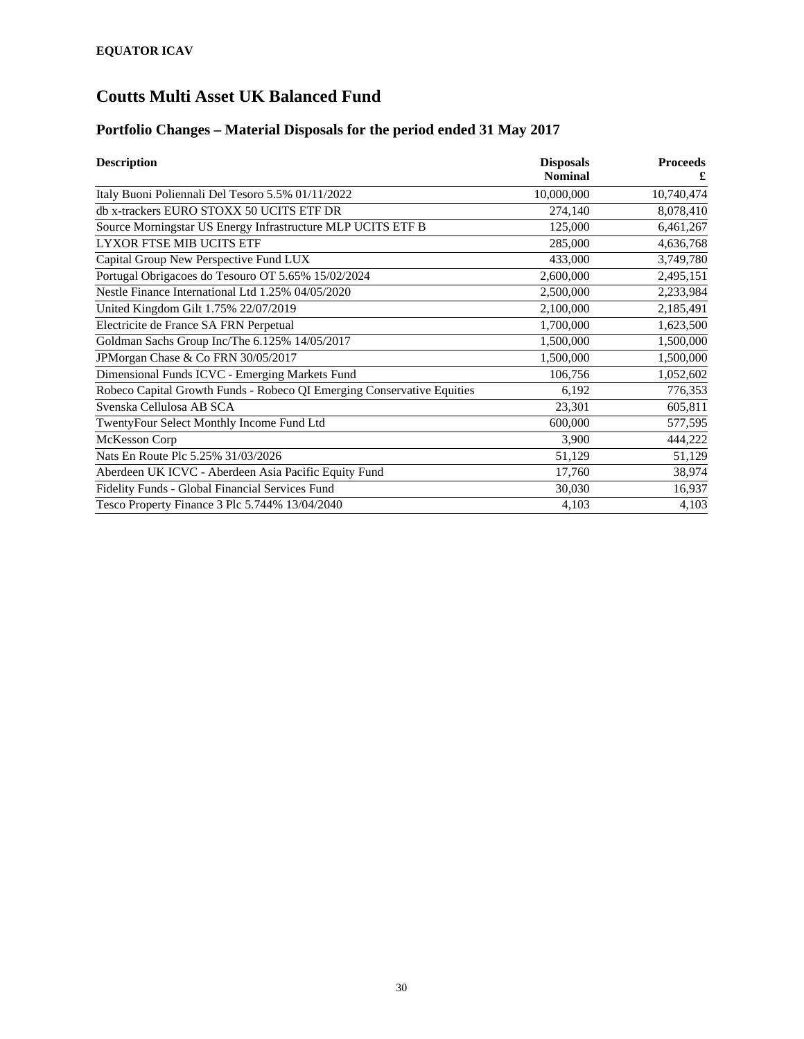# Coutts Multi Asset UK Balanced Fund

## Portfolio Changes – Material Disposals for the period ended 31 May 2017

| Description | Disposals Nominal | Proceeds £ |
|---|---:|---:|
| Italy Buoni Poliennali Del Tesoro 5.5% 01/11/2022 | 10,000,000 | 10,740,474 |
| db x-trackers EURO STOXX 50 UCITS ETF DR | 274,140 | 8,078,410 |
| Source Morningstar US Energy Infrastructure MLP UCITS ETF B | 125,000 | 6,461,267 |
| LYXOR FTSE MIB UCITS ETF | 285,000 | 4,636,768 |
| Capital Group New Perspective Fund LUX | 433,000 | 3,749,780 |
| Portugal Obrigacoes do Tesouro OT 5.65% 15/02/2024 | 2,600,000 | 2,495,151 |
| Nestle Finance International Ltd 1.25% 04/05/2020 | 2,500,000 | 2,233,984 |
| United Kingdom Gilt 1.75% 22/07/2019 | 2,100,000 | 2,185,491 |
| Electricite de France SA FRN Perpetual | 1,700,000 | 1,623,500 |
| Goldman Sachs Group Inc/The 6.125% 14/05/2017 | 1,500,000 | 1,500,000 |
| JPMorgan Chase & Co FRN 30/05/2017 | 1,500,000 | 1,500,000 |
| Dimensional Funds ICVC - Emerging Markets Fund | 106,756 | 1,052,602 |
| Robeco Capital Growth Funds - Robeco QI Emerging Conservative Equities | 6,192 | 776,353 |
| Svenska Cellulosa AB SCA | 23,301 | 605,811 |
| TwentyFour Select Monthly Income Fund Ltd | 600,000 | 577,595 |
| McKesson Corp | 3,900 | 444,222 |
| Nats En Route Plc 5.25% 31/03/2026 | 51,129 | 51,129 |
| Aberdeen UK ICVC - Aberdeen Asia Pacific Equity Fund | 17,760 | 38,974 |
| Fidelity Funds - Global Financial Services Fund | 30,030 | 16,937 |
| Tesco Property Finance 3 Plc 5.744% 13/04/2040 | 4,103 | 4,103 |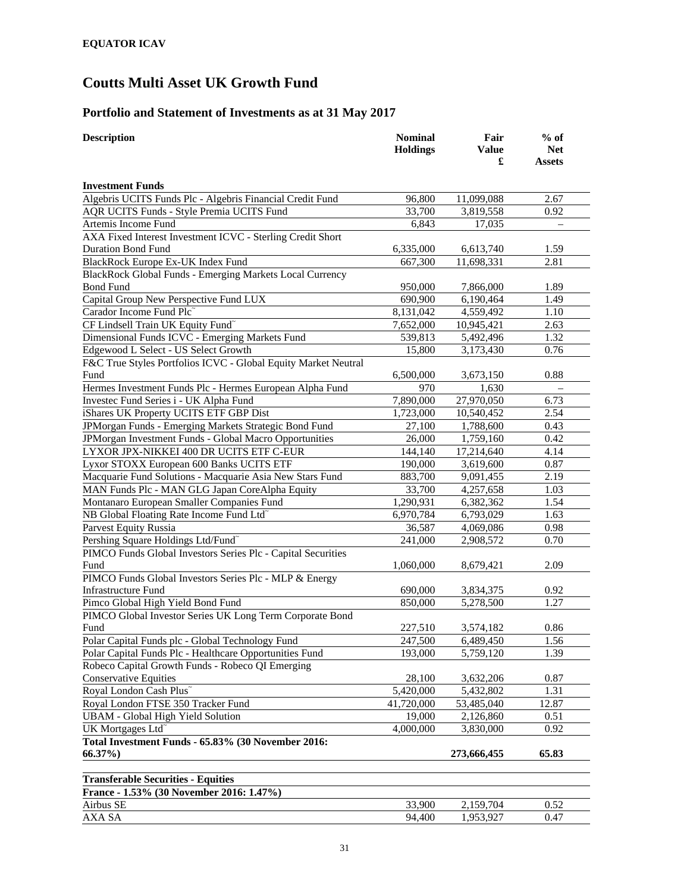**EQUATOR ICAV**

# Coutts Multi Asset UK Growth Fund

## Portfolio and Statement of Investments as at 31 May 2017

| Description | Nominal Holdings | Fair Value £ | % of Net Assets |
|---|---|---|---|
| **Investment Funds** | | | |
| Algebris UCITS Funds Plc - Algebris Financial Credit Fund | 96,800 | 11,099,088 | 2.67 |
| AQR UCITS Funds - Style Premia UCITS Fund | 33,700 | 3,819,558 | 0.92 |
| Artemis Income Fund | 6,843 | 17,035 | – |
| AXA Fixed Interest Investment ICVC - Sterling Credit Short Duration Bond Fund | 6,335,000 | 6,613,740 | 1.59 |
| BlackRock Europe Ex-UK Index Fund | 667,300 | 11,698,331 | 2.81 |
| BlackRock Global Funds - Emerging Markets Local Currency Bond Fund | 950,000 | 7,866,000 | 1.89 |
| Capital Group New Perspective Fund LUX | 690,900 | 6,190,464 | 1.49 |
| Carador Income Fund Plc˜ | 8,131,042 | 4,559,492 | 1.10 |
| CF Lindsell Train UK Equity Fund˜ | 7,652,000 | 10,945,421 | 2.63 |
| Dimensional Funds ICVC - Emerging Markets Fund | 539,813 | 5,492,496 | 1.32 |
| Edgewood L Select - US Select Growth | 15,800 | 3,173,430 | 0.76 |
| F&C True Styles Portfolios ICVC - Global Equity Market Neutral Fund | 6,500,000 | 3,673,150 | 0.88 |
| Hermes Investment Funds Plc - Hermes European Alpha Fund | 970 | 1,630 | – |
| Investec Fund Series i - UK Alpha Fund | 7,890,000 | 27,970,050 | 6.73 |
| iShares UK Property UCITS ETF GBP Dist | 1,723,000 | 10,540,452 | 2.54 |
| JPMorgan Funds - Emerging Markets Strategic Bond Fund | 27,100 | 1,788,600 | 0.43 |
| JPMorgan Investment Funds - Global Macro Opportunities | 26,000 | 1,759,160 | 0.42 |
| LYXOR JPX-NIKKEI 400 DR UCITS ETF C-EUR | 144,140 | 17,214,640 | 4.14 |
| Lyxor STOXX European 600 Banks UCITS ETF | 190,000 | 3,619,600 | 0.87 |
| Macquarie Fund Solutions - Macquarie Asia New Stars Fund | 883,700 | 9,091,455 | 2.19 |
| MAN Funds Plc - MAN GLG Japan CoreAlpha Equity | 33,700 | 4,257,658 | 1.03 |
| Montanaro European Smaller Companies Fund | 1,290,931 | 6,382,362 | 1.54 |
| NB Global Floating Rate Income Fund Ltd˜ | 6,970,784 | 6,793,029 | 1.63 |
| Parvest Equity Russia | 36,587 | 4,069,086 | 0.98 |
| Pershing Square Holdings Ltd/Fund˜ | 241,000 | 2,908,572 | 0.70 |
| PIMCO Funds Global Investors Series Plc - Capital Securities Fund | 1,060,000 | 8,679,421 | 2.09 |
| PIMCO Funds Global Investors Series Plc - MLP & Energy Infrastructure Fund | 690,000 | 3,834,375 | 0.92 |
| Pimco Global High Yield Bond Fund | 850,000 | 5,278,500 | 1.27 |
| PIMCO Global Investor Series UK Long Term Corporate Bond Fund | 227,510 | 3,574,182 | 0.86 |
| Polar Capital Funds plc - Global Technology Fund | 247,500 | 6,489,450 | 1.56 |
| Polar Capital Funds Plc - Healthcare Opportunities Fund | 193,000 | 5,759,120 | 1.39 |
| Robeco Capital Growth Funds - Robeco QI Emerging Conservative Equities | 28,100 | 3,632,206 | 0.87 |
| Royal London Cash Plus˜ | 5,420,000 | 5,432,802 | 1.31 |
| Royal London FTSE 350 Tracker Fund | 41,720,000 | 53,485,040 | 12.87 |
| UBAM - Global High Yield Solution | 19,000 | 2,126,860 | 0.51 |
| UK Mortgages Ltd˜ | 4,000,000 | 3,830,000 | 0.92 |
| **Total Investment Funds - 65.83% (30 November 2016: 66.37%)** | | **273,666,455** | **65.83** |
| | | | |
| **Transferable Securities - Equities** | | | |
| **France - 1.53% (30 November 2016: 1.47%)** | | | |
| Airbus SE | 33,900 | 2,159,704 | 0.52 |
| AXA SA | 94,400 | 1,953,927 | 0.47 |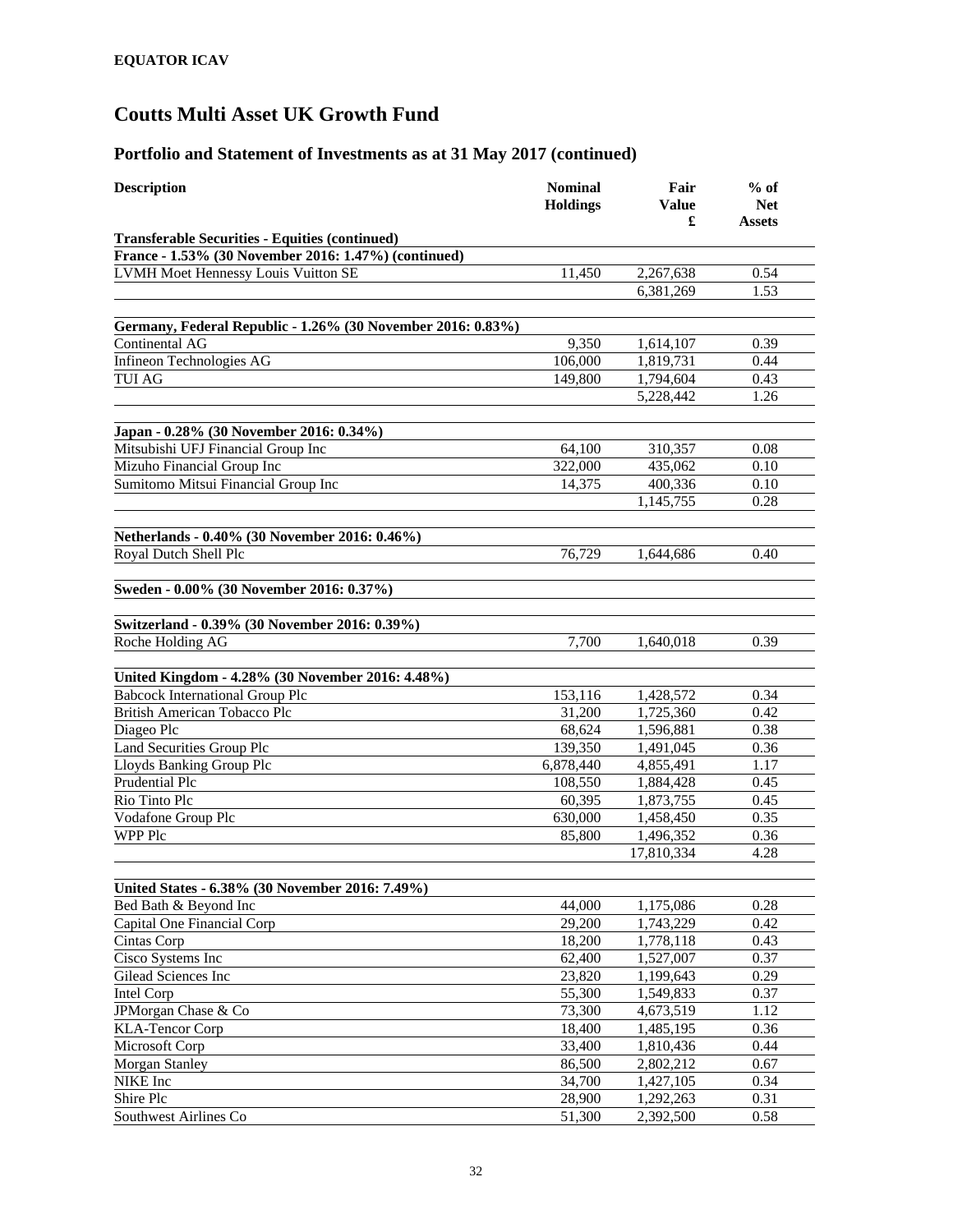**EQUATOR ICAV**

# Coutts Multi Asset UK Growth Fund

## Portfolio and Statement of Investments as at 31 May 2017 (continued)

| Description | Nominal Holdings | Fair Value £ | % of Net Assets |
|---|---|---|---|
| **Transferable Securities - Equities (continued)** | | | |
| **France - 1.53% (30 November 2016: 1.47%) (continued)** | | | |
| LVMH Moet Hennessy Louis Vuitton SE | 11,450 | 2,267,638 | 0.54 |
| | | 6,381,269 | 1.53 |
| **Germany, Federal Republic - 1.26% (30 November 2016: 0.83%)** | | | |
| Continental AG | 9,350 | 1,614,107 | 0.39 |
| Infineon Technologies AG | 106,000 | 1,819,731 | 0.44 |
| TUI AG | 149,800 | 1,794,604 | 0.43 |
| | | 5,228,442 | 1.26 |
| **Japan - 0.28% (30 November 2016: 0.34%)** | | | |
| Mitsubishi UFJ Financial Group Inc | 64,100 | 310,357 | 0.08 |
| Mizuho Financial Group Inc | 322,000 | 435,062 | 0.10 |
| Sumitomo Mitsui Financial Group Inc | 14,375 | 400,336 | 0.10 |
| | | 1,145,755 | 0.28 |
| **Netherlands - 0.40% (30 November 2016: 0.46%)** | | | |
| Royal Dutch Shell Plc | 76,729 | 1,644,686 | 0.40 |
| **Sweden - 0.00% (30 November 2016: 0.37%)** | | | |
| **Switzerland - 0.39% (30 November 2016: 0.39%)** | | | |
| Roche Holding AG | 7,700 | 1,640,018 | 0.39 |
| **United Kingdom - 4.28% (30 November 2016: 4.48%)** | | | |
| Babcock International Group Plc | 153,116 | 1,428,572 | 0.34 |
| British American Tobacco Plc | 31,200 | 1,725,360 | 0.42 |
| Diageo Plc | 68,624 | 1,596,881 | 0.38 |
| Land Securities Group Plc | 139,350 | 1,491,045 | 0.36 |
| Lloyds Banking Group Plc | 6,878,440 | 4,855,491 | 1.17 |
| Prudential Plc | 108,550 | 1,884,428 | 0.45 |
| Rio Tinto Plc | 60,395 | 1,873,755 | 0.45 |
| Vodafone Group Plc | 630,000 | 1,458,450 | 0.35 |
| WPP Plc | 85,800 | 1,496,352 | 0.36 |
| | | 17,810,334 | 4.28 |
| **United States - 6.38% (30 November 2016: 7.49%)** | | | |
| Bed Bath & Beyond Inc | 44,000 | 1,175,086 | 0.28 |
| Capital One Financial Corp | 29,200 | 1,743,229 | 0.42 |
| Cintas Corp | 18,200 | 1,778,118 | 0.43 |
| Cisco Systems Inc | 62,400 | 1,527,007 | 0.37 |
| Gilead Sciences Inc | 23,820 | 1,199,643 | 0.29 |
| Intel Corp | 55,300 | 1,549,833 | 0.37 |
| JPMorgan Chase & Co | 73,300 | 4,673,519 | 1.12 |
| KLA-Tencor Corp | 18,400 | 1,485,195 | 0.36 |
| Microsoft Corp | 33,400 | 1,810,436 | 0.44 |
| Morgan Stanley | 86,500 | 2,802,212 | 0.67 |
| NIKE Inc | 34,700 | 1,427,105 | 0.34 |
| Shire Plc | 28,900 | 1,292,263 | 0.31 |
| Southwest Airlines Co | 51,300 | 2,392,500 | 0.58 |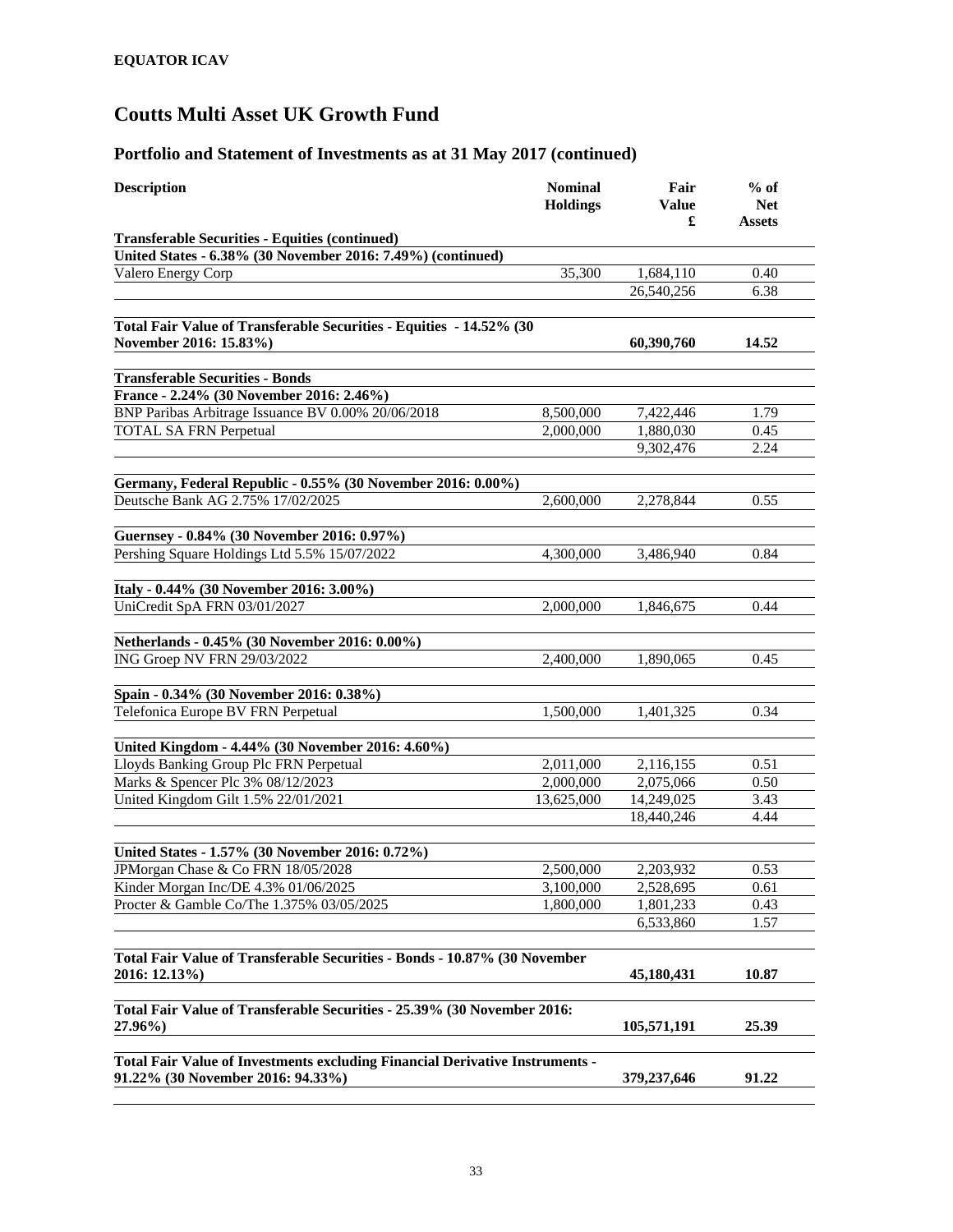**EQUATOR ICAV**

# Coutts Multi Asset UK Growth Fund

## Portfolio and Statement of Investments as at 31 May 2017 (continued)

| Description | Nominal Holdings | Fair Value £ | % of Net Assets |
|---|---|---|---|
| **Transferable Securities - Equities (continued)** | | | |
| **United States - 6.38% (30 November 2016: 7.49%) (continued)** | | | |
| Valero Energy Corp | 35,300 | 1,684,110 | 0.40 |
| | | 26,540,256 | 6.38 |
| | | | |
| **Total Fair Value of Transferable Securities - Equities - 14.52% (30 November 2016: 15.83%)** | | **60,390,760** | **14.52** |
| | | | |
| **Transferable Securities - Bonds** | | | |
| **France - 2.24% (30 November 2016: 2.46%)** | | | |
| BNP Paribas Arbitrage Issuance BV 0.00% 20/06/2018 | 8,500,000 | 7,422,446 | 1.79 |
| TOTAL SA FRN Perpetual | 2,000,000 | 1,880,030 | 0.45 |
| | | 9,302,476 | 2.24 |
| | | | |
| **Germany, Federal Republic - 0.55% (30 November 2016: 0.00%)** | | | |
| Deutsche Bank AG 2.75% 17/02/2025 | 2,600,000 | 2,278,844 | 0.55 |
| | | | |
| **Guernsey - 0.84% (30 November 2016: 0.97%)** | | | |
| Pershing Square Holdings Ltd 5.5% 15/07/2022 | 4,300,000 | 3,486,940 | 0.84 |
| | | | |
| **Italy - 0.44% (30 November 2016: 3.00%)** | | | |
| UniCredit SpA FRN 03/01/2027 | 2,000,000 | 1,846,675 | 0.44 |
| | | | |
| **Netherlands - 0.45% (30 November 2016: 0.00%)** | | | |
| ING Groep NV FRN 29/03/2022 | 2,400,000 | 1,890,065 | 0.45 |
| | | | |
| **Spain - 0.34% (30 November 2016: 0.38%)** | | | |
| Telefonica Europe BV FRN Perpetual | 1,500,000 | 1,401,325 | 0.34 |
| | | | |
| **United Kingdom - 4.44% (30 November 2016: 4.60%)** | | | |
| Lloyds Banking Group Plc FRN Perpetual | 2,011,000 | 2,116,155 | 0.51 |
| Marks & Spencer Plc 3% 08/12/2023 | 2,000,000 | 2,075,066 | 0.50 |
| United Kingdom Gilt 1.5% 22/01/2021 | 13,625,000 | 14,249,025 | 3.43 |
| | | 18,440,246 | 4.44 |
| | | | |
| **United States - 1.57% (30 November 2016: 0.72%)** | | | |
| JPMorgan Chase & Co FRN 18/05/2028 | 2,500,000 | 2,203,932 | 0.53 |
| Kinder Morgan Inc/DE 4.3% 01/06/2025 | 3,100,000 | 2,528,695 | 0.61 |
| Procter & Gamble Co/The 1.375% 03/05/2025 | 1,800,000 | 1,801,233 | 0.43 |
| | | 6,533,860 | 1.57 |
| | | | |
| **Total Fair Value of Transferable Securities - Bonds - 10.87% (30 November 2016: 12.13%)** | | **45,180,431** | **10.87** |
| | | | |
| **Total Fair Value of Transferable Securities - 25.39% (30 November 2016: 27.96%)** | | **105,571,191** | **25.39** |
| | | | |
| **Total Fair Value of Investments excluding Financial Derivative Instruments - 91.22% (30 November 2016: 94.33%)** | | **379,237,646** | **91.22** |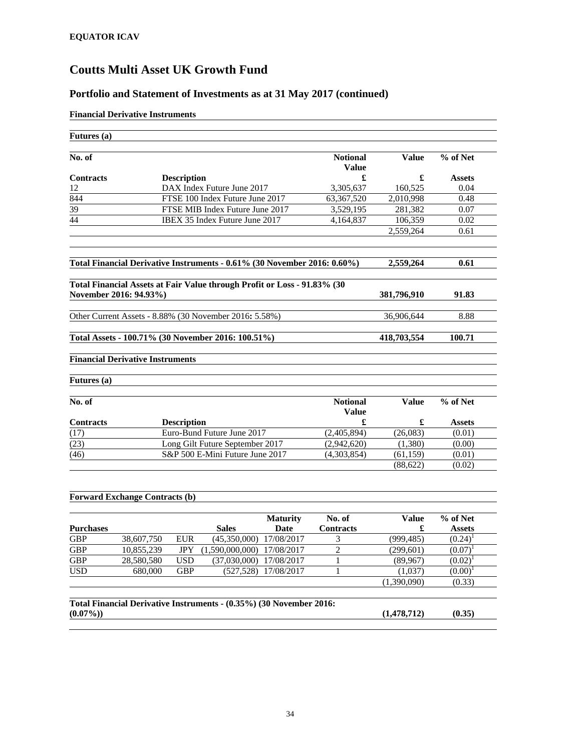**EQUATOR ICAV**

# Coutts Multi Asset UK Growth Fund

## Portfolio and Statement of Investments as at 31 May 2017 (continued)

**Financial Derivative Instruments**

**Futures (a)**

| No. of Contracts | Description | Notional Value £ | Value £ | % of Net Assets |
|---|---|---|---|---|
| 12 | DAX Index Future June 2017 | 3,305,637 | 160,525 | 0.04 |
| 844 | FTSE 100 Index Future June 2017 | 63,367,520 | 2,010,998 | 0.48 |
| 39 | FTSE MIB Index Future June 2017 | 3,529,195 | 281,382 | 0.07 |
| 44 | IBEX 35 Index Future June 2017 | 4,164,837 | 106,359 | 0.02 |
| | | | 2,559,264 | 0.61 |

| | Value £ | % of Net Assets |
|---|---|---|
| **Total Financial Derivative Instruments - 0.61% (30 November 2016: 0.60%)** | **2,559,264** | **0.61** |
| **Total Financial Assets at Fair Value through Profit or Loss - 91.83% (30 November 2016: 94.93%)** | **381,796,910** | **91.83** |
| Other Current Assets - 8.88% (30 November 2016**:** 5.58%) | 36,906,644 | 8.88 |
| **Total Assets - 100.71% (30 November 2016: 100.51%)** | **418,703,554** | **100.71** |

**Financial Derivative Instruments**

**Futures (a)**

| No. of Contracts | Description | Notional Value £ | Value £ | % of Net Assets |
|---|---|---|---|---|
| (17) | Euro-Bund Future June 2017 | (2,405,894) | (26,083) | (0.01) |
| (23) | Long Gilt Future September 2017 | (2,942,620) | (1,380) | (0.00) |
| (46) | S&P 500 E-Mini Future June 2017 | (4,303,854) | (61,159) | (0.01) |
| | | | (88,622) | (0.02) |

**Forward Exchange Contracts (b)**

| Purchases | | | Sales | Maturity Date | No. of Contracts | Value £ | % of Net Assets |
|---|---|---|---|---|---|---|---|
| GBP | 38,607,750 | EUR | (45,350,000) | 17/08/2017 | 3 | (999,485) | (0.24)[1] |
| GBP | 10,855,239 | JPY | (1,590,000,000) | 17/08/2017 | 2 | (299,601) | (0.07)[1] |
| GBP | 28,580,580 | USD | (37,030,000) | 17/08/2017 | 1 | (89,967) | (0.02)[1] |
| USD | 680,000 | GBP | (527,528) | 17/08/2017 | 1 | (1,037) | (0.00)[1] |
| | | | | | | (1,390,090) | (0.33) |

| | Value £ | % of Net Assets |
|---|---|---|
| **Total Financial Derivative Instruments - (0.35%) (30 November 2016: (0.07%))** | **(1,478,712)** | **(0.35)** |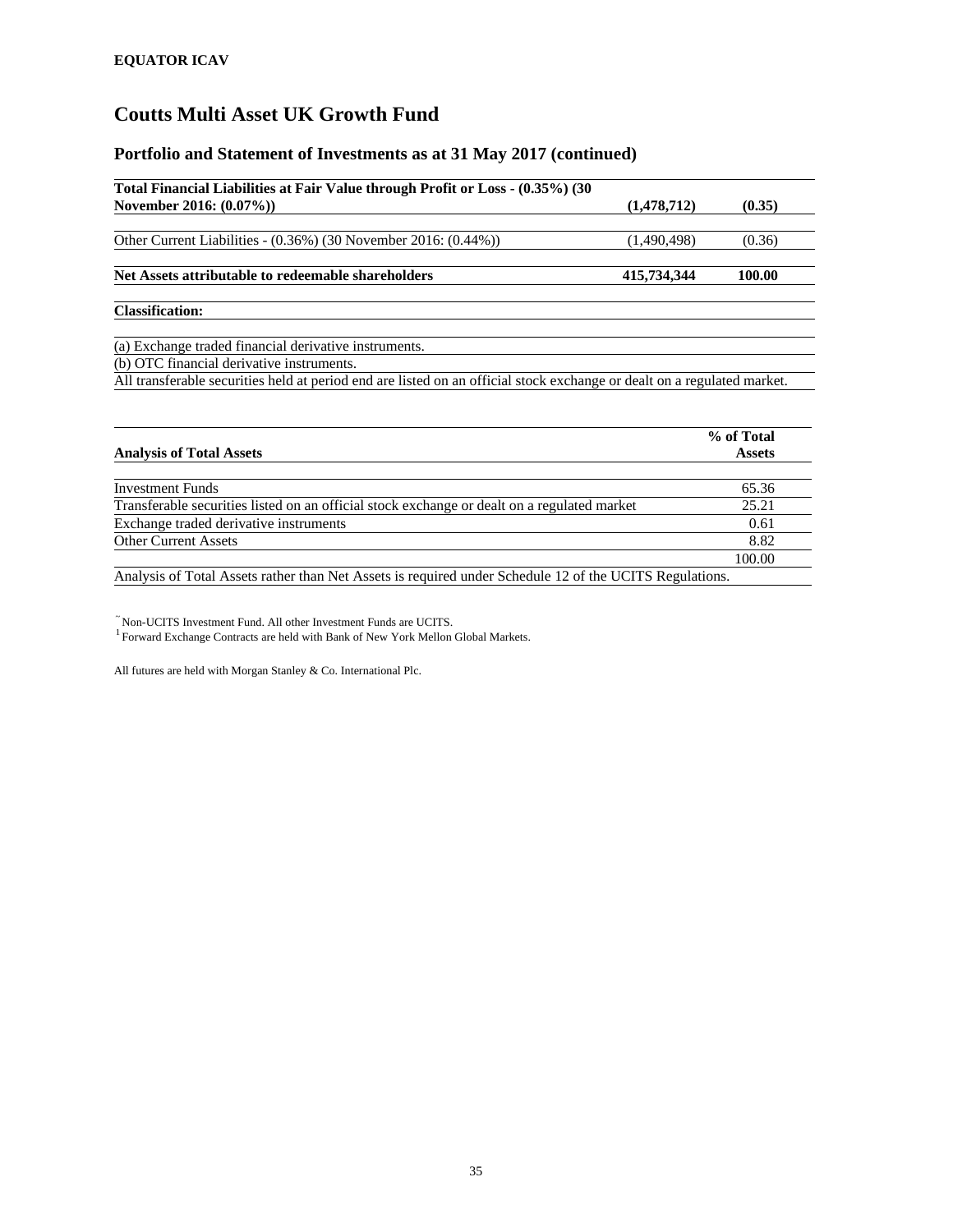**EQUATOR ICAV**

# Coutts Multi Asset UK Growth Fund

## Portfolio and Statement of Investments as at 31 May 2017 (continued)

| | | |
|---|---|---|
| **Total Financial Liabilities at Fair Value through Profit or Loss - (0.35%) (30 November 2016: (0.07%))** | **(1,478,712)** | **(0.35)** |
| Other Current Liabilities - (0.36%) (30 November 2016: (0.44%)) | (1,490,498) | (0.36) |
| **Net Assets attributable to redeemable shareholders** | **415,734,344** | **100.00** |

**Classification:**

(a) Exchange traded financial derivative instruments.

(b) OTC financial derivative instruments.

All transferable securities held at period end are listed on an official stock exchange or dealt on a regulated market.

| **Analysis of Total Assets** | **% of Total Assets** |
|---|---|
| Investment Funds | 65.36 |
| Transferable securities listed on an official stock exchange or dealt on a regulated market | 25.21 |
| Exchange traded derivative instruments | 0.61 |
| Other Current Assets | 8.82 |
| | 100.00 |

Analysis of Total Assets rather than Net Assets is required under Schedule 12 of the UCITS Regulations.

~ Non-UCITS Investment Fund. All other Investment Funds are UCITS.

[1] Forward Exchange Contracts are held with Bank of New York Mellon Global Markets.

All futures are held with Morgan Stanley & Co. International Plc.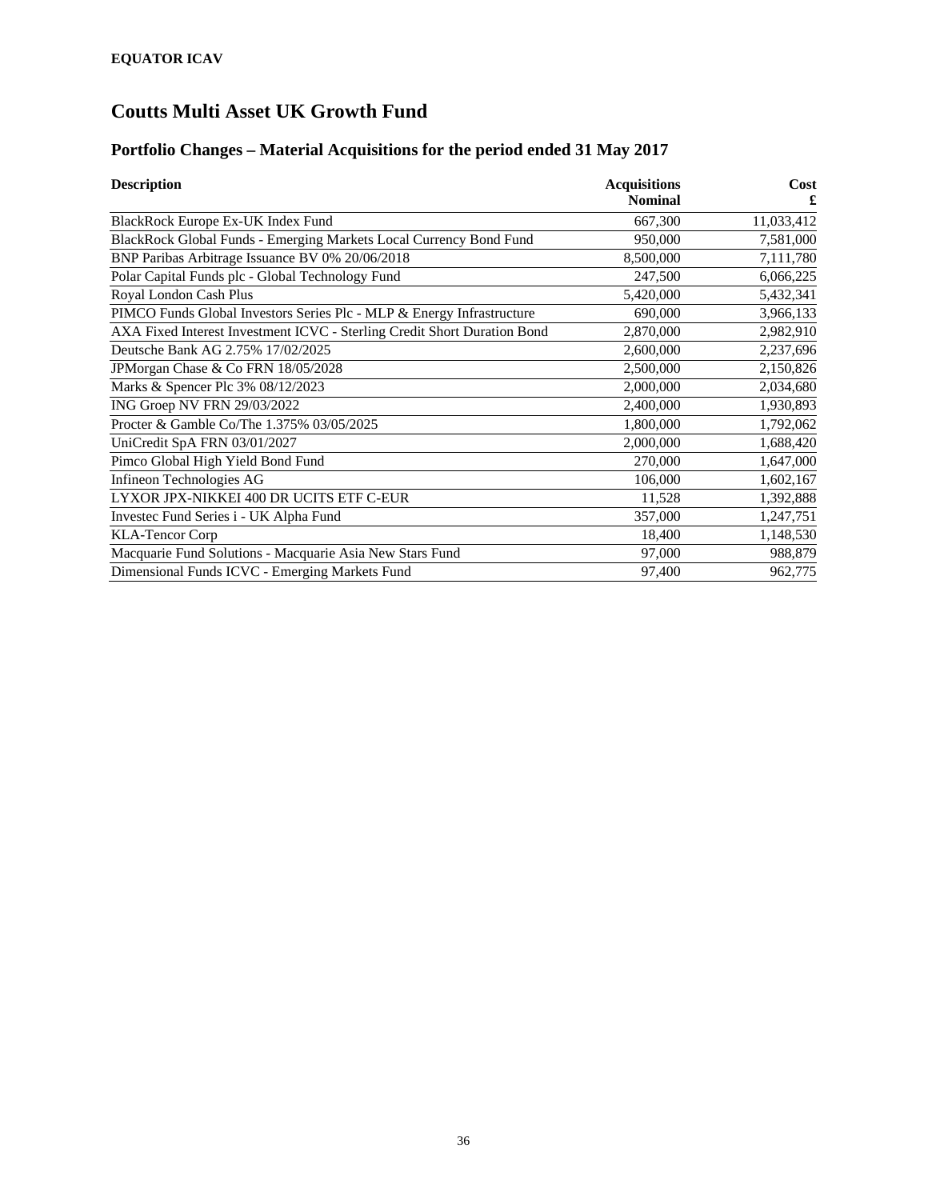**EQUATOR ICAV**

# Coutts Multi Asset UK Growth Fund

## Portfolio Changes – Material Acquisitions for the period ended 31 May 2017

| Description | Acquisitions Nominal | Cost £ |
|---|---|---|
| BlackRock Europe Ex-UK Index Fund | 667,300 | 11,033,412 |
| BlackRock Global Funds - Emerging Markets Local Currency Bond Fund | 950,000 | 7,581,000 |
| BNP Paribas Arbitrage Issuance BV 0% 20/06/2018 | 8,500,000 | 7,111,780 |
| Polar Capital Funds plc - Global Technology Fund | 247,500 | 6,066,225 |
| Royal London Cash Plus | 5,420,000 | 5,432,341 |
| PIMCO Funds Global Investors Series Plc - MLP & Energy Infrastructure | 690,000 | 3,966,133 |
| AXA Fixed Interest Investment ICVC - Sterling Credit Short Duration Bond | 2,870,000 | 2,982,910 |
| Deutsche Bank AG 2.75% 17/02/2025 | 2,600,000 | 2,237,696 |
| JPMorgan Chase & Co FRN 18/05/2028 | 2,500,000 | 2,150,826 |
| Marks & Spencer Plc 3% 08/12/2023 | 2,000,000 | 2,034,680 |
| ING Groep NV FRN 29/03/2022 | 2,400,000 | 1,930,893 |
| Procter & Gamble Co/The 1.375% 03/05/2025 | 1,800,000 | 1,792,062 |
| UniCredit SpA FRN 03/01/2027 | 2,000,000 | 1,688,420 |
| Pimco Global High Yield Bond Fund | 270,000 | 1,647,000 |
| Infineon Technologies AG | 106,000 | 1,602,167 |
| LYXOR JPX-NIKKEI 400 DR UCITS ETF C-EUR | 11,528 | 1,392,888 |
| Investec Fund Series i - UK Alpha Fund | 357,000 | 1,247,751 |
| KLA-Tencor Corp | 18,400 | 1,148,530 |
| Macquarie Fund Solutions - Macquarie Asia New Stars Fund | 97,000 | 988,879 |
| Dimensional Funds ICVC - Emerging Markets Fund | 97,400 | 962,775 |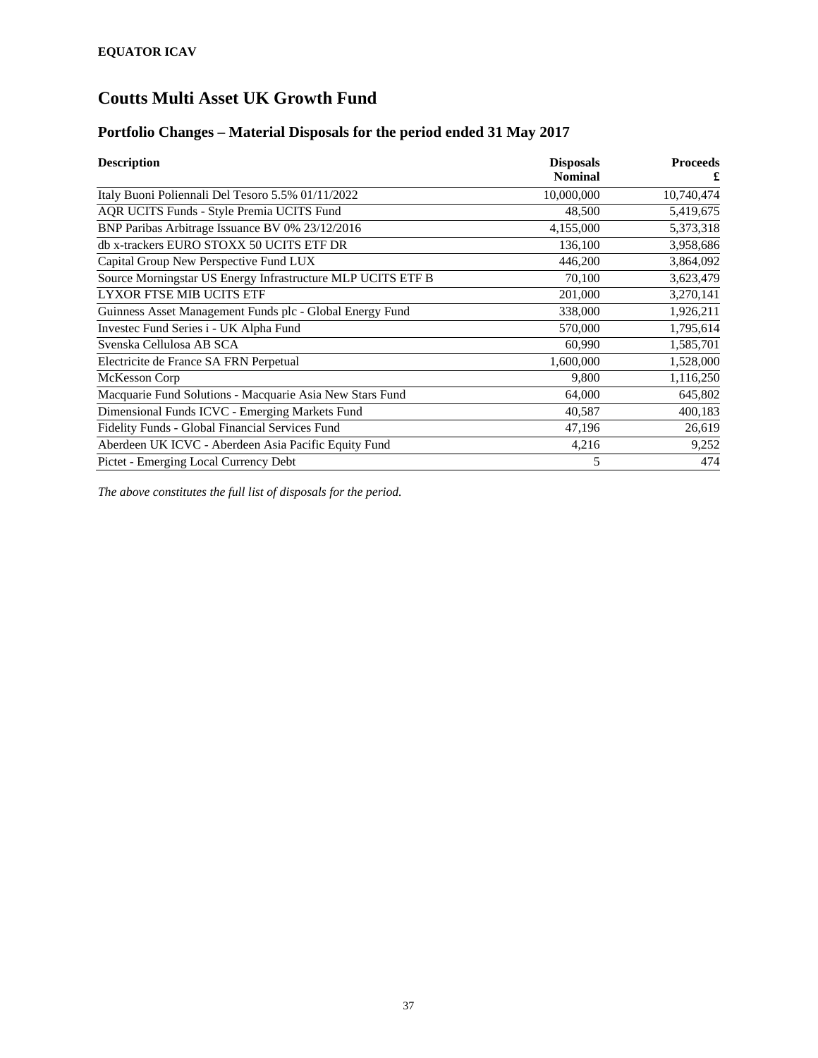**EQUATOR ICAV**

# Coutts Multi Asset UK Growth Fund

## Portfolio Changes – Material Disposals for the period ended 31 May 2017

| Description | Disposals Nominal | Proceeds £ |
|---|---:|---:|
| Italy Buoni Poliennali Del Tesoro 5.5% 01/11/2022 | 10,000,000 | 10,740,474 |
| AQR UCITS Funds - Style Premia UCITS Fund | 48,500 | 5,419,675 |
| BNP Paribas Arbitrage Issuance BV 0% 23/12/2016 | 4,155,000 | 5,373,318 |
| db x-trackers EURO STOXX 50 UCITS ETF DR | 136,100 | 3,958,686 |
| Capital Group New Perspective Fund LUX | 446,200 | 3,864,092 |
| Source Morningstar US Energy Infrastructure MLP UCITS ETF B | 70,100 | 3,623,479 |
| LYXOR FTSE MIB UCITS ETF | 201,000 | 3,270,141 |
| Guinness Asset Management Funds plc - Global Energy Fund | 338,000 | 1,926,211 |
| Investec Fund Series i - UK Alpha Fund | 570,000 | 1,795,614 |
| Svenska Cellulosa AB SCA | 60,990 | 1,585,701 |
| Electricite de France SA FRN Perpetual | 1,600,000 | 1,528,000 |
| McKesson Corp | 9,800 | 1,116,250 |
| Macquarie Fund Solutions - Macquarie Asia New Stars Fund | 64,000 | 645,802 |
| Dimensional Funds ICVC - Emerging Markets Fund | 40,587 | 400,183 |
| Fidelity Funds - Global Financial Services Fund | 47,196 | 26,619 |
| Aberdeen UK ICVC - Aberdeen Asia Pacific Equity Fund | 4,216 | 9,252 |
| Pictet - Emerging Local Currency Debt | 5 | 474 |

*The above constitutes the full list of disposals for the period.*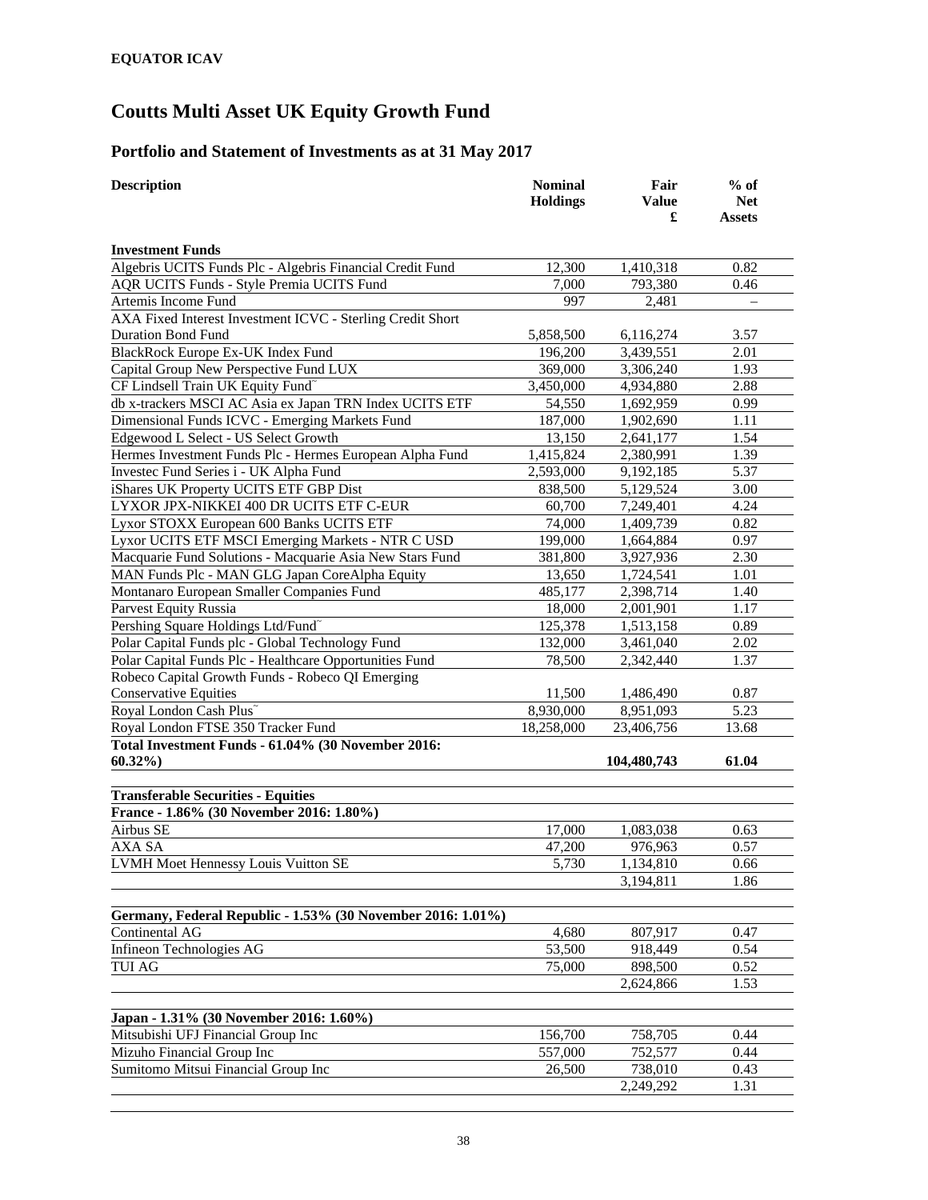**EQUATOR ICAV**

# Coutts Multi Asset UK Equity Growth Fund

## Portfolio and Statement of Investments as at 31 May 2017

| Description | Nominal Holdings | Fair Value £ | % of Net Assets |
|---|---|---|---|
| **Investment Funds** | | | |
| Algebris UCITS Funds Plc - Algebris Financial Credit Fund | 12,300 | 1,410,318 | 0.82 |
| AQR UCITS Funds - Style Premia UCITS Fund | 7,000 | 793,380 | 0.46 |
| Artemis Income Fund | 997 | 2,481 | – |
| AXA Fixed Interest Investment ICVC - Sterling Credit Short Duration Bond Fund | 5,858,500 | 6,116,274 | 3.57 |
| BlackRock Europe Ex-UK Index Fund | 196,200 | 3,439,551 | 2.01 |
| Capital Group New Perspective Fund LUX | 369,000 | 3,306,240 | 1.93 |
| CF Lindsell Train UK Equity Fund˜ | 3,450,000 | 4,934,880 | 2.88 |
| db x-trackers MSCI AC Asia ex Japan TRN Index UCITS ETF | 54,550 | 1,692,959 | 0.99 |
| Dimensional Funds ICVC - Emerging Markets Fund | 187,000 | 1,902,690 | 1.11 |
| Edgewood L Select - US Select Growth | 13,150 | 2,641,177 | 1.54 |
| Hermes Investment Funds Plc - Hermes European Alpha Fund | 1,415,824 | 2,380,991 | 1.39 |
| Investec Fund Series i - UK Alpha Fund | 2,593,000 | 9,192,185 | 5.37 |
| iShares UK Property UCITS ETF GBP Dist | 838,500 | 5,129,524 | 3.00 |
| LYXOR JPX-NIKKEI 400 DR UCITS ETF C-EUR | 60,700 | 7,249,401 | 4.24 |
| Lyxor STOXX European 600 Banks UCITS ETF | 74,000 | 1,409,739 | 0.82 |
| Lyxor UCITS ETF MSCI Emerging Markets - NTR C USD | 199,000 | 1,664,884 | 0.97 |
| Macquarie Fund Solutions - Macquarie Asia New Stars Fund | 381,800 | 3,927,936 | 2.30 |
| MAN Funds Plc - MAN GLG Japan CoreAlpha Equity | 13,650 | 1,724,541 | 1.01 |
| Montanaro European Smaller Companies Fund | 485,177 | 2,398,714 | 1.40 |
| Parvest Equity Russia | 18,000 | 2,001,901 | 1.17 |
| Pershing Square Holdings Ltd/Fund˜ | 125,378 | 1,513,158 | 0.89 |
| Polar Capital Funds plc - Global Technology Fund | 132,000 | 3,461,040 | 2.02 |
| Polar Capital Funds Plc - Healthcare Opportunities Fund | 78,500 | 2,342,440 | 1.37 |
| Robeco Capital Growth Funds - Robeco QI Emerging Conservative Equities | 11,500 | 1,486,490 | 0.87 |
| Royal London Cash Plus˜ | 8,930,000 | 8,951,093 | 5.23 |
| Royal London FTSE 350 Tracker Fund | 18,258,000 | 23,406,756 | 13.68 |
| **Total Investment Funds - 61.04% (30 November 2016: 60.32%)** | | **104,480,743** | **61.04** |
| | | | |
| **Transferable Securities - Equities** | | | |
| **France - 1.86% (30 November 2016: 1.80%)** | | | |
| Airbus SE | 17,000 | 1,083,038 | 0.63 |
| AXA SA | 47,200 | 976,963 | 0.57 |
| LVMH Moet Hennessy Louis Vuitton SE | 5,730 | 1,134,810 | 0.66 |
| | | 3,194,811 | 1.86 |
| | | | |
| **Germany, Federal Republic - 1.53% (30 November 2016: 1.01%)** | | | |
| Continental AG | 4,680 | 807,917 | 0.47 |
| Infineon Technologies AG | 53,500 | 918,449 | 0.54 |
| TUI AG | 75,000 | 898,500 | 0.52 |
| | | 2,624,866 | 1.53 |
| | | | |
| **Japan - 1.31% (30 November 2016: 1.60%)** | | | |
| Mitsubishi UFJ Financial Group Inc | 156,700 | 758,705 | 0.44 |
| Mizuho Financial Group Inc | 557,000 | 752,577 | 0.44 |
| Sumitomo Mitsui Financial Group Inc | 26,500 | 738,010 | 0.43 |
| | | 2,249,292 | 1.31 |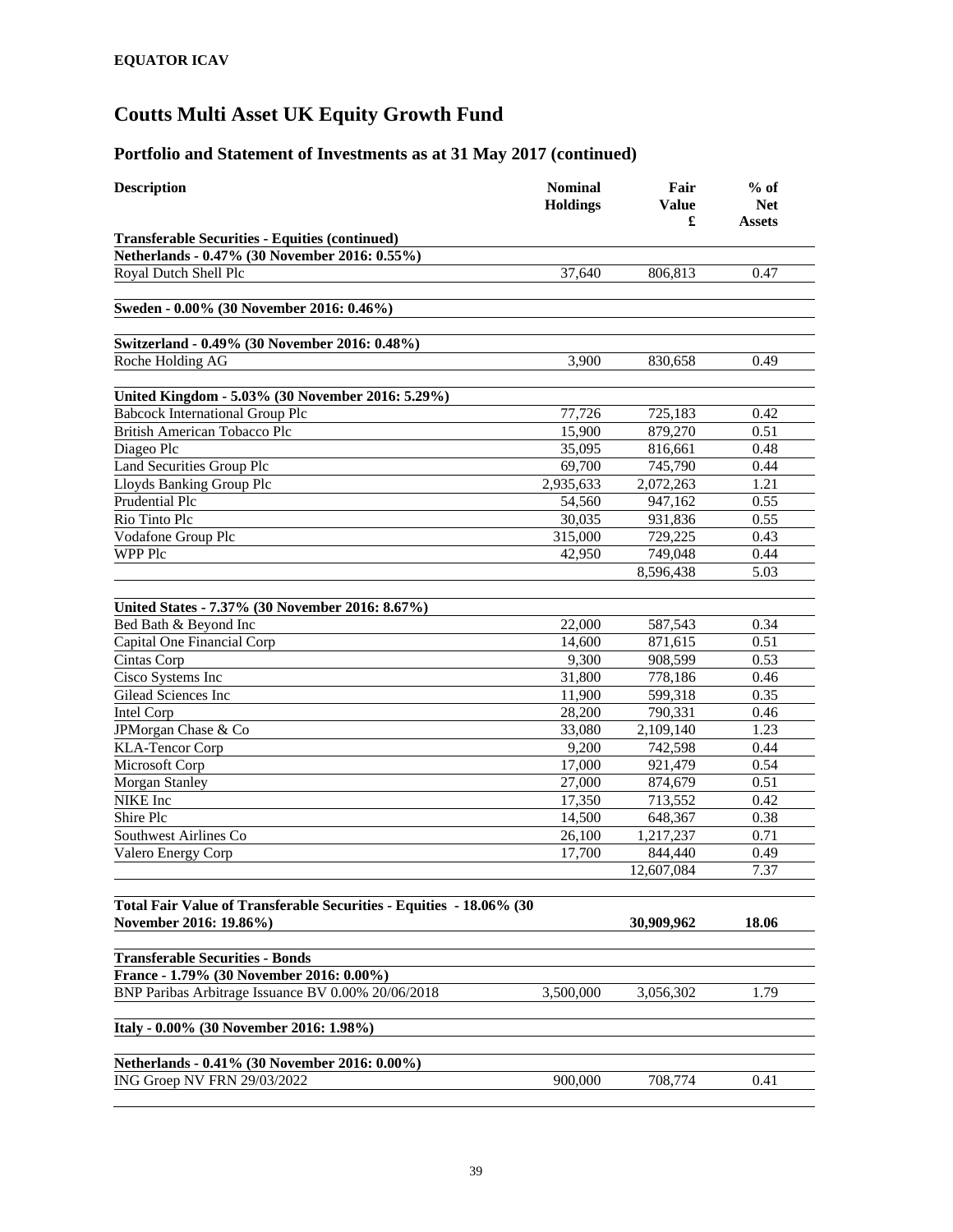**EQUATOR ICAV**

# Coutts Multi Asset UK Equity Growth Fund

## Portfolio and Statement of Investments as at 31 May 2017 (continued)

| Description | Nominal Holdings | Fair Value £ | % of Net Assets |
|---|---|---|---|
| **Transferable Securities - Equities (continued)** | | | |
| **Netherlands - 0.47% (30 November 2016: 0.55%)** | | | |
| Royal Dutch Shell Plc | 37,640 | 806,813 | 0.47 |
| | | | |
| **Sweden - 0.00% (30 November 2016: 0.46%)** | | | |
| | | | |
| **Switzerland - 0.49% (30 November 2016: 0.48%)** | | | |
| Roche Holding AG | 3,900 | 830,658 | 0.49 |
| | | | |
| **United Kingdom - 5.03% (30 November 2016: 5.29%)** | | | |
| Babcock International Group Plc | 77,726 | 725,183 | 0.42 |
| British American Tobacco Plc | 15,900 | 879,270 | 0.51 |
| Diageo Plc | 35,095 | 816,661 | 0.48 |
| Land Securities Group Plc | 69,700 | 745,790 | 0.44 |
| Lloyds Banking Group Plc | 2,935,633 | 2,072,263 | 1.21 |
| Prudential Plc | 54,560 | 947,162 | 0.55 |
| Rio Tinto Plc | 30,035 | 931,836 | 0.55 |
| Vodafone Group Plc | 315,000 | 729,225 | 0.43 |
| WPP Plc | 42,950 | 749,048 | 0.44 |
| | | 8,596,438 | 5.03 |
| | | | |
| **United States - 7.37% (30 November 2016: 8.67%)** | | | |
| Bed Bath & Beyond Inc | 22,000 | 587,543 | 0.34 |
| Capital One Financial Corp | 14,600 | 871,615 | 0.51 |
| Cintas Corp | 9,300 | 908,599 | 0.53 |
| Cisco Systems Inc | 31,800 | 778,186 | 0.46 |
| Gilead Sciences Inc | 11,900 | 599,318 | 0.35 |
| Intel Corp | 28,200 | 790,331 | 0.46 |
| JPMorgan Chase & Co | 33,080 | 2,109,140 | 1.23 |
| KLA-Tencor Corp | 9,200 | 742,598 | 0.44 |
| Microsoft Corp | 17,000 | 921,479 | 0.54 |
| Morgan Stanley | 27,000 | 874,679 | 0.51 |
| NIKE Inc | 17,350 | 713,552 | 0.42 |
| Shire Plc | 14,500 | 648,367 | 0.38 |
| Southwest Airlines Co | 26,100 | 1,217,237 | 0.71 |
| Valero Energy Corp | 17,700 | 844,440 | 0.49 |
| | | 12,607,084 | 7.37 |
| | | | |
| **Total Fair Value of Transferable Securities - Equities - 18.06% (30 November 2016: 19.86%)** | | **30,909,962** | **18.06** |
| | | | |
| **Transferable Securities - Bonds** | | | |
| **France - 1.79% (30 November 2016: 0.00%)** | | | |
| BNP Paribas Arbitrage Issuance BV 0.00% 20/06/2018 | 3,500,000 | 3,056,302 | 1.79 |
| | | | |
| **Italy - 0.00% (30 November 2016: 1.98%)** | | | |
| | | | |
| **Netherlands - 0.41% (30 November 2016: 0.00%)** | | | |
| ING Groep NV FRN 29/03/2022 | 900,000 | 708,774 | 0.41 |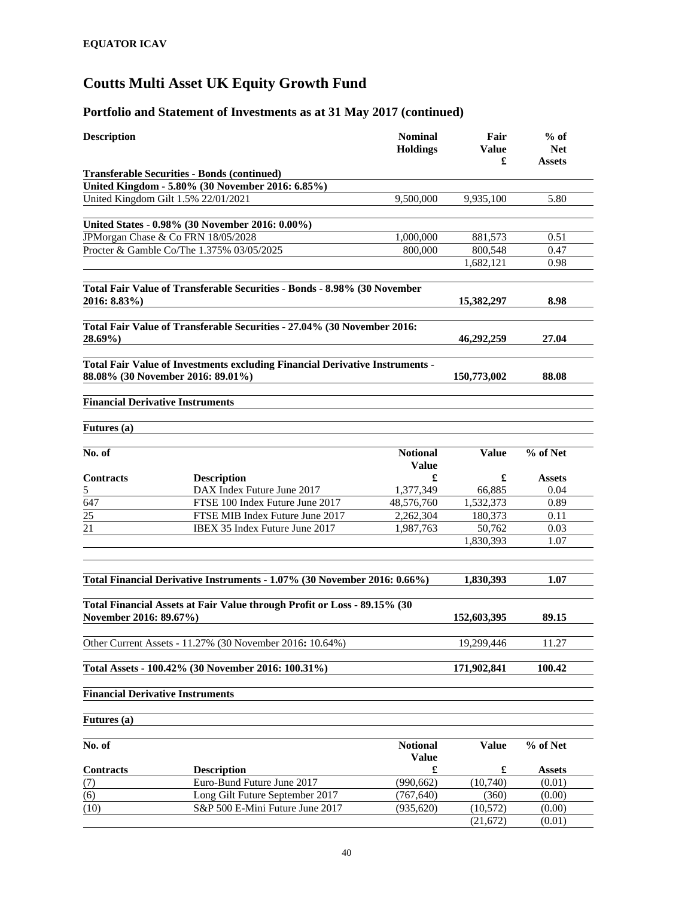**EQUATOR ICAV**

# Coutts Multi Asset UK Equity Growth Fund

## Portfolio and Statement of Investments as at 31 May 2017 (continued)

| Description | Nominal Holdings | Fair Value £ | % of Net Assets |
|---|---|---|---|
| **Transferable Securities - Bonds (continued)** | | | |
| **United Kingdom - 5.80% (30 November 2016: 6.85%)** | | | |
| United Kingdom Gilt 1.5% 22/01/2021 | 9,500,000 | 9,935,100 | 5.80 |
| | | | |
| **United States - 0.98% (30 November 2016: 0.00%)** | | | |
| JPMorgan Chase & Co FRN 18/05/2028 | 1,000,000 | 881,573 | 0.51 |
| Procter & Gamble Co/The 1.375% 03/05/2025 | 800,000 | 800,548 | 0.47 |
| | | 1,682,121 | 0.98 |
| | | | |
| **Total Fair Value of Transferable Securities - Bonds - 8.98% (30 November 2016: 8.83%)** | | **15,382,297** | **8.98** |
| | | | |
| **Total Fair Value of Transferable Securities - 27.04% (30 November 2016: 28.69%)** | | **46,292,259** | **27.04** |
| | | | |
| **Total Fair Value of Investments excluding Financial Derivative Instruments - 88.08% (30 November 2016: 89.01%)** | | **150,773,002** | **88.08** |

**Financial Derivative Instruments**

**Futures (a)**

| No. of Contracts | Description | Notional Value £ | Value £ | % of Net Assets |
|---|---|---|---|---|
| 5 | DAX Index Future June 2017 | 1,377,349 | 66,885 | 0.04 |
| 647 | FTSE 100 Index Future June 2017 | 48,576,760 | 1,532,373 | 0.89 |
| 25 | FTSE MIB Index Future June 2017 | 2,262,304 | 180,373 | 0.11 |
| 21 | IBEX 35 Index Future June 2017 | 1,987,763 | 50,762 | 0.03 |
| | | | 1,830,393 | 1.07 |

| | Fair Value £ | % of Net Assets |
|---|---|---|
| **Total Financial Derivative Instruments - 1.07% (30 November 2016: 0.66%)** | **1,830,393** | **1.07** |
| **Total Financial Assets at Fair Value through Profit or Loss - 89.15% (30 November 2016: 89.67%)** | **152,603,395** | **89.15** |
| Other Current Assets - 11.27% (30 November 2016**:** 10.64%) | 19,299,446 | 11.27 |
| **Total Assets - 100.42% (30 November 2016: 100.31%)** | **171,902,841** | **100.42** |

**Financial Derivative Instruments**

**Futures (a)**

| No. of Contracts | Description | Notional Value £ | Value £ | % of Net Assets |
|---|---|---|---|---|
| (7) | Euro-Bund Future June 2017 | (990,662) | (10,740) | (0.01) |
| (6) | Long Gilt Future September 2017 | (767,640) | (360) | (0.00) |
| (10) | S&P 500 E-Mini Future June 2017 | (935,620) | (10,572) | (0.00) |
| | | | (21,672) | (0.01) |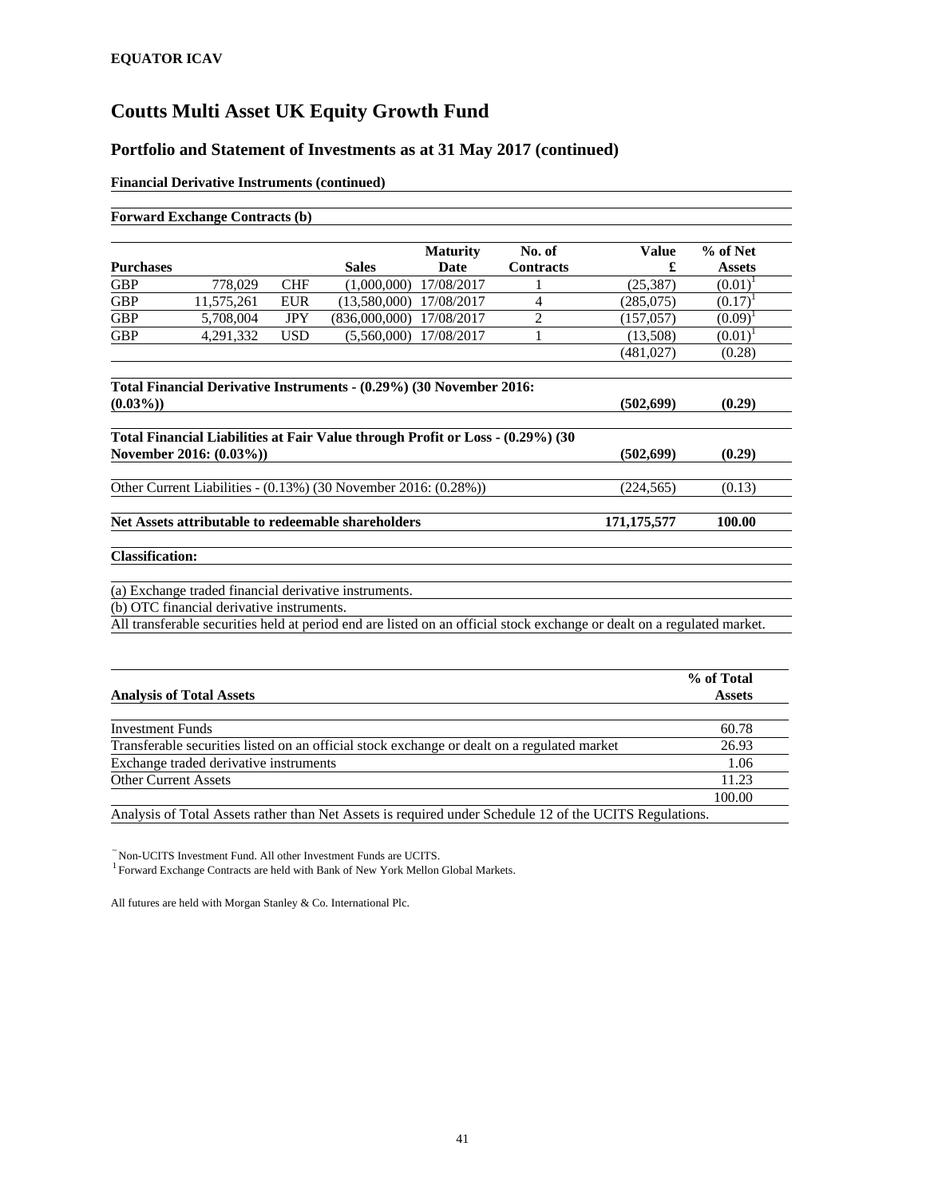**EQUATOR ICAV**

# Coutts Multi Asset UK Equity Growth Fund

## Portfolio and Statement of Investments as at 31 May 2017 (continued)

**Financial Derivative Instruments (continued)**

**Forward Exchange Contracts (b)**

| Purchases | | | Sales | Maturity Date | No. of Contracts | Value £ | % of Net Assets |
|---|---|---|---|---|---|---|---|
| GBP | 778,029 | CHF | (1,000,000) | 17/08/2017 | 1 | (25,387) | (0.01)[1] |
| GBP | 11,575,261 | EUR | (13,580,000) | 17/08/2017 | 4 | (285,075) | (0.17)[1] |
| GBP | 5,708,004 | JPY | (836,000,000) | 17/08/2017 | 2 | (157,057) | (0.09)[1] |
| GBP | 4,291,332 | USD | (5,560,000) | 17/08/2017 | 1 | (13,508) | (0.01)[1] |
| | | | | | | (481,027) | (0.28) |

| | Value £ | % of Net Assets |
|---|---|---|
| **Total Financial Derivative Instruments - (0.29%) (30 November 2016: (0.03%))** | **(502,699)** | **(0.29)** |
| **Total Financial Liabilities at Fair Value through Profit or Loss - (0.29%) (30 November 2016: (0.03%))** | **(502,699)** | **(0.29)** |
| Other Current Liabilities - (0.13%) (30 November 2016: (0.28%)) | (224,565) | (0.13) |
| **Net Assets attributable to redeemable shareholders** | **171,175,577** | **100.00** |

**Classification:**

(a) Exchange traded financial derivative instruments.

(b) OTC financial derivative instruments.

All transferable securities held at period end are listed on an official stock exchange or dealt on a regulated market.

| Analysis of Total Assets | % of Total Assets |
|---|---|
| Investment Funds | 60.78 |
| Transferable securities listed on an official stock exchange or dealt on a regulated market | 26.93 |
| Exchange traded derivative instruments | 1.06 |
| Other Current Assets | 11.23 |
| | 100.00 |

Analysis of Total Assets rather than Net Assets is required under Schedule 12 of the UCITS Regulations.

~ Non-UCITS Investment Fund. All other Investment Funds are UCITS.

[1] Forward Exchange Contracts are held with Bank of New York Mellon Global Markets.

All futures are held with Morgan Stanley & Co. International Plc.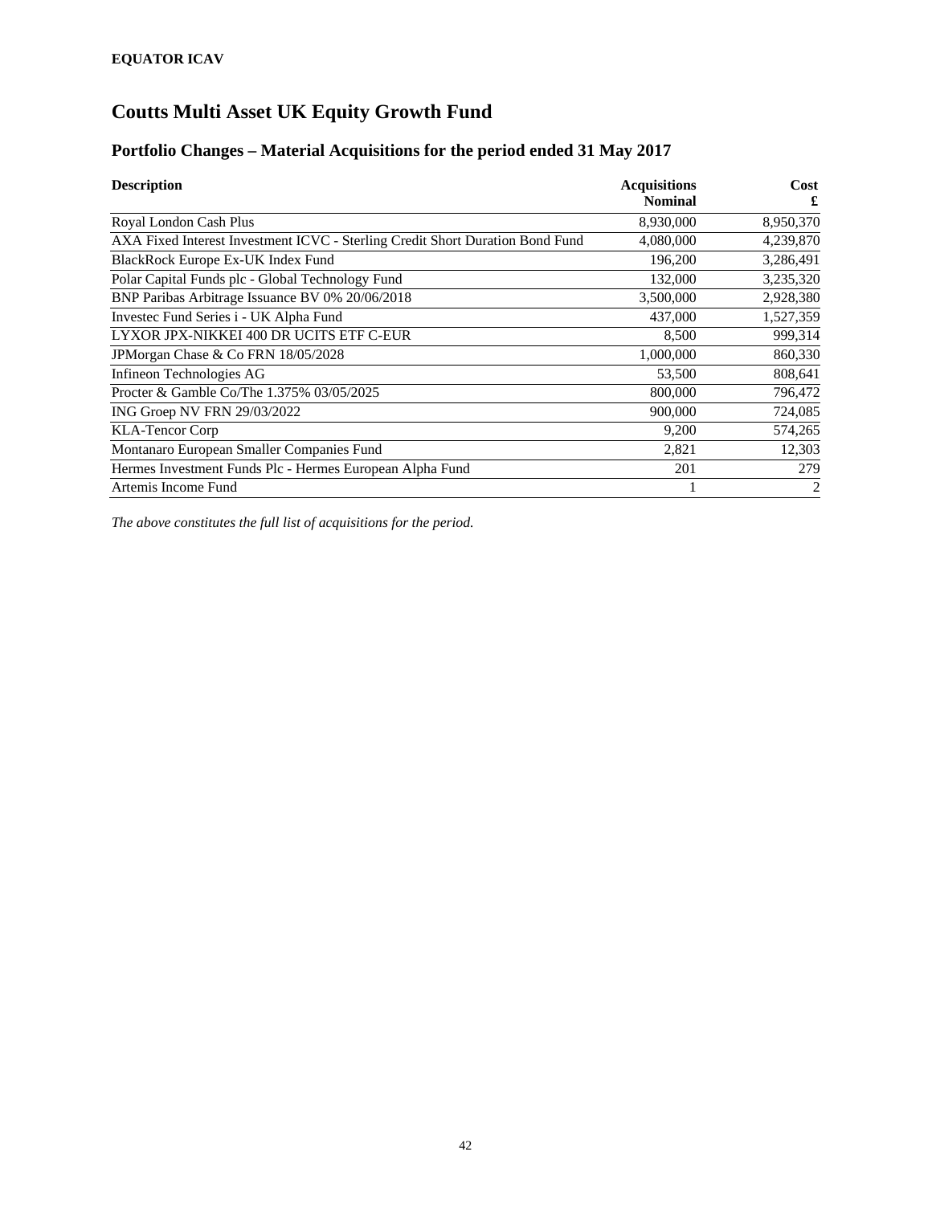**EQUATOR ICAV**

# Coutts Multi Asset UK Equity Growth Fund

## Portfolio Changes – Material Acquisitions for the period ended 31 May 2017

| Description | Acquisitions Nominal | Cost £ |
|---|---:|---:|
| Royal London Cash Plus | 8,930,000 | 8,950,370 |
| AXA Fixed Interest Investment ICVC - Sterling Credit Short Duration Bond Fund | 4,080,000 | 4,239,870 |
| BlackRock Europe Ex-UK Index Fund | 196,200 | 3,286,491 |
| Polar Capital Funds plc - Global Technology Fund | 132,000 | 3,235,320 |
| BNP Paribas Arbitrage Issuance BV 0% 20/06/2018 | 3,500,000 | 2,928,380 |
| Investec Fund Series i - UK Alpha Fund | 437,000 | 1,527,359 |
| LYXOR JPX-NIKKEI 400 DR UCITS ETF C-EUR | 8,500 | 999,314 |
| JPMorgan Chase & Co FRN 18/05/2028 | 1,000,000 | 860,330 |
| Infineon Technologies AG | 53,500 | 808,641 |
| Procter & Gamble Co/The 1.375% 03/05/2025 | 800,000 | 796,472 |
| ING Groep NV FRN 29/03/2022 | 900,000 | 724,085 |
| KLA-Tencor Corp | 9,200 | 574,265 |
| Montanaro European Smaller Companies Fund | 2,821 | 12,303 |
| Hermes Investment Funds Plc - Hermes European Alpha Fund | 201 | 279 |
| Artemis Income Fund | 1 | 2 |

*The above constitutes the full list of acquisitions for the period.*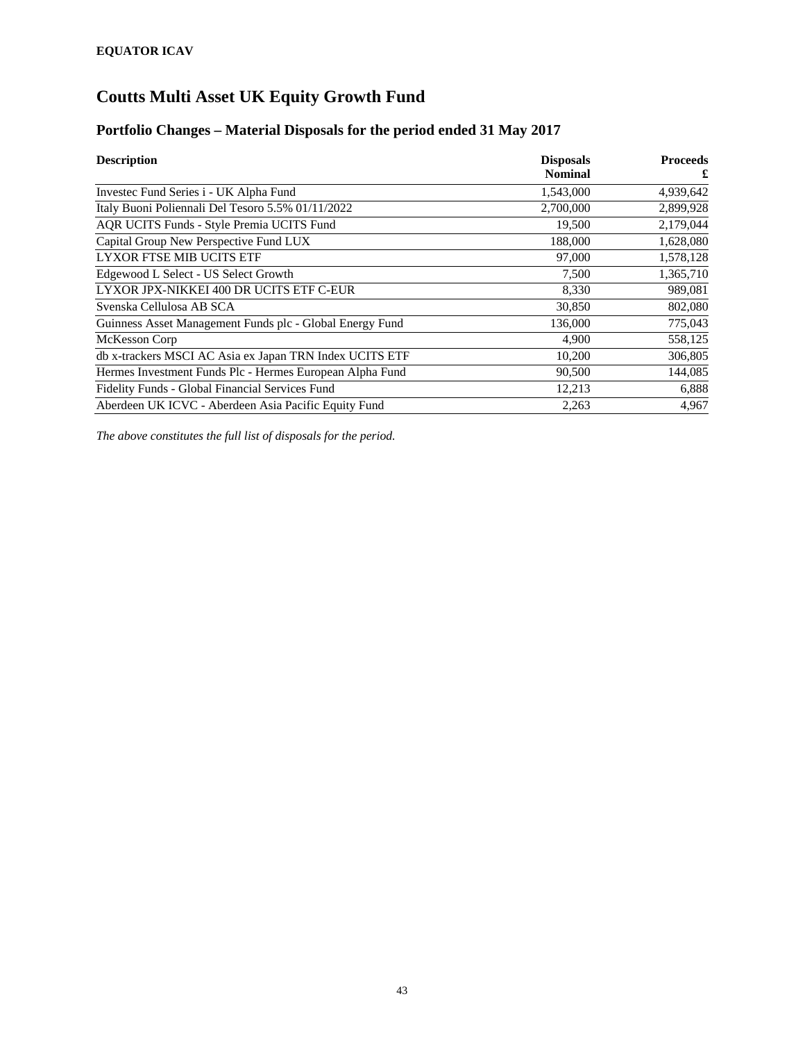**EQUATOR ICAV**

# Coutts Multi Asset UK Equity Growth Fund

## Portfolio Changes – Material Disposals for the period ended 31 May 2017

| Description | Disposals Nominal | Proceeds £ |
|---|---:|---:|
| Investec Fund Series i - UK Alpha Fund | 1,543,000 | 4,939,642 |
| Italy Buoni Poliennali Del Tesoro 5.5% 01/11/2022 | 2,700,000 | 2,899,928 |
| AQR UCITS Funds - Style Premia UCITS Fund | 19,500 | 2,179,044 |
| Capital Group New Perspective Fund LUX | 188,000 | 1,628,080 |
| LYXOR FTSE MIB UCITS ETF | 97,000 | 1,578,128 |
| Edgewood L Select - US Select Growth | 7,500 | 1,365,710 |
| LYXOR JPX-NIKKEI 400 DR UCITS ETF C-EUR | 8,330 | 989,081 |
| Svenska Cellulosa AB SCA | 30,850 | 802,080 |
| Guinness Asset Management Funds plc - Global Energy Fund | 136,000 | 775,043 |
| McKesson Corp | 4,900 | 558,125 |
| db x-trackers MSCI AC Asia ex Japan TRN Index UCITS ETF | 10,200 | 306,805 |
| Hermes Investment Funds Plc - Hermes European Alpha Fund | 90,500 | 144,085 |
| Fidelity Funds - Global Financial Services Fund | 12,213 | 6,888 |
| Aberdeen UK ICVC - Aberdeen Asia Pacific Equity Fund | 2,263 | 4,967 |

*The above constitutes the full list of disposals for the period.*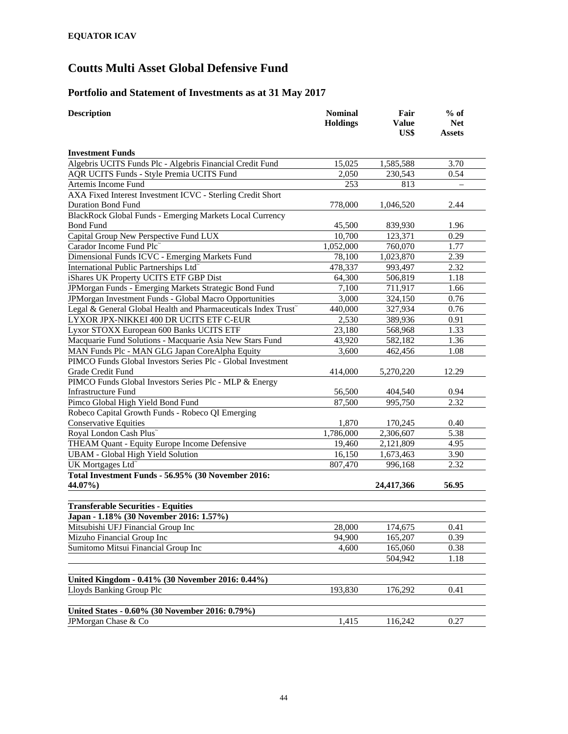**EQUATOR ICAV**

# Coutts Multi Asset Global Defensive Fund

## Portfolio and Statement of Investments as at 31 May 2017

| Description | Nominal Holdings | Fair Value US$ | % of Net Assets |
|---|---|---|---|
| **Investment Funds** | | | |
| Algebris UCITS Funds Plc - Algebris Financial Credit Fund | 15,025 | 1,585,588 | 3.70 |
| AQR UCITS Funds - Style Premia UCITS Fund | 2,050 | 230,543 | 0.54 |
| Artemis Income Fund | 253 | 813 | – |
| AXA Fixed Interest Investment ICVC - Sterling Credit Short Duration Bond Fund | 778,000 | 1,046,520 | 2.44 |
| BlackRock Global Funds - Emerging Markets Local Currency Bond Fund | 45,500 | 839,930 | 1.96 |
| Capital Group New Perspective Fund LUX | 10,700 | 123,371 | 0.29 |
| Carador Income Fund Plc˜ | 1,052,000 | 760,070 | 1.77 |
| Dimensional Funds ICVC - Emerging Markets Fund | 78,100 | 1,023,870 | 2.39 |
| International Public Partnerships Ltd˜ | 478,337 | 993,497 | 2.32 |
| iShares UK Property UCITS ETF GBP Dist | 64,300 | 506,819 | 1.18 |
| JPMorgan Funds - Emerging Markets Strategic Bond Fund | 7,100 | 711,917 | 1.66 |
| JPMorgan Investment Funds - Global Macro Opportunities | 3,000 | 324,150 | 0.76 |
| Legal & General Global Health and Pharmaceuticals Index Trust˜ | 440,000 | 327,934 | 0.76 |
| LYXOR JPX-NIKKEI 400 DR UCITS ETF C-EUR | 2,530 | 389,936 | 0.91 |
| Lyxor STOXX European 600 Banks UCITS ETF | 23,180 | 568,968 | 1.33 |
| Macquarie Fund Solutions - Macquarie Asia New Stars Fund | 43,920 | 582,182 | 1.36 |
| MAN Funds Plc - MAN GLG Japan CoreAlpha Equity | 3,600 | 462,456 | 1.08 |
| PIMCO Funds Global Investors Series Plc - Global Investment Grade Credit Fund | 414,000 | 5,270,220 | 12.29 |
| PIMCO Funds Global Investors Series Plc - MLP & Energy Infrastructure Fund | 56,500 | 404,540 | 0.94 |
| Pimco Global High Yield Bond Fund | 87,500 | 995,750 | 2.32 |
| Robeco Capital Growth Funds - Robeco QI Emerging Conservative Equities | 1,870 | 170,245 | 0.40 |
| Royal London Cash Plus˜ | 1,786,000 | 2,306,607 | 5.38 |
| THEAM Quant - Equity Europe Income Defensive | 19,460 | 2,121,809 | 4.95 |
| UBAM - Global High Yield Solution | 16,150 | 1,673,463 | 3.90 |
| UK Mortgages Ltd˜ | 807,470 | 996,168 | 2.32 |
| **Total Investment Funds - 56.95% (30 November 2016: 44.07%)** | | **24,417,366** | **56.95** |
| | | | |
| **Transferable Securities - Equities** | | | |
| **Japan - 1.18% (30 November 2016: 1.57%)** | | | |
| Mitsubishi UFJ Financial Group Inc | 28,000 | 174,675 | 0.41 |
| Mizuho Financial Group Inc | 94,900 | 165,207 | 0.39 |
| Sumitomo Mitsui Financial Group Inc | 4,600 | 165,060 | 0.38 |
| | | 504,942 | 1.18 |
| | | | |
| **United Kingdom - 0.41% (30 November 2016: 0.44%)** | | | |
| Lloyds Banking Group Plc | 193,830 | 176,292 | 0.41 |
| | | | |
| **United States - 0.60% (30 November 2016: 0.79%)** | | | |
| JPMorgan Chase & Co | 1,415 | 116,242 | 0.27 |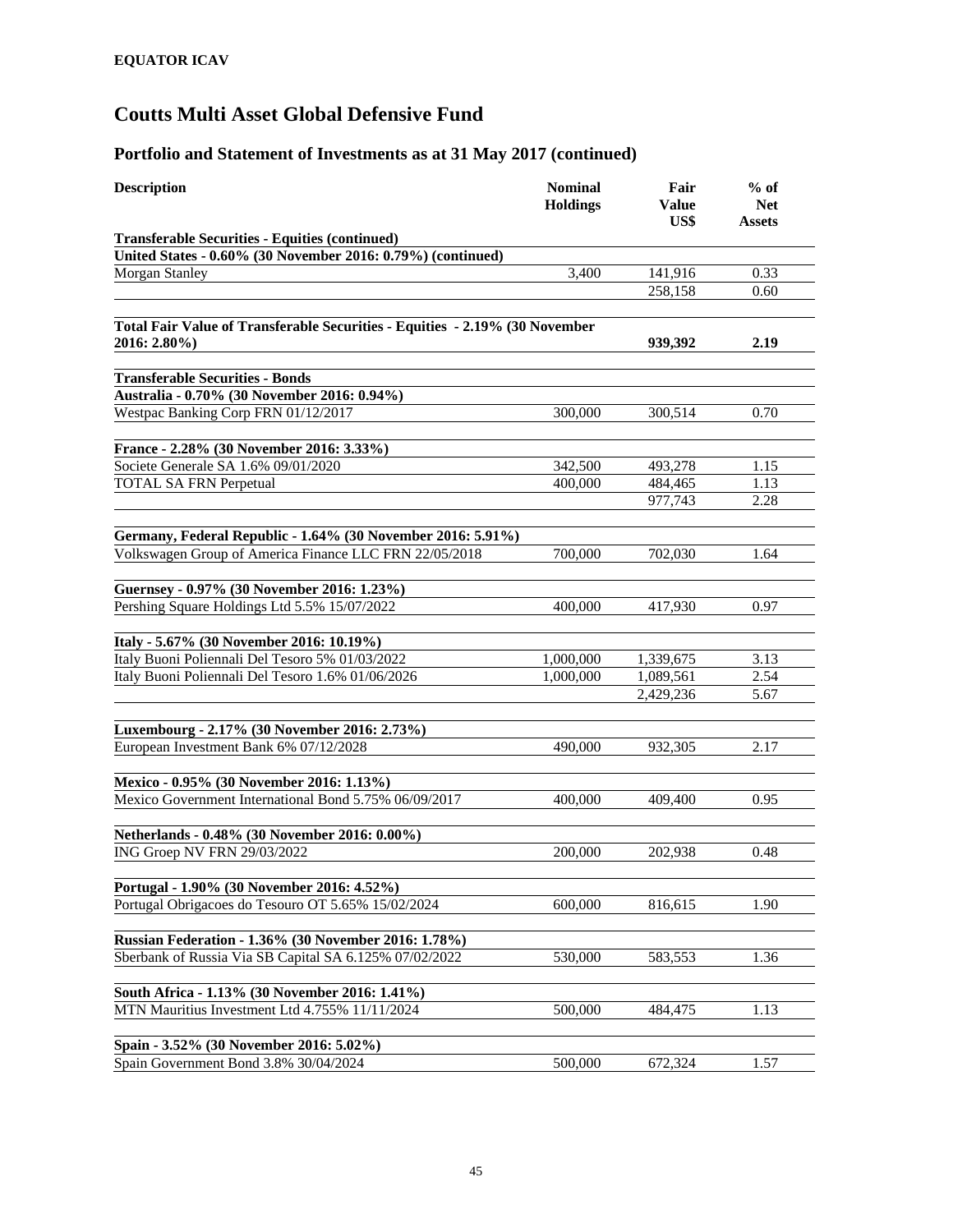**EQUATOR ICAV**

# Coutts Multi Asset Global Defensive Fund

## Portfolio and Statement of Investments as at 31 May 2017 (continued)

| Description | Nominal Holdings | Fair Value US$ | % of Net Assets |
|---|---|---|---|
| **Transferable Securities - Equities (continued)** | | | |
| **United States - 0.60% (30 November 2016: 0.79%) (continued)** | | | |
| Morgan Stanley | 3,400 | 141,916 | 0.33 |
| | | 258,158 | 0.60 |
| | | | |
| **Total Fair Value of Transferable Securities - Equities - 2.19% (30 November 2016: 2.80%)** | | **939,392** | **2.19** |
| | | | |
| **Transferable Securities - Bonds** | | | |
| **Australia - 0.70% (30 November 2016: 0.94%)** | | | |
| Westpac Banking Corp FRN 01/12/2017 | 300,000 | 300,514 | 0.70 |
| | | | |
| **France - 2.28% (30 November 2016: 3.33%)** | | | |
| Societe Generale SA 1.6% 09/01/2020 | 342,500 | 493,278 | 1.15 |
| TOTAL SA FRN Perpetual | 400,000 | 484,465 | 1.13 |
| | | 977,743 | 2.28 |
| | | | |
| **Germany, Federal Republic - 1.64% (30 November 2016: 5.91%)** | | | |
| Volkswagen Group of America Finance LLC FRN 22/05/2018 | 700,000 | 702,030 | 1.64 |
| | | | |
| **Guernsey - 0.97% (30 November 2016: 1.23%)** | | | |
| Pershing Square Holdings Ltd 5.5% 15/07/2022 | 400,000 | 417,930 | 0.97 |
| | | | |
| **Italy - 5.67% (30 November 2016: 10.19%)** | | | |
| Italy Buoni Poliennali Del Tesoro 5% 01/03/2022 | 1,000,000 | 1,339,675 | 3.13 |
| Italy Buoni Poliennali Del Tesoro 1.6% 01/06/2026 | 1,000,000 | 1,089,561 | 2.54 |
| | | 2,429,236 | 5.67 |
| | | | |
| **Luxembourg - 2.17% (30 November 2016: 2.73%)** | | | |
| European Investment Bank 6% 07/12/2028 | 490,000 | 932,305 | 2.17 |
| | | | |
| **Mexico - 0.95% (30 November 2016: 1.13%)** | | | |
| Mexico Government International Bond 5.75% 06/09/2017 | 400,000 | 409,400 | 0.95 |
| | | | |
| **Netherlands - 0.48% (30 November 2016: 0.00%)** | | | |
| ING Groep NV FRN 29/03/2022 | 200,000 | 202,938 | 0.48 |
| | | | |
| **Portugal - 1.90% (30 November 2016: 4.52%)** | | | |
| Portugal Obrigacoes do Tesouro OT 5.65% 15/02/2024 | 600,000 | 816,615 | 1.90 |
| | | | |
| **Russian Federation - 1.36% (30 November 2016: 1.78%)** | | | |
| Sberbank of Russia Via SB Capital SA 6.125% 07/02/2022 | 530,000 | 583,553 | 1.36 |
| | | | |
| **South Africa - 1.13% (30 November 2016: 1.41%)** | | | |
| MTN Mauritius Investment Ltd 4.755% 11/11/2024 | 500,000 | 484,475 | 1.13 |
| | | | |
| **Spain - 3.52% (30 November 2016: 5.02%)** | | | |
| Spain Government Bond 3.8% 30/04/2024 | 500,000 | 672,324 | 1.57 |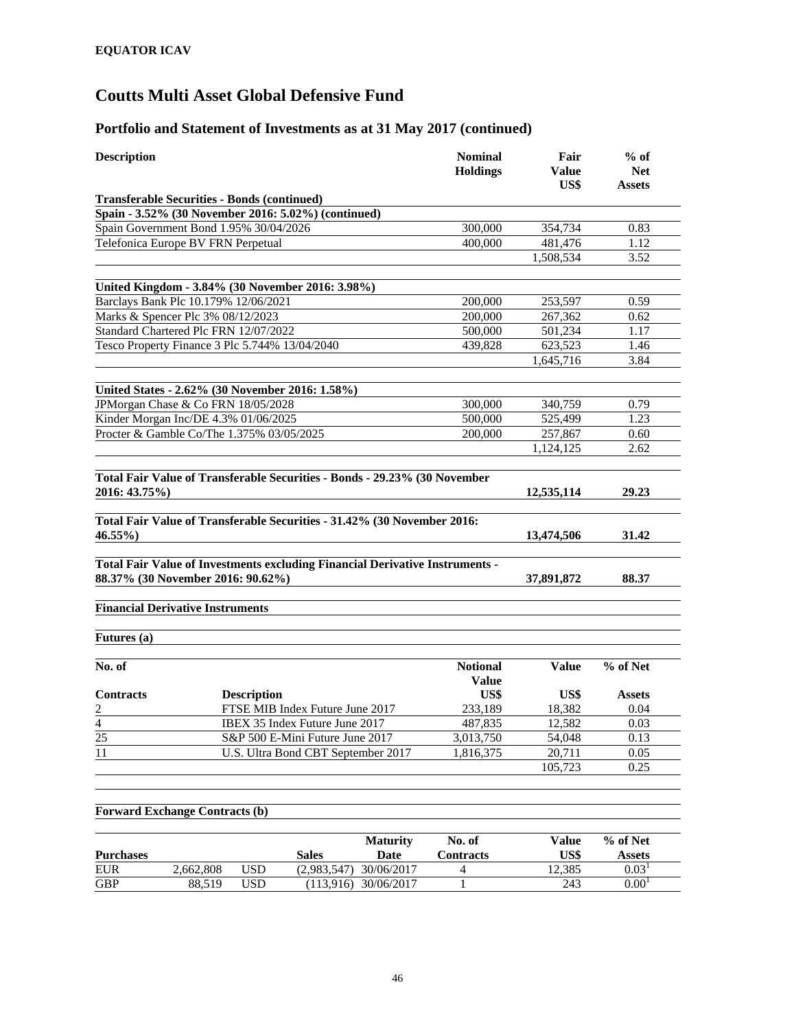**EQUATOR ICAV**

# Coutts Multi Asset Global Defensive Fund

## Portfolio and Statement of Investments as at 31 May 2017 (continued)

| Description | Nominal Holdings | Fair Value US$ | % of Net Assets |
|---|---|---|---|
| **Transferable Securities - Bonds (continued)** | | | |
| **Spain - 3.52% (30 November 2016: 5.02%) (continued)** | | | |
| Spain Government Bond 1.95% 30/04/2026 | 300,000 | 354,734 | 0.83 |
| Telefonica Europe BV FRN Perpetual | 400,000 | 481,476 | 1.12 |
| | | 1,508,534 | 3.52 |
| **United Kingdom - 3.84% (30 November 2016: 3.98%)** | | | |
| Barclays Bank Plc 10.179% 12/06/2021 | 200,000 | 253,597 | 0.59 |
| Marks & Spencer Plc 3% 08/12/2023 | 200,000 | 267,362 | 0.62 |
| Standard Chartered Plc FRN 12/07/2022 | 500,000 | 501,234 | 1.17 |
| Tesco Property Finance 3 Plc 5.744% 13/04/2040 | 439,828 | 623,523 | 1.46 |
| | | 1,645,716 | 3.84 |
| **United States - 2.62% (30 November 2016: 1.58%)** | | | |
| JPMorgan Chase & Co FRN 18/05/2028 | 300,000 | 340,759 | 0.79 |
| Kinder Morgan Inc/DE 4.3% 01/06/2025 | 500,000 | 525,499 | 1.23 |
| Procter & Gamble Co/The 1.375% 03/05/2025 | 200,000 | 257,867 | 0.60 |
| | | 1,124,125 | 2.62 |
| **Total Fair Value of Transferable Securities - Bonds - 29.23% (30 November 2016: 43.75%)** | | **12,535,114** | **29.23** |
| **Total Fair Value of Transferable Securities - 31.42% (30 November 2016: 46.55%)** | | **13,474,506** | **31.42** |
| **Total Fair Value of Investments excluding Financial Derivative Instruments - 88.37% (30 November 2016: 90.62%)** | | **37,891,872** | **88.37** |

**Financial Derivative Instruments**

**Futures (a)**

| No. of Contracts | Description | Notional Value US$ | Value US$ | % of Net Assets |
|---|---|---|---|---|
| 2 | FTSE MIB Index Future June 2017 | 233,189 | 18,382 | 0.04 |
| 4 | IBEX 35 Index Future June 2017 | 487,835 | 12,582 | 0.03 |
| 25 | S&P 500 E-Mini Future June 2017 | 3,013,750 | 54,048 | 0.13 |
| 11 | U.S. Ultra Bond CBT September 2017 | 1,816,375 | 20,711 | 0.05 |
| | | | 105,723 | 0.25 |

**Forward Exchange Contracts (b)**

| Purchases | | | Sales | Maturity Date | No. of Contracts | Value US$ | % of Net Assets |
|---|---|---|---|---|---|---|---|
| EUR | 2,662,808 | USD | (2,983,547) | 30/06/2017 | 4 | 12,385 | 0.03[1] |
| GBP | 88,519 | USD | (113,916) | 30/06/2017 | 1 | 243 | 0.00[1] |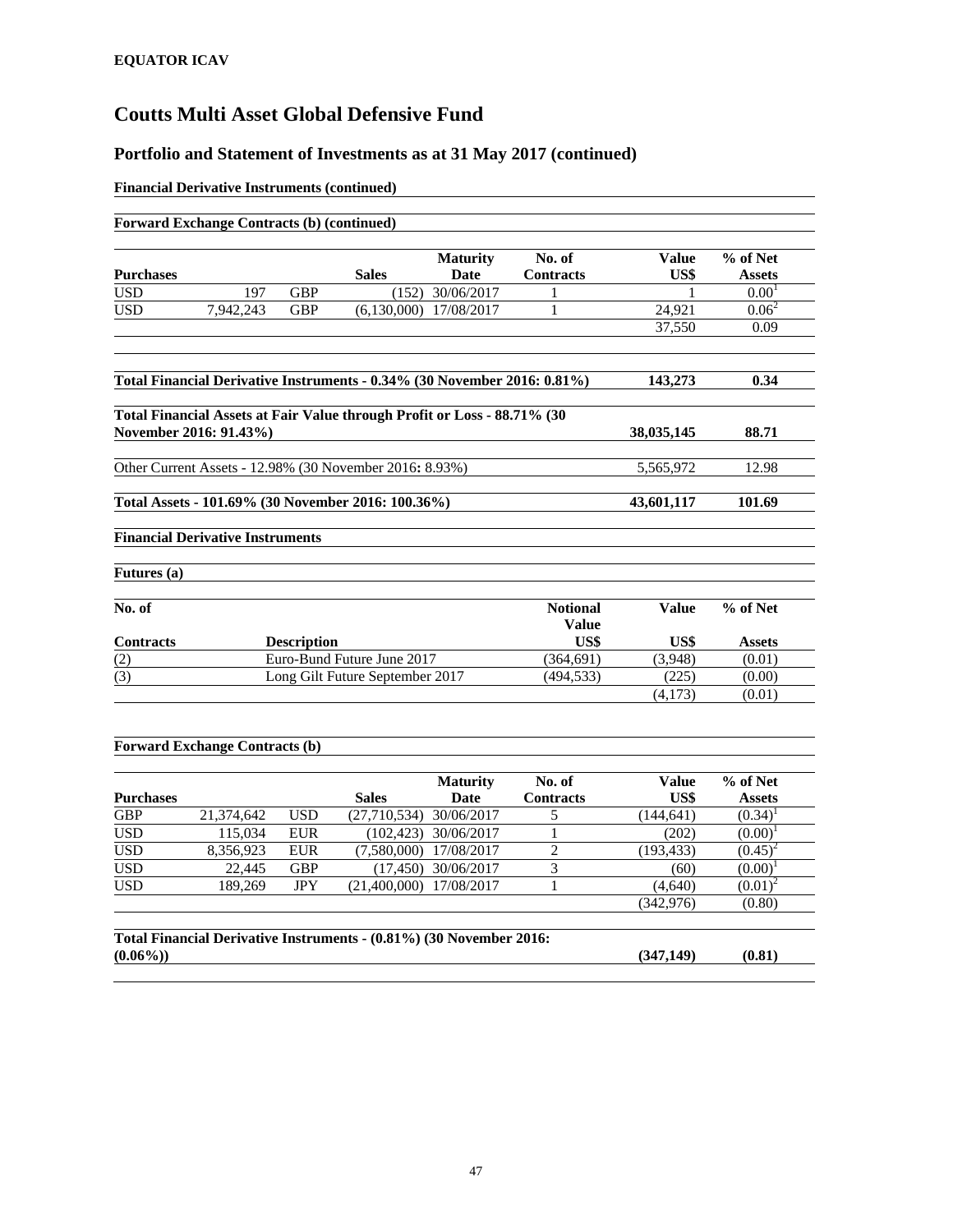**EQUATOR ICAV**

# Coutts Multi Asset Global Defensive Fund

## Portfolio and Statement of Investments as at 31 May 2017 (continued)

**Financial Derivative Instruments (continued)**

**Forward Exchange Contracts (b) (continued)**

| Purchases | | | Sales | Maturity Date | No. of Contracts | Value US$ | % of Net Assets |
|---|---|---|---|---|---|---|---|
| USD | 197 | GBP | (152) | 30/06/2017 | 1 | 1 | 0.00[1] |
| USD | 7,942,243 | GBP | (6,130,000) | 17/08/2017 | 1 | 24,921 | 0.06[2] |
| | | | | | | 37,550 | 0.09 |

| | Value US$ | % of Net Assets |
|---|---|---|
| **Total Financial Derivative Instruments - 0.34% (30 November 2016: 0.81%)** | **143,273** | **0.34** |
| **Total Financial Assets at Fair Value through Profit or Loss - 88.71% (30 November 2016: 91.43%)** | **38,035,145** | **88.71** |
| Other Current Assets - 12.98% (30 November 2016: 8.93%) | 5,565,972 | 12.98 |
| **Total Assets - 101.69% (30 November 2016: 100.36%)** | **43,601,117** | **101.69** |

**Financial Derivative Instruments**

**Futures (a)**

| No. of Contracts | Description | Notional Value US$ | Value US$ | % of Net Assets |
|---|---|---|---|---|
| (2) | Euro-Bund Future June 2017 | (364,691) | (3,948) | (0.01) |
| (3) | Long Gilt Future September 2017 | (494,533) | (225) | (0.00) |
| | | | (4,173) | (0.01) |

**Forward Exchange Contracts (b)**

| Purchases | | | Sales | Maturity Date | No. of Contracts | Value US$ | % of Net Assets |
|---|---|---|---|---|---|---|---|
| GBP | 21,374,642 | USD | (27,710,534) | 30/06/2017 | 5 | (144,641) | (0.34)[1] |
| USD | 115,034 | EUR | (102,423) | 30/06/2017 | 1 | (202) | (0.00)[1] |
| USD | 8,356,923 | EUR | (7,580,000) | 17/08/2017 | 2 | (193,433) | (0.45)[2] |
| USD | 22,445 | GBP | (17,450) | 30/06/2017 | 3 | (60) | (0.00)[1] |
| USD | 189,269 | JPY | (21,400,000) | 17/08/2017 | 1 | (4,640) | (0.01)[2] |
| | | | | | | (342,976) | (0.80) |

| | Value US$ | % of Net Assets |
|---|---|---|
| **Total Financial Derivative Instruments - (0.81%) (30 November 2016: (0.06%))** | **(347,149)** | **(0.81)** |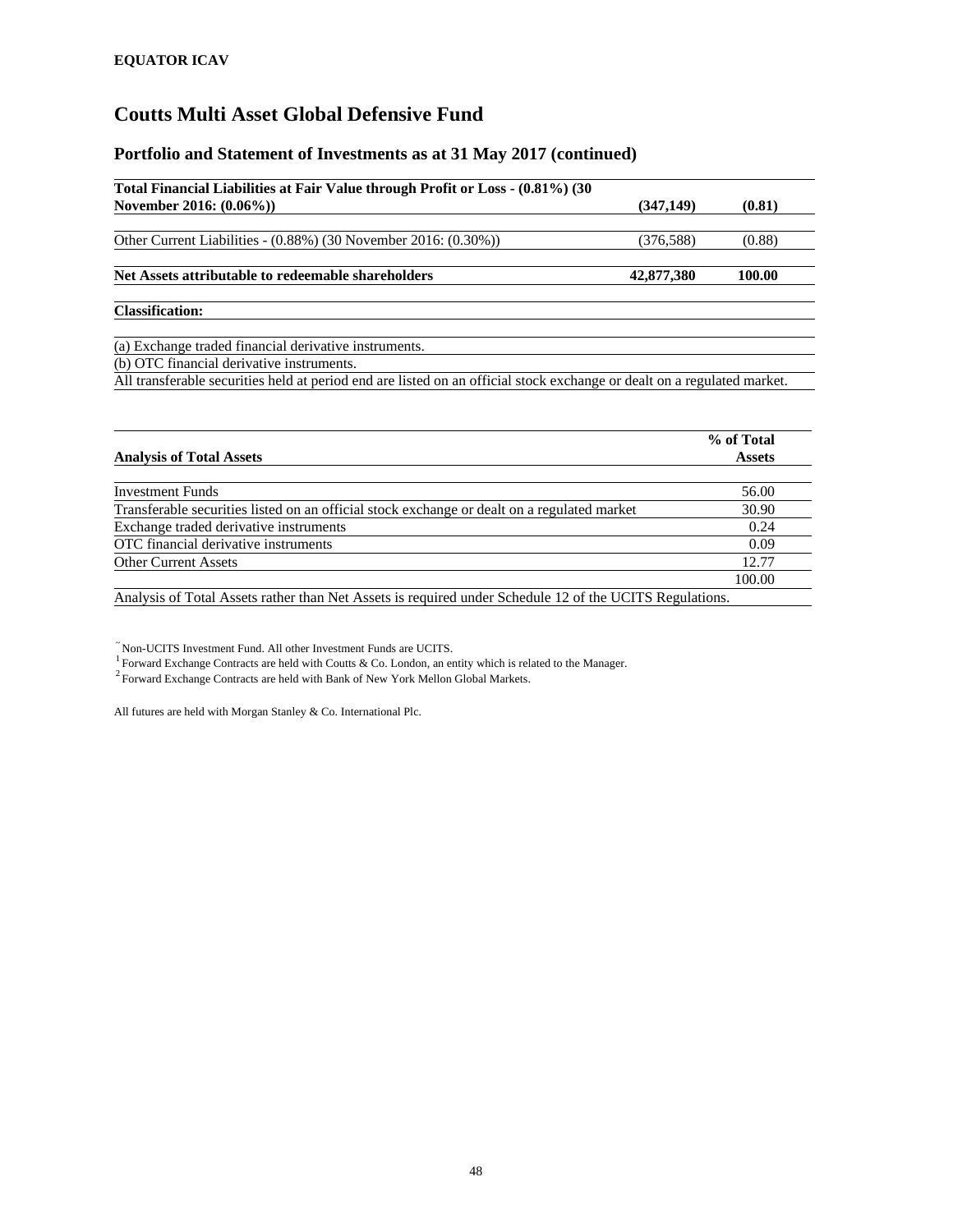**EQUATOR ICAV**

# Coutts Multi Asset Global Defensive Fund

## Portfolio and Statement of Investments as at 31 May 2017 (continued)

| | | |
|---|---|---|
| **Total Financial Liabilities at Fair Value through Profit or Loss - (0.81%) (30 November 2016: (0.06%))** | **(347,149)** | **(0.81)** |
| Other Current Liabilities - (0.88%) (30 November 2016: (0.30%)) | (376,588) | (0.88) |
| **Net Assets attributable to redeemable shareholders** | **42,877,380** | **100.00** |

**Classification:**

(a) Exchange traded financial derivative instruments.

(b) OTC financial derivative instruments.

All transferable securities held at period end are listed on an official stock exchange or dealt on a regulated market.

| **Analysis of Total Assets** | **% of Total Assets** |
|---|---|
| Investment Funds | 56.00 |
| Transferable securities listed on an official stock exchange or dealt on a regulated market | 30.90 |
| Exchange traded derivative instruments | 0.24 |
| OTC financial derivative instruments | 0.09 |
| Other Current Assets | 12.77 |
| | 100.00 |

Analysis of Total Assets rather than Net Assets is required under Schedule 12 of the UCITS Regulations.

~ Non-UCITS Investment Fund. All other Investment Funds are UCITS.

[1] Forward Exchange Contracts are held with Coutts & Co. London, an entity which is related to the Manager.

[2] Forward Exchange Contracts are held with Bank of New York Mellon Global Markets.

All futures are held with Morgan Stanley & Co. International Plc.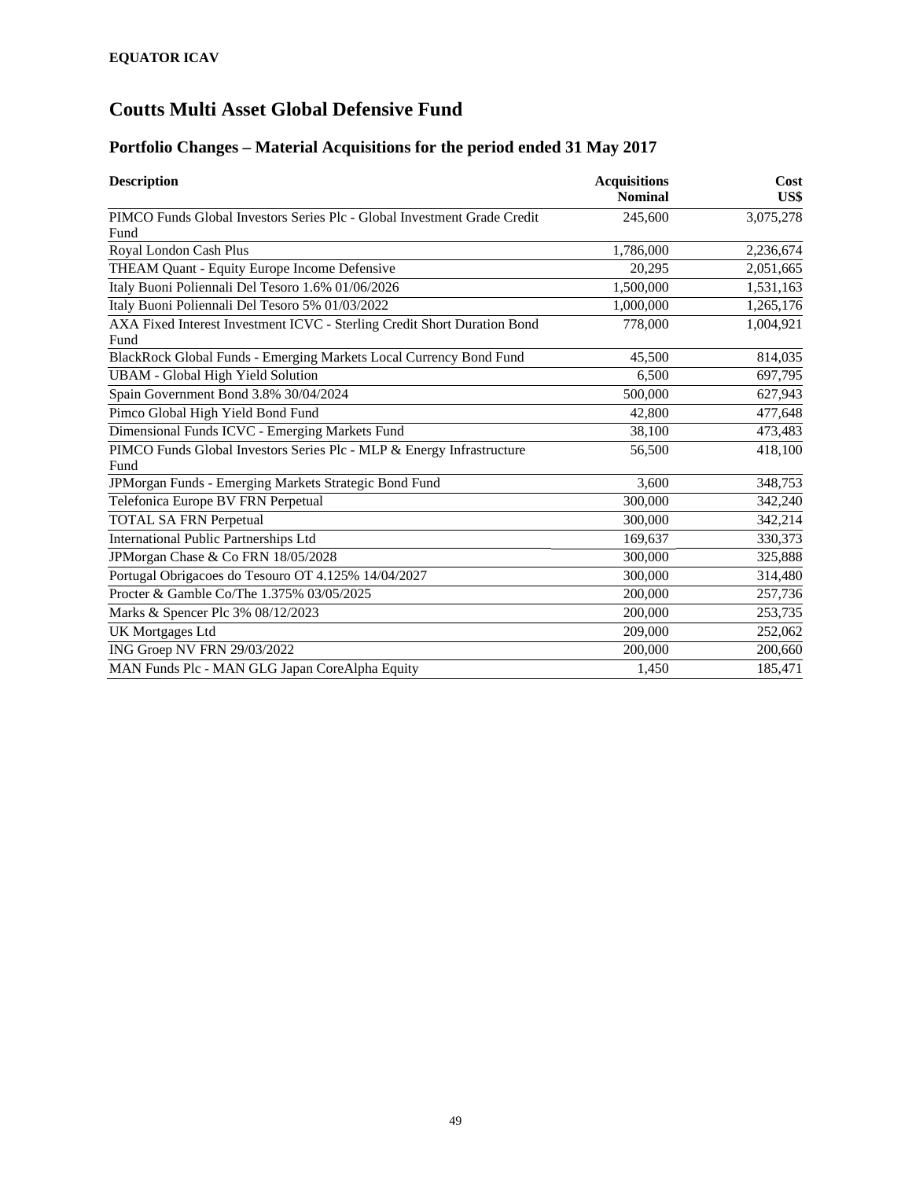**EQUATOR ICAV**

# Coutts Multi Asset Global Defensive Fund

## Portfolio Changes – Material Acquisitions for the period ended 31 May 2017

| Description | Acquisitions Nominal | Cost US$ |
|---|---:|---:|
| PIMCO Funds Global Investors Series Plc - Global Investment Grade Credit Fund | 245,600 | 3,075,278 |
| Royal London Cash Plus | 1,786,000 | 2,236,674 |
| THEAM Quant - Equity Europe Income Defensive | 20,295 | 2,051,665 |
| Italy Buoni Poliennali Del Tesoro 1.6% 01/06/2026 | 1,500,000 | 1,531,163 |
| Italy Buoni Poliennali Del Tesoro 5% 01/03/2022 | 1,000,000 | 1,265,176 |
| AXA Fixed Interest Investment ICVC - Sterling Credit Short Duration Bond Fund | 778,000 | 1,004,921 |
| BlackRock Global Funds - Emerging Markets Local Currency Bond Fund | 45,500 | 814,035 |
| UBAM - Global High Yield Solution | 6,500 | 697,795 |
| Spain Government Bond 3.8% 30/04/2024 | 500,000 | 627,943 |
| Pimco Global High Yield Bond Fund | 42,800 | 477,648 |
| Dimensional Funds ICVC - Emerging Markets Fund | 38,100 | 473,483 |
| PIMCO Funds Global Investors Series Plc - MLP & Energy Infrastructure Fund | 56,500 | 418,100 |
| JPMorgan Funds - Emerging Markets Strategic Bond Fund | 3,600 | 348,753 |
| Telefonica Europe BV FRN Perpetual | 300,000 | 342,240 |
| TOTAL SA FRN Perpetual | 300,000 | 342,214 |
| International Public Partnerships Ltd | 169,637 | 330,373 |
| JPMorgan Chase & Co FRN 18/05/2028 | 300,000 | 325,888 |
| Portugal Obrigacoes do Tesouro OT 4.125% 14/04/2027 | 300,000 | 314,480 |
| Procter & Gamble Co/The 1.375% 03/05/2025 | 200,000 | 257,736 |
| Marks & Spencer Plc 3% 08/12/2023 | 200,000 | 253,735 |
| UK Mortgages Ltd | 209,000 | 252,062 |
| ING Groep NV FRN 29/03/2022 | 200,000 | 200,660 |
| MAN Funds Plc - MAN GLG Japan CoreAlpha Equity | 1,450 | 185,471 |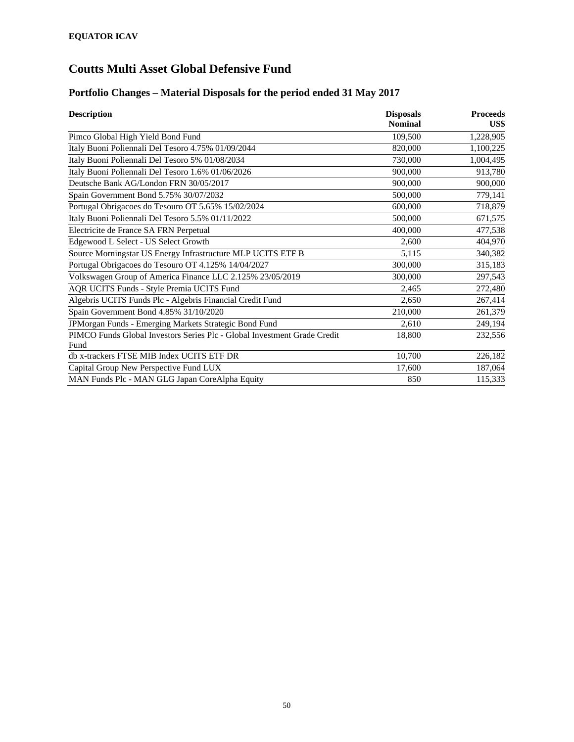**EQUATOR ICAV**

# Coutts Multi Asset Global Defensive Fund

## Portfolio Changes – Material Disposals for the period ended 31 May 2017

| Description | Disposals Nominal | Proceeds US$ |
|---|---|---|
| Pimco Global High Yield Bond Fund | 109,500 | 1,228,905 |
| Italy Buoni Poliennali Del Tesoro 4.75% 01/09/2044 | 820,000 | 1,100,225 |
| Italy Buoni Poliennali Del Tesoro 5% 01/08/2034 | 730,000 | 1,004,495 |
| Italy Buoni Poliennali Del Tesoro 1.6% 01/06/2026 | 900,000 | 913,780 |
| Deutsche Bank AG/London FRN 30/05/2017 | 900,000 | 900,000 |
| Spain Government Bond 5.75% 30/07/2032 | 500,000 | 779,141 |
| Portugal Obrigacoes do Tesouro OT 5.65% 15/02/2024 | 600,000 | 718,879 |
| Italy Buoni Poliennali Del Tesoro 5.5% 01/11/2022 | 500,000 | 671,575 |
| Electricite de France SA FRN Perpetual | 400,000 | 477,538 |
| Edgewood L Select - US Select Growth | 2,600 | 404,970 |
| Source Morningstar US Energy Infrastructure MLP UCITS ETF B | 5,115 | 340,382 |
| Portugal Obrigacoes do Tesouro OT 4.125% 14/04/2027 | 300,000 | 315,183 |
| Volkswagen Group of America Finance LLC 2.125% 23/05/2019 | 300,000 | 297,543 |
| AQR UCITS Funds - Style Premia UCITS Fund | 2,465 | 272,480 |
| Algebris UCITS Funds Plc - Algebris Financial Credit Fund | 2,650 | 267,414 |
| Spain Government Bond 4.85% 31/10/2020 | 210,000 | 261,379 |
| JPMorgan Funds - Emerging Markets Strategic Bond Fund | 2,610 | 249,194 |
| PIMCO Funds Global Investors Series Plc - Global Investment Grade Credit Fund | 18,800 | 232,556 |
| db x-trackers FTSE MIB Index UCITS ETF DR | 10,700 | 226,182 |
| Capital Group New Perspective Fund LUX | 17,600 | 187,064 |
| MAN Funds Plc - MAN GLG Japan CoreAlpha Equity | 850 | 115,333 |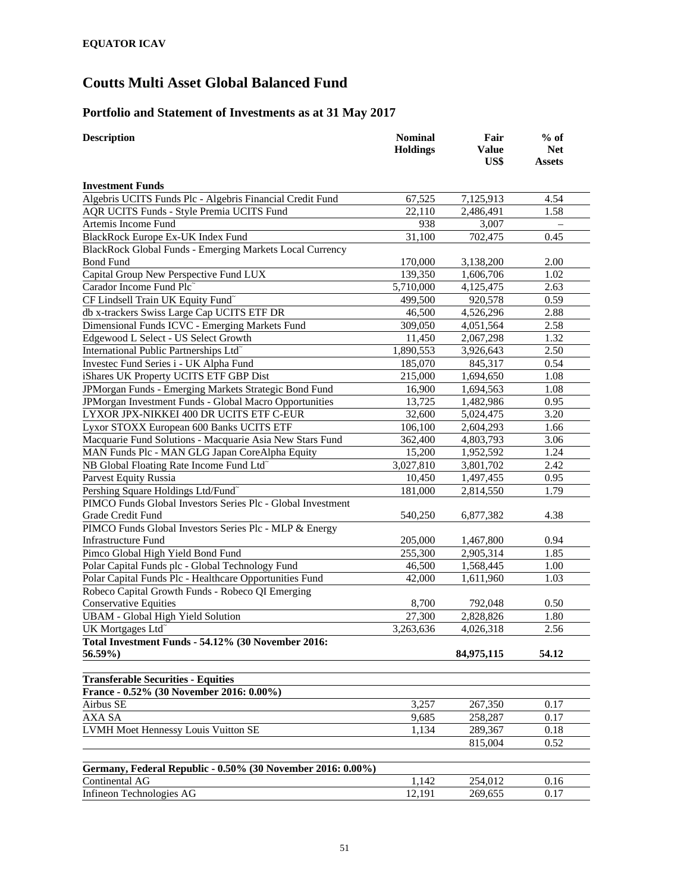**EQUATOR ICAV**

# Coutts Multi Asset Global Balanced Fund

## Portfolio and Statement of Investments as at 31 May 2017

| Description | Nominal Holdings | Fair Value US$ | % of Net Assets |
|---|---|---|---|
| **Investment Funds** | | | |
| Algebris UCITS Funds Plc - Algebris Financial Credit Fund | 67,525 | 7,125,913 | 4.54 |
| AQR UCITS Funds - Style Premia UCITS Fund | 22,110 | 2,486,491 | 1.58 |
| Artemis Income Fund | 938 | 3,007 | – |
| BlackRock Europe Ex-UK Index Fund | 31,100 | 702,475 | 0.45 |
| BlackRock Global Funds - Emerging Markets Local Currency Bond Fund | 170,000 | 3,138,200 | 2.00 |
| Capital Group New Perspective Fund LUX | 139,350 | 1,606,706 | 1.02 |
| Carador Income Fund Plc˜ | 5,710,000 | 4,125,475 | 2.63 |
| CF Lindsell Train UK Equity Fund˜ | 499,500 | 920,578 | 0.59 |
| db x-trackers Swiss Large Cap UCITS ETF DR | 46,500 | 4,526,296 | 2.88 |
| Dimensional Funds ICVC - Emerging Markets Fund | 309,050 | 4,051,564 | 2.58 |
| Edgewood L Select - US Select Growth | 11,450 | 2,067,298 | 1.32 |
| International Public Partnerships Ltd˜ | 1,890,553 | 3,926,643 | 2.50 |
| Investec Fund Series i - UK Alpha Fund | 185,070 | 845,317 | 0.54 |
| iShares UK Property UCITS ETF GBP Dist | 215,000 | 1,694,650 | 1.08 |
| JPMorgan Funds - Emerging Markets Strategic Bond Fund | 16,900 | 1,694,563 | 1.08 |
| JPMorgan Investment Funds - Global Macro Opportunities | 13,725 | 1,482,986 | 0.95 |
| LYXOR JPX-NIKKEI 400 DR UCITS ETF C-EUR | 32,600 | 5,024,475 | 3.20 |
| Lyxor STOXX European 600 Banks UCITS ETF | 106,100 | 2,604,293 | 1.66 |
| Macquarie Fund Solutions - Macquarie Asia New Stars Fund | 362,400 | 4,803,793 | 3.06 |
| MAN Funds Plc - MAN GLG Japan CoreAlpha Equity | 15,200 | 1,952,592 | 1.24 |
| NB Global Floating Rate Income Fund Ltd˜ | 3,027,810 | 3,801,702 | 2.42 |
| Parvest Equity Russia | 10,450 | 1,497,455 | 0.95 |
| Pershing Square Holdings Ltd/Fund˜ | 181,000 | 2,814,550 | 1.79 |
| PIMCO Funds Global Investors Series Plc - Global Investment Grade Credit Fund | 540,250 | 6,877,382 | 4.38 |
| PIMCO Funds Global Investors Series Plc - MLP & Energy Infrastructure Fund | 205,000 | 1,467,800 | 0.94 |
| Pimco Global High Yield Bond Fund | 255,300 | 2,905,314 | 1.85 |
| Polar Capital Funds plc - Global Technology Fund | 46,500 | 1,568,445 | 1.00 |
| Polar Capital Funds Plc - Healthcare Opportunities Fund | 42,000 | 1,611,960 | 1.03 |
| Robeco Capital Growth Funds - Robeco QI Emerging Conservative Equities | 8,700 | 792,048 | 0.50 |
| UBAM - Global High Yield Solution | 27,300 | 2,828,826 | 1.80 |
| UK Mortgages Ltd˜ | 3,263,636 | 4,026,318 | 2.56 |
| **Total Investment Funds - 54.12% (30 November 2016: 56.59%)** | | **84,975,115** | **54.12** |
| | | | |
| **Transferable Securities - Equities** | | | |
| **France - 0.52% (30 November 2016: 0.00%)** | | | |
| Airbus SE | 3,257 | 267,350 | 0.17 |
| AXA SA | 9,685 | 258,287 | 0.17 |
| LVMH Moet Hennessy Louis Vuitton SE | 1,134 | 289,367 | 0.18 |
| | | 815,004 | 0.52 |
| | | | |
| **Germany, Federal Republic - 0.50% (30 November 2016: 0.00%)** | | | |
| Continental AG | 1,142 | 254,012 | 0.16 |
| Infineon Technologies AG | 12,191 | 269,655 | 0.17 |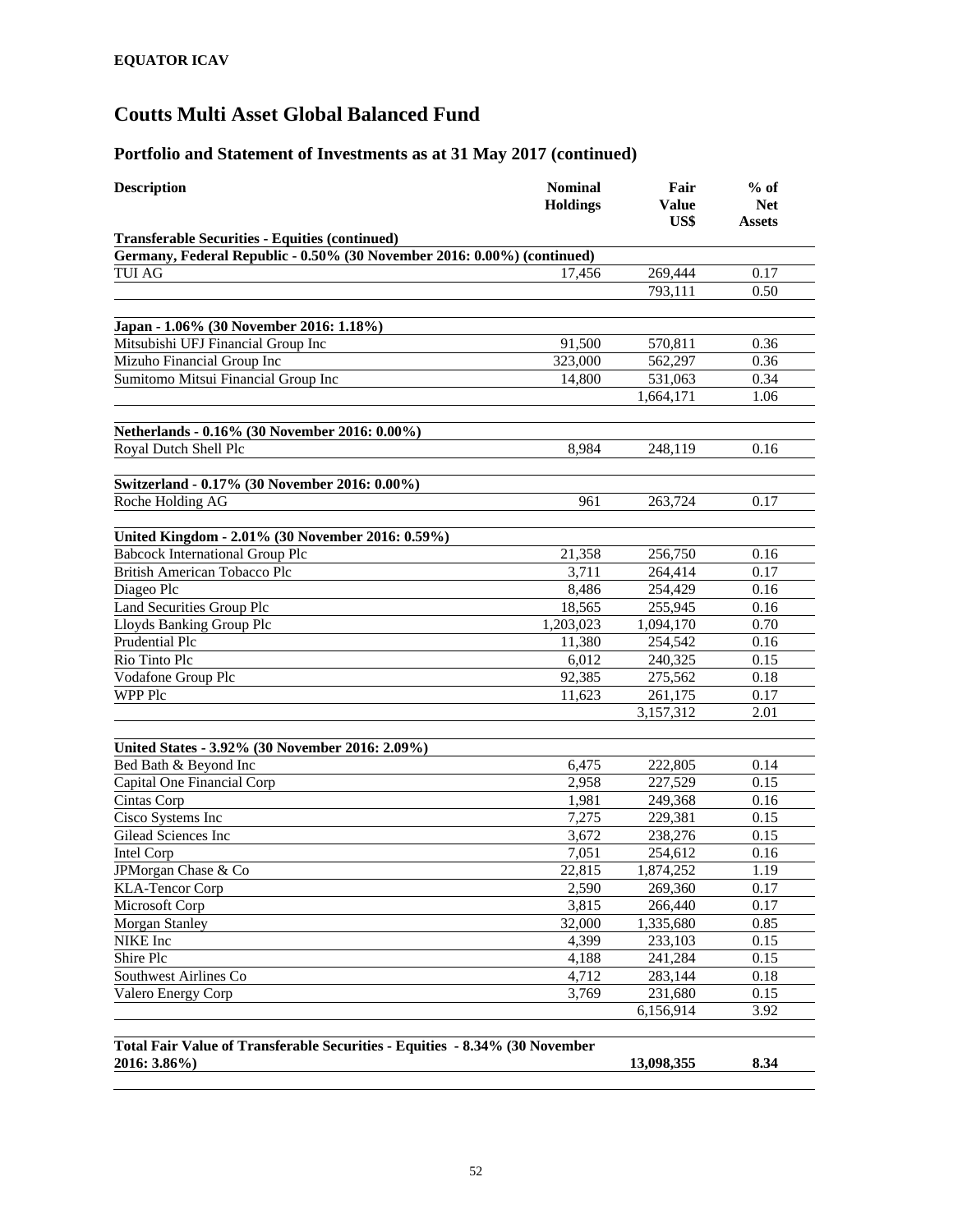**EQUATOR ICAV**

# Coutts Multi Asset Global Balanced Fund

## Portfolio and Statement of Investments as at 31 May 2017 (continued)

| Description | Nominal Holdings | Fair Value US$ | % of Net Assets |
|---|---|---|---|
| **Transferable Securities - Equities (continued)** | | | |
| **Germany, Federal Republic - 0.50% (30 November 2016: 0.00%) (continued)** | | | |
| TUI AG | 17,456 | 269,444 | 0.17 |
| | | 793,111 | 0.50 |
| **Japan - 1.06% (30 November 2016: 1.18%)** | | | |
| Mitsubishi UFJ Financial Group Inc | 91,500 | 570,811 | 0.36 |
| Mizuho Financial Group Inc | 323,000 | 562,297 | 0.36 |
| Sumitomo Mitsui Financial Group Inc | 14,800 | 531,063 | 0.34 |
| | | 1,664,171 | 1.06 |
| **Netherlands - 0.16% (30 November 2016: 0.00%)** | | | |
| Royal Dutch Shell Plc | 8,984 | 248,119 | 0.16 |
| **Switzerland - 0.17% (30 November 2016: 0.00%)** | | | |
| Roche Holding AG | 961 | 263,724 | 0.17 |
| **United Kingdom - 2.01% (30 November 2016: 0.59%)** | | | |
| Babcock International Group Plc | 21,358 | 256,750 | 0.16 |
| British American Tobacco Plc | 3,711 | 264,414 | 0.17 |
| Diageo Plc | 8,486 | 254,429 | 0.16 |
| Land Securities Group Plc | 18,565 | 255,945 | 0.16 |
| Lloyds Banking Group Plc | 1,203,023 | 1,094,170 | 0.70 |
| Prudential Plc | 11,380 | 254,542 | 0.16 |
| Rio Tinto Plc | 6,012 | 240,325 | 0.15 |
| Vodafone Group Plc | 92,385 | 275,562 | 0.18 |
| WPP Plc | 11,623 | 261,175 | 0.17 |
| | | 3,157,312 | 2.01 |
| **United States - 3.92% (30 November 2016: 2.09%)** | | | |
| Bed Bath & Beyond Inc | 6,475 | 222,805 | 0.14 |
| Capital One Financial Corp | 2,958 | 227,529 | 0.15 |
| Cintas Corp | 1,981 | 249,368 | 0.16 |
| Cisco Systems Inc | 7,275 | 229,381 | 0.15 |
| Gilead Sciences Inc | 3,672 | 238,276 | 0.15 |
| Intel Corp | 7,051 | 254,612 | 0.16 |
| JPMorgan Chase & Co | 22,815 | 1,874,252 | 1.19 |
| KLA-Tencor Corp | 2,590 | 269,360 | 0.17 |
| Microsoft Corp | 3,815 | 266,440 | 0.17 |
| Morgan Stanley | 32,000 | 1,335,680 | 0.85 |
| NIKE Inc | 4,399 | 233,103 | 0.15 |
| Shire Plc | 4,188 | 241,284 | 0.15 |
| Southwest Airlines Co | 4,712 | 283,144 | 0.18 |
| Valero Energy Corp | 3,769 | 231,680 | 0.15 |
| | | 6,156,914 | 3.92 |
| **Total Fair Value of Transferable Securities - Equities - 8.34% (30 November 2016: 3.86%)** | | **13,098,355** | **8.34** |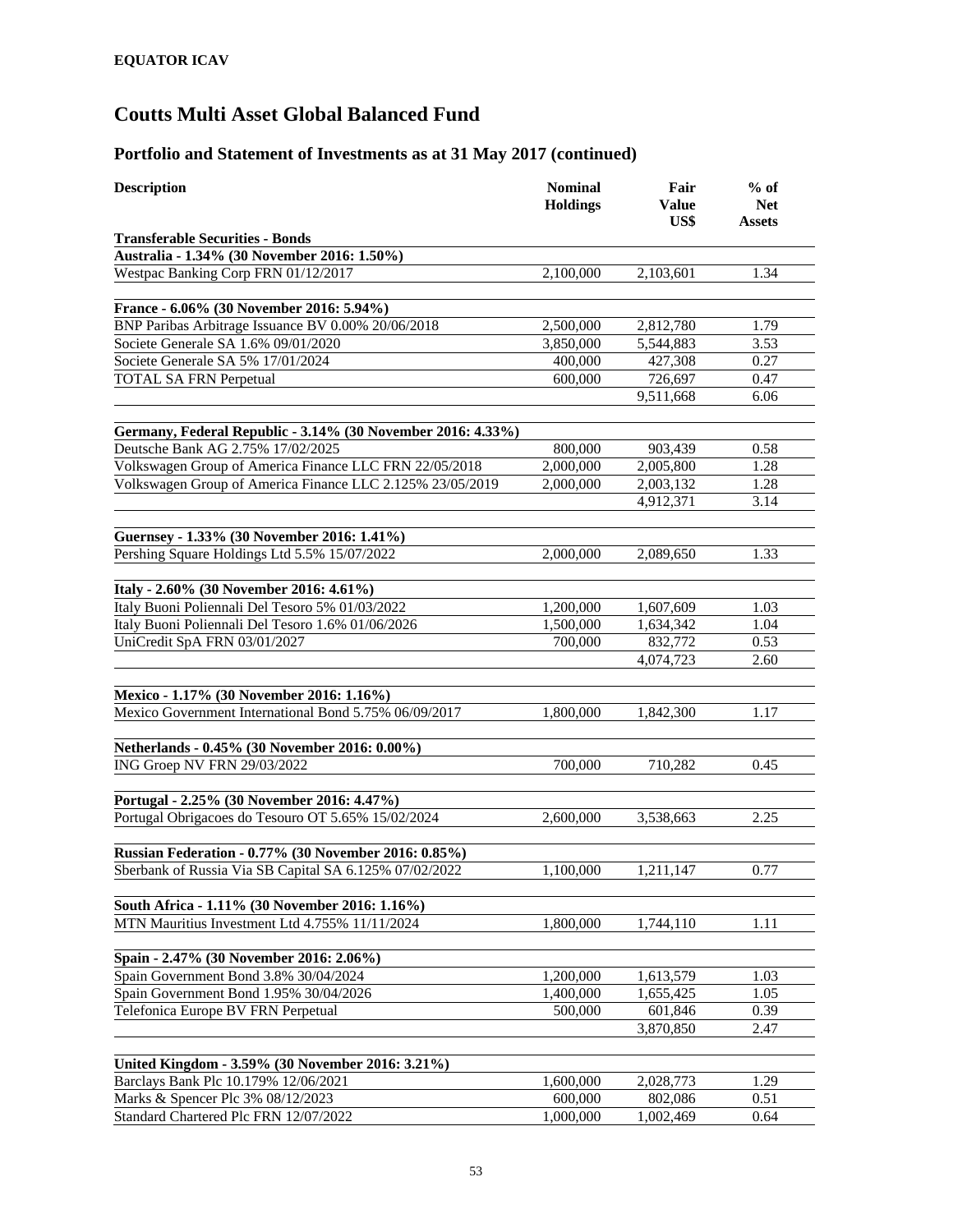**EQUATOR ICAV**

# Coutts Multi Asset Global Balanced Fund

## Portfolio and Statement of Investments as at 31 May 2017 (continued)

| Description | Nominal Holdings | Fair Value US$ | % of Net Assets |
|---|---|---|---|
| **Transferable Securities - Bonds** | | | |
| **Australia - 1.34% (30 November 2016: 1.50%)** | | | |
| Westpac Banking Corp FRN 01/12/2017 | 2,100,000 | 2,103,601 | 1.34 |
| | | | |
| **France - 6.06% (30 November 2016: 5.94%)** | | | |
| BNP Paribas Arbitrage Issuance BV 0.00% 20/06/2018 | 2,500,000 | 2,812,780 | 1.79 |
| Societe Generale SA 1.6% 09/01/2020 | 3,850,000 | 5,544,883 | 3.53 |
| Societe Generale SA 5% 17/01/2024 | 400,000 | 427,308 | 0.27 |
| TOTAL SA FRN Perpetual | 600,000 | 726,697 | 0.47 |
| | | 9,511,668 | 6.06 |
| | | | |
| **Germany, Federal Republic - 3.14% (30 November 2016: 4.33%)** | | | |
| Deutsche Bank AG 2.75% 17/02/2025 | 800,000 | 903,439 | 0.58 |
| Volkswagen Group of America Finance LLC FRN 22/05/2018 | 2,000,000 | 2,005,800 | 1.28 |
| Volkswagen Group of America Finance LLC 2.125% 23/05/2019 | 2,000,000 | 2,003,132 | 1.28 |
| | | 4,912,371 | 3.14 |
| | | | |
| **Guernsey - 1.33% (30 November 2016: 1.41%)** | | | |
| Pershing Square Holdings Ltd 5.5% 15/07/2022 | 2,000,000 | 2,089,650 | 1.33 |
| | | | |
| **Italy - 2.60% (30 November 2016: 4.61%)** | | | |
| Italy Buoni Poliennali Del Tesoro 5% 01/03/2022 | 1,200,000 | 1,607,609 | 1.03 |
| Italy Buoni Poliennali Del Tesoro 1.6% 01/06/2026 | 1,500,000 | 1,634,342 | 1.04 |
| UniCredit SpA FRN 03/01/2027 | 700,000 | 832,772 | 0.53 |
| | | 4,074,723 | 2.60 |
| | | | |
| **Mexico - 1.17% (30 November 2016: 1.16%)** | | | |
| Mexico Government International Bond 5.75% 06/09/2017 | 1,800,000 | 1,842,300 | 1.17 |
| | | | |
| **Netherlands - 0.45% (30 November 2016: 0.00%)** | | | |
| ING Groep NV FRN 29/03/2022 | 700,000 | 710,282 | 0.45 |
| | | | |
| **Portugal - 2.25% (30 November 2016: 4.47%)** | | | |
| Portugal Obrigacoes do Tesouro OT 5.65% 15/02/2024 | 2,600,000 | 3,538,663 | 2.25 |
| | | | |
| **Russian Federation - 0.77% (30 November 2016: 0.85%)** | | | |
| Sberbank of Russia Via SB Capital SA 6.125% 07/02/2022 | 1,100,000 | 1,211,147 | 0.77 |
| | | | |
| **South Africa - 1.11% (30 November 2016: 1.16%)** | | | |
| MTN Mauritius Investment Ltd 4.755% 11/11/2024 | 1,800,000 | 1,744,110 | 1.11 |
| | | | |
| **Spain - 2.47% (30 November 2016: 2.06%)** | | | |
| Spain Government Bond 3.8% 30/04/2024 | 1,200,000 | 1,613,579 | 1.03 |
| Spain Government Bond 1.95% 30/04/2026 | 1,400,000 | 1,655,425 | 1.05 |
| Telefonica Europe BV FRN Perpetual | 500,000 | 601,846 | 0.39 |
| | | 3,870,850 | 2.47 |
| | | | |
| **United Kingdom - 3.59% (30 November 2016: 3.21%)** | | | |
| Barclays Bank Plc 10.179% 12/06/2021 | 1,600,000 | 2,028,773 | 1.29 |
| Marks & Spencer Plc 3% 08/12/2023 | 600,000 | 802,086 | 0.51 |
| Standard Chartered Plc FRN 12/07/2022 | 1,000,000 | 1,002,469 | 0.64 |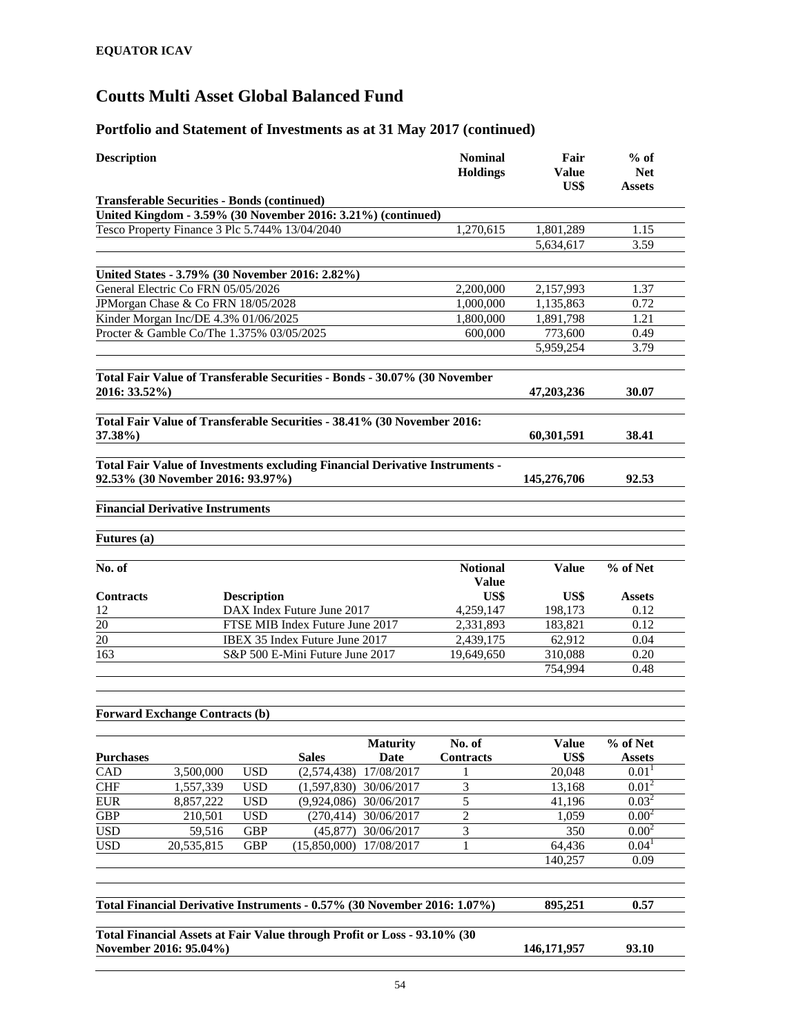**EQUATOR ICAV**

# Coutts Multi Asset Global Balanced Fund

## Portfolio and Statement of Investments as at 31 May 2017 (continued)

| Description | Nominal Holdings | Fair Value US$ | % of Net Assets |
|---|---|---|---|
| **Transferable Securities - Bonds (continued)** | | | |
| **United Kingdom - 3.59% (30 November 2016: 3.21%) (continued)** | | | |
| Tesco Property Finance 3 Plc 5.744% 13/04/2040 | 1,270,615 | 1,801,289 | 1.15 |
| | | 5,634,617 | 3.59 |
| **United States - 3.79% (30 November 2016: 2.82%)** | | | |
| General Electric Co FRN 05/05/2026 | 2,200,000 | 2,157,993 | 1.37 |
| JPMorgan Chase & Co FRN 18/05/2028 | 1,000,000 | 1,135,863 | 0.72 |
| Kinder Morgan Inc/DE 4.3% 01/06/2025 | 1,800,000 | 1,891,798 | 1.21 |
| Procter & Gamble Co/The 1.375% 03/05/2025 | 600,000 | 773,600 | 0.49 |
| | | 5,959,254 | 3.79 |
| **Total Fair Value of Transferable Securities - Bonds - 30.07% (30 November 2016: 33.52%)** | | **47,203,236** | **30.07** |
| **Total Fair Value of Transferable Securities - 38.41% (30 November 2016: 37.38%)** | | **60,301,591** | **38.41** |
| **Total Fair Value of Investments excluding Financial Derivative Instruments - 92.53% (30 November 2016: 93.97%)** | | **145,276,706** | **92.53** |

**Financial Derivative Instruments**

**Futures (a)**

| No. of Contracts | Description | Notional Value US$ | Value US$ | % of Net Assets |
|---|---|---|---|---|
| 12 | DAX Index Future June 2017 | 4,259,147 | 198,173 | 0.12 |
| 20 | FTSE MIB Index Future June 2017 | 2,331,893 | 183,821 | 0.12 |
| 20 | IBEX 35 Index Future June 2017 | 2,439,175 | 62,912 | 0.04 |
| 163 | S&P 500 E-Mini Future June 2017 | 19,649,650 | 310,088 | 0.20 |
| | | | 754,994 | 0.48 |

**Forward Exchange Contracts (b)**

| Purchases | | | Sales | Maturity Date | No. of Contracts | Value US$ | % of Net Assets |
|---|---|---|---|---|---|---|---|
| CAD | 3,500,000 | USD | (2,574,438) | 17/08/2017 | 1 | 20,048 | 0.01[1] |
| CHF | 1,557,339 | USD | (1,597,830) | 30/06/2017 | 3 | 13,168 | 0.01[2] |
| EUR | 8,857,222 | USD | (9,924,086) | 30/06/2017 | 5 | 41,196 | 0.03[2] |
| GBP | 210,501 | USD | (270,414) | 30/06/2017 | 2 | 1,059 | 0.00[2] |
| USD | 59,516 | GBP | (45,877) | 30/06/2017 | 3 | 350 | 0.00[2] |
| USD | 20,535,815 | GBP | (15,850,000) | 17/08/2017 | 1 | 64,436 | 0.04[1] |
| | | | | | | 140,257 | 0.09 |

| | | |
|---|---|---|
| **Total Financial Derivative Instruments - 0.57% (30 November 2016: 1.07%)** | **895,251** | **0.57** |
| **Total Financial Assets at Fair Value through Profit or Loss - 93.10% (30 November 2016: 95.04%)** | **146,171,957** | **93.10** |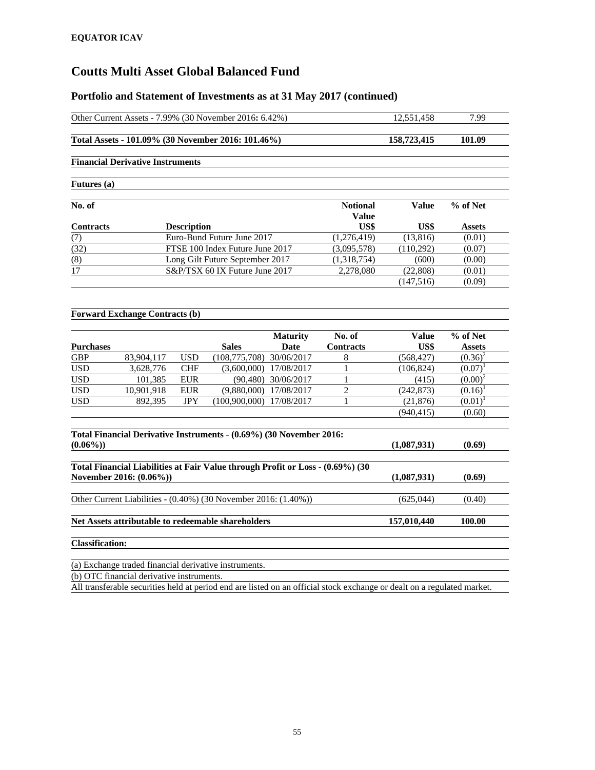**EQUATOR ICAV**

# Coutts Multi Asset Global Balanced Fund

## Portfolio and Statement of Investments as at 31 May 2017 (continued)

| | | |
|---|---|---|
| Other Current Assets - 7.99% (30 November 2016**:** 6.42%) | 12,551,458 | 7.99 |
| **Total Assets - 101.09% (30 November 2016: 101.46%)** | **158,723,415** | **101.09** |

**Financial Derivative Instruments**

**Futures (a)**

| No. of Contracts | Description | Notional Value US$ | Value US$ | % of Net Assets |
|---|---|---|---|---|
| (7) | Euro-Bund Future June 2017 | (1,276,419) | (13,816) | (0.01) |
| (32) | FTSE 100 Index Future June 2017 | (3,095,578) | (110,292) | (0.07) |
| (8) | Long Gilt Future September 2017 | (1,318,754) | (600) | (0.00) |
| 17 | S&P/TSX 60 IX Future June 2017 | 2,278,080 | (22,808) | (0.01) |
| | | | (147,516) | (0.09) |

**Forward Exchange Contracts (b)**

| Purchases | | | Sales | Maturity Date | No. of Contracts | Value US$ | % of Net Assets |
|---|---|---|---|---|---|---|---|
| GBP | 83,904,117 | USD | (108,775,708) | 30/06/2017 | 8 | (568,427) | (0.36)[2] |
| USD | 3,628,776 | CHF | (3,600,000) | 17/08/2017 | 1 | (106,824) | (0.07)[1] |
| USD | 101,385 | EUR | (90,480) | 30/06/2017 | 1 | (415) | (0.00)[2] |
| USD | 10,901,918 | EUR | (9,880,000) | 17/08/2017 | 2 | (242,873) | (0.16)[1] |
| USD | 892,395 | JPY | (100,900,000) | 17/08/2017 | 1 | (21,876) | (0.01)[1] |
| | | | | | | (940,415) | (0.60) |

| | | |
|---|---|---|
| **Total Financial Derivative Instruments - (0.69%) (30 November 2016: (0.06%))** | **(1,087,931)** | **(0.69)** |
| **Total Financial Liabilities at Fair Value through Profit or Loss - (0.69%) (30 November 2016: (0.06%))** | **(1,087,931)** | **(0.69)** |
| Other Current Liabilities - (0.40%) (30 November 2016: (1.40%)) | (625,044) | (0.40) |
| **Net Assets attributable to redeemable shareholders** | **157,010,440** | **100.00** |

**Classification:**

(a) Exchange traded financial derivative instruments.

(b) OTC financial derivative instruments.

All transferable securities held at period end are listed on an official stock exchange or dealt on a regulated market.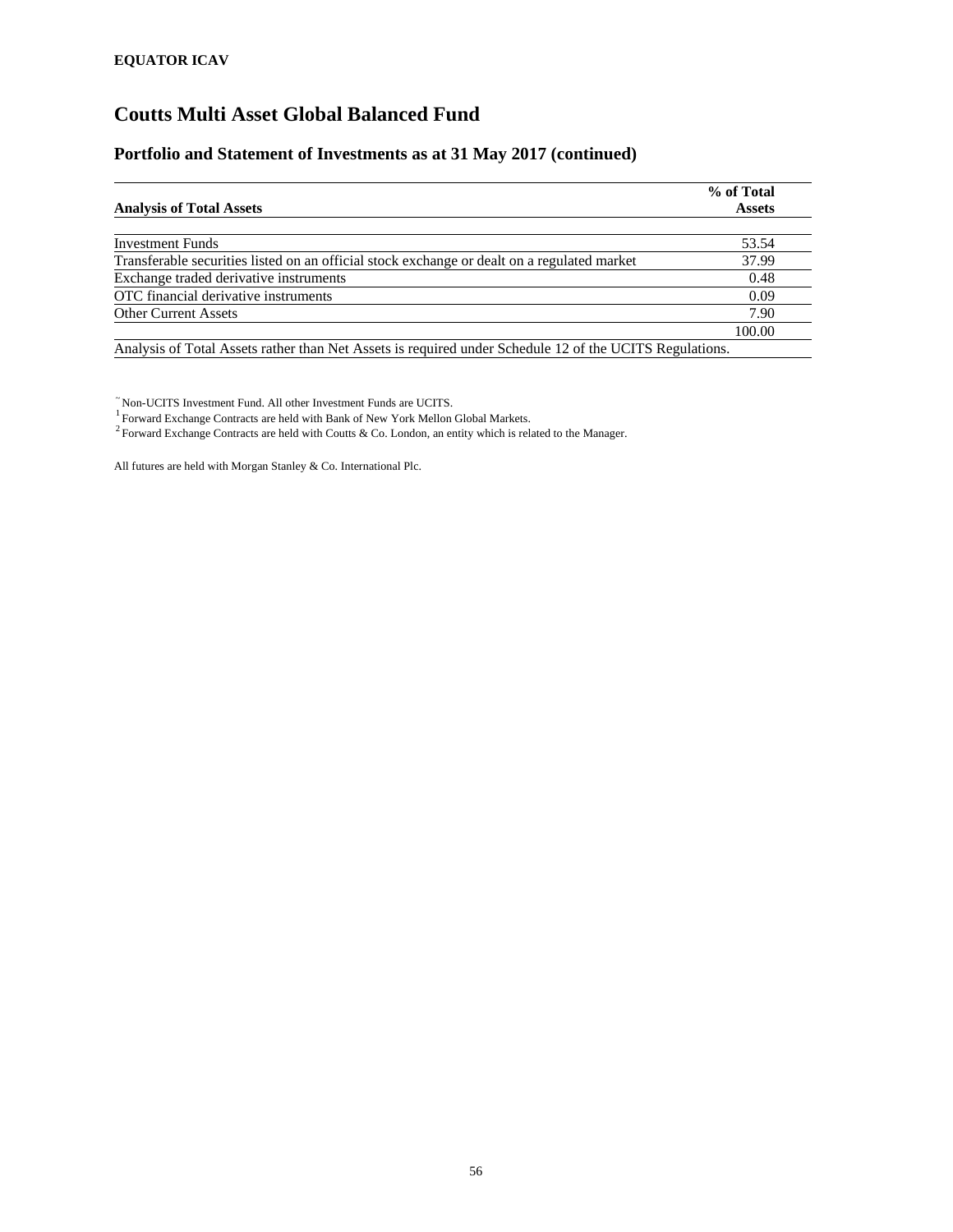**EQUATOR ICAV**

# Coutts Multi Asset Global Balanced Fund

## Portfolio and Statement of Investments as at 31 May 2017 (continued)

| **Analysis of Total Assets** | **% of Total Assets** |
|---|---|
| Investment Funds | 53.54 |
| Transferable securities listed on an official stock exchange or dealt on a regulated market | 37.99 |
| Exchange traded derivative instruments | 0.48 |
| OTC financial derivative instruments | 0.09 |
| Other Current Assets | 7.90 |
| | 100.00 |

Analysis of Total Assets rather than Net Assets is required under Schedule 12 of the UCITS Regulations.

~ Non-UCITS Investment Fund. All other Investment Funds are UCITS.

[1] Forward Exchange Contracts are held with Bank of New York Mellon Global Markets.

[2] Forward Exchange Contracts are held with Coutts & Co. London, an entity which is related to the Manager.

All futures are held with Morgan Stanley & Co. International Plc.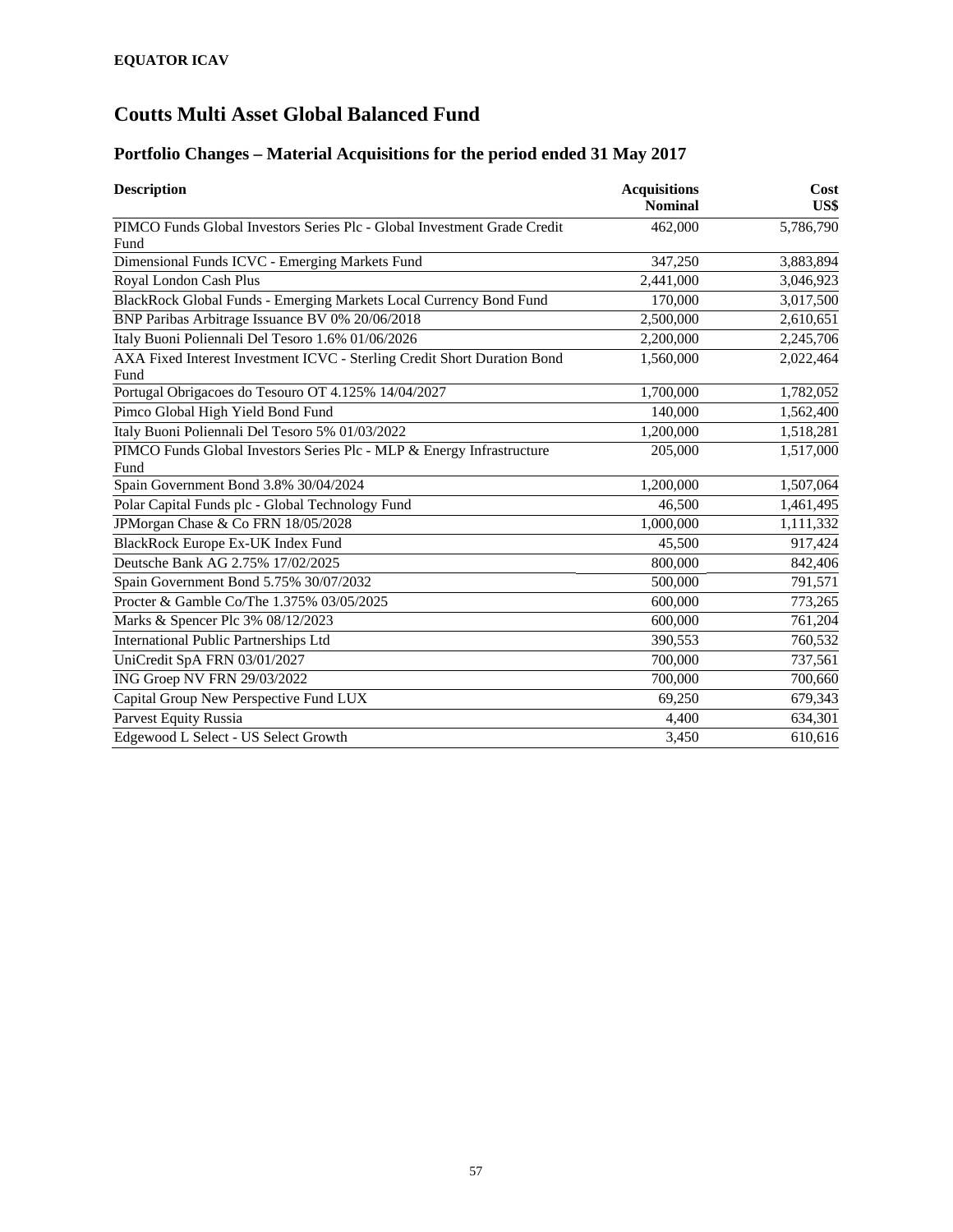**EQUATOR ICAV**

# Coutts Multi Asset Global Balanced Fund

## Portfolio Changes – Material Acquisitions for the period ended 31 May 2017

| Description | Acquisitions Nominal | Cost US$ |
|---|---:|---:|
| PIMCO Funds Global Investors Series Plc - Global Investment Grade Credit Fund | 462,000 | 5,786,790 |
| Dimensional Funds ICVC - Emerging Markets Fund | 347,250 | 3,883,894 |
| Royal London Cash Plus | 2,441,000 | 3,046,923 |
| BlackRock Global Funds - Emerging Markets Local Currency Bond Fund | 170,000 | 3,017,500 |
| BNP Paribas Arbitrage Issuance BV 0% 20/06/2018 | 2,500,000 | 2,610,651 |
| Italy Buoni Poliennali Del Tesoro 1.6% 01/06/2026 | 2,200,000 | 2,245,706 |
| AXA Fixed Interest Investment ICVC - Sterling Credit Short Duration Bond Fund | 1,560,000 | 2,022,464 |
| Portugal Obrigacoes do Tesouro OT 4.125% 14/04/2027 | 1,700,000 | 1,782,052 |
| Pimco Global High Yield Bond Fund | 140,000 | 1,562,400 |
| Italy Buoni Poliennali Del Tesoro 5% 01/03/2022 | 1,200,000 | 1,518,281 |
| PIMCO Funds Global Investors Series Plc - MLP & Energy Infrastructure Fund | 205,000 | 1,517,000 |
| Spain Government Bond 3.8% 30/04/2024 | 1,200,000 | 1,507,064 |
| Polar Capital Funds plc - Global Technology Fund | 46,500 | 1,461,495 |
| JPMorgan Chase & Co FRN 18/05/2028 | 1,000,000 | 1,111,332 |
| BlackRock Europe Ex-UK Index Fund | 45,500 | 917,424 |
| Deutsche Bank AG 2.75% 17/02/2025 | 800,000 | 842,406 |
| Spain Government Bond 5.75% 30/07/2032 | 500,000 | 791,571 |
| Procter & Gamble Co/The 1.375% 03/05/2025 | 600,000 | 773,265 |
| Marks & Spencer Plc 3% 08/12/2023 | 600,000 | 761,204 |
| International Public Partnerships Ltd | 390,553 | 760,532 |
| UniCredit SpA FRN 03/01/2027 | 700,000 | 737,561 |
| ING Groep NV FRN 29/03/2022 | 700,000 | 700,660 |
| Capital Group New Perspective Fund LUX | 69,250 | 679,343 |
| Parvest Equity Russia | 4,400 | 634,301 |
| Edgewood L Select - US Select Growth | 3,450 | 610,616 |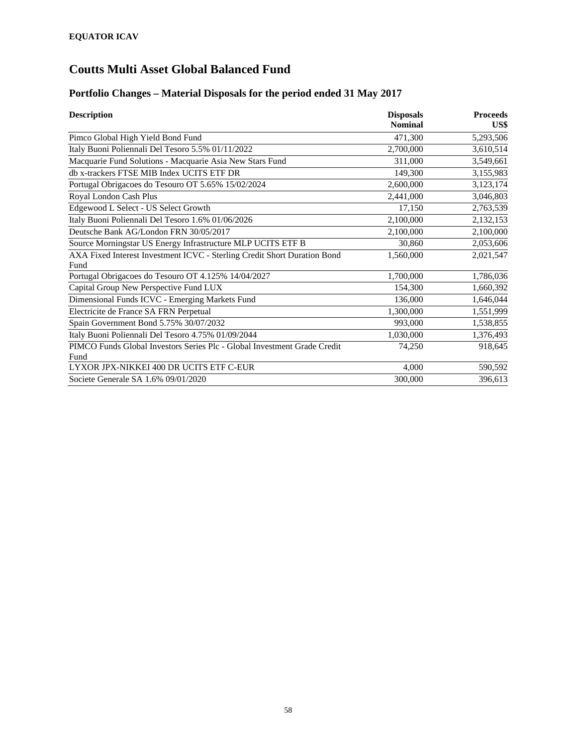**EQUATOR ICAV**

# Coutts Multi Asset Global Balanced Fund

## Portfolio Changes – Material Disposals for the period ended 31 May 2017

| Description | Disposals Nominal | Proceeds US$ |
|---|---:|---:|
| Pimco Global High Yield Bond Fund | 471,300 | 5,293,506 |
| Italy Buoni Poliennali Del Tesoro 5.5% 01/11/2022 | 2,700,000 | 3,610,514 |
| Macquarie Fund Solutions - Macquarie Asia New Stars Fund | 311,000 | 3,549,661 |
| db x-trackers FTSE MIB Index UCITS ETF DR | 149,300 | 3,155,983 |
| Portugal Obrigacoes do Tesouro OT 5.65% 15/02/2024 | 2,600,000 | 3,123,174 |
| Royal London Cash Plus | 2,441,000 | 3,046,803 |
| Edgewood L Select - US Select Growth | 17,150 | 2,763,539 |
| Italy Buoni Poliennali Del Tesoro 1.6% 01/06/2026 | 2,100,000 | 2,132,153 |
| Deutsche Bank AG/London FRN 30/05/2017 | 2,100,000 | 2,100,000 |
| Source Morningstar US Energy Infrastructure MLP UCITS ETF B | 30,860 | 2,053,606 |
| AXA Fixed Interest Investment ICVC - Sterling Credit Short Duration Bond Fund | 1,560,000 | 2,021,547 |
| Portugal Obrigacoes do Tesouro OT 4.125% 14/04/2027 | 1,700,000 | 1,786,036 |
| Capital Group New Perspective Fund LUX | 154,300 | 1,660,392 |
| Dimensional Funds ICVC - Emerging Markets Fund | 136,000 | 1,646,044 |
| Electricite de France SA FRN Perpetual | 1,300,000 | 1,551,999 |
| Spain Government Bond 5.75% 30/07/2032 | 993,000 | 1,538,855 |
| Italy Buoni Poliennali Del Tesoro 4.75% 01/09/2044 | 1,030,000 | 1,376,493 |
| PIMCO Funds Global Investors Series Plc - Global Investment Grade Credit Fund | 74,250 | 918,645 |
| LYXOR JPX-NIKKEI 400 DR UCITS ETF C-EUR | 4,000 | 590,592 |
| Societe Generale SA 1.6% 09/01/2020 | 300,000 | 396,613 |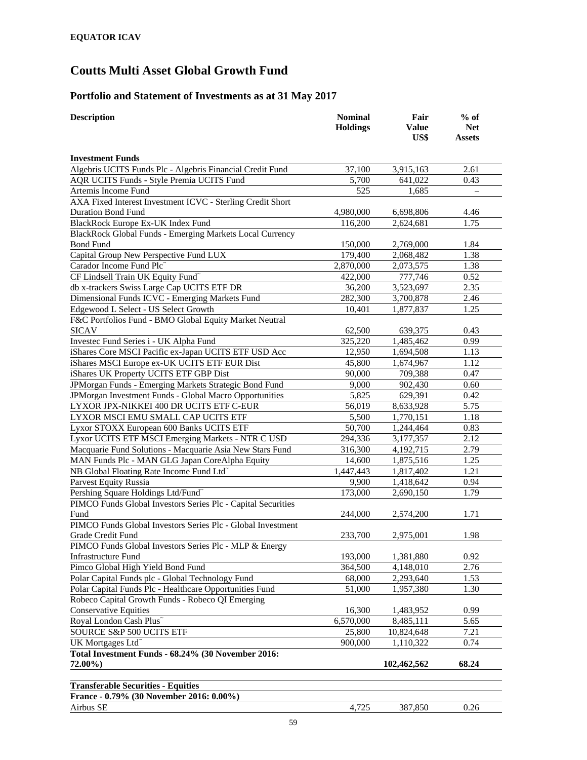**EQUATOR ICAV**

# Coutts Multi Asset Global Growth Fund

## Portfolio and Statement of Investments as at 31 May 2017

| Description | Nominal Holdings | Fair Value US$ | % of Net Assets |
|---|---|---|---|
| **Investment Funds** | | | |
| Algebris UCITS Funds Plc - Algebris Financial Credit Fund | 37,100 | 3,915,163 | 2.61 |
| AQR UCITS Funds - Style Premia UCITS Fund | 5,700 | 641,022 | 0.43 |
| Artemis Income Fund | 525 | 1,685 | – |
| AXA Fixed Interest Investment ICVC - Sterling Credit Short Duration Bond Fund | 4,980,000 | 6,698,806 | 4.46 |
| BlackRock Europe Ex-UK Index Fund | 116,200 | 2,624,681 | 1.75 |
| BlackRock Global Funds - Emerging Markets Local Currency Bond Fund | 150,000 | 2,769,000 | 1.84 |
| Capital Group New Perspective Fund LUX | 179,400 | 2,068,482 | 1.38 |
| Carador Income Fund Plc˜ | 2,870,000 | 2,073,575 | 1.38 |
| CF Lindsell Train UK Equity Fund˜ | 422,000 | 777,746 | 0.52 |
| db x-trackers Swiss Large Cap UCITS ETF DR | 36,200 | 3,523,697 | 2.35 |
| Dimensional Funds ICVC - Emerging Markets Fund | 282,300 | 3,700,878 | 2.46 |
| Edgewood L Select - US Select Growth | 10,401 | 1,877,837 | 1.25 |
| F&C Portfolios Fund - BMO Global Equity Market Neutral SICAV | 62,500 | 639,375 | 0.43 |
| Investec Fund Series i - UK Alpha Fund | 325,220 | 1,485,462 | 0.99 |
| iShares Core MSCI Pacific ex-Japan UCITS ETF USD Acc | 12,950 | 1,694,508 | 1.13 |
| iShares MSCI Europe ex-UK UCITS ETF EUR Dist | 45,800 | 1,674,967 | 1.12 |
| iShares UK Property UCITS ETF GBP Dist | 90,000 | 709,388 | 0.47 |
| JPMorgan Funds - Emerging Markets Strategic Bond Fund | 9,000 | 902,430 | 0.60 |
| JPMorgan Investment Funds - Global Macro Opportunities | 5,825 | 629,391 | 0.42 |
| LYXOR JPX-NIKKEI 400 DR UCITS ETF C-EUR | 56,019 | 8,633,928 | 5.75 |
| LYXOR MSCI EMU SMALL CAP UCITS ETF | 5,500 | 1,770,151 | 1.18 |
| Lyxor STOXX European 600 Banks UCITS ETF | 50,700 | 1,244,464 | 0.83 |
| Lyxor UCITS ETF MSCI Emerging Markets - NTR C USD | 294,336 | 3,177,357 | 2.12 |
| Macquarie Fund Solutions - Macquarie Asia New Stars Fund | 316,300 | 4,192,715 | 2.79 |
| MAN Funds Plc - MAN GLG Japan CoreAlpha Equity | 14,600 | 1,875,516 | 1.25 |
| NB Global Floating Rate Income Fund Ltd˜ | 1,447,443 | 1,817,402 | 1.21 |
| Parvest Equity Russia | 9,900 | 1,418,642 | 0.94 |
| Pershing Square Holdings Ltd/Fund˜ | 173,000 | 2,690,150 | 1.79 |
| PIMCO Funds Global Investors Series Plc - Capital Securities Fund | 244,000 | 2,574,200 | 1.71 |
| PIMCO Funds Global Investors Series Plc - Global Investment Grade Credit Fund | 233,700 | 2,975,001 | 1.98 |
| PIMCO Funds Global Investors Series Plc - MLP & Energy Infrastructure Fund | 193,000 | 1,381,880 | 0.92 |
| Pimco Global High Yield Bond Fund | 364,500 | 4,148,010 | 2.76 |
| Polar Capital Funds plc - Global Technology Fund | 68,000 | 2,293,640 | 1.53 |
| Polar Capital Funds Plc - Healthcare Opportunities Fund | 51,000 | 1,957,380 | 1.30 |
| Robeco Capital Growth Funds - Robeco QI Emerging Conservative Equities | 16,300 | 1,483,952 | 0.99 |
| Royal London Cash Plus˜ | 6,570,000 | 8,485,111 | 5.65 |
| SOURCE S&P 500 UCITS ETF | 25,800 | 10,824,648 | 7.21 |
| UK Mortgages Ltd˜ | 900,000 | 1,110,322 | 0.74 |
| **Total Investment Funds - 68.24% (30 November 2016: 72.00%)** | | **102,462,562** | **68.24** |
| | | | |
| **Transferable Securities - Equities** | | | |
| **France - 0.79% (30 November 2016: 0.00%)** | | | |
| Airbus SE | 4,725 | 387,850 | 0.26 |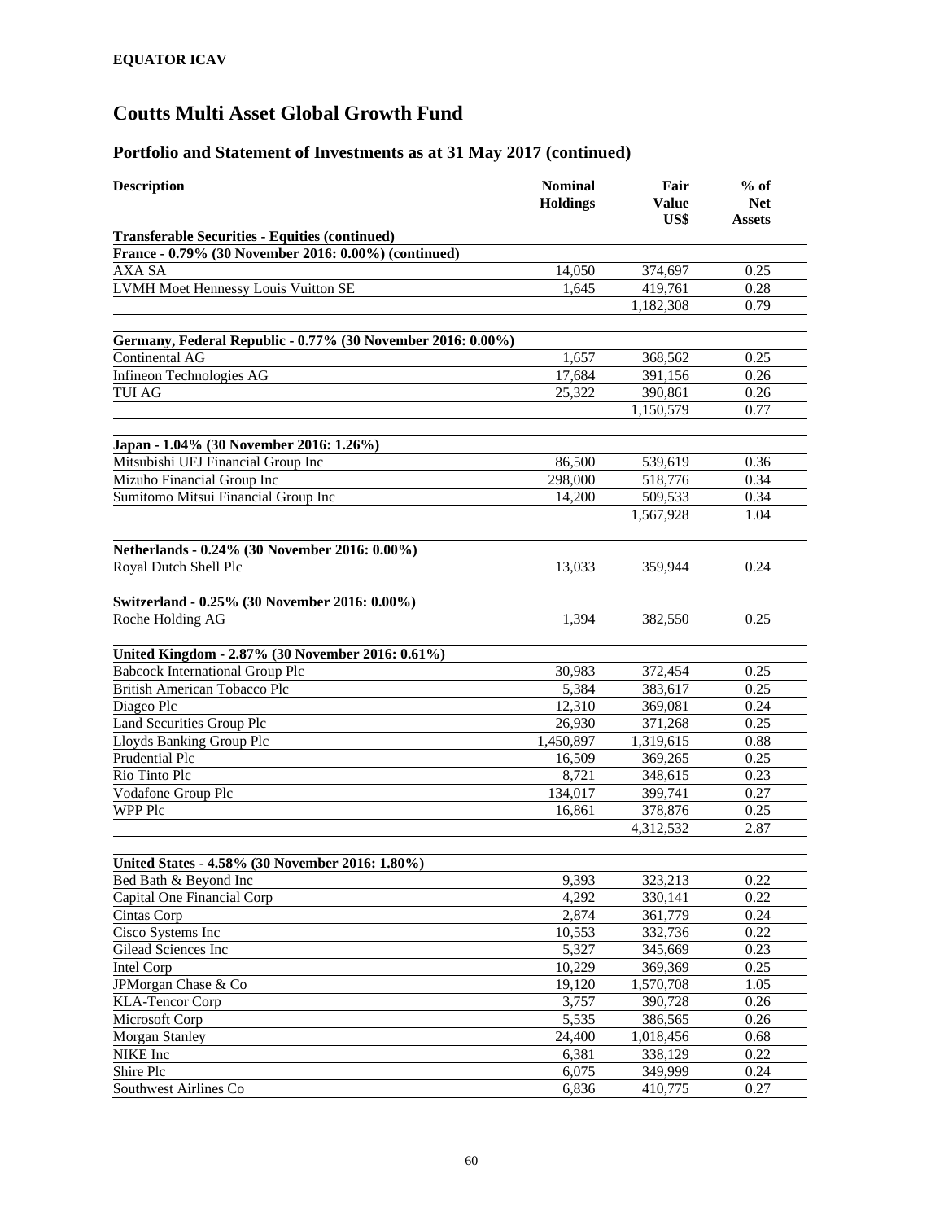**EQUATOR ICAV**

# Coutts Multi Asset Global Growth Fund

## Portfolio and Statement of Investments as at 31 May 2017 (continued)

| Description | Nominal Holdings | Fair Value US$ | % of Net Assets |
|---|---|---|---|
| **Transferable Securities - Equities (continued)** | | | |
| **France - 0.79% (30 November 2016: 0.00%) (continued)** | | | |
| AXA SA | 14,050 | 374,697 | 0.25 |
| LVMH Moet Hennessy Louis Vuitton SE | 1,645 | 419,761 | 0.28 |
| | | 1,182,308 | 0.79 |
| **Germany, Federal Republic - 0.77% (30 November 2016: 0.00%)** | | | |
| Continental AG | 1,657 | 368,562 | 0.25 |
| Infineon Technologies AG | 17,684 | 391,156 | 0.26 |
| TUI AG | 25,322 | 390,861 | 0.26 |
| | | 1,150,579 | 0.77 |
| **Japan - 1.04% (30 November 2016: 1.26%)** | | | |
| Mitsubishi UFJ Financial Group Inc | 86,500 | 539,619 | 0.36 |
| Mizuho Financial Group Inc | 298,000 | 518,776 | 0.34 |
| Sumitomo Mitsui Financial Group Inc | 14,200 | 509,533 | 0.34 |
| | | 1,567,928 | 1.04 |
| **Netherlands - 0.24% (30 November 2016: 0.00%)** | | | |
| Royal Dutch Shell Plc | 13,033 | 359,944 | 0.24 |
| **Switzerland - 0.25% (30 November 2016: 0.00%)** | | | |
| Roche Holding AG | 1,394 | 382,550 | 0.25 |
| **United Kingdom - 2.87% (30 November 2016: 0.61%)** | | | |
| Babcock International Group Plc | 30,983 | 372,454 | 0.25 |
| British American Tobacco Plc | 5,384 | 383,617 | 0.25 |
| Diageo Plc | 12,310 | 369,081 | 0.24 |
| Land Securities Group Plc | 26,930 | 371,268 | 0.25 |
| Lloyds Banking Group Plc | 1,450,897 | 1,319,615 | 0.88 |
| Prudential Plc | 16,509 | 369,265 | 0.25 |
| Rio Tinto Plc | 8,721 | 348,615 | 0.23 |
| Vodafone Group Plc | 134,017 | 399,741 | 0.27 |
| WPP Plc | 16,861 | 378,876 | 0.25 |
| | | 4,312,532 | 2.87 |
| **United States - 4.58% (30 November 2016: 1.80%)** | | | |
| Bed Bath & Beyond Inc | 9,393 | 323,213 | 0.22 |
| Capital One Financial Corp | 4,292 | 330,141 | 0.22 |
| Cintas Corp | 2,874 | 361,779 | 0.24 |
| Cisco Systems Inc | 10,553 | 332,736 | 0.22 |
| Gilead Sciences Inc | 5,327 | 345,669 | 0.23 |
| Intel Corp | 10,229 | 369,369 | 0.25 |
| JPMorgan Chase & Co | 19,120 | 1,570,708 | 1.05 |
| KLA-Tencor Corp | 3,757 | 390,728 | 0.26 |
| Microsoft Corp | 5,535 | 386,565 | 0.26 |
| Morgan Stanley | 24,400 | 1,018,456 | 0.68 |
| NIKE Inc | 6,381 | 338,129 | 0.22 |
| Shire Plc | 6,075 | 349,999 | 0.24 |
| Southwest Airlines Co | 6,836 | 410,775 | 0.27 |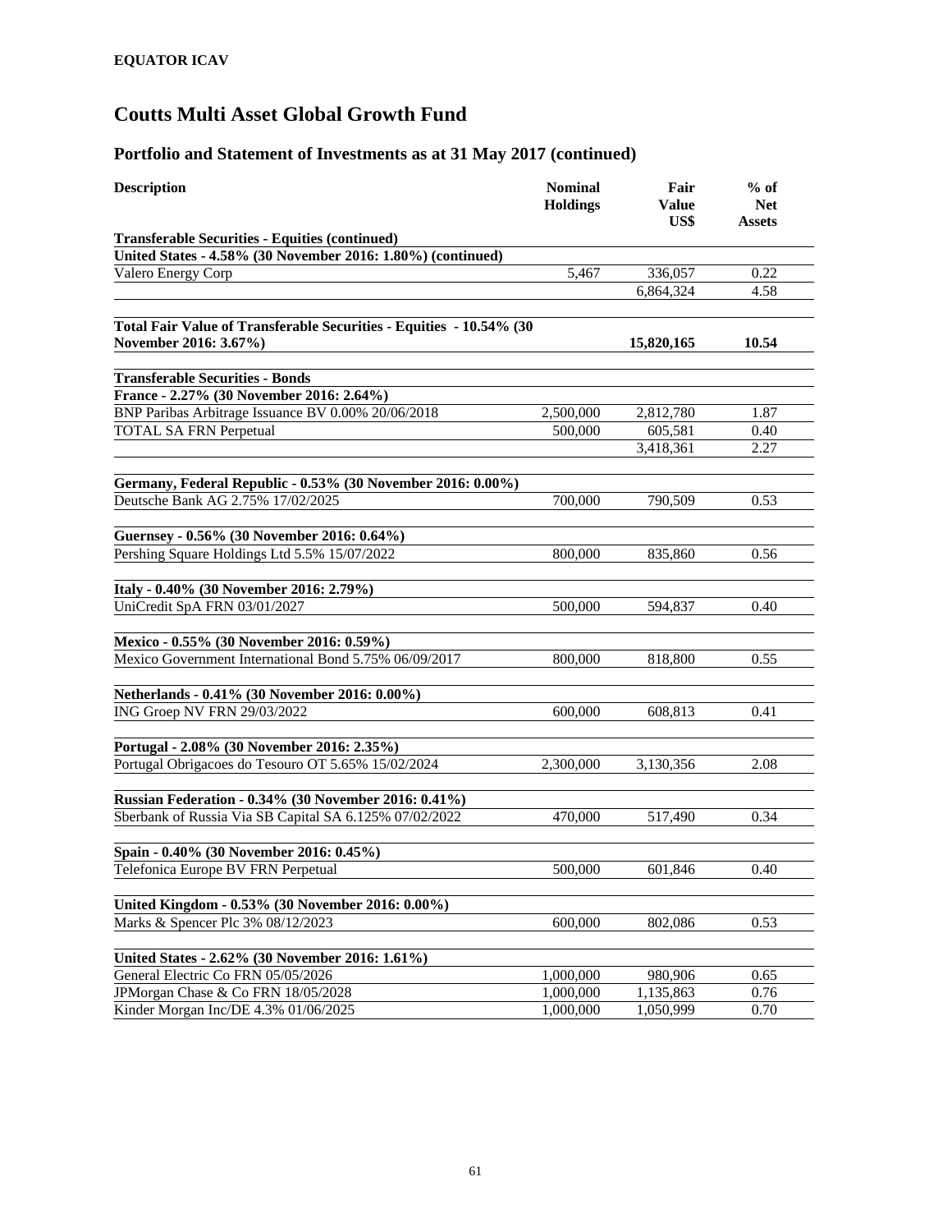**EQUATOR ICAV**

# Coutts Multi Asset Global Growth Fund

## Portfolio and Statement of Investments as at 31 May 2017 (continued)

| Description | Nominal Holdings | Fair Value US$ | % of Net Assets |
|---|---|---|---|
| **Transferable Securities - Equities (continued)** | | | |
| **United States - 4.58% (30 November 2016: 1.80%) (continued)** | | | |
| Valero Energy Corp | 5,467 | 336,057 | 0.22 |
| | | 6,864,324 | 4.58 |
| **Total Fair Value of Transferable Securities - Equities - 10.54% (30 November 2016: 3.67%)** | | **15,820,165** | **10.54** |
| **Transferable Securities - Bonds** | | | |
| **France - 2.27% (30 November 2016: 2.64%)** | | | |
| BNP Paribas Arbitrage Issuance BV 0.00% 20/06/2018 | 2,500,000 | 2,812,780 | 1.87 |
| TOTAL SA FRN Perpetual | 500,000 | 605,581 | 0.40 |
| | | 3,418,361 | 2.27 |
| **Germany, Federal Republic - 0.53% (30 November 2016: 0.00%)** | | | |
| Deutsche Bank AG 2.75% 17/02/2025 | 700,000 | 790,509 | 0.53 |
| **Guernsey - 0.56% (30 November 2016: 0.64%)** | | | |
| Pershing Square Holdings Ltd 5.5% 15/07/2022 | 800,000 | 835,860 | 0.56 |
| **Italy - 0.40% (30 November 2016: 2.79%)** | | | |
| UniCredit SpA FRN 03/01/2027 | 500,000 | 594,837 | 0.40 |
| **Mexico - 0.55% (30 November 2016: 0.59%)** | | | |
| Mexico Government International Bond 5.75% 06/09/2017 | 800,000 | 818,800 | 0.55 |
| **Netherlands - 0.41% (30 November 2016: 0.00%)** | | | |
| ING Groep NV FRN 29/03/2022 | 600,000 | 608,813 | 0.41 |
| **Portugal - 2.08% (30 November 2016: 2.35%)** | | | |
| Portugal Obrigacoes do Tesouro OT 5.65% 15/02/2024 | 2,300,000 | 3,130,356 | 2.08 |
| **Russian Federation - 0.34% (30 November 2016: 0.41%)** | | | |
| Sberbank of Russia Via SB Capital SA 6.125% 07/02/2022 | 470,000 | 517,490 | 0.34 |
| **Spain - 0.40% (30 November 2016: 0.45%)** | | | |
| Telefonica Europe BV FRN Perpetual | 500,000 | 601,846 | 0.40 |
| **United Kingdom - 0.53% (30 November 2016: 0.00%)** | | | |
| Marks & Spencer Plc 3% 08/12/2023 | 600,000 | 802,086 | 0.53 |
| **United States - 2.62% (30 November 2016: 1.61%)** | | | |
| General Electric Co FRN 05/05/2026 | 1,000,000 | 980,906 | 0.65 |
| JPMorgan Chase & Co FRN 18/05/2028 | 1,000,000 | 1,135,863 | 0.76 |
| Kinder Morgan Inc/DE 4.3% 01/06/2025 | 1,000,000 | 1,050,999 | 0.70 |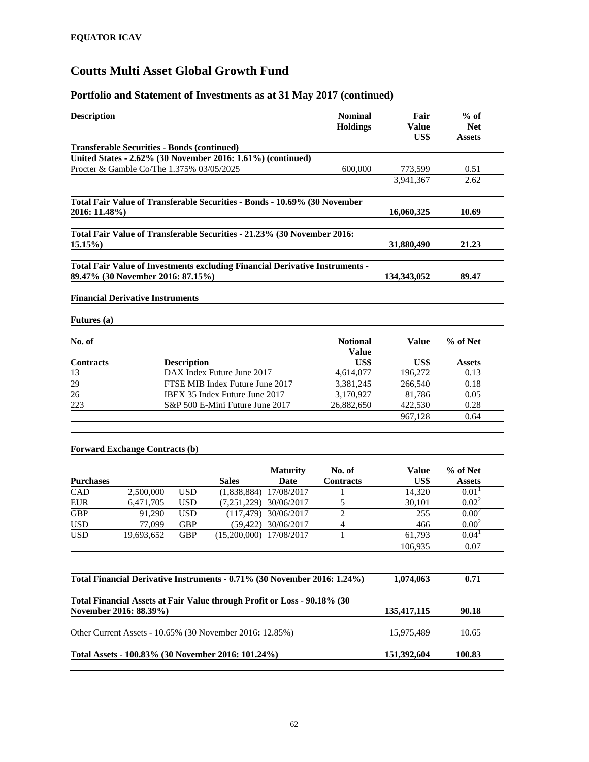**EQUATOR ICAV**

# Coutts Multi Asset Global Growth Fund

## Portfolio and Statement of Investments as at 31 May 2017 (continued)

| Description | Nominal Holdings | Fair Value US$ | % of Net Assets |
|---|---|---|---|
| **Transferable Securities - Bonds (continued)** | | | |
| **United States - 2.62% (30 November 2016: 1.61%) (continued)** | | | |
| Procter & Gamble Co/The 1.375% 03/05/2025 | 600,000 | 773,599 | 0.51 |
| | | 3,941,367 | 2.62 |
| **Total Fair Value of Transferable Securities - Bonds - 10.69% (30 November 2016: 11.48%)** | | **16,060,325** | **10.69** |
| **Total Fair Value of Transferable Securities - 21.23% (30 November 2016: 15.15%)** | | **31,880,490** | **21.23** |
| **Total Fair Value of Investments excluding Financial Derivative Instruments - 89.47% (30 November 2016: 87.15%)** | | **134,343,052** | **89.47** |

**Financial Derivative Instruments**

**Futures (a)**

| No. of Contracts | Description | Notional Value US$ | Value US$ | % of Net Assets |
|---|---|---|---|---|
| 13 | DAX Index Future June 2017 | 4,614,077 | 196,272 | 0.13 |
| 29 | FTSE MIB Index Future June 2017 | 3,381,245 | 266,540 | 0.18 |
| 26 | IBEX 35 Index Future June 2017 | 3,170,927 | 81,786 | 0.05 |
| 223 | S&P 500 E-Mini Future June 2017 | 26,882,650 | 422,530 | 0.28 |
| | | | 967,128 | 0.64 |

**Forward Exchange Contracts (b)**

| Purchases | | | Sales | Maturity Date | No. of Contracts | Value US$ | % of Net Assets |
|---|---|---|---|---|---|---|---|
| CAD | 2,500,000 | USD | (1,838,884) | 17/08/2017 | 1 | 14,320 | 0.01[1] |
| EUR | 6,471,705 | USD | (7,251,229) | 30/06/2017 | 5 | 30,101 | 0.02[2] |
| GBP | 91,290 | USD | (117,479) | 30/06/2017 | 2 | 255 | 0.00[2] |
| USD | 77,099 | GBP | (59,422) | 30/06/2017 | 4 | 466 | 0.00[2] |
| USD | 19,693,652 | GBP | (15,200,000) | 17/08/2017 | 1 | 61,793 | 0.04[1] |
| | | | | | | 106,935 | 0.07 |

| | Value US$ | % of Net Assets |
|---|---|---|
| **Total Financial Derivative Instruments - 0.71% (30 November 2016: 1.24%)** | **1,074,063** | **0.71** |
| **Total Financial Assets at Fair Value through Profit or Loss - 90.18% (30 November 2016: 88.39%)** | **135,417,115** | **90.18** |
| Other Current Assets - 10.65% (30 November 2016: 12.85%) | 15,975,489 | 10.65 |
| **Total Assets - 100.83% (30 November 2016: 101.24%)** | **151,392,604** | **100.83** |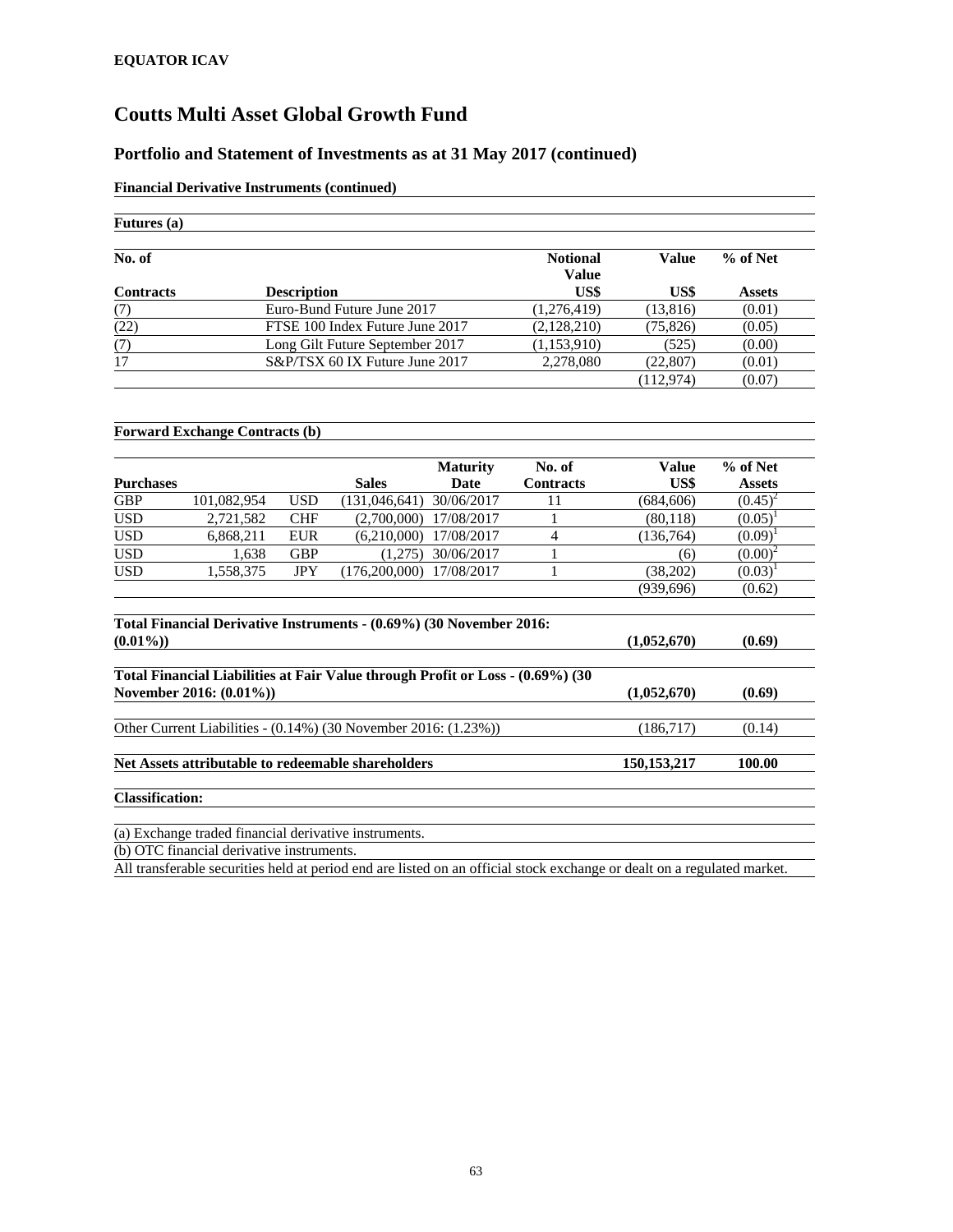**EQUATOR ICAV**

# Coutts Multi Asset Global Growth Fund

## Portfolio and Statement of Investments as at 31 May 2017 (continued)

**Financial Derivative Instruments (continued)**

**Futures (a)**

| No. of Contracts | Description | Notional Value US$ | Value US$ | % of Net Assets |
|---|---|---|---|---|
| (7) | Euro-Bund Future June 2017 | (1,276,419) | (13,816) | (0.01) |
| (22) | FTSE 100 Index Future June 2017 | (2,128,210) | (75,826) | (0.05) |
| (7) | Long Gilt Future September 2017 | (1,153,910) | (525) | (0.00) |
| 17 | S&P/TSX 60 IX Future June 2017 | 2,278,080 | (22,807) | (0.01) |
| | | | (112,974) | (0.07) |

**Forward Exchange Contracts (b)**

| Purchases | | | Sales | Maturity Date | No. of Contracts | Value US$ | % of Net Assets |
|---|---|---|---|---|---|---|---|
| GBP | 101,082,954 | USD | (131,046,641) | 30/06/2017 | 11 | (684,606) | (0.45)[2] |
| USD | 2,721,582 | CHF | (2,700,000) | 17/08/2017 | 1 | (80,118) | (0.05)[1] |
| USD | 6,868,211 | EUR | (6,210,000) | 17/08/2017 | 4 | (136,764) | (0.09)[1] |
| USD | 1,638 | GBP | (1,275) | 30/06/2017 | 1 | (6) | (0.00)[2] |
| USD | 1,558,375 | JPY | (176,200,000) | 17/08/2017 | 1 | (38,202) | (0.03)[1] |
| | | | | | | (939,696) | (0.62) |

| | | |
|---|---|---|
| **Total Financial Derivative Instruments - (0.69%) (30 November 2016: (0.01%))** | **(1,052,670)** | **(0.69)** |
| **Total Financial Liabilities at Fair Value through Profit or Loss - (0.69%) (30 November 2016: (0.01%))** | **(1,052,670)** | **(0.69)** |
| Other Current Liabilities - (0.14%) (30 November 2016: (1.23%)) | (186,717) | (0.14) |
| **Net Assets attributable to redeemable shareholders** | **150,153,217** | **100.00** |

**Classification:**

(a) Exchange traded financial derivative instruments.

(b) OTC financial derivative instruments.

All transferable securities held at period end are listed on an official stock exchange or dealt on a regulated market.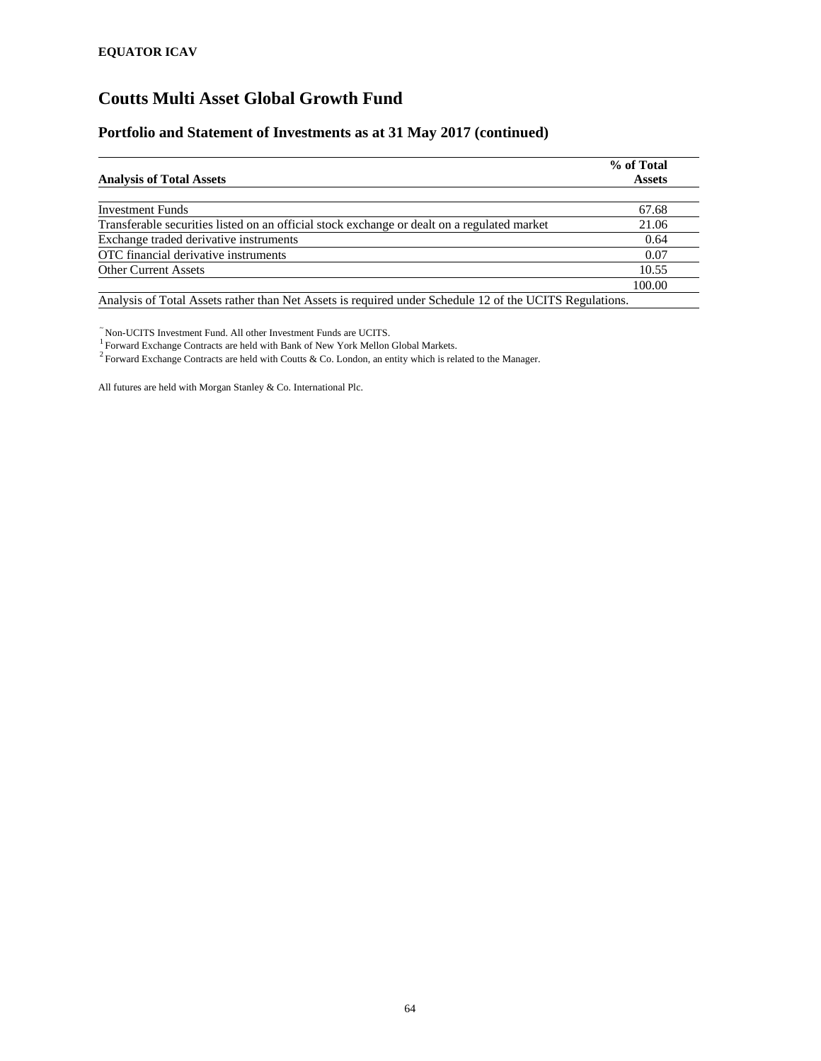**EQUATOR ICAV**

# Coutts Multi Asset Global Growth Fund

## Portfolio and Statement of Investments as at 31 May 2017 (continued)

| Analysis of Total Assets | % of Total Assets |
|---|---|
| Investment Funds | 67.68 |
| Transferable securities listed on an official stock exchange or dealt on a regulated market | 21.06 |
| Exchange traded derivative instruments | 0.64 |
| OTC financial derivative instruments | 0.07 |
| Other Current Assets | 10.55 |
| | 100.00 |

Analysis of Total Assets rather than Net Assets is required under Schedule 12 of the UCITS Regulations.

~ Non-UCITS Investment Fund. All other Investment Funds are UCITS.
[1] Forward Exchange Contracts are held with Bank of New York Mellon Global Markets.
[2] Forward Exchange Contracts are held with Coutts & Co. London, an entity which is related to the Manager.

All futures are held with Morgan Stanley & Co. International Plc.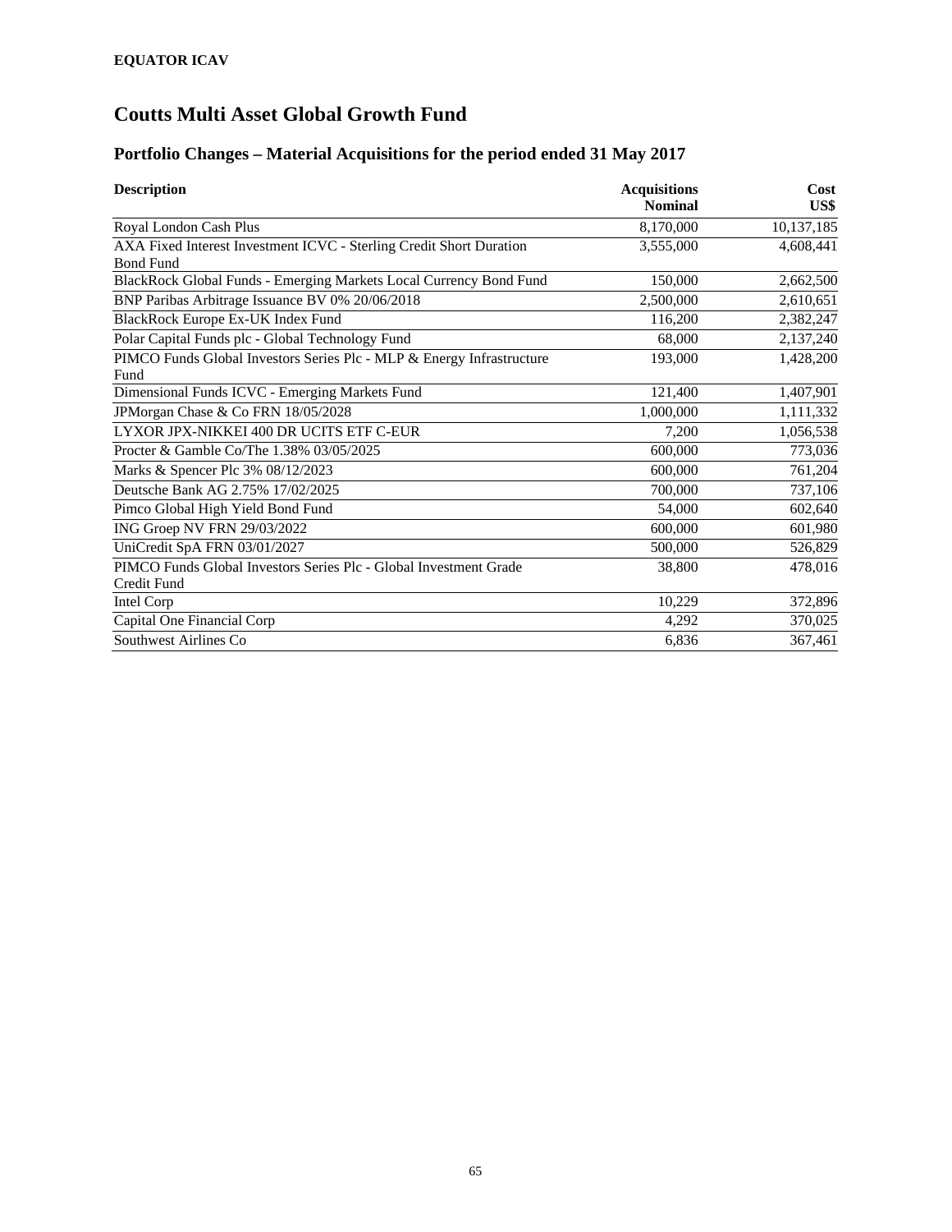**EQUATOR ICAV**

# Coutts Multi Asset Global Growth Fund

## Portfolio Changes – Material Acquisitions for the period ended 31 May 2017

| Description | Acquisitions Nominal | Cost US$ |
|---|---:|---:|
| Royal London Cash Plus | 8,170,000 | 10,137,185 |
| AXA Fixed Interest Investment ICVC - Sterling Credit Short Duration Bond Fund | 3,555,000 | 4,608,441 |
| BlackRock Global Funds - Emerging Markets Local Currency Bond Fund | 150,000 | 2,662,500 |
| BNP Paribas Arbitrage Issuance BV 0% 20/06/2018 | 2,500,000 | 2,610,651 |
| BlackRock Europe Ex-UK Index Fund | 116,200 | 2,382,247 |
| Polar Capital Funds plc - Global Technology Fund | 68,000 | 2,137,240 |
| PIMCO Funds Global Investors Series Plc - MLP & Energy Infrastructure Fund | 193,000 | 1,428,200 |
| Dimensional Funds ICVC - Emerging Markets Fund | 121,400 | 1,407,901 |
| JPMorgan Chase & Co FRN 18/05/2028 | 1,000,000 | 1,111,332 |
| LYXOR JPX-NIKKEI 400 DR UCITS ETF C-EUR | 7,200 | 1,056,538 |
| Procter & Gamble Co/The 1.38% 03/05/2025 | 600,000 | 773,036 |
| Marks & Spencer Plc 3% 08/12/2023 | 600,000 | 761,204 |
| Deutsche Bank AG 2.75% 17/02/2025 | 700,000 | 737,106 |
| Pimco Global High Yield Bond Fund | 54,000 | 602,640 |
| ING Groep NV FRN 29/03/2022 | 600,000 | 601,980 |
| UniCredit SpA FRN 03/01/2027 | 500,000 | 526,829 |
| PIMCO Funds Global Investors Series Plc - Global Investment Grade Credit Fund | 38,800 | 478,016 |
| Intel Corp | 10,229 | 372,896 |
| Capital One Financial Corp | 4,292 | 370,025 |
| Southwest Airlines Co | 6,836 | 367,461 |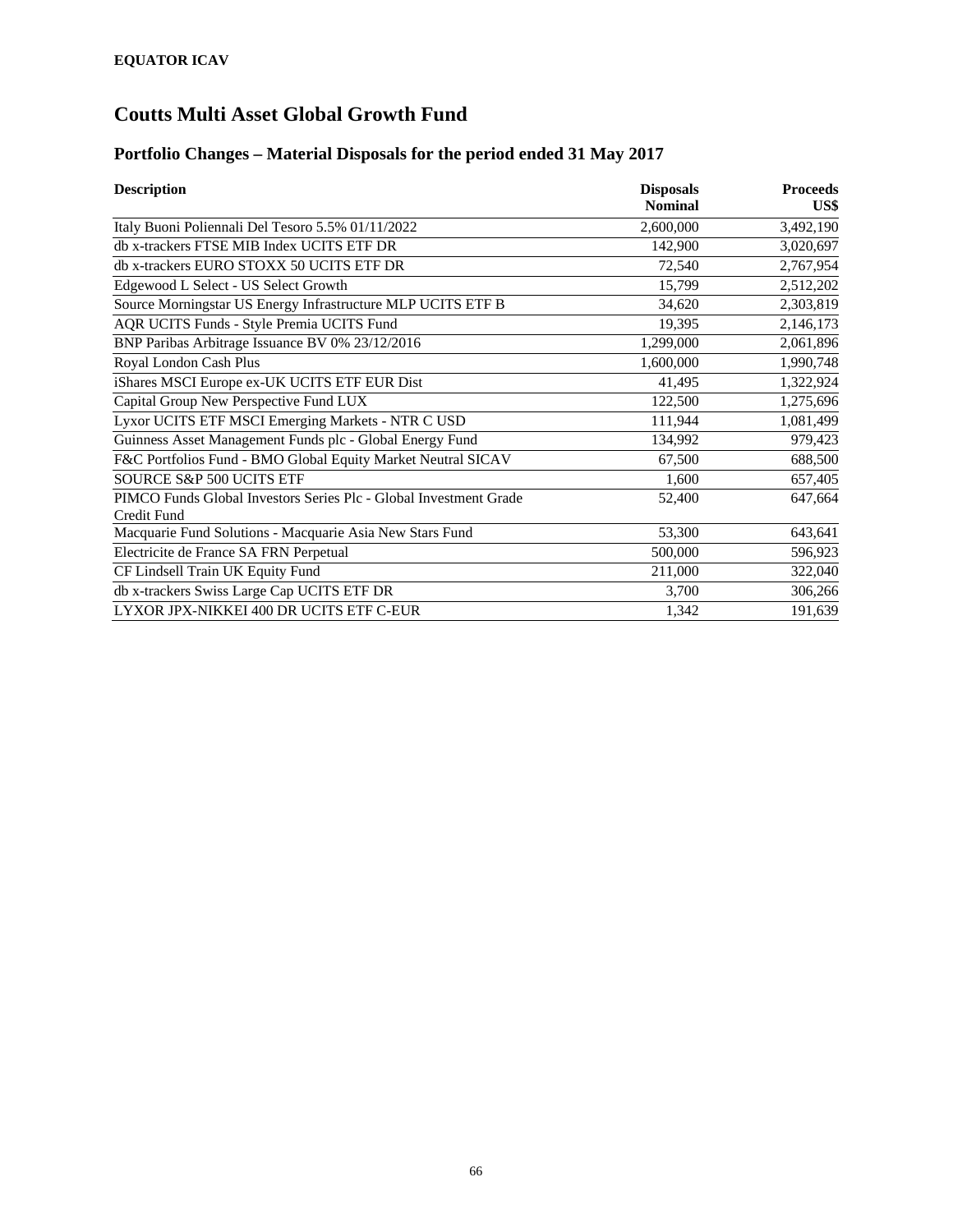**EQUATOR ICAV**

# Coutts Multi Asset Global Growth Fund

## Portfolio Changes – Material Disposals for the period ended 31 May 2017

| Description | Disposals Nominal | Proceeds US$ |
|---|---:|---:|
| Italy Buoni Poliennali Del Tesoro 5.5% 01/11/2022 | 2,600,000 | 3,492,190 |
| db x-trackers FTSE MIB Index UCITS ETF DR | 142,900 | 3,020,697 |
| db x-trackers EURO STOXX 50 UCITS ETF DR | 72,540 | 2,767,954 |
| Edgewood L Select - US Select Growth | 15,799 | 2,512,202 |
| Source Morningstar US Energy Infrastructure MLP UCITS ETF B | 34,620 | 2,303,819 |
| AQR UCITS Funds - Style Premia UCITS Fund | 19,395 | 2,146,173 |
| BNP Paribas Arbitrage Issuance BV 0% 23/12/2016 | 1,299,000 | 2,061,896 |
| Royal London Cash Plus | 1,600,000 | 1,990,748 |
| iShares MSCI Europe ex-UK UCITS ETF EUR Dist | 41,495 | 1,322,924 |
| Capital Group New Perspective Fund LUX | 122,500 | 1,275,696 |
| Lyxor UCITS ETF MSCI Emerging Markets - NTR C USD | 111,944 | 1,081,499 |
| Guinness Asset Management Funds plc - Global Energy Fund | 134,992 | 979,423 |
| F&C Portfolios Fund - BMO Global Equity Market Neutral SICAV | 67,500 | 688,500 |
| SOURCE S&P 500 UCITS ETF | 1,600 | 657,405 |
| PIMCO Funds Global Investors Series Plc - Global Investment Grade Credit Fund | 52,400 | 647,664 |
| Macquarie Fund Solutions - Macquarie Asia New Stars Fund | 53,300 | 643,641 |
| Electricite de France SA FRN Perpetual | 500,000 | 596,923 |
| CF Lindsell Train UK Equity Fund | 211,000 | 322,040 |
| db x-trackers Swiss Large Cap UCITS ETF DR | 3,700 | 306,266 |
| LYXOR JPX-NIKKEI 400 DR UCITS ETF C-EUR | 1,342 | 191,639 |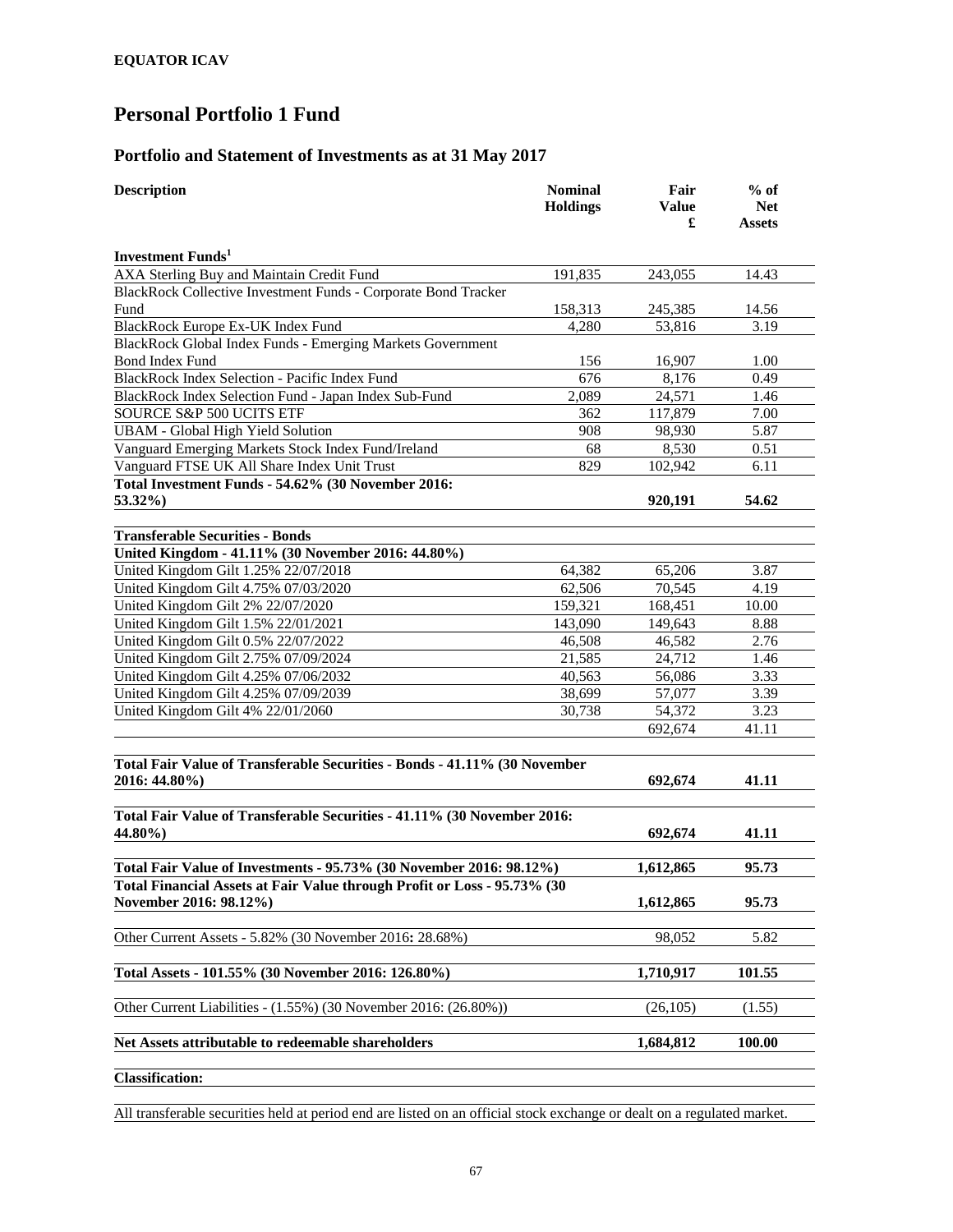**EQUATOR ICAV**

# Personal Portfolio 1 Fund

## Portfolio and Statement of Investments as at 31 May 2017

| Description | Nominal Holdings | Fair Value £ | % of Net Assets |
|---|---|---|---|
| **Investment Funds[1]** | | | |
| AXA Sterling Buy and Maintain Credit Fund | 191,835 | 243,055 | 14.43 |
| BlackRock Collective Investment Funds - Corporate Bond Tracker Fund | 158,313 | 245,385 | 14.56 |
| BlackRock Europe Ex-UK Index Fund | 4,280 | 53,816 | 3.19 |
| BlackRock Global Index Funds - Emerging Markets Government Bond Index Fund | 156 | 16,907 | 1.00 |
| BlackRock Index Selection - Pacific Index Fund | 676 | 8,176 | 0.49 |
| BlackRock Index Selection Fund - Japan Index Sub-Fund | 2,089 | 24,571 | 1.46 |
| SOURCE S&P 500 UCITS ETF | 362 | 117,879 | 7.00 |
| UBAM - Global High Yield Solution | 908 | 98,930 | 5.87 |
| Vanguard Emerging Markets Stock Index Fund/Ireland | 68 | 8,530 | 0.51 |
| Vanguard FTSE UK All Share Index Unit Trust | 829 | 102,942 | 6.11 |
| **Total Investment Funds - 54.62% (30 November 2016: 53.32%)** | | **920,191** | **54.62** |
| | | | |
| **Transferable Securities - Bonds** | | | |
| **United Kingdom - 41.11% (30 November 2016: 44.80%)** | | | |
| United Kingdom Gilt 1.25% 22/07/2018 | 64,382 | 65,206 | 3.87 |
| United Kingdom Gilt 4.75% 07/03/2020 | 62,506 | 70,545 | 4.19 |
| United Kingdom Gilt 2% 22/07/2020 | 159,321 | 168,451 | 10.00 |
| United Kingdom Gilt 1.5% 22/01/2021 | 143,090 | 149,643 | 8.88 |
| United Kingdom Gilt 0.5% 22/07/2022 | 46,508 | 46,582 | 2.76 |
| United Kingdom Gilt 2.75% 07/09/2024 | 21,585 | 24,712 | 1.46 |
| United Kingdom Gilt 4.25% 07/06/2032 | 40,563 | 56,086 | 3.33 |
| United Kingdom Gilt 4.25% 07/09/2039 | 38,699 | 57,077 | 3.39 |
| United Kingdom Gilt 4% 22/01/2060 | 30,738 | 54,372 | 3.23 |
| | | 692,674 | 41.11 |
| | | | |
| **Total Fair Value of Transferable Securities - Bonds - 41.11% (30 November 2016: 44.80%)** | | **692,674** | **41.11** |
| | | | |
| **Total Fair Value of Transferable Securities - 41.11% (30 November 2016: 44.80%)** | | **692,674** | **41.11** |
| | | | |
| **Total Fair Value of Investments - 95.73% (30 November 2016: 98.12%)** | | **1,612,865** | **95.73** |
| **Total Financial Assets at Fair Value through Profit or Loss - 95.73% (30 November 2016: 98.12%)** | | **1,612,865** | **95.73** |
| | | | |
| Other Current Assets - 5.82% (30 November 2016: 28.68%) | | 98,052 | 5.82 |
| | | | |
| **Total Assets - 101.55% (30 November 2016: 126.80%)** | | **1,710,917** | **101.55** |
| | | | |
| Other Current Liabilities - (1.55%) (30 November 2016: (26.80%)) | | (26,105) | (1.55) |
| | | | |
| **Net Assets attributable to redeemable shareholders** | | **1,684,812** | **100.00** |

**Classification:**

All transferable securities held at period end are listed on an official stock exchange or dealt on a regulated market.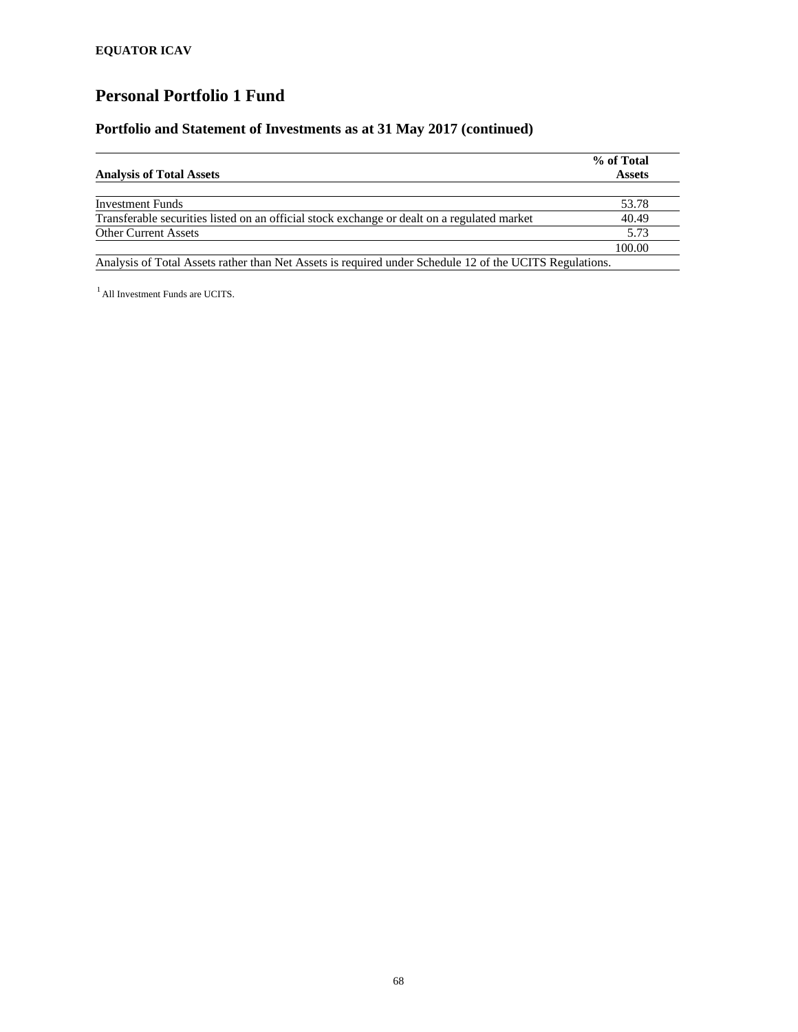**EQUATOR ICAV**

# Personal Portfolio 1 Fund

## Portfolio and Statement of Investments as at 31 May 2017 (continued)

| **Analysis of Total Assets** | **% of Total Assets** |
|---|---|
| Investment Funds | 53.78 |
| Transferable securities listed on an official stock exchange or dealt on a regulated market | 40.49 |
| Other Current Assets | 5.73 |
| | 100.00 |

Analysis of Total Assets rather than Net Assets is required under Schedule 12 of the UCITS Regulations.

[1] All Investment Funds are UCITS.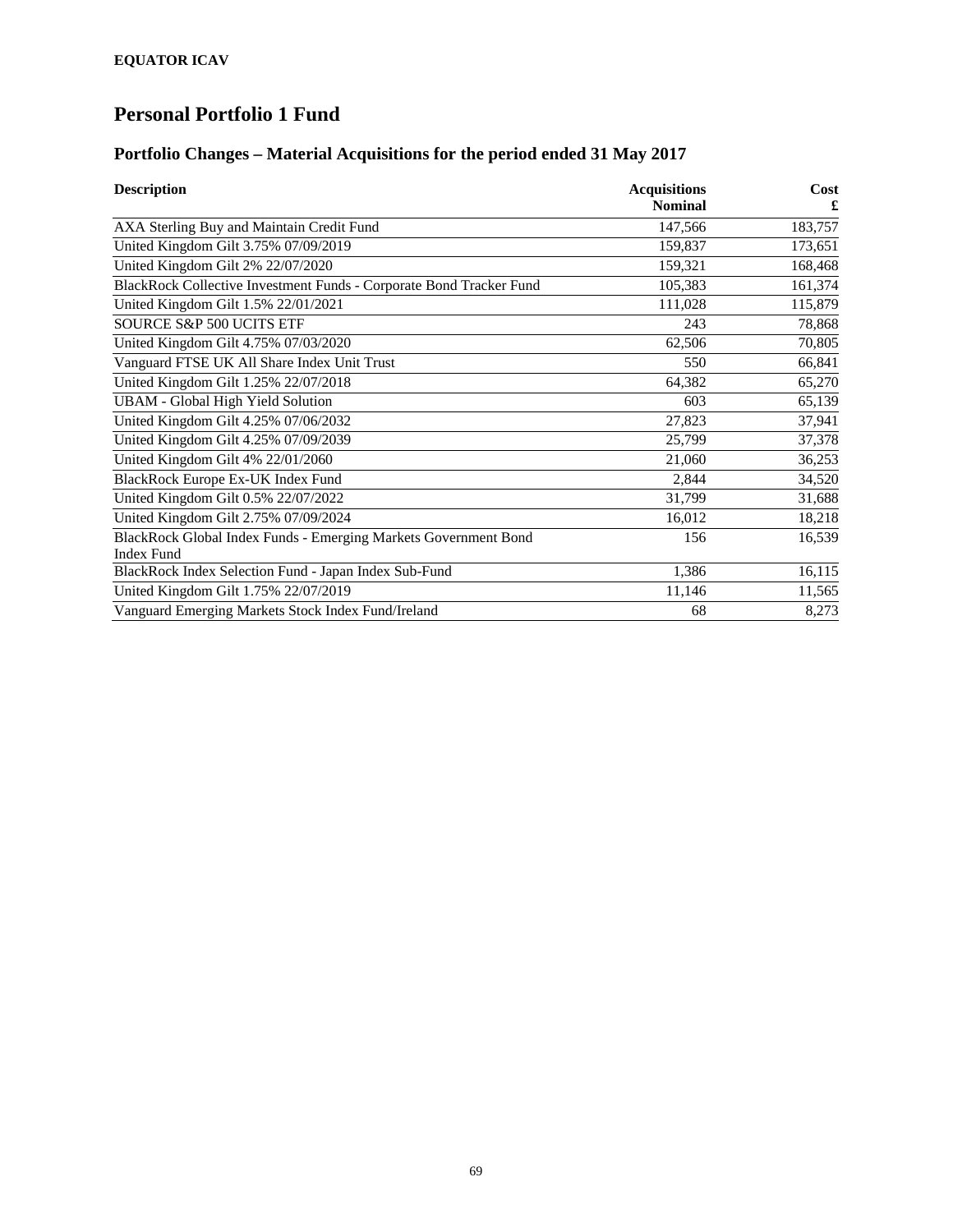**EQUATOR ICAV**

# Personal Portfolio 1 Fund

## Portfolio Changes – Material Acquisitions for the period ended 31 May 2017

| Description | Acquisitions Nominal | Cost £ |
|---|---:|---:|
| AXA Sterling Buy and Maintain Credit Fund | 147,566 | 183,757 |
| United Kingdom Gilt 3.75% 07/09/2019 | 159,837 | 173,651 |
| United Kingdom Gilt 2% 22/07/2020 | 159,321 | 168,468 |
| BlackRock Collective Investment Funds - Corporate Bond Tracker Fund | 105,383 | 161,374 |
| United Kingdom Gilt 1.5% 22/01/2021 | 111,028 | 115,879 |
| SOURCE S&P 500 UCITS ETF | 243 | 78,868 |
| United Kingdom Gilt 4.75% 07/03/2020 | 62,506 | 70,805 |
| Vanguard FTSE UK All Share Index Unit Trust | 550 | 66,841 |
| United Kingdom Gilt 1.25% 22/07/2018 | 64,382 | 65,270 |
| UBAM - Global High Yield Solution | 603 | 65,139 |
| United Kingdom Gilt 4.25% 07/06/2032 | 27,823 | 37,941 |
| United Kingdom Gilt 4.25% 07/09/2039 | 25,799 | 37,378 |
| United Kingdom Gilt 4% 22/01/2060 | 21,060 | 36,253 |
| BlackRock Europe Ex-UK Index Fund | 2,844 | 34,520 |
| United Kingdom Gilt 0.5% 22/07/2022 | 31,799 | 31,688 |
| United Kingdom Gilt 2.75% 07/09/2024 | 16,012 | 18,218 |
| BlackRock Global Index Funds - Emerging Markets Government Bond Index Fund | 156 | 16,539 |
| BlackRock Index Selection Fund - Japan Index Sub-Fund | 1,386 | 16,115 |
| United Kingdom Gilt 1.75% 22/07/2019 | 11,146 | 11,565 |
| Vanguard Emerging Markets Stock Index Fund/Ireland | 68 | 8,273 |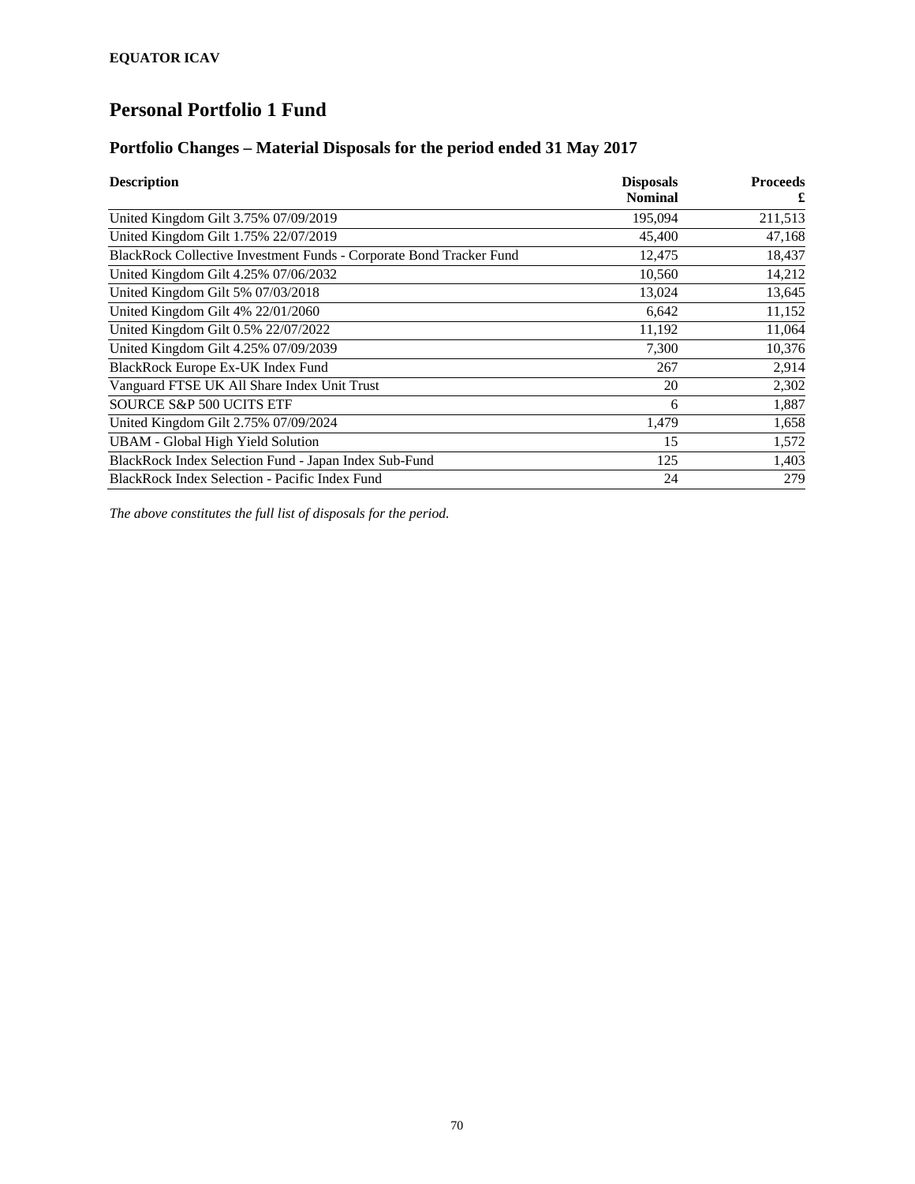**EQUATOR ICAV**

# Personal Portfolio 1 Fund

## Portfolio Changes – Material Disposals for the period ended 31 May 2017

| Description | Disposals Nominal | Proceeds £ |
|---|---:|---:|
| United Kingdom Gilt 3.75% 07/09/2019 | 195,094 | 211,513 |
| United Kingdom Gilt 1.75% 22/07/2019 | 45,400 | 47,168 |
| BlackRock Collective Investment Funds - Corporate Bond Tracker Fund | 12,475 | 18,437 |
| United Kingdom Gilt 4.25% 07/06/2032 | 10,560 | 14,212 |
| United Kingdom Gilt 5% 07/03/2018 | 13,024 | 13,645 |
| United Kingdom Gilt 4% 22/01/2060 | 6,642 | 11,152 |
| United Kingdom Gilt 0.5% 22/07/2022 | 11,192 | 11,064 |
| United Kingdom Gilt 4.25% 07/09/2039 | 7,300 | 10,376 |
| BlackRock Europe Ex-UK Index Fund | 267 | 2,914 |
| Vanguard FTSE UK All Share Index Unit Trust | 20 | 2,302 |
| SOURCE S&P 500 UCITS ETF | 6 | 1,887 |
| United Kingdom Gilt 2.75% 07/09/2024 | 1,479 | 1,658 |
| UBAM - Global High Yield Solution | 15 | 1,572 |
| BlackRock Index Selection Fund - Japan Index Sub-Fund | 125 | 1,403 |
| BlackRock Index Selection - Pacific Index Fund | 24 | 279 |

*The above constitutes the full list of disposals for the period.*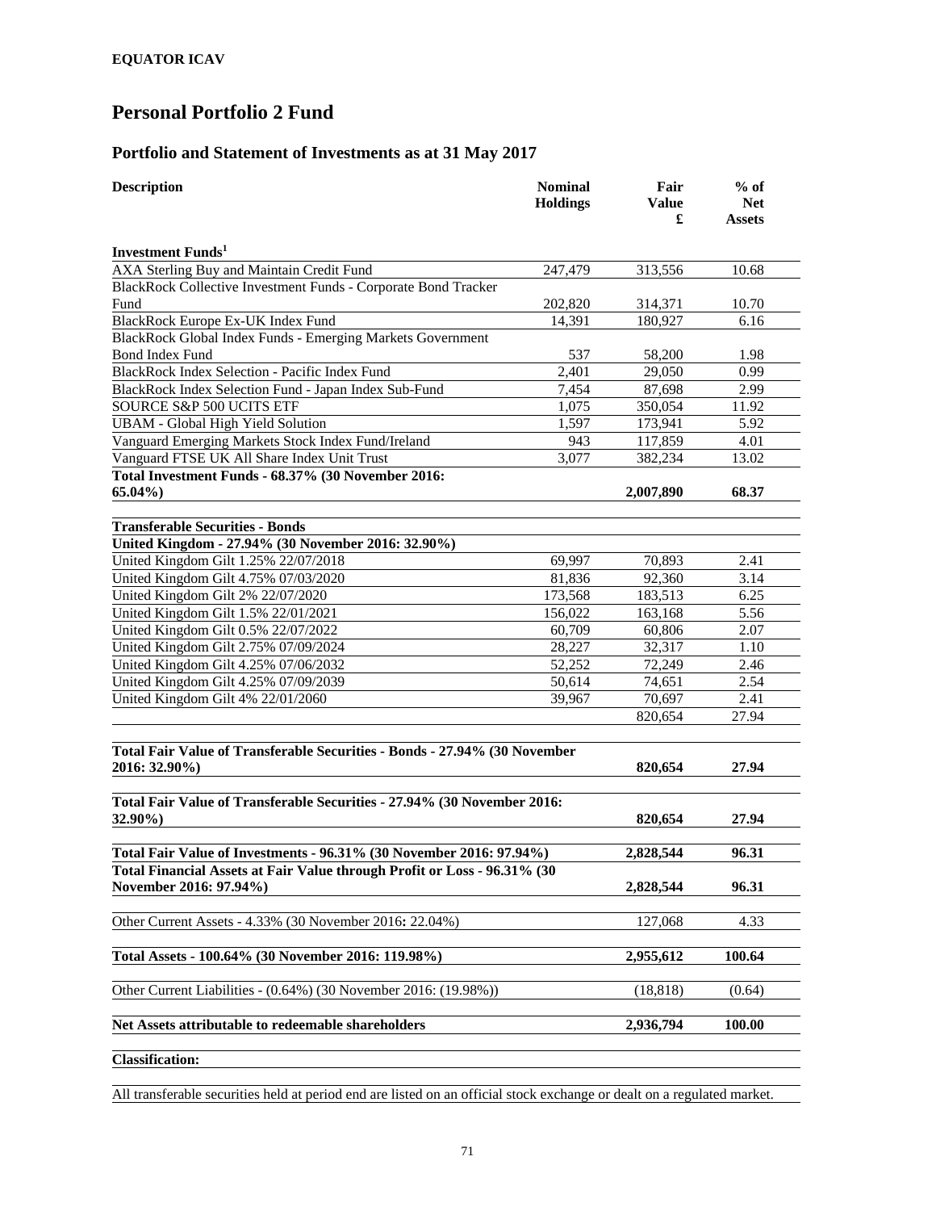EQUATOR ICAV

# Personal Portfolio 2 Fund

## Portfolio and Statement of Investments as at 31 May 2017

| Description | Nominal Holdings | Fair Value £ | % of Net Assets |
|---|---|---|---|
| **Investment Funds[1]** | | | |
| AXA Sterling Buy and Maintain Credit Fund | 247,479 | 313,556 | 10.68 |
| BlackRock Collective Investment Funds - Corporate Bond Tracker Fund | 202,820 | 314,371 | 10.70 |
| BlackRock Europe Ex-UK Index Fund | 14,391 | 180,927 | 6.16 |
| BlackRock Global Index Funds - Emerging Markets Government Bond Index Fund | 537 | 58,200 | 1.98 |
| BlackRock Index Selection - Pacific Index Fund | 2,401 | 29,050 | 0.99 |
| BlackRock Index Selection Fund - Japan Index Sub-Fund | 7,454 | 87,698 | 2.99 |
| SOURCE S&P 500 UCITS ETF | 1,075 | 350,054 | 11.92 |
| UBAM - Global High Yield Solution | 1,597 | 173,941 | 5.92 |
| Vanguard Emerging Markets Stock Index Fund/Ireland | 943 | 117,859 | 4.01 |
| Vanguard FTSE UK All Share Index Unit Trust | 3,077 | 382,234 | 13.02 |
| **Total Investment Funds - 68.37% (30 November 2016: 65.04%)** | | **2,007,890** | **68.37** |
| | | | |
| **Transferable Securities - Bonds** | | | |
| **United Kingdom - 27.94% (30 November 2016: 32.90%)** | | | |
| United Kingdom Gilt 1.25% 22/07/2018 | 69,997 | 70,893 | 2.41 |
| United Kingdom Gilt 4.75% 07/03/2020 | 81,836 | 92,360 | 3.14 |
| United Kingdom Gilt 2% 22/07/2020 | 173,568 | 183,513 | 6.25 |
| United Kingdom Gilt 1.5% 22/01/2021 | 156,022 | 163,168 | 5.56 |
| United Kingdom Gilt 0.5% 22/07/2022 | 60,709 | 60,806 | 2.07 |
| United Kingdom Gilt 2.75% 07/09/2024 | 28,227 | 32,317 | 1.10 |
| United Kingdom Gilt 4.25% 07/06/2032 | 52,252 | 72,249 | 2.46 |
| United Kingdom Gilt 4.25% 07/09/2039 | 50,614 | 74,651 | 2.54 |
| United Kingdom Gilt 4% 22/01/2060 | 39,967 | 70,697 | 2.41 |
| | | 820,654 | 27.94 |
| | | | |
| **Total Fair Value of Transferable Securities - Bonds - 27.94% (30 November 2016: 32.90%)** | | **820,654** | **27.94** |
| | | | |
| **Total Fair Value of Transferable Securities - 27.94% (30 November 2016: 32.90%)** | | **820,654** | **27.94** |
| | | | |
| **Total Fair Value of Investments - 96.31% (30 November 2016: 97.94%)** | | **2,828,544** | **96.31** |
| **Total Financial Assets at Fair Value through Profit or Loss - 96.31% (30 November 2016: 97.94%)** | | **2,828,544** | **96.31** |
| | | | |
| Other Current Assets - 4.33% (30 November 2016: 22.04%) | | 127,068 | 4.33 |
| | | | |
| **Total Assets - 100.64% (30 November 2016: 119.98%)** | | **2,955,612** | **100.64** |
| | | | |
| Other Current Liabilities - (0.64%) (30 November 2016: (19.98%)) | | (18,818) | (0.64) |
| | | | |
| **Net Assets attributable to redeemable shareholders** | | **2,936,794** | **100.00** |

**Classification:**

All transferable securities held at period end are listed on an official stock exchange or dealt on a regulated market.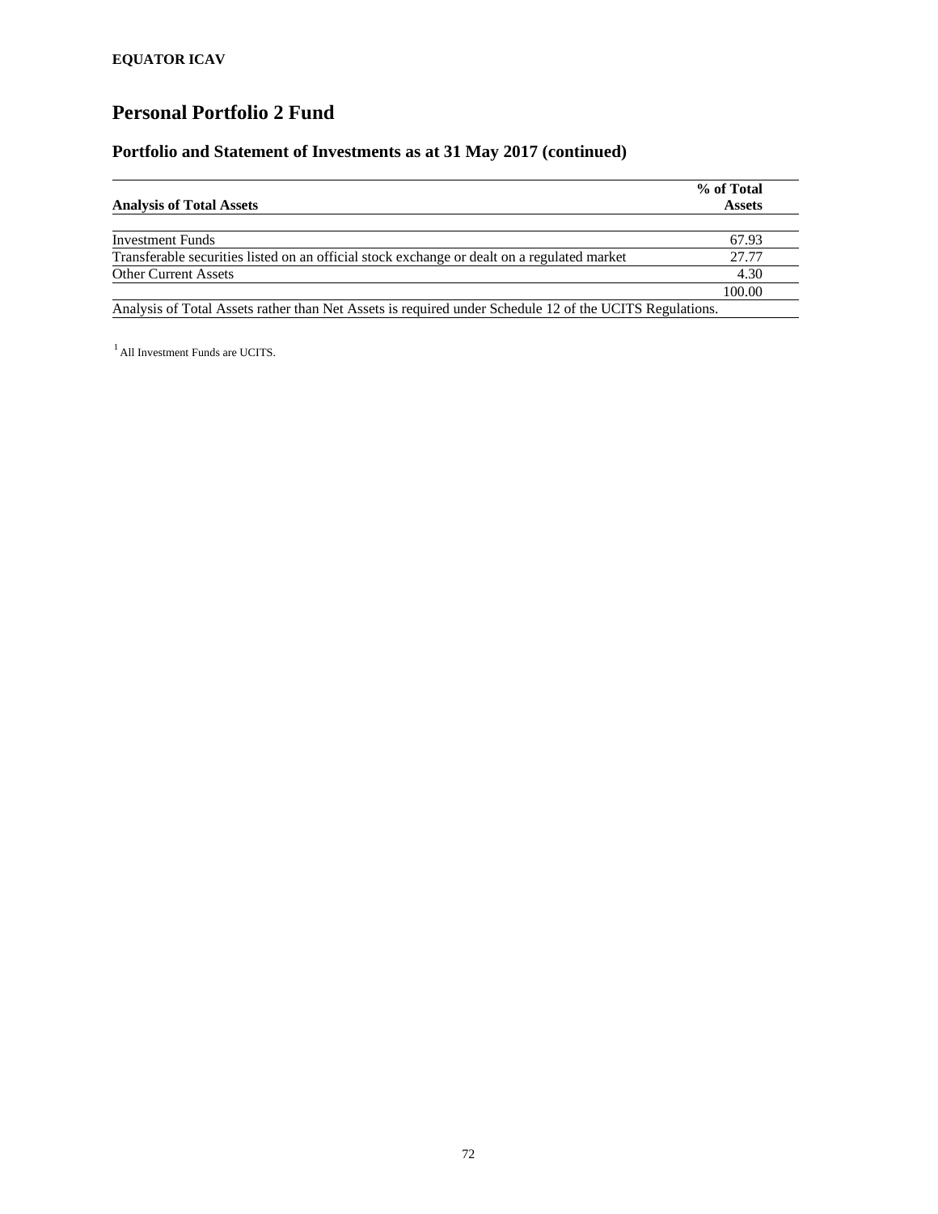**EQUATOR ICAV**

# Personal Portfolio 2 Fund

## Portfolio and Statement of Investments as at 31 May 2017 (continued)

| Analysis of Total Assets | % of Total Assets |
|---|---|
| Investment Funds | 67.93 |
| Transferable securities listed on an official stock exchange or dealt on a regulated market | 27.77 |
| Other Current Assets | 4.30 |
| | 100.00 |

Analysis of Total Assets rather than Net Assets is required under Schedule 12 of the UCITS Regulations.

[1] All Investment Funds are UCITS.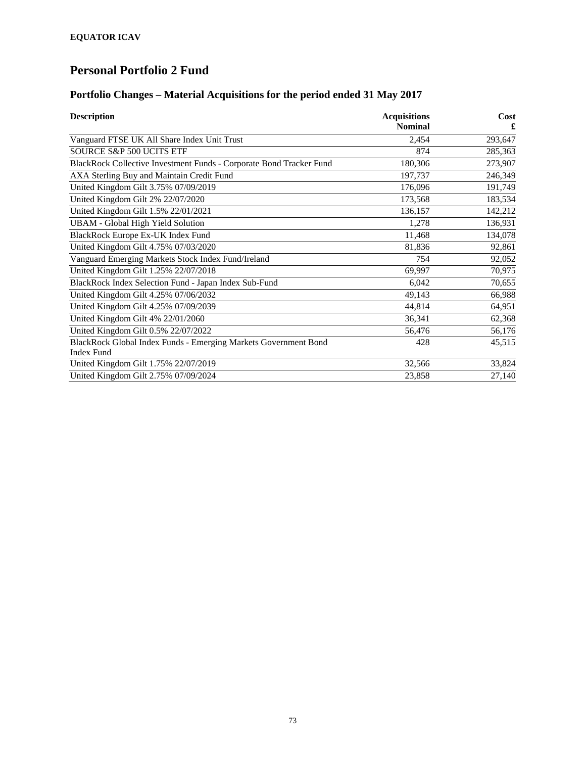**EQUATOR ICAV**

# Personal Portfolio 2 Fund

## Portfolio Changes – Material Acquisitions for the period ended 31 May 2017

| Description | Acquisitions Nominal | Cost £ |
|---|---:|---:|
| Vanguard FTSE UK All Share Index Unit Trust | 2,454 | 293,647 |
| SOURCE S&P 500 UCITS ETF | 874 | 285,363 |
| BlackRock Collective Investment Funds - Corporate Bond Tracker Fund | 180,306 | 273,907 |
| AXA Sterling Buy and Maintain Credit Fund | 197,737 | 246,349 |
| United Kingdom Gilt 3.75% 07/09/2019 | 176,096 | 191,749 |
| United Kingdom Gilt 2% 22/07/2020 | 173,568 | 183,534 |
| United Kingdom Gilt 1.5% 22/01/2021 | 136,157 | 142,212 |
| UBAM - Global High Yield Solution | 1,278 | 136,931 |
| BlackRock Europe Ex-UK Index Fund | 11,468 | 134,078 |
| United Kingdom Gilt 4.75% 07/03/2020 | 81,836 | 92,861 |
| Vanguard Emerging Markets Stock Index Fund/Ireland | 754 | 92,052 |
| United Kingdom Gilt 1.25% 22/07/2018 | 69,997 | 70,975 |
| BlackRock Index Selection Fund - Japan Index Sub-Fund | 6,042 | 70,655 |
| United Kingdom Gilt 4.25% 07/06/2032 | 49,143 | 66,988 |
| United Kingdom Gilt 4.25% 07/09/2039 | 44,814 | 64,951 |
| United Kingdom Gilt 4% 22/01/2060 | 36,341 | 62,368 |
| United Kingdom Gilt 0.5% 22/07/2022 | 56,476 | 56,176 |
| BlackRock Global Index Funds - Emerging Markets Government Bond Index Fund | 428 | 45,515 |
| United Kingdom Gilt 1.75% 22/07/2019 | 32,566 | 33,824 |
| United Kingdom Gilt 2.75% 07/09/2024 | 23,858 | 27,140 |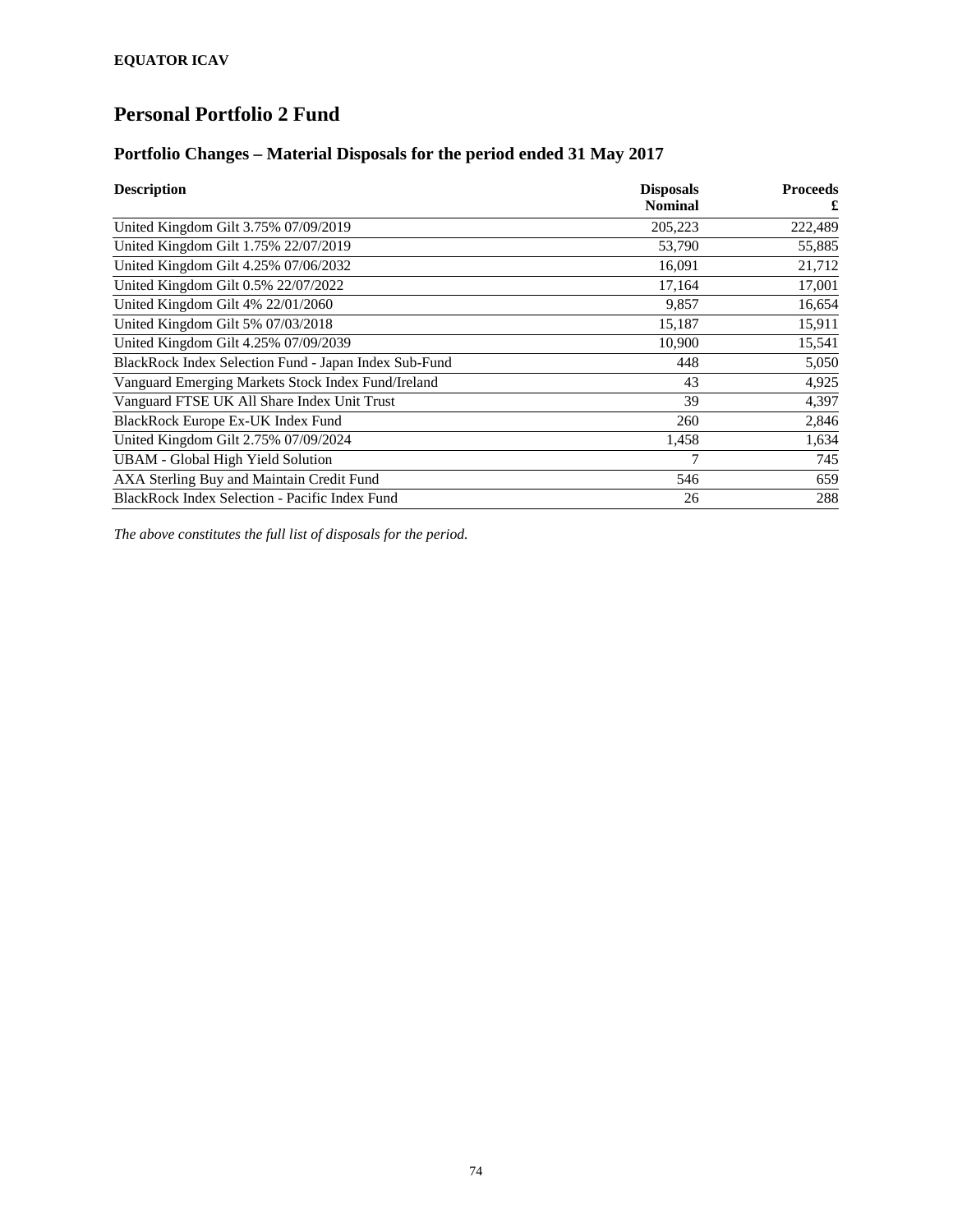**EQUATOR ICAV**

# Personal Portfolio 2 Fund

## Portfolio Changes – Material Disposals for the period ended 31 May 2017

| Description | Disposals Nominal | Proceeds £ |
|---|---:|---:|
| United Kingdom Gilt 3.75% 07/09/2019 | 205,223 | 222,489 |
| United Kingdom Gilt 1.75% 22/07/2019 | 53,790 | 55,885 |
| United Kingdom Gilt 4.25% 07/06/2032 | 16,091 | 21,712 |
| United Kingdom Gilt 0.5% 22/07/2022 | 17,164 | 17,001 |
| United Kingdom Gilt 4% 22/01/2060 | 9,857 | 16,654 |
| United Kingdom Gilt 5% 07/03/2018 | 15,187 | 15,911 |
| United Kingdom Gilt 4.25% 07/09/2039 | 10,900 | 15,541 |
| BlackRock Index Selection Fund - Japan Index Sub-Fund | 448 | 5,050 |
| Vanguard Emerging Markets Stock Index Fund/Ireland | 43 | 4,925 |
| Vanguard FTSE UK All Share Index Unit Trust | 39 | 4,397 |
| BlackRock Europe Ex-UK Index Fund | 260 | 2,846 |
| United Kingdom Gilt 2.75% 07/09/2024 | 1,458 | 1,634 |
| UBAM - Global High Yield Solution | 7 | 745 |
| AXA Sterling Buy and Maintain Credit Fund | 546 | 659 |
| BlackRock Index Selection - Pacific Index Fund | 26 | 288 |

*The above constitutes the full list of disposals for the period.*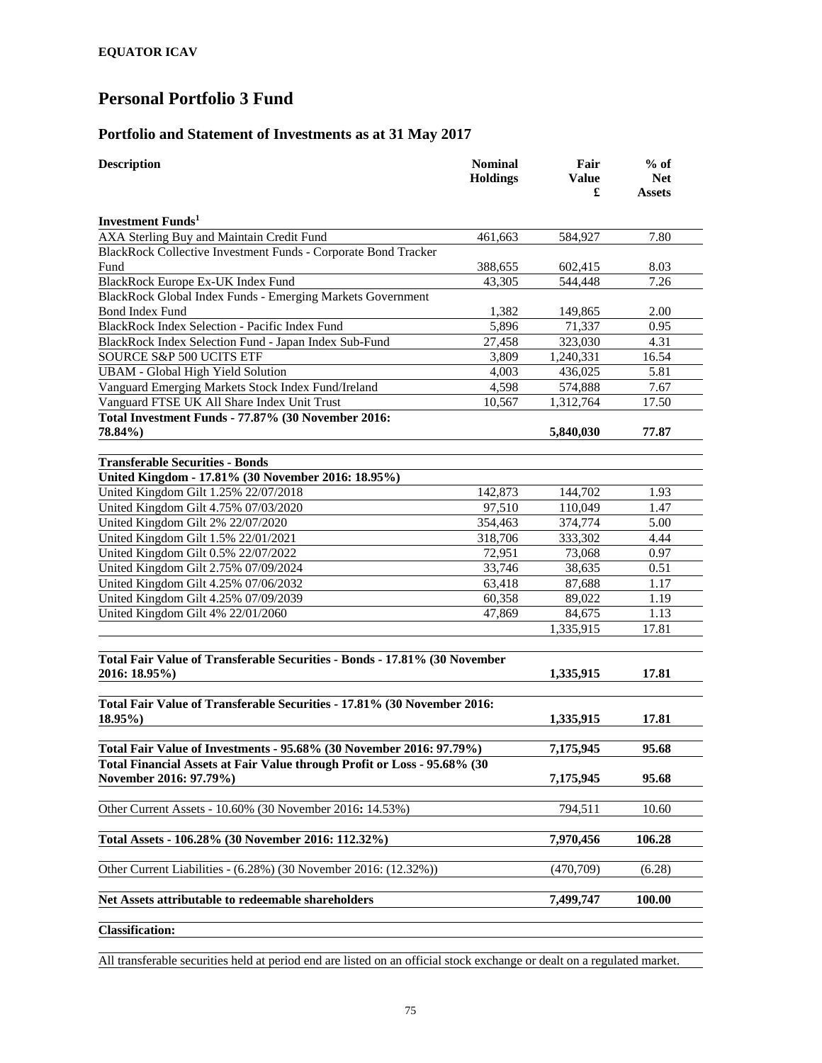**EQUATOR ICAV**

# Personal Portfolio 3 Fund

## Portfolio and Statement of Investments as at 31 May 2017

| Description | Nominal Holdings | Fair Value £ | % of Net Assets |
|---|---|---|---|
| **Investment Funds[1]** | | | |
| AXA Sterling Buy and Maintain Credit Fund | 461,663 | 584,927 | 7.80 |
| BlackRock Collective Investment Funds - Corporate Bond Tracker Fund | 388,655 | 602,415 | 8.03 |
| BlackRock Europe Ex-UK Index Fund | 43,305 | 544,448 | 7.26 |
| BlackRock Global Index Funds - Emerging Markets Government Bond Index Fund | 1,382 | 149,865 | 2.00 |
| BlackRock Index Selection - Pacific Index Fund | 5,896 | 71,337 | 0.95 |
| BlackRock Index Selection Fund - Japan Index Sub-Fund | 27,458 | 323,030 | 4.31 |
| SOURCE S&P 500 UCITS ETF | 3,809 | 1,240,331 | 16.54 |
| UBAM - Global High Yield Solution | 4,003 | 436,025 | 5.81 |
| Vanguard Emerging Markets Stock Index Fund/Ireland | 4,598 | 574,888 | 7.67 |
| Vanguard FTSE UK All Share Index Unit Trust | 10,567 | 1,312,764 | 17.50 |
| **Total Investment Funds - 77.87% (30 November 2016: 78.84%)** | | **5,840,030** | **77.87** |
| | | | |
| **Transferable Securities - Bonds** | | | |
| **United Kingdom - 17.81% (30 November 2016: 18.95%)** | | | |
| United Kingdom Gilt 1.25% 22/07/2018 | 142,873 | 144,702 | 1.93 |
| United Kingdom Gilt 4.75% 07/03/2020 | 97,510 | 110,049 | 1.47 |
| United Kingdom Gilt 2% 22/07/2020 | 354,463 | 374,774 | 5.00 |
| United Kingdom Gilt 1.5% 22/01/2021 | 318,706 | 333,302 | 4.44 |
| United Kingdom Gilt 0.5% 22/07/2022 | 72,951 | 73,068 | 0.97 |
| United Kingdom Gilt 2.75% 07/09/2024 | 33,746 | 38,635 | 0.51 |
| United Kingdom Gilt 4.25% 07/06/2032 | 63,418 | 87,688 | 1.17 |
| United Kingdom Gilt 4.25% 07/09/2039 | 60,358 | 89,022 | 1.19 |
| United Kingdom Gilt 4% 22/01/2060 | 47,869 | 84,675 | 1.13 |
| | | 1,335,915 | 17.81 |
| | | | |
| **Total Fair Value of Transferable Securities - Bonds - 17.81% (30 November 2016: 18.95%)** | | **1,335,915** | **17.81** |
| | | | |
| **Total Fair Value of Transferable Securities - 17.81% (30 November 2016: 18.95%)** | | **1,335,915** | **17.81** |
| | | | |
| **Total Fair Value of Investments - 95.68% (30 November 2016: 97.79%)** | | **7,175,945** | **95.68** |
| **Total Financial Assets at Fair Value through Profit or Loss - 95.68% (30 November 2016: 97.79%)** | | **7,175,945** | **95.68** |
| | | | |
| Other Current Assets - 10.60% (30 November 2016: 14.53%) | | 794,511 | 10.60 |
| | | | |
| **Total Assets - 106.28% (30 November 2016: 112.32%)** | | **7,970,456** | **106.28** |
| | | | |
| Other Current Liabilities - (6.28%) (30 November 2016: (12.32%)) | | (470,709) | (6.28) |
| | | | |
| **Net Assets attributable to redeemable shareholders** | | **7,499,747** | **100.00** |

**Classification:**

All transferable securities held at period end are listed on an official stock exchange or dealt on a regulated market.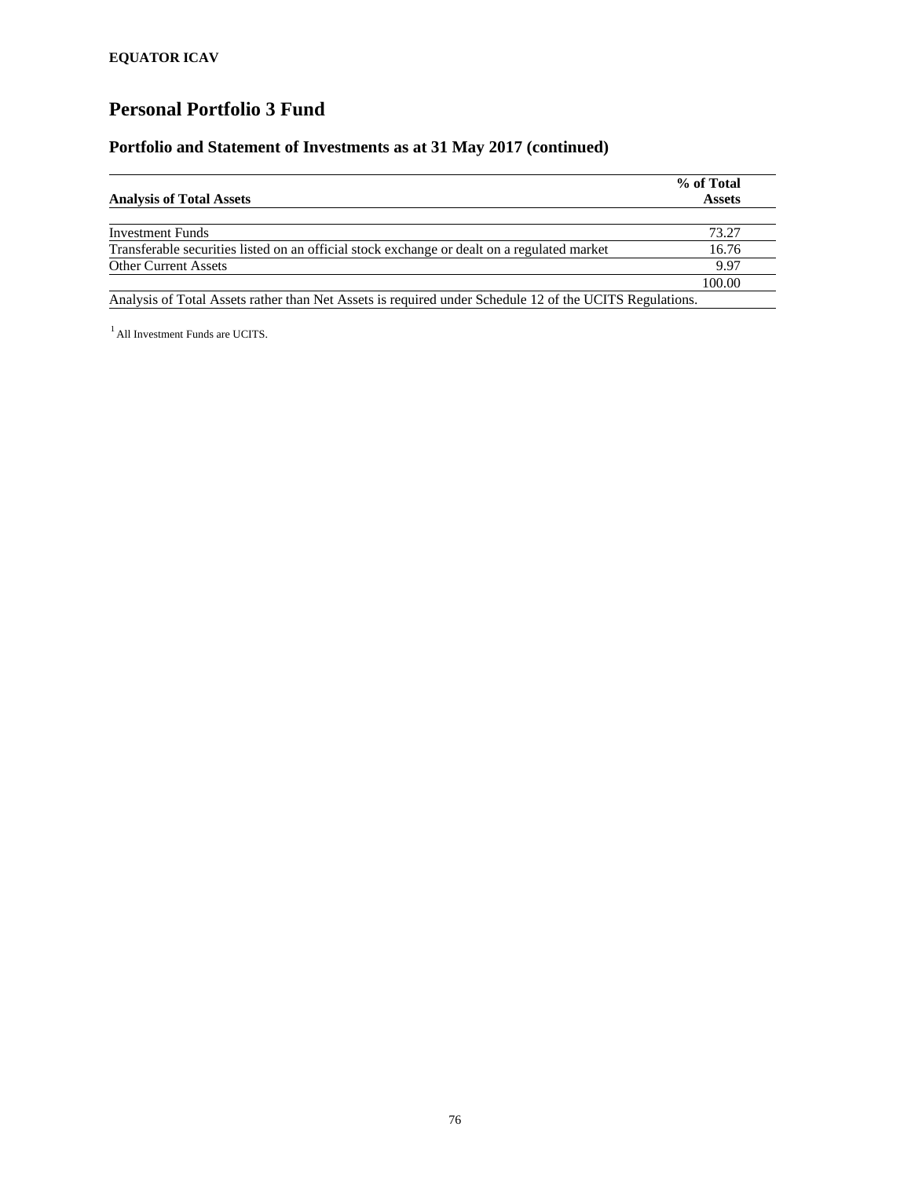**EQUATOR ICAV**

# Personal Portfolio 3 Fund

## Portfolio and Statement of Investments as at 31 May 2017 (continued)

| Analysis of Total Assets | % of Total Assets |
|---|---|
| Investment Funds | 73.27 |
| Transferable securities listed on an official stock exchange or dealt on a regulated market | 16.76 |
| Other Current Assets | 9.97 |
| | 100.00 |

Analysis of Total Assets rather than Net Assets is required under Schedule 12 of the UCITS Regulations.

[1] All Investment Funds are UCITS.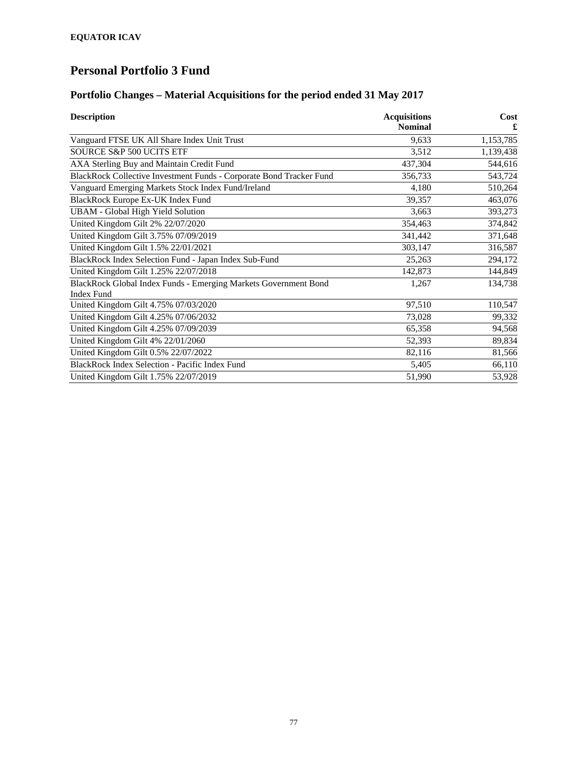**EQUATOR ICAV**

# Personal Portfolio 3 Fund

## Portfolio Changes – Material Acquisitions for the period ended 31 May 2017

| Description | Acquisitions Nominal | Cost £ |
|---|---:|---:|
| Vanguard FTSE UK All Share Index Unit Trust | 9,633 | 1,153,785 |
| SOURCE S&P 500 UCITS ETF | 3,512 | 1,139,438 |
| AXA Sterling Buy and Maintain Credit Fund | 437,304 | 544,616 |
| BlackRock Collective Investment Funds - Corporate Bond Tracker Fund | 356,733 | 543,724 |
| Vanguard Emerging Markets Stock Index Fund/Ireland | 4,180 | 510,264 |
| BlackRock Europe Ex-UK Index Fund | 39,357 | 463,076 |
| UBAM - Global High Yield Solution | 3,663 | 393,273 |
| United Kingdom Gilt 2% 22/07/2020 | 354,463 | 374,842 |
| United Kingdom Gilt 3.75% 07/09/2019 | 341,442 | 371,648 |
| United Kingdom Gilt 1.5% 22/01/2021 | 303,147 | 316,587 |
| BlackRock Index Selection Fund - Japan Index Sub-Fund | 25,263 | 294,172 |
| United Kingdom Gilt 1.25% 22/07/2018 | 142,873 | 144,849 |
| BlackRock Global Index Funds - Emerging Markets Government Bond Index Fund | 1,267 | 134,738 |
| United Kingdom Gilt 4.75% 07/03/2020 | 97,510 | 110,547 |
| United Kingdom Gilt 4.25% 07/06/2032 | 73,028 | 99,332 |
| United Kingdom Gilt 4.25% 07/09/2039 | 65,358 | 94,568 |
| United Kingdom Gilt 4% 22/01/2060 | 52,393 | 89,834 |
| United Kingdom Gilt 0.5% 22/07/2022 | 82,116 | 81,566 |
| BlackRock Index Selection - Pacific Index Fund | 5,405 | 66,110 |
| United Kingdom Gilt 1.75% 22/07/2019 | 51,990 | 53,928 |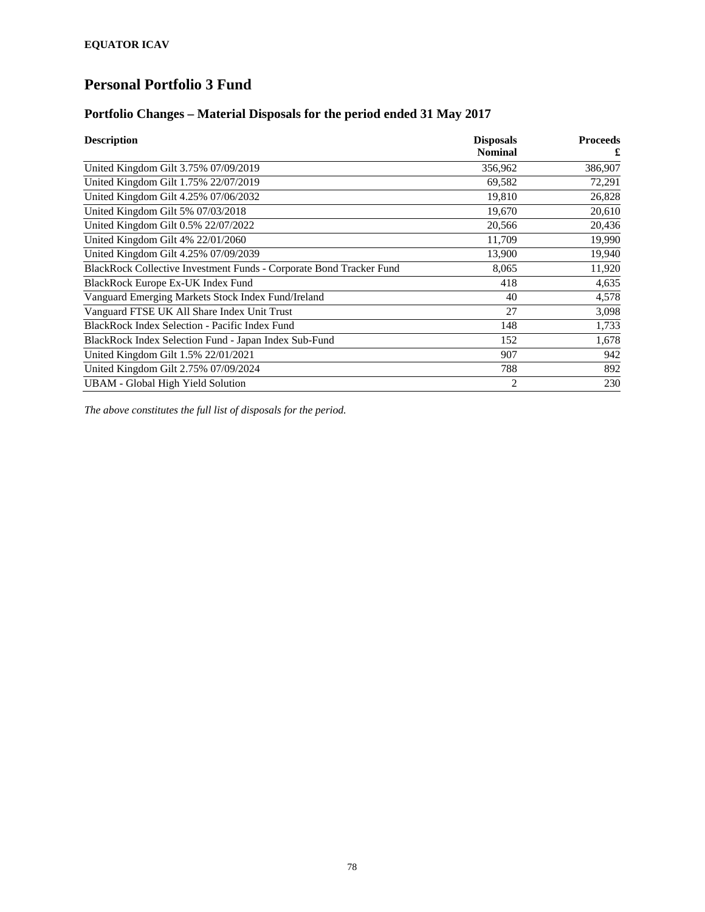**EQUATOR ICAV**

# Personal Portfolio 3 Fund

## Portfolio Changes – Material Disposals for the period ended 31 May 2017

| Description | Disposals Nominal | Proceeds £ |
|---|---|---|
| United Kingdom Gilt 3.75% 07/09/2019 | 356,962 | 386,907 |
| United Kingdom Gilt 1.75% 22/07/2019 | 69,582 | 72,291 |
| United Kingdom Gilt 4.25% 07/06/2032 | 19,810 | 26,828 |
| United Kingdom Gilt 5% 07/03/2018 | 19,670 | 20,610 |
| United Kingdom Gilt 0.5% 22/07/2022 | 20,566 | 20,436 |
| United Kingdom Gilt 4% 22/01/2060 | 11,709 | 19,990 |
| United Kingdom Gilt 4.25% 07/09/2039 | 13,900 | 19,940 |
| BlackRock Collective Investment Funds - Corporate Bond Tracker Fund | 8,065 | 11,920 |
| BlackRock Europe Ex-UK Index Fund | 418 | 4,635 |
| Vanguard Emerging Markets Stock Index Fund/Ireland | 40 | 4,578 |
| Vanguard FTSE UK All Share Index Unit Trust | 27 | 3,098 |
| BlackRock Index Selection - Pacific Index Fund | 148 | 1,733 |
| BlackRock Index Selection Fund - Japan Index Sub-Fund | 152 | 1,678 |
| United Kingdom Gilt 1.5% 22/01/2021 | 907 | 942 |
| United Kingdom Gilt 2.75% 07/09/2024 | 788 | 892 |
| UBAM - Global High Yield Solution | 2 | 230 |

*The above constitutes the full list of disposals for the period.*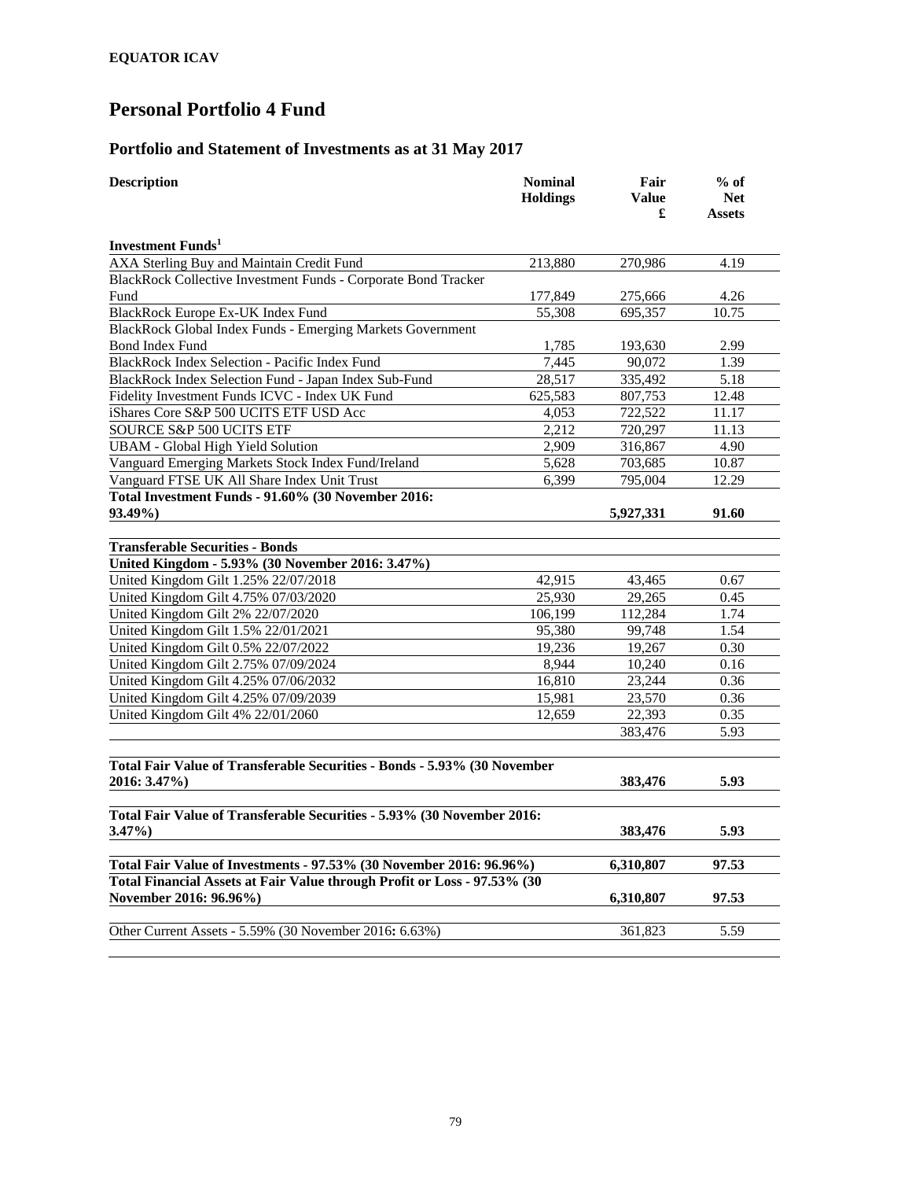**EQUATOR ICAV**

# Personal Portfolio 4 Fund

## Portfolio and Statement of Investments as at 31 May 2017

| Description | Nominal Holdings | Fair Value £ | % of Net Assets |
|---|---|---|---|
| **Investment Funds[1]** | | | |
| AXA Sterling Buy and Maintain Credit Fund | 213,880 | 270,986 | 4.19 |
| BlackRock Collective Investment Funds - Corporate Bond Tracker Fund | 177,849 | 275,666 | 4.26 |
| BlackRock Europe Ex-UK Index Fund | 55,308 | 695,357 | 10.75 |
| BlackRock Global Index Funds - Emerging Markets Government Bond Index Fund | 1,785 | 193,630 | 2.99 |
| BlackRock Index Selection - Pacific Index Fund | 7,445 | 90,072 | 1.39 |
| BlackRock Index Selection Fund - Japan Index Sub-Fund | 28,517 | 335,492 | 5.18 |
| Fidelity Investment Funds ICVC - Index UK Fund | 625,583 | 807,753 | 12.48 |
| iShares Core S&P 500 UCITS ETF USD Acc | 4,053 | 722,522 | 11.17 |
| SOURCE S&P 500 UCITS ETF | 2,212 | 720,297 | 11.13 |
| UBAM - Global High Yield Solution | 2,909 | 316,867 | 4.90 |
| Vanguard Emerging Markets Stock Index Fund/Ireland | 5,628 | 703,685 | 10.87 |
| Vanguard FTSE UK All Share Index Unit Trust | 6,399 | 795,004 | 12.29 |
| **Total Investment Funds - 91.60% (30 November 2016: 93.49%)** | | **5,927,331** | **91.60** |
| | | | |
| **Transferable Securities - Bonds** | | | |
| **United Kingdom - 5.93% (30 November 2016: 3.47%)** | | | |
| United Kingdom Gilt 1.25% 22/07/2018 | 42,915 | 43,465 | 0.67 |
| United Kingdom Gilt 4.75% 07/03/2020 | 25,930 | 29,265 | 0.45 |
| United Kingdom Gilt 2% 22/07/2020 | 106,199 | 112,284 | 1.74 |
| United Kingdom Gilt 1.5% 22/01/2021 | 95,380 | 99,748 | 1.54 |
| United Kingdom Gilt 0.5% 22/07/2022 | 19,236 | 19,267 | 0.30 |
| United Kingdom Gilt 2.75% 07/09/2024 | 8,944 | 10,240 | 0.16 |
| United Kingdom Gilt 4.25% 07/06/2032 | 16,810 | 23,244 | 0.36 |
| United Kingdom Gilt 4.25% 07/09/2039 | 15,981 | 23,570 | 0.36 |
| United Kingdom Gilt 4% 22/01/2060 | 12,659 | 22,393 | 0.35 |
| | | 383,476 | 5.93 |
| | | | |
| **Total Fair Value of Transferable Securities - Bonds - 5.93% (30 November 2016: 3.47%)** | | **383,476** | **5.93** |
| | | | |
| **Total Fair Value of Transferable Securities - 5.93% (30 November 2016: 3.47%)** | | **383,476** | **5.93** |
| | | | |
| **Total Fair Value of Investments - 97.53% (30 November 2016: 96.96%)** | | **6,310,807** | **97.53** |
| **Total Financial Assets at Fair Value through Profit or Loss - 97.53% (30 November 2016: 96.96%)** | | **6,310,807** | **97.53** |
| | | | |
| Other Current Assets - 5.59% (30 November 2016: 6.63%) | | 361,823 | 5.59 |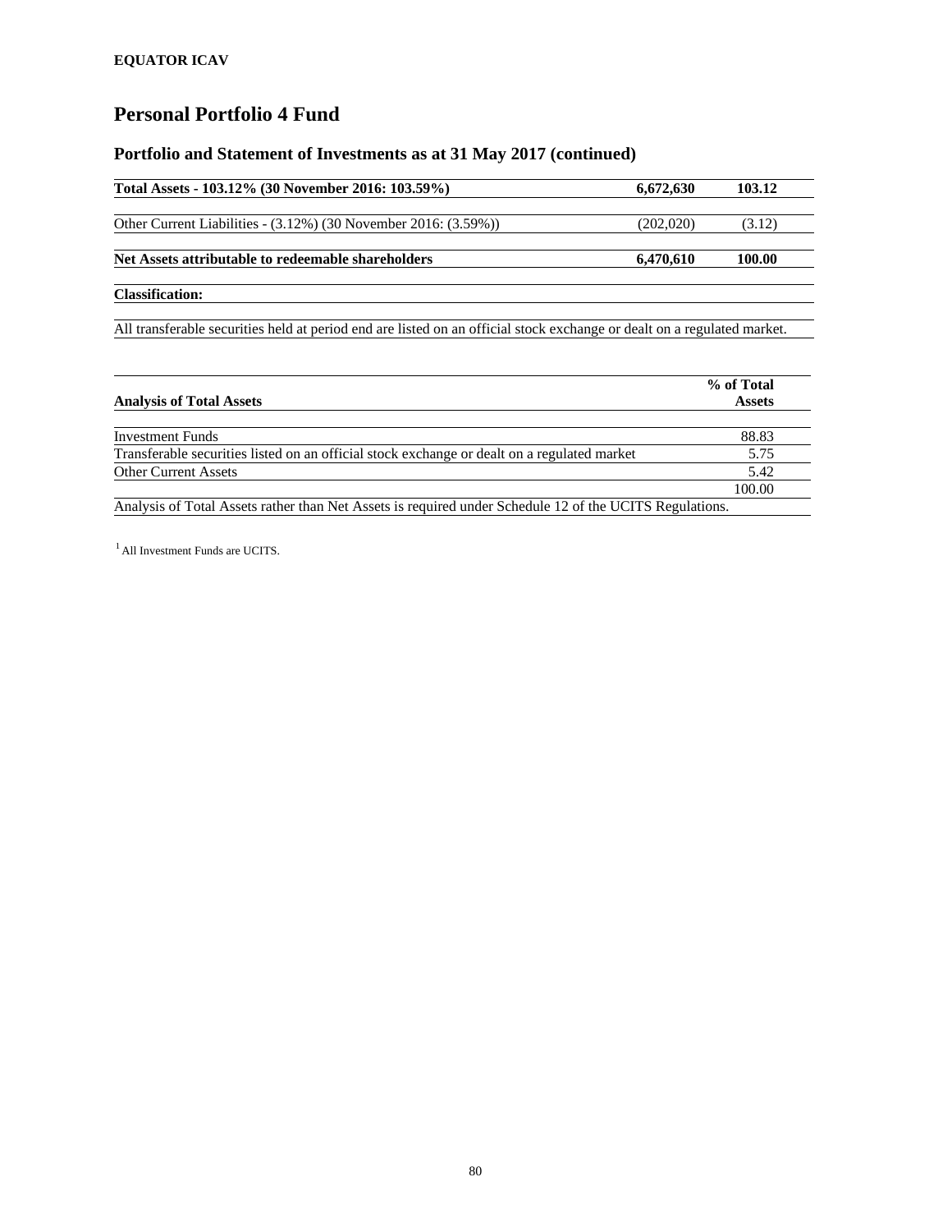**EQUATOR ICAV**

# Personal Portfolio 4 Fund

## Portfolio and Statement of Investments as at 31 May 2017 (continued)

| | | |
|---|---|---|
| **Total Assets - 103.12% (30 November 2016: 103.59%)** | **6,672,630** | **103.12** |
| Other Current Liabilities - (3.12%) (30 November 2016: (3.59%)) | (202,020) | (3.12) |
| **Net Assets attributable to redeemable shareholders** | **6,470,610** | **100.00** |

**Classification:**

All transferable securities held at period end are listed on an official stock exchange or dealt on a regulated market.

| **Analysis of Total Assets** | **% of Total Assets** |
|---|---|
| Investment Funds | 88.83 |
| Transferable securities listed on an official stock exchange or dealt on a regulated market | 5.75 |
| Other Current Assets | 5.42 |
| | 100.00 |

Analysis of Total Assets rather than Net Assets is required under Schedule 12 of the UCITS Regulations.

[1] All Investment Funds are UCITS.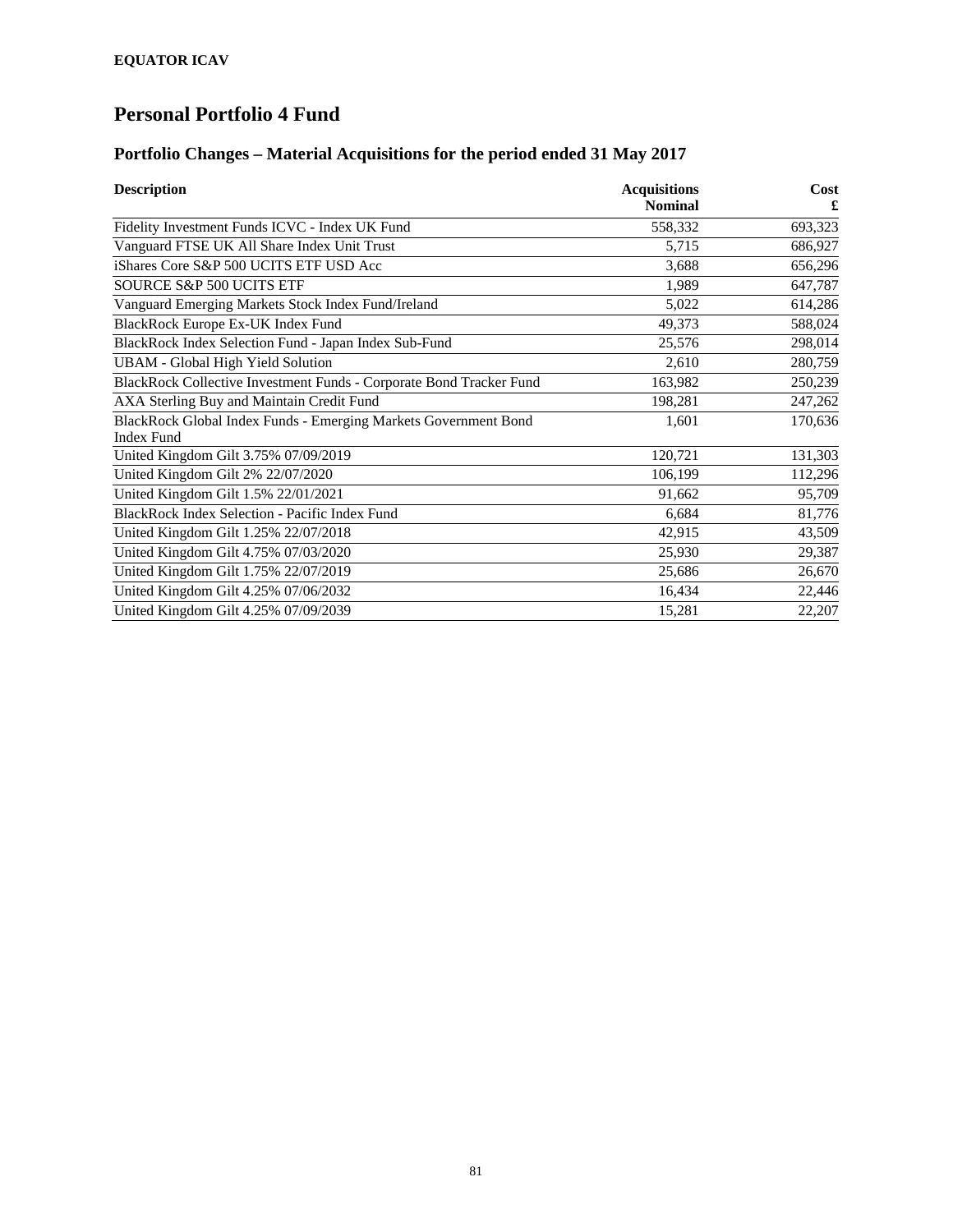**EQUATOR ICAV**

# Personal Portfolio 4 Fund

## Portfolio Changes – Material Acquisitions for the period ended 31 May 2017

| Description | Acquisitions Nominal | Cost £ |
|---|---|---|
| Fidelity Investment Funds ICVC - Index UK Fund | 558,332 | 693,323 |
| Vanguard FTSE UK All Share Index Unit Trust | 5,715 | 686,927 |
| iShares Core S&P 500 UCITS ETF USD Acc | 3,688 | 656,296 |
| SOURCE S&P 500 UCITS ETF | 1,989 | 647,787 |
| Vanguard Emerging Markets Stock Index Fund/Ireland | 5,022 | 614,286 |
| BlackRock Europe Ex-UK Index Fund | 49,373 | 588,024 |
| BlackRock Index Selection Fund - Japan Index Sub-Fund | 25,576 | 298,014 |
| UBAM - Global High Yield Solution | 2,610 | 280,759 |
| BlackRock Collective Investment Funds - Corporate Bond Tracker Fund | 163,982 | 250,239 |
| AXA Sterling Buy and Maintain Credit Fund | 198,281 | 247,262 |
| BlackRock Global Index Funds - Emerging Markets Government Bond Index Fund | 1,601 | 170,636 |
| United Kingdom Gilt 3.75% 07/09/2019 | 120,721 | 131,303 |
| United Kingdom Gilt 2% 22/07/2020 | 106,199 | 112,296 |
| United Kingdom Gilt 1.5% 22/01/2021 | 91,662 | 95,709 |
| BlackRock Index Selection - Pacific Index Fund | 6,684 | 81,776 |
| United Kingdom Gilt 1.25% 22/07/2018 | 42,915 | 43,509 |
| United Kingdom Gilt 4.75% 07/03/2020 | 25,930 | 29,387 |
| United Kingdom Gilt 1.75% 22/07/2019 | 25,686 | 26,670 |
| United Kingdom Gilt 4.25% 07/06/2032 | 16,434 | 22,446 |
| United Kingdom Gilt 4.25% 07/09/2039 | 15,281 | 22,207 |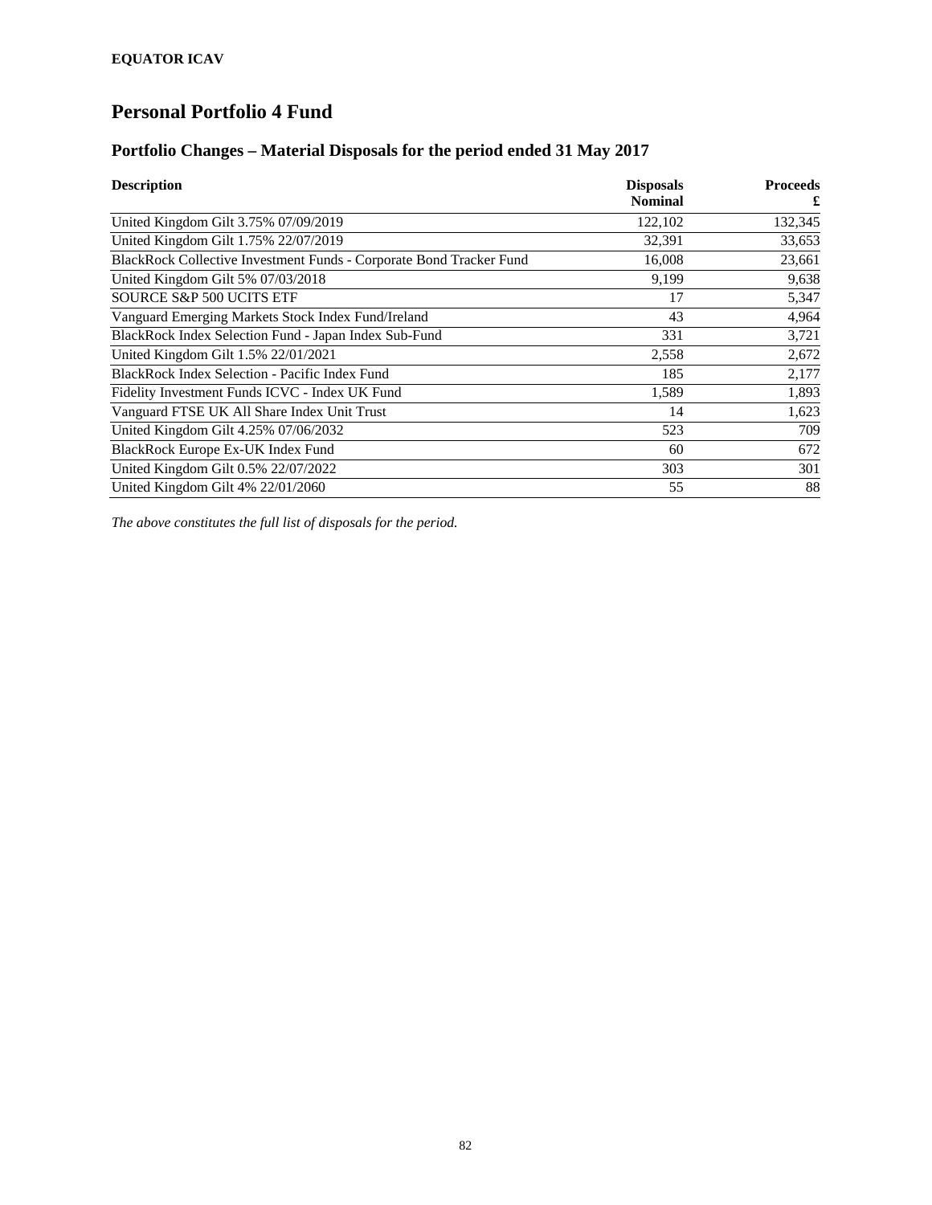**EQUATOR ICAV**

# Personal Portfolio 4 Fund

## Portfolio Changes – Material Disposals for the period ended 31 May 2017

| Description | Disposals Nominal | Proceeds £ |
|---|---|---|
| United Kingdom Gilt 3.75% 07/09/2019 | 122,102 | 132,345 |
| United Kingdom Gilt 1.75% 22/07/2019 | 32,391 | 33,653 |
| BlackRock Collective Investment Funds - Corporate Bond Tracker Fund | 16,008 | 23,661 |
| United Kingdom Gilt 5% 07/03/2018 | 9,199 | 9,638 |
| SOURCE S&P 500 UCITS ETF | 17 | 5,347 |
| Vanguard Emerging Markets Stock Index Fund/Ireland | 43 | 4,964 |
| BlackRock Index Selection Fund - Japan Index Sub-Fund | 331 | 3,721 |
| United Kingdom Gilt 1.5% 22/01/2021 | 2,558 | 2,672 |
| BlackRock Index Selection - Pacific Index Fund | 185 | 2,177 |
| Fidelity Investment Funds ICVC - Index UK Fund | 1,589 | 1,893 |
| Vanguard FTSE UK All Share Index Unit Trust | 14 | 1,623 |
| United Kingdom Gilt 4.25% 07/06/2032 | 523 | 709 |
| BlackRock Europe Ex-UK Index Fund | 60 | 672 |
| United Kingdom Gilt 0.5% 22/07/2022 | 303 | 301 |
| United Kingdom Gilt 4% 22/01/2060 | 55 | 88 |

*The above constitutes the full list of disposals for the period.*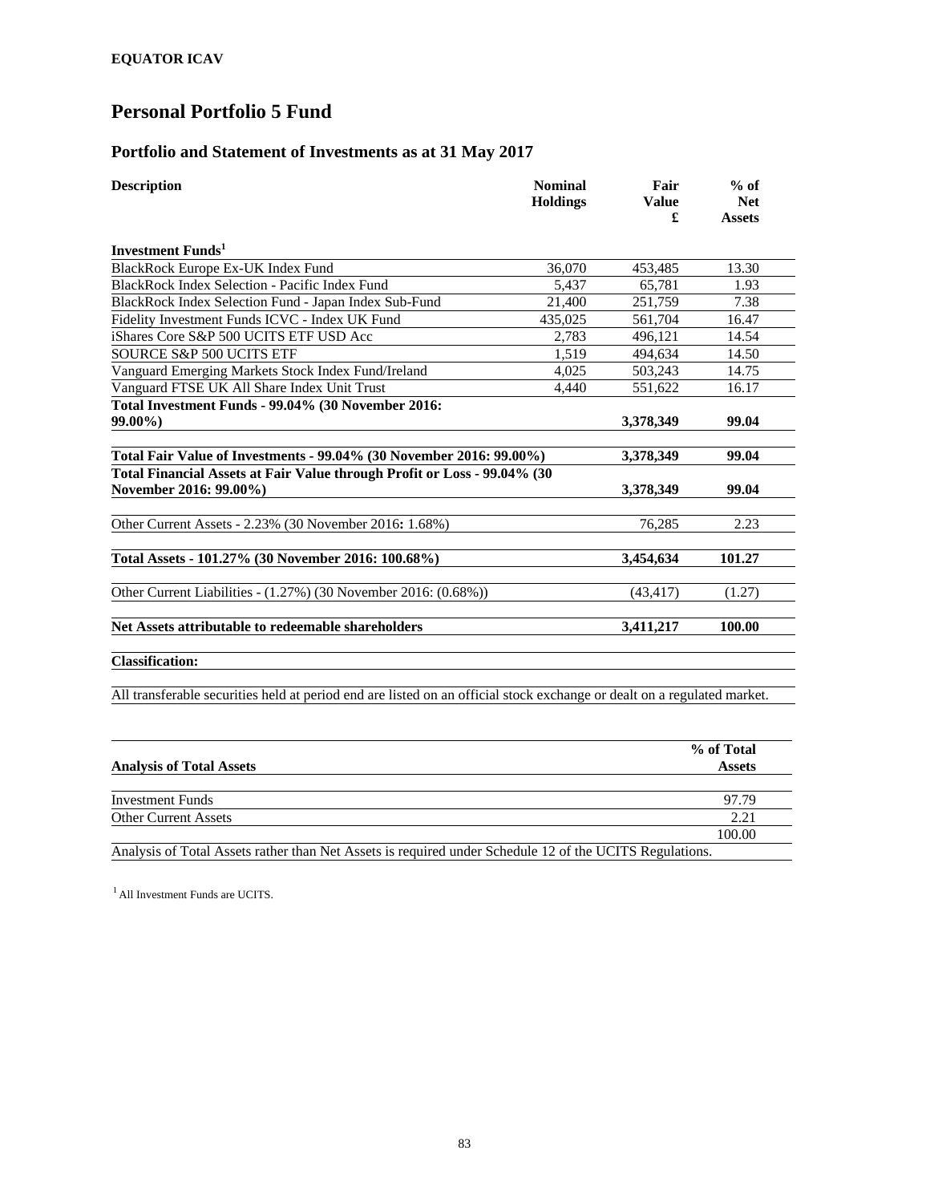**EQUATOR ICAV**

# Personal Portfolio 5 Fund

## Portfolio and Statement of Investments as at 31 May 2017

| Description | Nominal Holdings | Fair Value £ | % of Net Assets |
|---|---|---|---|
| **Investment Funds[1]** | | | |
| BlackRock Europe Ex-UK Index Fund | 36,070 | 453,485 | 13.30 |
| BlackRock Index Selection - Pacific Index Fund | 5,437 | 65,781 | 1.93 |
| BlackRock Index Selection Fund - Japan Index Sub-Fund | 21,400 | 251,759 | 7.38 |
| Fidelity Investment Funds ICVC - Index UK Fund | 435,025 | 561,704 | 16.47 |
| iShares Core S&P 500 UCITS ETF USD Acc | 2,783 | 496,121 | 14.54 |
| SOURCE S&P 500 UCITS ETF | 1,519 | 494,634 | 14.50 |
| Vanguard Emerging Markets Stock Index Fund/Ireland | 4,025 | 503,243 | 14.75 |
| Vanguard FTSE UK All Share Index Unit Trust | 4,440 | 551,622 | 16.17 |
| **Total Investment Funds - 99.04% (30 November 2016: 99.00%)** | | **3,378,349** | **99.04** |
| **Total Fair Value of Investments - 99.04% (30 November 2016: 99.00%)** | | **3,378,349** | **99.04** |
| **Total Financial Assets at Fair Value through Profit or Loss - 99.04% (30 November 2016: 99.00%)** | | **3,378,349** | **99.04** |
| Other Current Assets - 2.23% (30 November 2016: 1.68%) | | 76,285 | 2.23 |
| **Total Assets - 101.27% (30 November 2016: 100.68%)** | | **3,454,634** | **101.27** |
| Other Current Liabilities - (1.27%) (30 November 2016: (0.68%)) | | (43,417) | (1.27) |
| **Net Assets attributable to redeemable shareholders** | | **3,411,217** | **100.00** |

**Classification:**

All transferable securities held at period end are listed on an official stock exchange or dealt on a regulated market.

| **Analysis of Total Assets** | **% of Total Assets** |
|---|---|
| Investment Funds | 97.79 |
| Other Current Assets | 2.21 |
| | 100.00 |

Analysis of Total Assets rather than Net Assets is required under Schedule 12 of the UCITS Regulations.

[1] All Investment Funds are UCITS.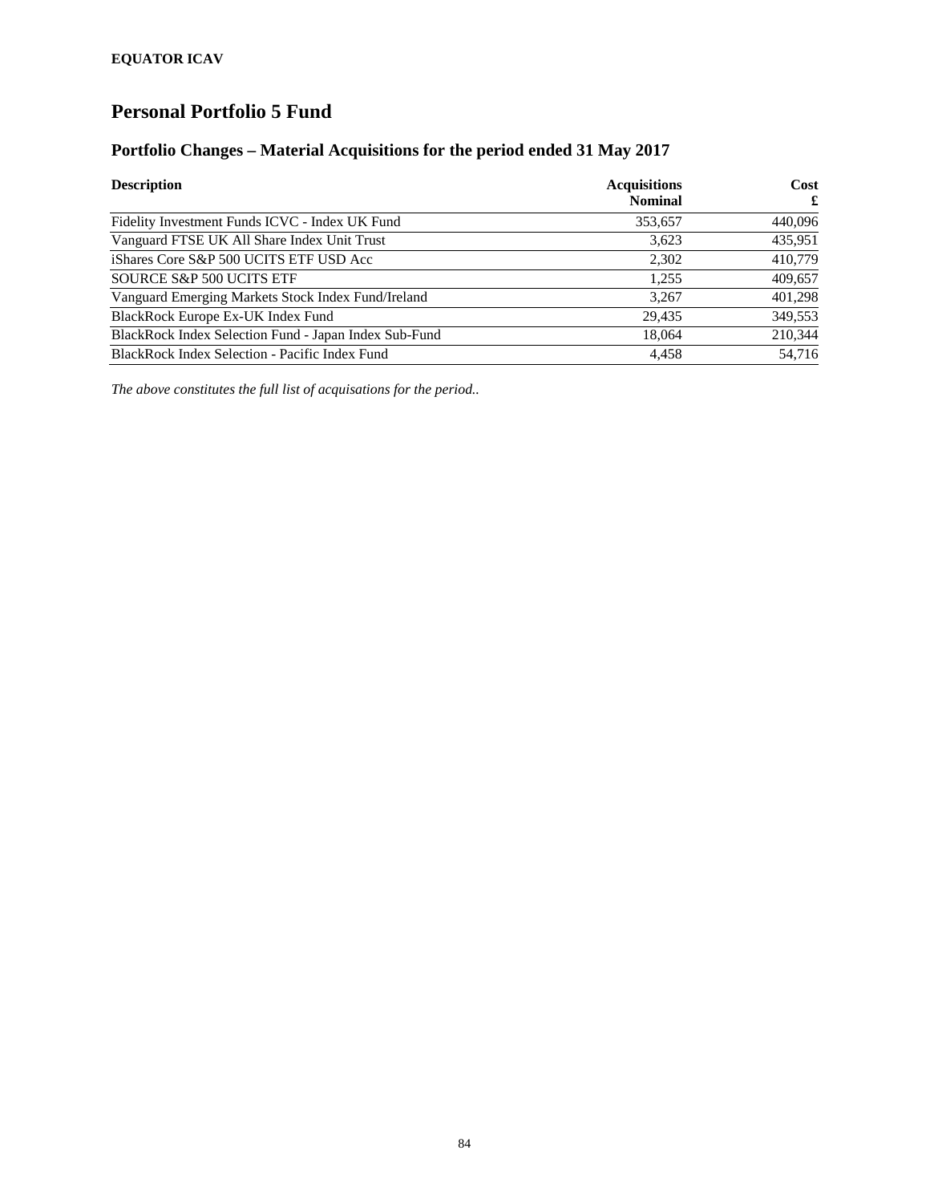**EQUATOR ICAV**

# Personal Portfolio 5 Fund

## Portfolio Changes – Material Acquisitions for the period ended 31 May 2017

| Description | Acquisitions Nominal | Cost £ |
|---|---|---|
| Fidelity Investment Funds ICVC - Index UK Fund | 353,657 | 440,096 |
| Vanguard FTSE UK All Share Index Unit Trust | 3,623 | 435,951 |
| iShares Core S&P 500 UCITS ETF USD Acc | 2,302 | 410,779 |
| SOURCE S&P 500 UCITS ETF | 1,255 | 409,657 |
| Vanguard Emerging Markets Stock Index Fund/Ireland | 3,267 | 401,298 |
| BlackRock Europe Ex-UK Index Fund | 29,435 | 349,553 |
| BlackRock Index Selection Fund - Japan Index Sub-Fund | 18,064 | 210,344 |
| BlackRock Index Selection - Pacific Index Fund | 4,458 | 54,716 |

*The above constitutes the full list of acquisations for the period..*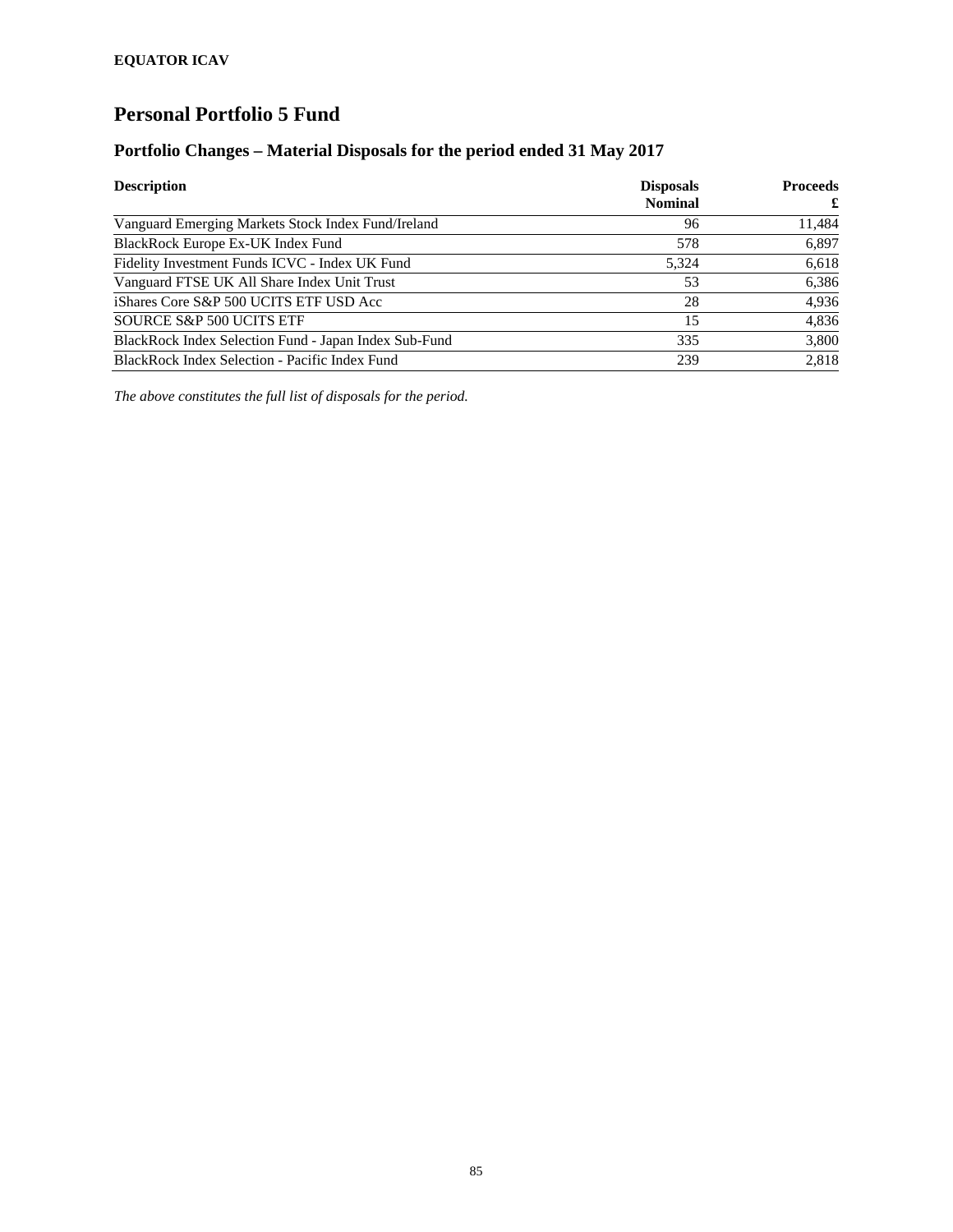# Personal Portfolio 5 Fund

## Portfolio Changes – Material Disposals for the period ended 31 May 2017

| Description | Disposals Nominal | Proceeds £ |
|---|---:|---:|
| Vanguard Emerging Markets Stock Index Fund/Ireland | 96 | 11,484 |
| BlackRock Europe Ex-UK Index Fund | 578 | 6,897 |
| Fidelity Investment Funds ICVC - Index UK Fund | 5,324 | 6,618 |
| Vanguard FTSE UK All Share Index Unit Trust | 53 | 6,386 |
| iShares Core S&P 500 UCITS ETF USD Acc | 28 | 4,936 |
| SOURCE S&P 500 UCITS ETF | 15 | 4,836 |
| BlackRock Index Selection Fund - Japan Index Sub-Fund | 335 | 3,800 |
| BlackRock Index Selection - Pacific Index Fund | 239 | 2,818 |

*The above constitutes the full list of disposals for the period.*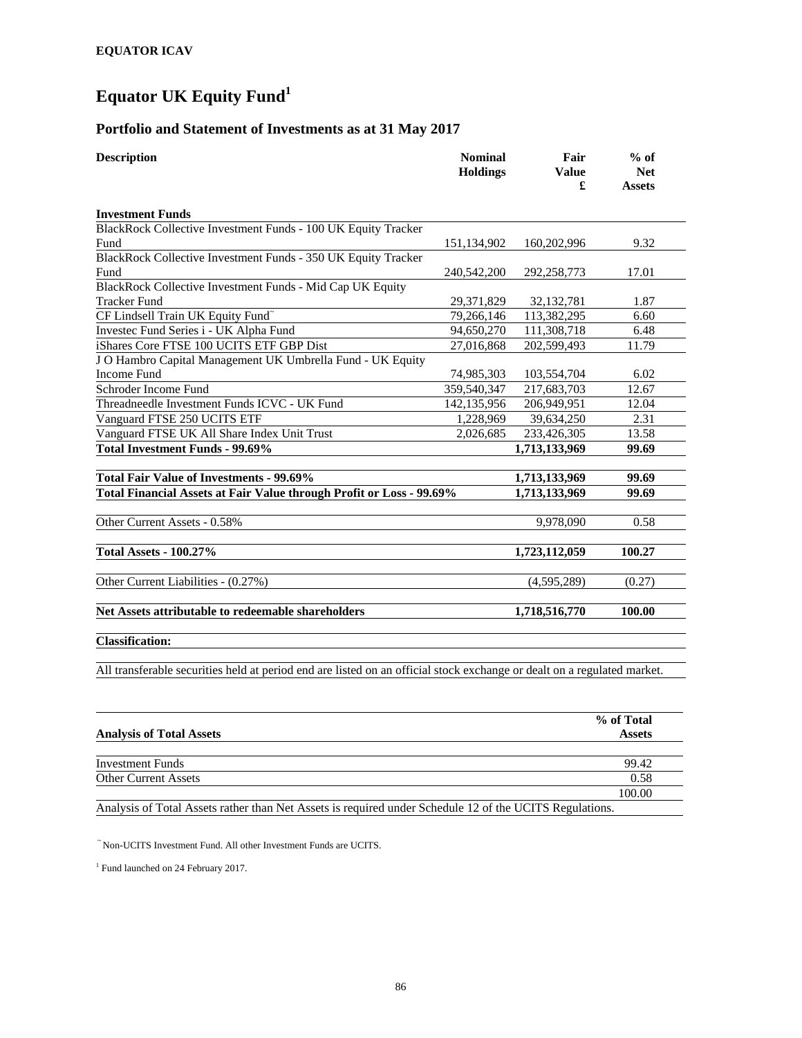**EQUATOR ICAV**

# Equator UK Equity Fund[1]

## Portfolio and Statement of Investments as at 31 May 2017

| Description | Nominal Holdings | Fair Value £ | % of Net Assets |
|---|---|---|---|
| **Investment Funds** | | | |
| BlackRock Collective Investment Funds - 100 UK Equity Tracker Fund | 151,134,902 | 160,202,996 | 9.32 |
| BlackRock Collective Investment Funds - 350 UK Equity Tracker Fund | 240,542,200 | 292,258,773 | 17.01 |
| BlackRock Collective Investment Funds - Mid Cap UK Equity Tracker Fund | 29,371,829 | 32,132,781 | 1.87 |
| CF Lindsell Train UK Equity Fund˜ | 79,266,146 | 113,382,295 | 6.60 |
| Investec Fund Series i - UK Alpha Fund | 94,650,270 | 111,308,718 | 6.48 |
| iShares Core FTSE 100 UCITS ETF GBP Dist | 27,016,868 | 202,599,493 | 11.79 |
| J O Hambro Capital Management UK Umbrella Fund - UK Equity Income Fund | 74,985,303 | 103,554,704 | 6.02 |
| Schroder Income Fund | 359,540,347 | 217,683,703 | 12.67 |
| Threadneedle Investment Funds ICVC - UK Fund | 142,135,956 | 206,949,951 | 12.04 |
| Vanguard FTSE 250 UCITS ETF | 1,228,969 | 39,634,250 | 2.31 |
| Vanguard FTSE UK All Share Index Unit Trust | 2,026,685 | 233,426,305 | 13.58 |
| **Total Investment Funds - 99.69%** | | **1,713,133,969** | **99.69** |
| | | | |
| **Total Fair Value of Investments - 99.69%** | | **1,713,133,969** | **99.69** |
| **Total Financial Assets at Fair Value through Profit or Loss - 99.69%** | | **1,713,133,969** | **99.69** |
| | | | |
| Other Current Assets - 0.58% | | 9,978,090 | 0.58 |
| | | | |
| **Total Assets - 100.27%** | | **1,723,112,059** | **100.27** |
| | | | |
| Other Current Liabilities - (0.27%) | | (4,595,289) | (0.27) |
| | | | |
| **Net Assets attributable to redeemable shareholders** | | **1,718,516,770** | **100.00** |

**Classification:**

All transferable securities held at period end are listed on an official stock exchange or dealt on a regulated market.

| Analysis of Total Assets | % of Total Assets |
|---|---|
| Investment Funds | 99.42 |
| Other Current Assets | 0.58 |
| | 100.00 |

Analysis of Total Assets rather than Net Assets is required under Schedule 12 of the UCITS Regulations.

˜ Non-UCITS Investment Fund. All other Investment Funds are UCITS.

[1] Fund launched on 24 February 2017.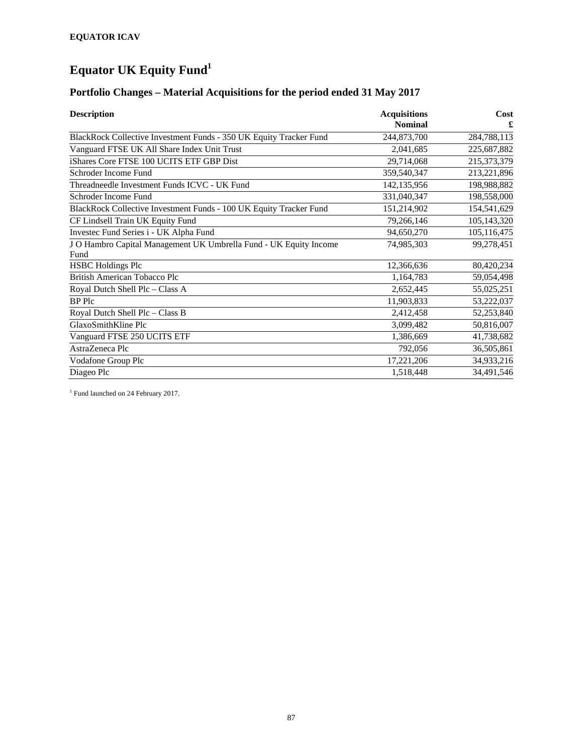**EQUATOR ICAV**

# Equator UK Equity Fund[1]

## Portfolio Changes – Material Acquisitions for the period ended 31 May 2017

| Description | Acquisitions Nominal | Cost £ |
|---|---:|---:|
| BlackRock Collective Investment Funds - 350 UK Equity Tracker Fund | 244,873,700 | 284,788,113 |
| Vanguard FTSE UK All Share Index Unit Trust | 2,041,685 | 225,687,882 |
| iShares Core FTSE 100 UCITS ETF GBP Dist | 29,714,068 | 215,373,379 |
| Schroder Income Fund | 359,540,347 | 213,221,896 |
| Threadneedle Investment Funds ICVC - UK Fund | 142,135,956 | 198,988,882 |
| Schroder Income Fund | 331,040,347 | 198,558,000 |
| BlackRock Collective Investment Funds - 100 UK Equity Tracker Fund | 151,214,902 | 154,541,629 |
| CF Lindsell Train UK Equity Fund | 79,266,146 | 105,143,320 |
| Investec Fund Series i - UK Alpha Fund | 94,650,270 | 105,116,475 |
| J O Hambro Capital Management UK Umbrella Fund - UK Equity Income Fund | 74,985,303 | 99,278,451 |
| HSBC Holdings Plc | 12,366,636 | 80,420,234 |
| British American Tobacco Plc | 1,164,783 | 59,054,498 |
| Royal Dutch Shell Plc – Class A | 2,652,445 | 55,025,251 |
| BP Plc | 11,903,833 | 53,222,037 |
| Royal Dutch Shell Plc – Class B | 2,412,458 | 52,253,840 |
| GlaxoSmithKline Plc | 3,099,482 | 50,816,007 |
| Vanguard FTSE 250 UCITS ETF | 1,386,669 | 41,738,682 |
| AstraZeneca Plc | 792,056 | 36,505,861 |
| Vodafone Group Plc | 17,221,206 | 34,933,216 |
| Diageo Plc | 1,518,448 | 34,491,546 |

[1] Fund launched on 24 February 2017.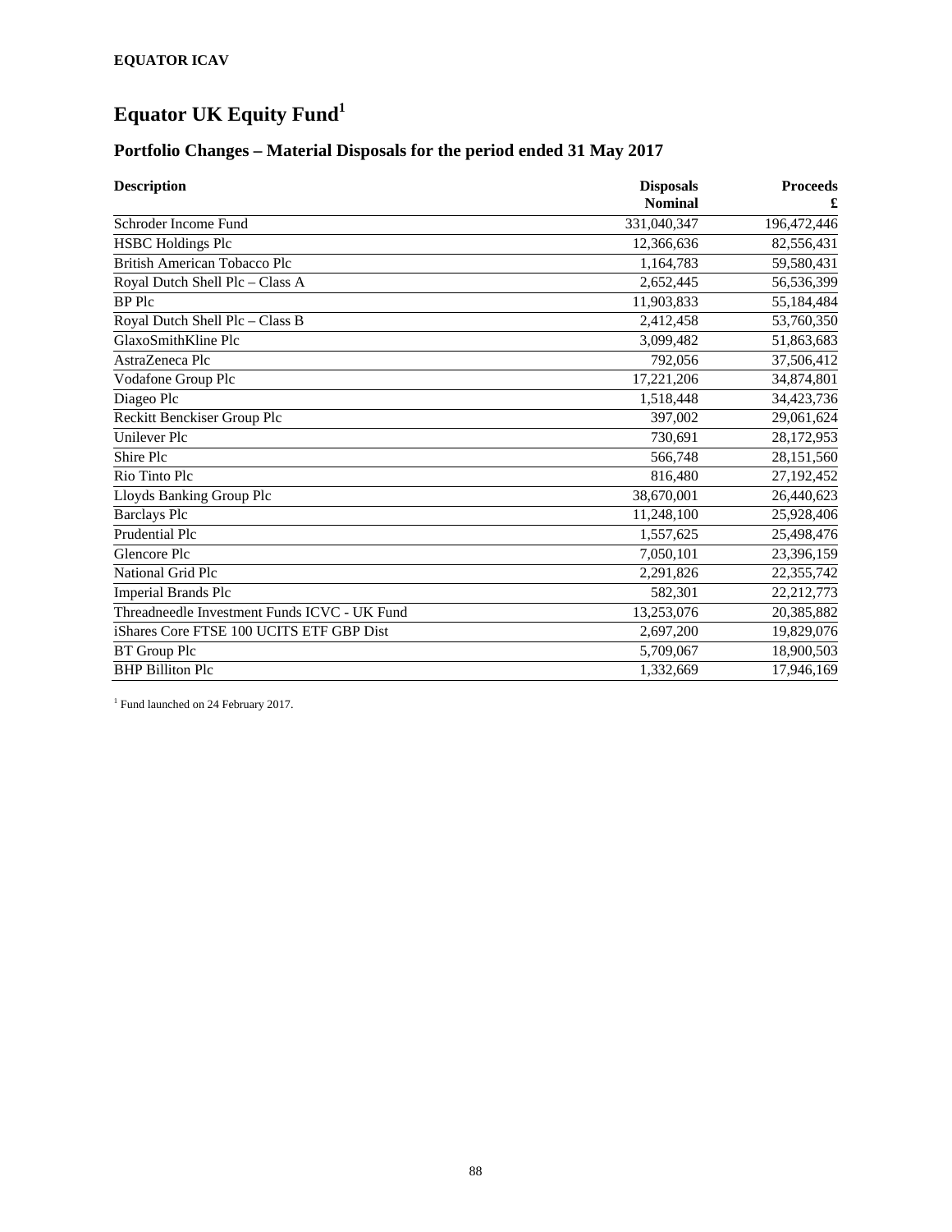**EQUATOR ICAV**

# Equator UK Equity Fund[1]

## Portfolio Changes – Material Disposals for the period ended 31 May 2017

| Description | Disposals Nominal | Proceeds £ |
|---|---:|---:|
| Schroder Income Fund | 331,040,347 | 196,472,446 |
| HSBC Holdings Plc | 12,366,636 | 82,556,431 |
| British American Tobacco Plc | 1,164,783 | 59,580,431 |
| Royal Dutch Shell Plc – Class A | 2,652,445 | 56,536,399 |
| BP Plc | 11,903,833 | 55,184,484 |
| Royal Dutch Shell Plc – Class B | 2,412,458 | 53,760,350 |
| GlaxoSmithKline Plc | 3,099,482 | 51,863,683 |
| AstraZeneca Plc | 792,056 | 37,506,412 |
| Vodafone Group Plc | 17,221,206 | 34,874,801 |
| Diageo Plc | 1,518,448 | 34,423,736 |
| Reckitt Benckiser Group Plc | 397,002 | 29,061,624 |
| Unilever Plc | 730,691 | 28,172,953 |
| Shire Plc | 566,748 | 28,151,560 |
| Rio Tinto Plc | 816,480 | 27,192,452 |
| Lloyds Banking Group Plc | 38,670,001 | 26,440,623 |
| Barclays Plc | 11,248,100 | 25,928,406 |
| Prudential Plc | 1,557,625 | 25,498,476 |
| Glencore Plc | 7,050,101 | 23,396,159 |
| National Grid Plc | 2,291,826 | 22,355,742 |
| Imperial Brands Plc | 582,301 | 22,212,773 |
| Threadneedle Investment Funds ICVC - UK Fund | 13,253,076 | 20,385,882 |
| iShares Core FTSE 100 UCITS ETF GBP Dist | 2,697,200 | 19,829,076 |
| BT Group Plc | 5,709,067 | 18,900,503 |
| BHP Billiton Plc | 1,332,669 | 17,946,169 |

[1] Fund launched on 24 February 2017.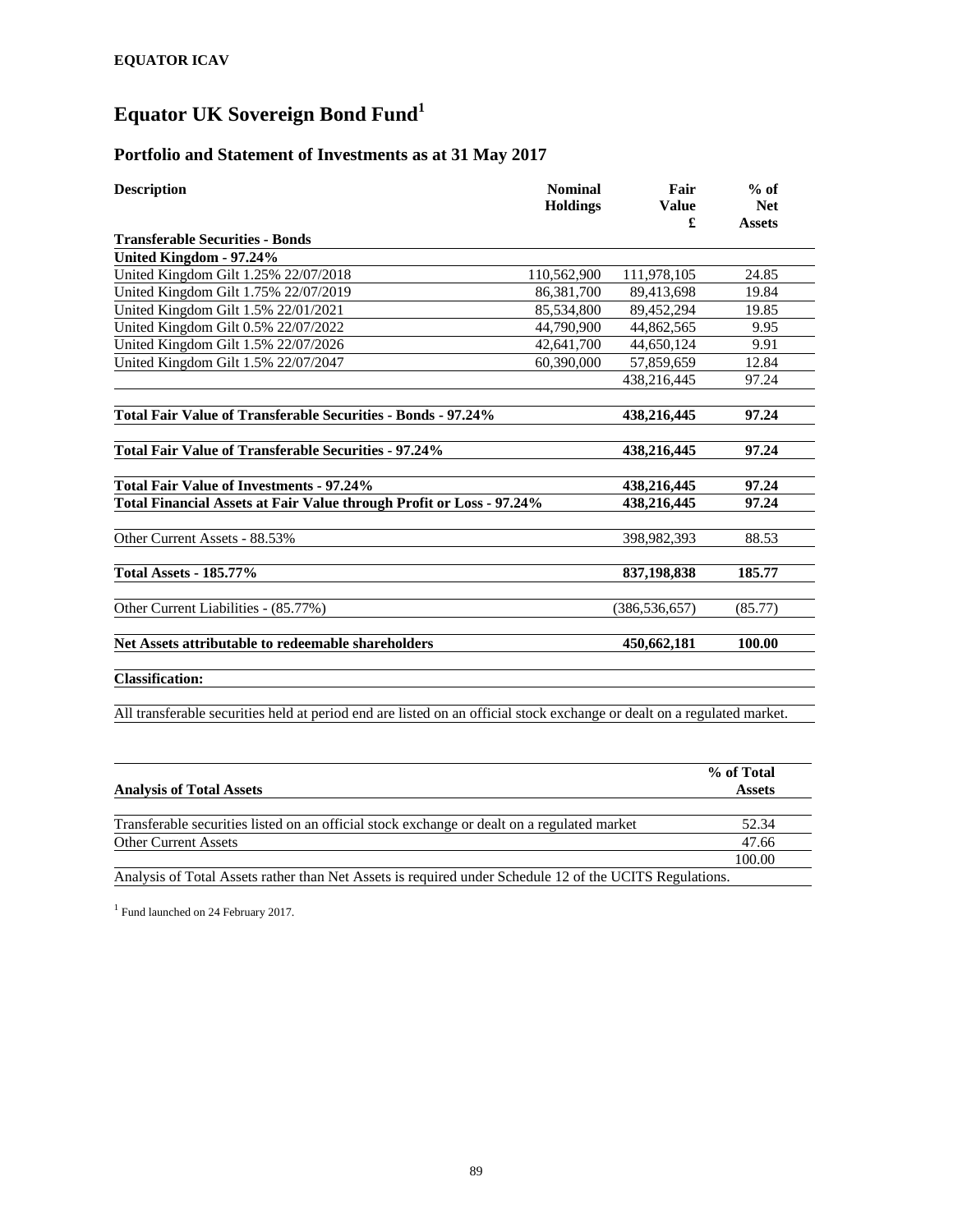**EQUATOR ICAV**

# Equator UK Sovereign Bond Fund[1]

## Portfolio and Statement of Investments as at 31 May 2017

| Description | Nominal Holdings | Fair Value £ | % of Net Assets |
|---|---|---|---|
| **Transferable Securities - Bonds** | | | |
| **United Kingdom - 97.24%** | | | |
| United Kingdom Gilt 1.25% 22/07/2018 | 110,562,900 | 111,978,105 | 24.85 |
| United Kingdom Gilt 1.75% 22/07/2019 | 86,381,700 | 89,413,698 | 19.84 |
| United Kingdom Gilt 1.5% 22/01/2021 | 85,534,800 | 89,452,294 | 19.85 |
| United Kingdom Gilt 0.5% 22/07/2022 | 44,790,900 | 44,862,565 | 9.95 |
| United Kingdom Gilt 1.5% 22/07/2026 | 42,641,700 | 44,650,124 | 9.91 |
| United Kingdom Gilt 1.5% 22/07/2047 | 60,390,000 | 57,859,659 | 12.84 |
| | | 438,216,445 | 97.24 |
| **Total Fair Value of Transferable Securities - Bonds - 97.24%** | | **438,216,445** | **97.24** |
| **Total Fair Value of Transferable Securities - 97.24%** | | **438,216,445** | **97.24** |
| **Total Fair Value of Investments - 97.24%** | | **438,216,445** | **97.24** |
| **Total Financial Assets at Fair Value through Profit or Loss - 97.24%** | | **438,216,445** | **97.24** |
| Other Current Assets - 88.53% | | 398,982,393 | 88.53 |
| **Total Assets - 185.77%** | | **837,198,838** | **185.77** |
| Other Current Liabilities - (85.77%) | | (386,536,657) | (85.77) |
| **Net Assets attributable to redeemable shareholders** | | **450,662,181** | **100.00** |

**Classification:**

All transferable securities held at period end are listed on an official stock exchange or dealt on a regulated market.

| Analysis of Total Assets | % of Total Assets |
|---|---|
| Transferable securities listed on an official stock exchange or dealt on a regulated market | 52.34 |
| Other Current Assets | 47.66 |
| | 100.00 |

Analysis of Total Assets rather than Net Assets is required under Schedule 12 of the UCITS Regulations.

[1] Fund launched on 24 February 2017.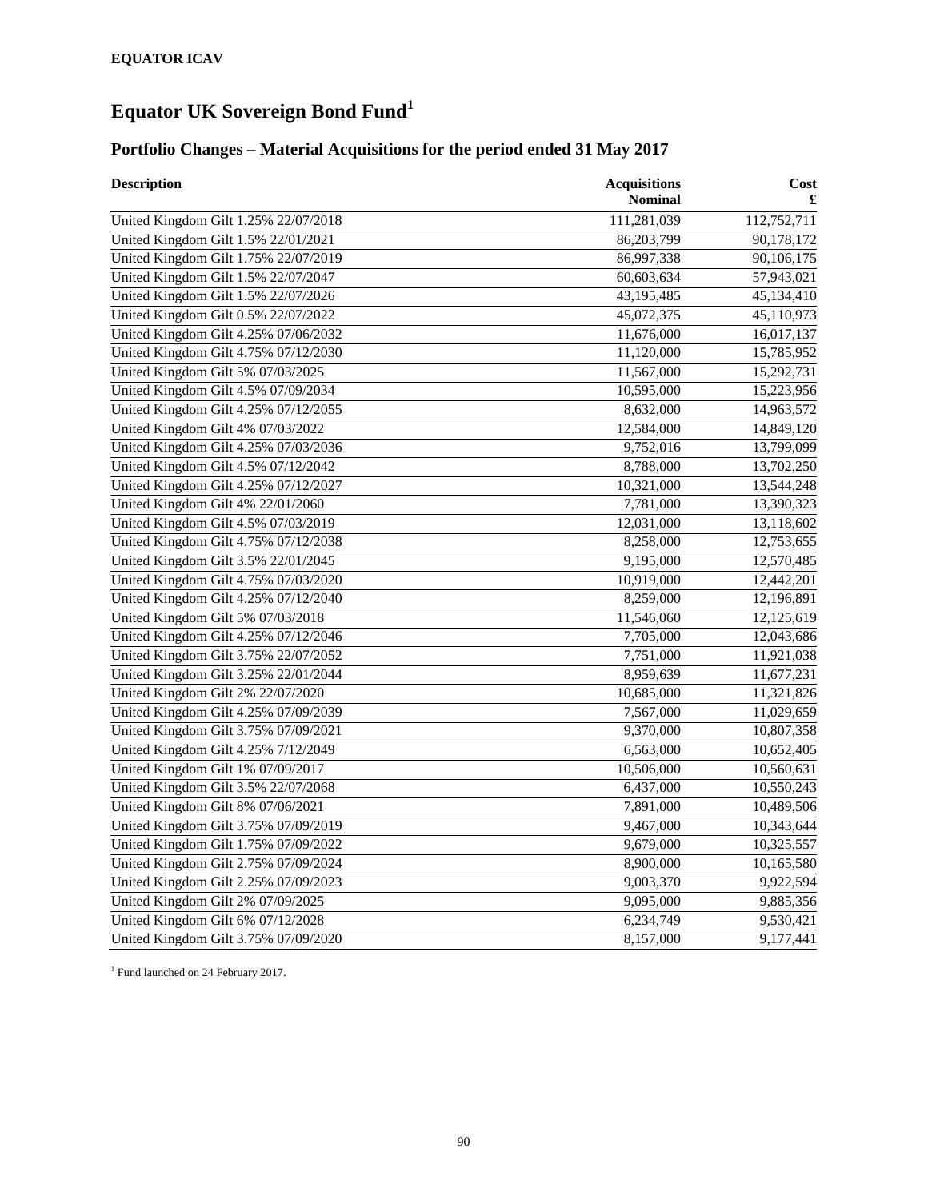**EQUATOR ICAV**

# Equator UK Sovereign Bond Fund[1]

## Portfolio Changes – Material Acquisitions for the period ended 31 May 2017

| Description | Acquisitions Nominal | Cost £ |
|---|---:|---:|
| United Kingdom Gilt 1.25% 22/07/2018 | 111,281,039 | 112,752,711 |
| United Kingdom Gilt 1.5% 22/01/2021 | 86,203,799 | 90,178,172 |
| United Kingdom Gilt 1.75% 22/07/2019 | 86,997,338 | 90,106,175 |
| United Kingdom Gilt 1.5% 22/07/2047 | 60,603,634 | 57,943,021 |
| United Kingdom Gilt 1.5% 22/07/2026 | 43,195,485 | 45,134,410 |
| United Kingdom Gilt 0.5% 22/07/2022 | 45,072,375 | 45,110,973 |
| United Kingdom Gilt 4.25% 07/06/2032 | 11,676,000 | 16,017,137 |
| United Kingdom Gilt 4.75% 07/12/2030 | 11,120,000 | 15,785,952 |
| United Kingdom Gilt 5% 07/03/2025 | 11,567,000 | 15,292,731 |
| United Kingdom Gilt 4.5% 07/09/2034 | 10,595,000 | 15,223,956 |
| United Kingdom Gilt 4.25% 07/12/2055 | 8,632,000 | 14,963,572 |
| United Kingdom Gilt 4% 07/03/2022 | 12,584,000 | 14,849,120 |
| United Kingdom Gilt 4.25% 07/03/2036 | 9,752,016 | 13,799,099 |
| United Kingdom Gilt 4.5% 07/12/2042 | 8,788,000 | 13,702,250 |
| United Kingdom Gilt 4.25% 07/12/2027 | 10,321,000 | 13,544,248 |
| United Kingdom Gilt 4% 22/01/2060 | 7,781,000 | 13,390,323 |
| United Kingdom Gilt 4.5% 07/03/2019 | 12,031,000 | 13,118,602 |
| United Kingdom Gilt 4.75% 07/12/2038 | 8,258,000 | 12,753,655 |
| United Kingdom Gilt 3.5% 22/01/2045 | 9,195,000 | 12,570,485 |
| United Kingdom Gilt 4.75% 07/03/2020 | 10,919,000 | 12,442,201 |
| United Kingdom Gilt 4.25% 07/12/2040 | 8,259,000 | 12,196,891 |
| United Kingdom Gilt 5% 07/03/2018 | 11,546,060 | 12,125,619 |
| United Kingdom Gilt 4.25% 07/12/2046 | 7,705,000 | 12,043,686 |
| United Kingdom Gilt 3.75% 22/07/2052 | 7,751,000 | 11,921,038 |
| United Kingdom Gilt 3.25% 22/01/2044 | 8,959,639 | 11,677,231 |
| United Kingdom Gilt 2% 22/07/2020 | 10,685,000 | 11,321,826 |
| United Kingdom Gilt 4.25% 07/09/2039 | 7,567,000 | 11,029,659 |
| United Kingdom Gilt 3.75% 07/09/2021 | 9,370,000 | 10,807,358 |
| United Kingdom Gilt 4.25% 7/12/2049 | 6,563,000 | 10,652,405 |
| United Kingdom Gilt 1% 07/09/2017 | 10,506,000 | 10,560,631 |
| United Kingdom Gilt 3.5% 22/07/2068 | 6,437,000 | 10,550,243 |
| United Kingdom Gilt 8% 07/06/2021 | 7,891,000 | 10,489,506 |
| United Kingdom Gilt 3.75% 07/09/2019 | 9,467,000 | 10,343,644 |
| United Kingdom Gilt 1.75% 07/09/2022 | 9,679,000 | 10,325,557 |
| United Kingdom Gilt 2.75% 07/09/2024 | 8,900,000 | 10,165,580 |
| United Kingdom Gilt 2.25% 07/09/2023 | 9,003,370 | 9,922,594 |
| United Kingdom Gilt 2% 07/09/2025 | 9,095,000 | 9,885,356 |
| United Kingdom Gilt 6% 07/12/2028 | 6,234,749 | 9,530,421 |
| United Kingdom Gilt 3.75% 07/09/2020 | 8,157,000 | 9,177,441 |

[1] Fund launched on 24 February 2017.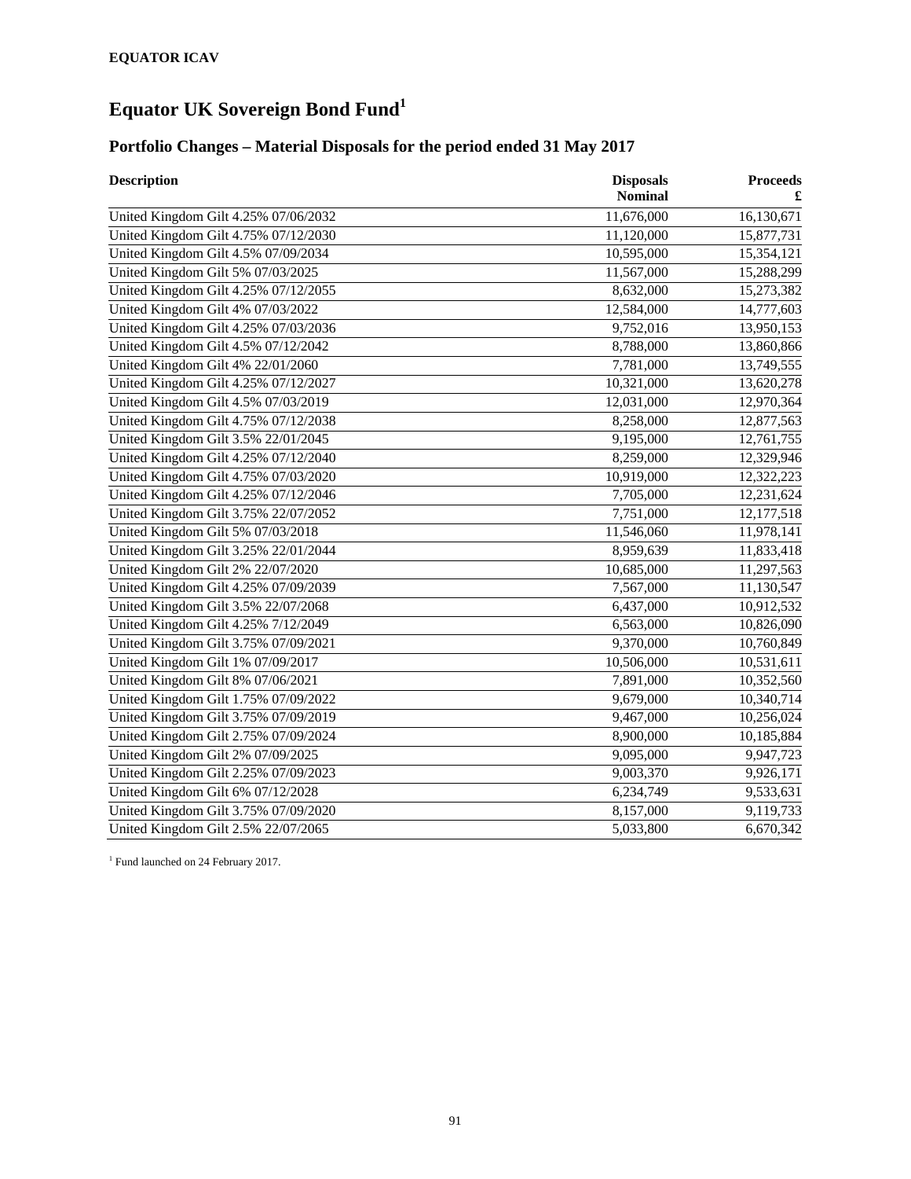**EQUATOR ICAV**

# Equator UK Sovereign Bond Fund[1]

## Portfolio Changes – Material Disposals for the period ended 31 May 2017

| Description | Disposals Nominal | Proceeds £ |
|---|---:|---:|
| United Kingdom Gilt 4.25% 07/06/2032 | 11,676,000 | 16,130,671 |
| United Kingdom Gilt 4.75% 07/12/2030 | 11,120,000 | 15,877,731 |
| United Kingdom Gilt 4.5% 07/09/2034 | 10,595,000 | 15,354,121 |
| United Kingdom Gilt 5% 07/03/2025 | 11,567,000 | 15,288,299 |
| United Kingdom Gilt 4.25% 07/12/2055 | 8,632,000 | 15,273,382 |
| United Kingdom Gilt 4% 07/03/2022 | 12,584,000 | 14,777,603 |
| United Kingdom Gilt 4.25% 07/03/2036 | 9,752,016 | 13,950,153 |
| United Kingdom Gilt 4.5% 07/12/2042 | 8,788,000 | 13,860,866 |
| United Kingdom Gilt 4% 22/01/2060 | 7,781,000 | 13,749,555 |
| United Kingdom Gilt 4.25% 07/12/2027 | 10,321,000 | 13,620,278 |
| United Kingdom Gilt 4.5% 07/03/2019 | 12,031,000 | 12,970,364 |
| United Kingdom Gilt 4.75% 07/12/2038 | 8,258,000 | 12,877,563 |
| United Kingdom Gilt 3.5% 22/01/2045 | 9,195,000 | 12,761,755 |
| United Kingdom Gilt 4.25% 07/12/2040 | 8,259,000 | 12,329,946 |
| United Kingdom Gilt 4.75% 07/03/2020 | 10,919,000 | 12,322,223 |
| United Kingdom Gilt 4.25% 07/12/2046 | 7,705,000 | 12,231,624 |
| United Kingdom Gilt 3.75% 22/07/2052 | 7,751,000 | 12,177,518 |
| United Kingdom Gilt 5% 07/03/2018 | 11,546,060 | 11,978,141 |
| United Kingdom Gilt 3.25% 22/01/2044 | 8,959,639 | 11,833,418 |
| United Kingdom Gilt 2% 22/07/2020 | 10,685,000 | 11,297,563 |
| United Kingdom Gilt 4.25% 07/09/2039 | 7,567,000 | 11,130,547 |
| United Kingdom Gilt 3.5% 22/07/2068 | 6,437,000 | 10,912,532 |
| United Kingdom Gilt 4.25% 7/12/2049 | 6,563,000 | 10,826,090 |
| United Kingdom Gilt 3.75% 07/09/2021 | 9,370,000 | 10,760,849 |
| United Kingdom Gilt 1% 07/09/2017 | 10,506,000 | 10,531,611 |
| United Kingdom Gilt 8% 07/06/2021 | 7,891,000 | 10,352,560 |
| United Kingdom Gilt 1.75% 07/09/2022 | 9,679,000 | 10,340,714 |
| United Kingdom Gilt 3.75% 07/09/2019 | 9,467,000 | 10,256,024 |
| United Kingdom Gilt 2.75% 07/09/2024 | 8,900,000 | 10,185,884 |
| United Kingdom Gilt 2% 07/09/2025 | 9,095,000 | 9,947,723 |
| United Kingdom Gilt 2.25% 07/09/2023 | 9,003,370 | 9,926,171 |
| United Kingdom Gilt 6% 07/12/2028 | 6,234,749 | 9,533,631 |
| United Kingdom Gilt 3.75% 07/09/2020 | 8,157,000 | 9,119,733 |
| United Kingdom Gilt 2.5% 22/07/2065 | 5,033,800 | 6,670,342 |

[1] Fund launched on 24 February 2017.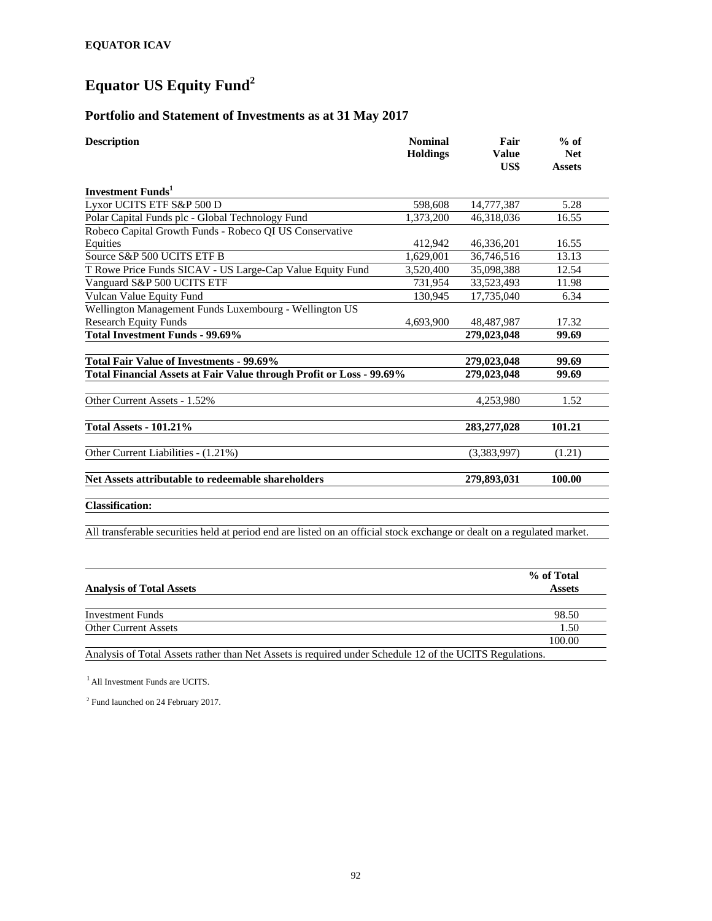**EQUATOR ICAV**

# Equator US Equity Fund[2]

## Portfolio and Statement of Investments as at 31 May 2017

| Description | Nominal Holdings | Fair Value US$ | % of Net Assets |
|---|---|---|---|
| **Investment Funds[1]** | | | |
| Lyxor UCITS ETF S&P 500 D | 598,608 | 14,777,387 | 5.28 |
| Polar Capital Funds plc - Global Technology Fund | 1,373,200 | 46,318,036 | 16.55 |
| Robeco Capital Growth Funds - Robeco QI US Conservative Equities | 412,942 | 46,336,201 | 16.55 |
| Source S&P 500 UCITS ETF B | 1,629,001 | 36,746,516 | 13.13 |
| T Rowe Price Funds SICAV - US Large-Cap Value Equity Fund | 3,520,400 | 35,098,388 | 12.54 |
| Vanguard S&P 500 UCITS ETF | 731,954 | 33,523,493 | 11.98 |
| Vulcan Value Equity Fund | 130,945 | 17,735,040 | 6.34 |
| Wellington Management Funds Luxembourg - Wellington US Research Equity Funds | 4,693,900 | 48,487,987 | 17.32 |
| **Total Investment Funds - 99.69%** | | **279,023,048** | **99.69** |
| | | | |
| **Total Fair Value of Investments - 99.69%** | | **279,023,048** | **99.69** |
| **Total Financial Assets at Fair Value through Profit or Loss - 99.69%** | | **279,023,048** | **99.69** |
| | | | |
| Other Current Assets - 1.52% | | 4,253,980 | 1.52 |
| | | | |
| **Total Assets - 101.21%** | | **283,277,028** | **101.21** |
| | | | |
| Other Current Liabilities - (1.21%) | | (3,383,997) | (1.21) |
| | | | |
| **Net Assets attributable to redeemable shareholders** | | **279,893,031** | **100.00** |

**Classification:**

All transferable securities held at period end are listed on an official stock exchange or dealt on a regulated market.

| **Analysis of Total Assets** | **% of Total Assets** |
|---|---|
| Investment Funds | 98.50 |
| Other Current Assets | 1.50 |
| | 100.00 |

Analysis of Total Assets rather than Net Assets is required under Schedule 12 of the UCITS Regulations.

[1] All Investment Funds are UCITS.

[2] Fund launched on 24 February 2017.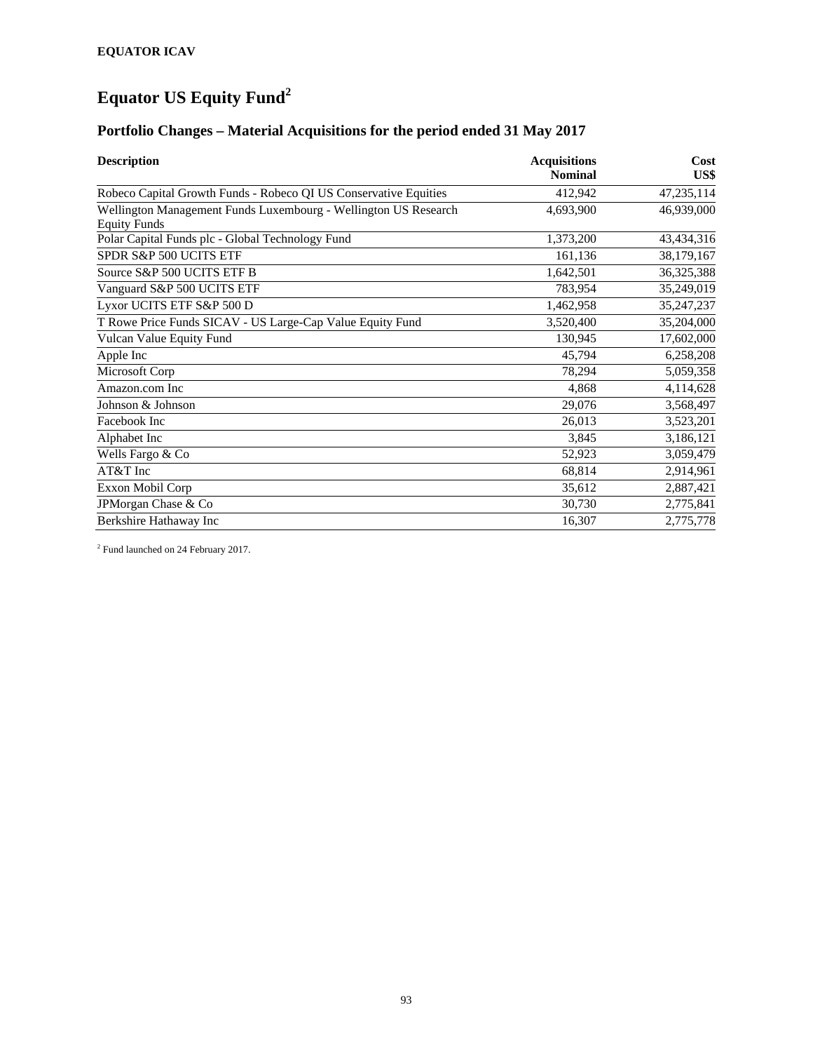**EQUATOR ICAV**

# Equator US Equity Fund[2]

## Portfolio Changes – Material Acquisitions for the period ended 31 May 2017

| Description | Acquisitions Nominal | Cost US$ |
|---|---:|---:|
| Robeco Capital Growth Funds - Robeco QI US Conservative Equities | 412,942 | 47,235,114 |
| Wellington Management Funds Luxembourg - Wellington US Research Equity Funds | 4,693,900 | 46,939,000 |
| Polar Capital Funds plc - Global Technology Fund | 1,373,200 | 43,434,316 |
| SPDR S&P 500 UCITS ETF | 161,136 | 38,179,167 |
| Source S&P 500 UCITS ETF B | 1,642,501 | 36,325,388 |
| Vanguard S&P 500 UCITS ETF | 783,954 | 35,249,019 |
| Lyxor UCITS ETF S&P 500 D | 1,462,958 | 35,247,237 |
| T Rowe Price Funds SICAV - US Large-Cap Value Equity Fund | 3,520,400 | 35,204,000 |
| Vulcan Value Equity Fund | 130,945 | 17,602,000 |
| Apple Inc | 45,794 | 6,258,208 |
| Microsoft Corp | 78,294 | 5,059,358 |
| Amazon.com Inc | 4,868 | 4,114,628 |
| Johnson & Johnson | 29,076 | 3,568,497 |
| Facebook Inc | 26,013 | 3,523,201 |
| Alphabet Inc | 3,845 | 3,186,121 |
| Wells Fargo & Co | 52,923 | 3,059,479 |
| AT&T Inc | 68,814 | 2,914,961 |
| Exxon Mobil Corp | 35,612 | 2,887,421 |
| JPMorgan Chase & Co | 30,730 | 2,775,841 |
| Berkshire Hathaway Inc | 16,307 | 2,775,778 |

[2] Fund launched on 24 February 2017.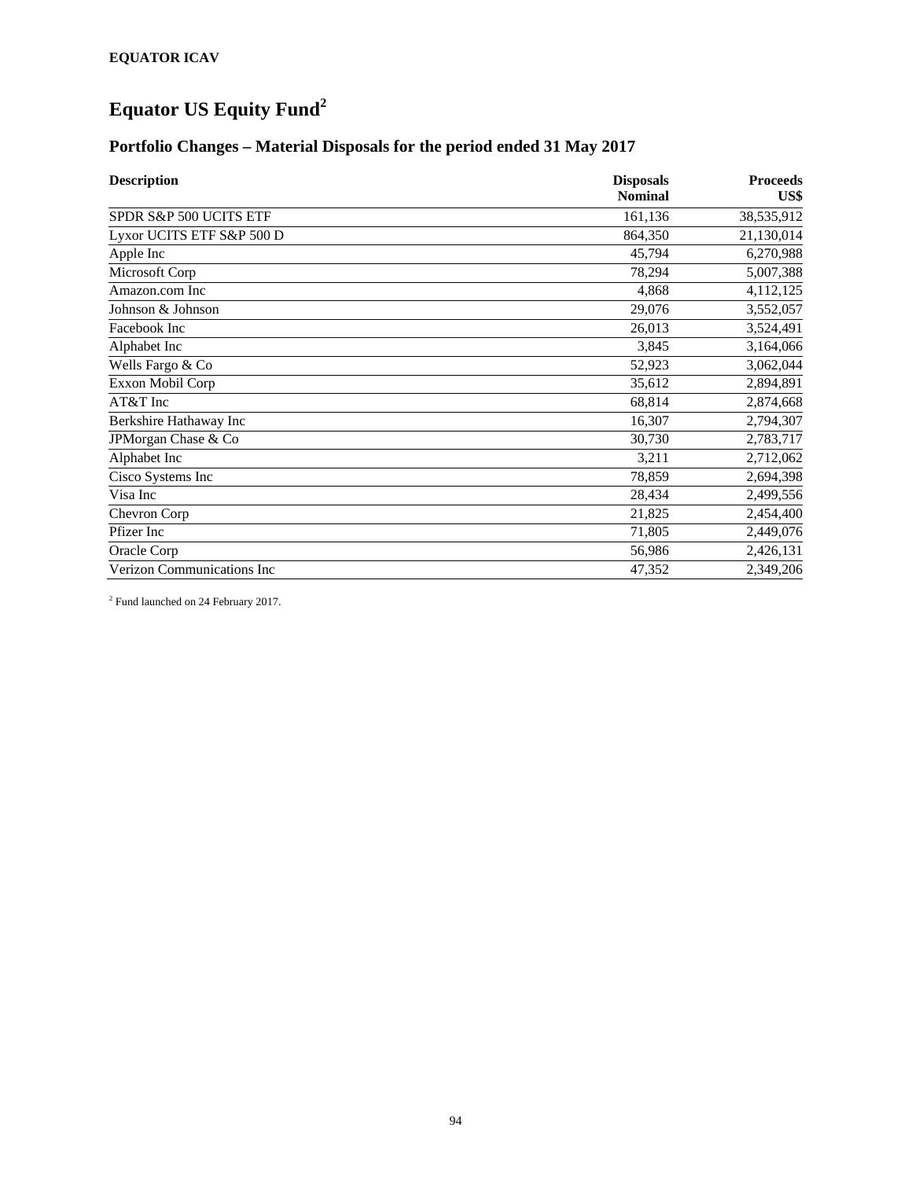**EQUATOR ICAV**

# Equator US Equity Fund[2]

## Portfolio Changes – Material Disposals for the period ended 31 May 2017

| Description | Disposals Nominal | Proceeds US$ |
|---|---|---|
| SPDR S&P 500 UCITS ETF | 161,136 | 38,535,912 |
| Lyxor UCITS ETF S&P 500 D | 864,350 | 21,130,014 |
| Apple Inc | 45,794 | 6,270,988 |
| Microsoft Corp | 78,294 | 5,007,388 |
| Amazon.com Inc | 4,868 | 4,112,125 |
| Johnson & Johnson | 29,076 | 3,552,057 |
| Facebook Inc | 26,013 | 3,524,491 |
| Alphabet Inc | 3,845 | 3,164,066 |
| Wells Fargo & Co | 52,923 | 3,062,044 |
| Exxon Mobil Corp | 35,612 | 2,894,891 |
| AT&T Inc | 68,814 | 2,874,668 |
| Berkshire Hathaway Inc | 16,307 | 2,794,307 |
| JPMorgan Chase & Co | 30,730 | 2,783,717 |
| Alphabet Inc | 3,211 | 2,712,062 |
| Cisco Systems Inc | 78,859 | 2,694,398 |
| Visa Inc | 28,434 | 2,499,556 |
| Chevron Corp | 21,825 | 2,454,400 |
| Pfizer Inc | 71,805 | 2,449,076 |
| Oracle Corp | 56,986 | 2,426,131 |
| Verizon Communications Inc | 47,352 | 2,349,206 |

[2] Fund launched on 24 February 2017.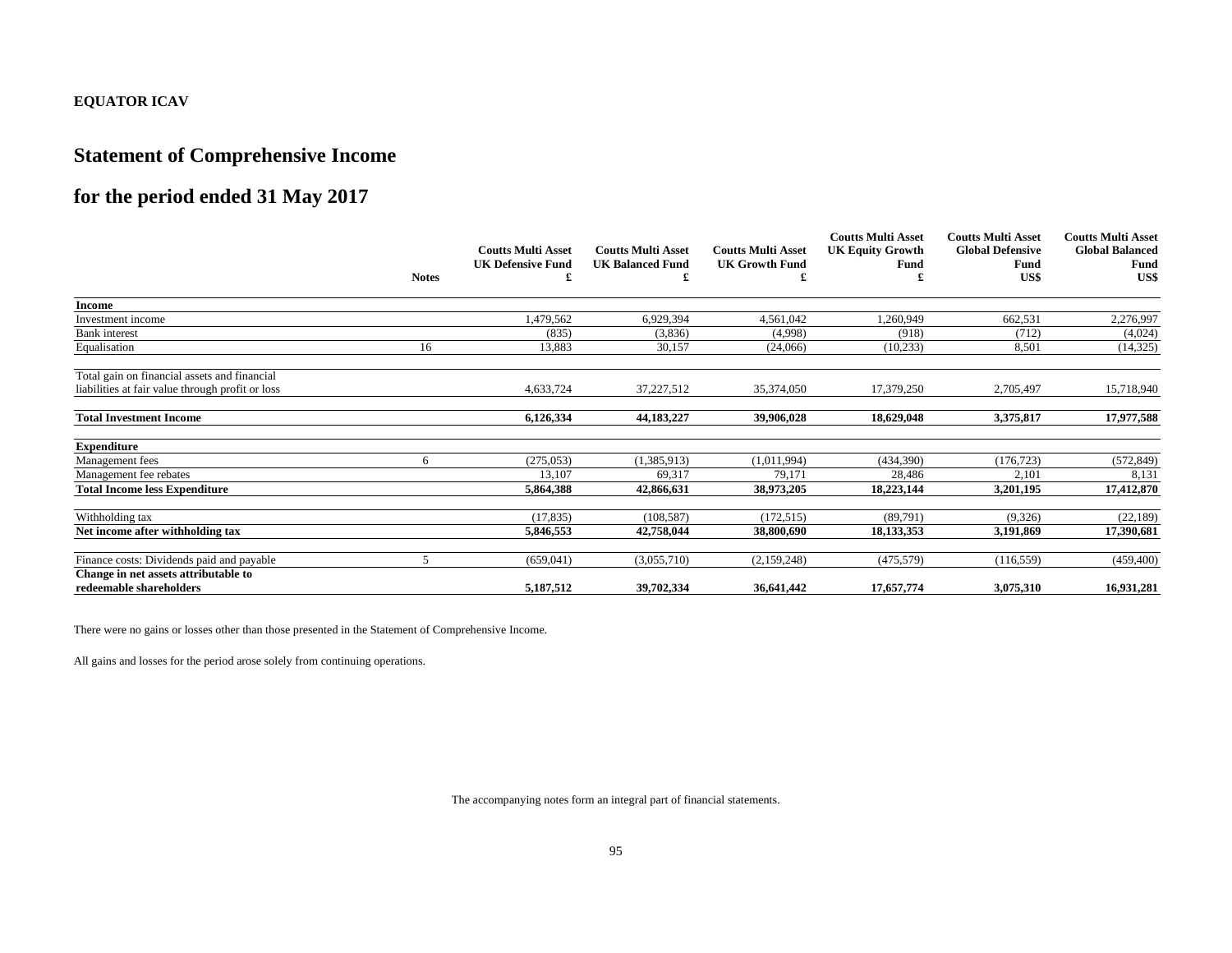**EQUATOR ICAV**

# Statement of Comprehensive Income

# for the period ended 31 May 2017

| | Notes | Coutts Multi Asset UK Defensive Fund £ | Coutts Multi Asset UK Balanced Fund £ | Coutts Multi Asset UK Growth Fund £ | Coutts Multi Asset UK Equity Growth Fund £ | Coutts Multi Asset Global Defensive Fund US$ | Coutts Multi Asset Global Balanced Fund US$ |
|---|---|---|---|---|---|---|---|
| **Income** | | | | | | | |
| Investment income | | 1,479,562 | 6,929,394 | 4,561,042 | 1,260,949 | 662,531 | 2,276,997 |
| Bank interest | | (835) | (3,836) | (4,998) | (918) | (712) | (4,024) |
| Equalisation | 16 | 13,883 | 30,157 | (24,066) | (10,233) | 8,501 | (14,325) |
| Total gain on financial assets and financial liabilities at fair value through profit or loss | | 4,633,724 | 37,227,512 | 35,374,050 | 17,379,250 | 2,705,497 | 15,718,940 |
| **Total Investment Income** | | **6,126,334** | **44,183,227** | **39,906,028** | **18,629,048** | **3,375,817** | **17,977,588** |
| **Expenditure** | | | | | | | |
| Management fees | 6 | (275,053) | (1,385,913) | (1,011,994) | (434,390) | (176,723) | (572,849) |
| Management fee rebates | | 13,107 | 69,317 | 79,171 | 28,486 | 2,101 | 8,131 |
| **Total Income less Expenditure** | | **5,864,388** | **42,866,631** | **38,973,205** | **18,223,144** | **3,201,195** | **17,412,870** |
| Withholding tax | | (17,835) | (108,587) | (172,515) | (89,791) | (9,326) | (22,189) |
| **Net income after withholding tax** | | **5,846,553** | **42,758,044** | **38,800,690** | **18,133,353** | **3,191,869** | **17,390,681** |
| Finance costs: Dividends paid and payable | 5 | (659,041) | (3,055,710) | (2,159,248) | (475,579) | (116,559) | (459,400) |
| **Change in net assets attributable to redeemable shareholders** | | **5,187,512** | **39,702,334** | **36,641,442** | **17,657,774** | **3,075,310** | **16,931,281** |

There were no gains or losses other than those presented in the Statement of Comprehensive Income.

All gains and losses for the period arose solely from continuing operations.

The accompanying notes form an integral part of financial statements.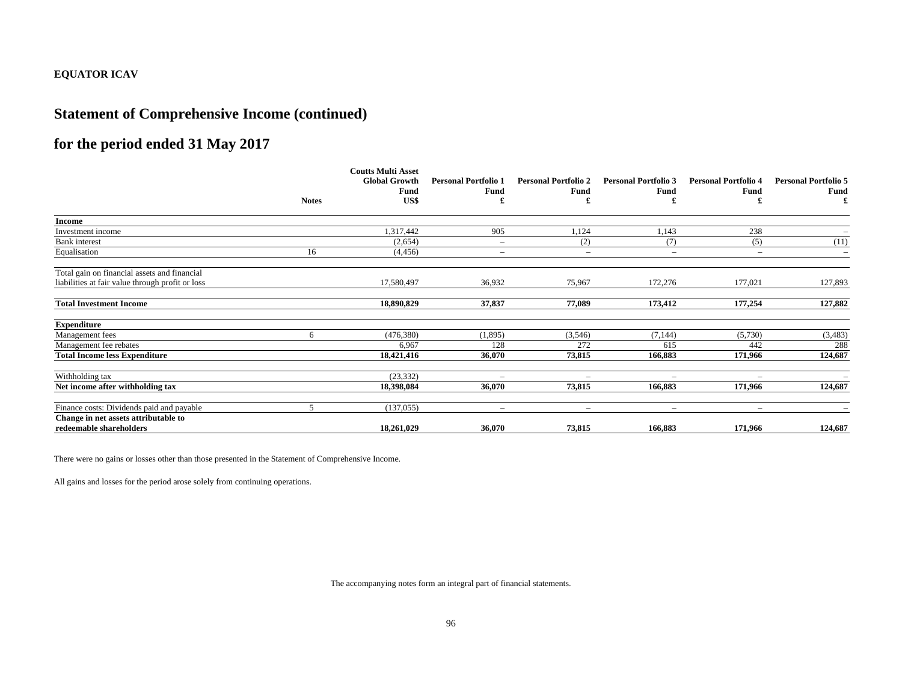**EQUATOR ICAV**

# Statement of Comprehensive Income (continued)

## for the period ended 31 May 2017

| | Notes | Coutts Multi Asset Global Growth Fund US$ | Personal Portfolio 1 Fund £ | Personal Portfolio 2 Fund £ | Personal Portfolio 3 Fund £ | Personal Portfolio 4 Fund £ | Personal Portfolio 5 Fund £ |
|---|---|---|---|---|---|---|---|
| **Income** | | | | | | | |
| Investment income | | 1,317,442 | 905 | 1,124 | 1,143 | 238 | – |
| Bank interest | | (2,654) | – | (2) | (7) | (5) | (11) |
| Equalisation | 16 | (4,456) | – | – | – | – | – |
| Total gain on financial assets and financial liabilities at fair value through profit or loss | | 17,580,497 | 36,932 | 75,967 | 172,276 | 177,021 | 127,893 |
| **Total Investment Income** | | **18,890,829** | **37,837** | **77,089** | **173,412** | **177,254** | **127,882** |
| **Expenditure** | | | | | | | |
| Management fees | 6 | (476,380) | (1,895) | (3,546) | (7,144) | (5,730) | (3,483) |
| Management fee rebates | | 6,967 | 128 | 272 | 615 | 442 | 288 |
| **Total Income less Expenditure** | | **18,421,416** | **36,070** | **73,815** | **166,883** | **171,966** | **124,687** |
| Withholding tax | | (23,332) | – | – | – | – | – |
| **Net income after withholding tax** | | **18,398,084** | **36,070** | **73,815** | **166,883** | **171,966** | **124,687** |
| Finance costs: Dividends paid and payable | 5 | (137,055) | – | – | – | – | – |
| **Change in net assets attributable to redeemable shareholders** | | **18,261,029** | **36,070** | **73,815** | **166,883** | **171,966** | **124,687** |

There were no gains or losses other than those presented in the Statement of Comprehensive Income.

All gains and losses for the period arose solely from continuing operations.

The accompanying notes form an integral part of financial statements.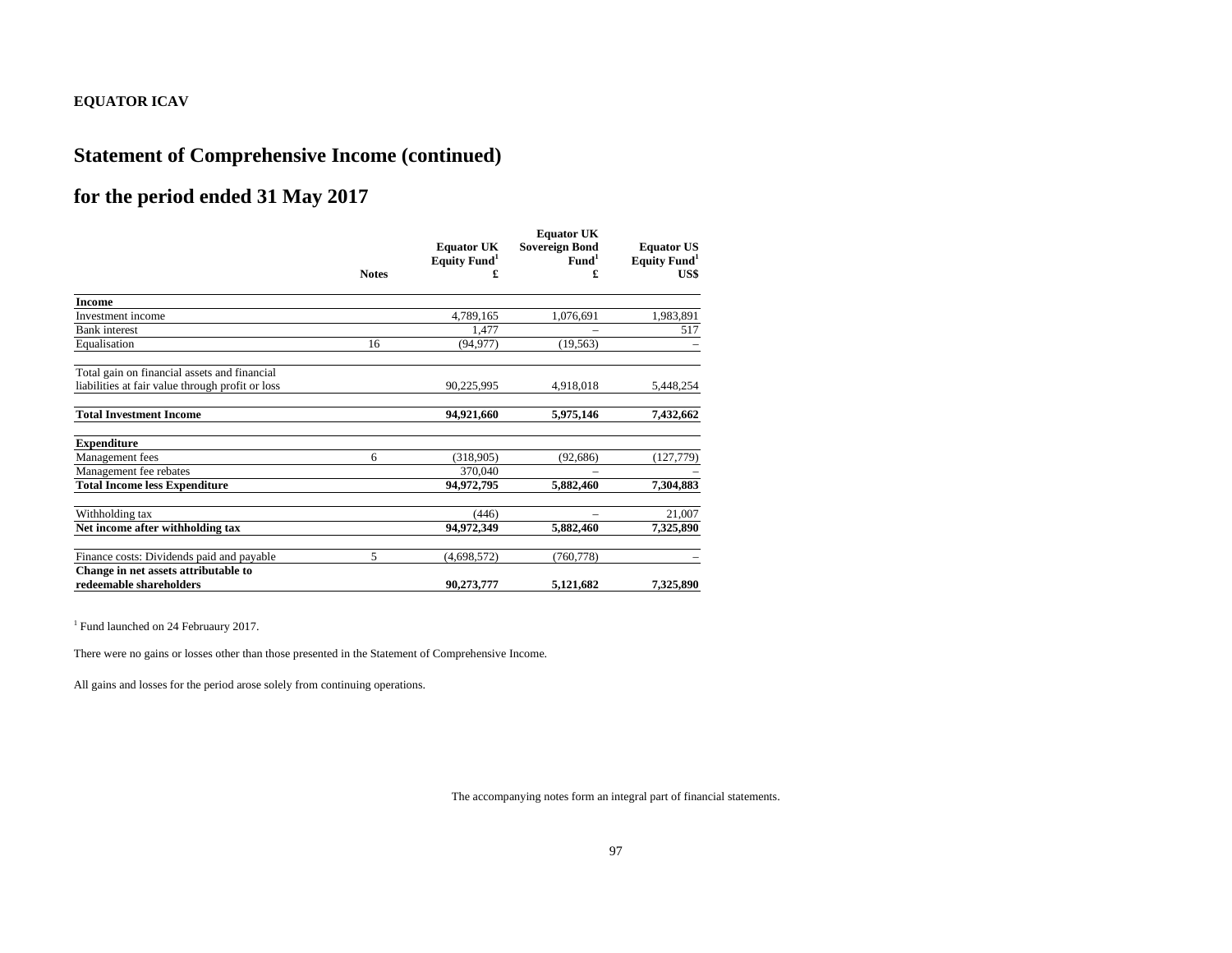**EQUATOR ICAV**

# Statement of Comprehensive Income (continued)

# for the period ended 31 May 2017

| | Notes | Equator UK Equity Fund[1] £ | Equator UK Sovereign Bond Fund[1] £ | Equator US Equity Fund[1] US$ |
|---|---|---|---|---|
| **Income** | | | | |
| Investment income | | 4,789,165 | 1,076,691 | 1,983,891 |
| Bank interest | | 1,477 | – | 517 |
| Equalisation | 16 | (94,977) | (19,563) | – |
| Total gain on financial assets and financial liabilities at fair value through profit or loss | | 90,225,995 | 4,918,018 | 5,448,254 |
| **Total Investment Income** | | **94,921,660** | **5,975,146** | **7,432,662** |
| **Expenditure** | | | | |
| Management fees | 6 | (318,905) | (92,686) | (127,779) |
| Management fee rebates | | 370,040 | – | – |
| **Total Income less Expenditure** | | **94,972,795** | **5,882,460** | **7,304,883** |
| Withholding tax | | (446) | – | 21,007 |
| **Net income after withholding tax** | | **94,972,349** | **5,882,460** | **7,325,890** |
| Finance costs: Dividends paid and payable | 5 | (4,698,572) | (760,778) | – |
| **Change in net assets attributable to redeemable shareholders** | | **90,273,777** | **5,121,682** | **7,325,890** |

[1] Fund launched on 24 Februaury 2017.

There were no gains or losses other than those presented in the Statement of Comprehensive Income.

All gains and losses for the period arose solely from continuing operations.

The accompanying notes form an integral part of financial statements.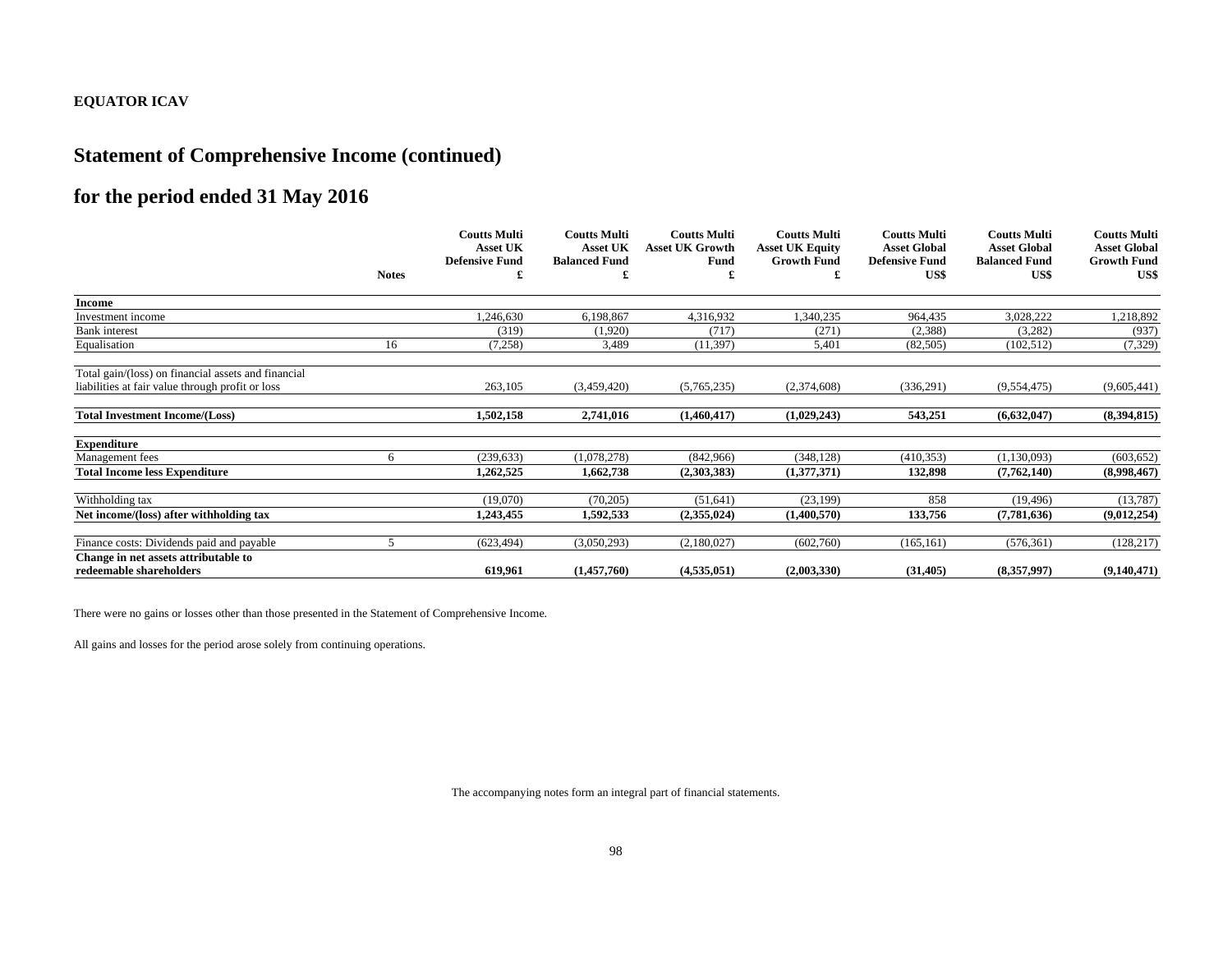**EQUATOR ICAV**

# Statement of Comprehensive Income (continued)

# for the period ended 31 May 2016

| | Notes | Coutts Multi Asset UK Defensive Fund £ | Coutts Multi Asset UK Balanced Fund £ | Coutts Multi Asset UK Growth Fund £ | Coutts Multi Asset UK Equity Growth Fund £ | Coutts Multi Asset Global Defensive Fund US$ | Coutts Multi Asset Global Balanced Fund US$ | Coutts Multi Asset Global Growth Fund US$ |
|---|---|---|---|---|---|---|---|---|
| **Income** | | | | | | | | |
| Investment income | | 1,246,630 | 6,198,867 | 4,316,932 | 1,340,235 | 964,435 | 3,028,222 | 1,218,892 |
| Bank interest | | (319) | (1,920) | (717) | (271) | (2,388) | (3,282) | (937) |
| Equalisation | 16 | (7,258) | 3,489 | (11,397) | 5,401 | (82,505) | (102,512) | (7,329) |
| Total gain/(loss) on financial assets and financial liabilities at fair value through profit or loss | | 263,105 | (3,459,420) | (5,765,235) | (2,374,608) | (336,291) | (9,554,475) | (9,605,441) |
| **Total Investment Income/(Loss)** | | **1,502,158** | **2,741,016** | **(1,460,417)** | **(1,029,243)** | **543,251** | **(6,632,047)** | **(8,394,815)** |
| **Expenditure** | | | | | | | | |
| Management fees | 6 | (239,633) | (1,078,278) | (842,966) | (348,128) | (410,353) | (1,130,093) | (603,652) |
| **Total Income less Expenditure** | | **1,262,525** | **1,662,738** | **(2,303,383)** | **(1,377,371)** | **132,898** | **(7,762,140)** | **(8,998,467)** |
| Withholding tax | | (19,070) | (70,205) | (51,641) | (23,199) | 858 | (19,496) | (13,787) |
| **Net income/(loss) after withholding tax** | | **1,243,455** | **1,592,533** | **(2,355,024)** | **(1,400,570)** | **133,756** | **(7,781,636)** | **(9,012,254)** |
| Finance costs: Dividends paid and payable | 5 | (623,494) | (3,050,293) | (2,180,027) | (602,760) | (165,161) | (576,361) | (128,217) |
| **Change in net assets attributable to redeemable shareholders** | | **619,961** | **(1,457,760)** | **(4,535,051)** | **(2,003,330)** | **(31,405)** | **(8,357,997)** | **(9,140,471)** |

There were no gains or losses other than those presented in the Statement of Comprehensive Income.

All gains and losses for the period arose solely from continuing operations.

The accompanying notes form an integral part of financial statements.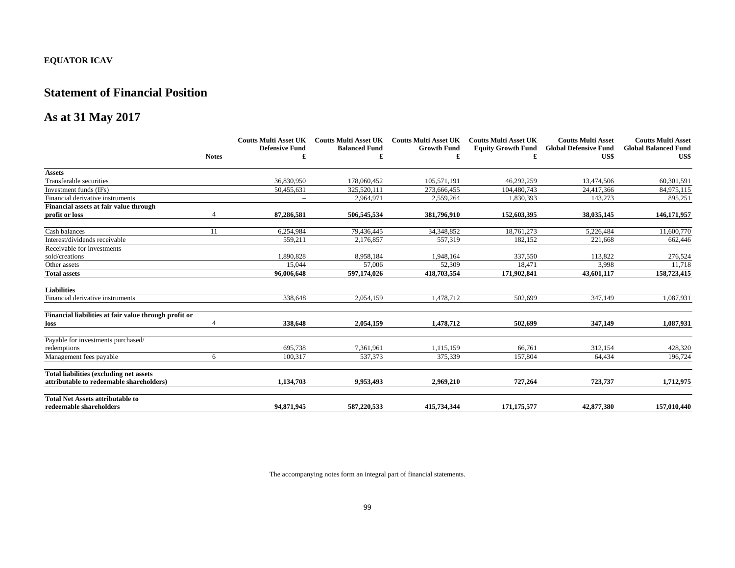**EQUATOR ICAV**

# Statement of Financial Position

## As at 31 May 2017

| | Notes | Coutts Multi Asset UK Defensive Fund £ | Coutts Multi Asset UK Balanced Fund £ | Coutts Multi Asset UK Growth Fund £ | Coutts Multi Asset UK Equity Growth Fund £ | Coutts Multi Asset Global Defensive Fund US$ | Coutts Multi Asset Global Balanced Fund US$ |
|---|---|---|---|---|---|---|---|
| **Assets** | | | | | | | |
| Transferable securities | | 36,830,950 | 178,060,452 | 105,571,191 | 46,292,259 | 13,474,506 | 60,301,591 |
| Investment funds (IFs) | | 50,455,631 | 325,520,111 | 273,666,455 | 104,480,743 | 24,417,366 | 84,975,115 |
| Financial derivative instruments | | – | 2,964,971 | 2,559,264 | 1,830,393 | 143,273 | 895,251 |
| **Financial assets at fair value through profit or loss** | 4 | **87,286,581** | **506,545,534** | **381,796,910** | **152,603,395** | **38,035,145** | **146,171,957** |
| Cash balances | 11 | 6,254,984 | 79,436,445 | 34,348,852 | 18,761,273 | 5,226,484 | 11,600,770 |
| Interest/dividends receivable | | 559,211 | 2,176,857 | 557,319 | 182,152 | 221,668 | 662,446 |
| Receivable for investments sold/creations | | 1,890,828 | 8,958,184 | 1,948,164 | 337,550 | 113,822 | 276,524 |
| Other assets | | 15,044 | 57,006 | 52,309 | 18,471 | 3,998 | 11,718 |
| **Total assets** | | **96,006,648** | **597,174,026** | **418,703,554** | **171,902,841** | **43,601,117** | **158,723,415** |
| **Liabilities** | | | | | | | |
| Financial derivative instruments | | 338,648 | 2,054,159 | 1,478,712 | 502,699 | 347,149 | 1,087,931 |
| **Financial liabilities at fair value through profit or loss** | 4 | **338,648** | **2,054,159** | **1,478,712** | **502,699** | **347,149** | **1,087,931** |
| Payable for investments purchased/ redemptions | | 695,738 | 7,361,961 | 1,115,159 | 66,761 | 312,154 | 428,320 |
| Management fees payable | 6 | 100,317 | 537,373 | 375,339 | 157,804 | 64,434 | 196,724 |
| **Total liabilities (excluding net assets attributable to redeemable shareholders)** | | **1,134,703** | **9,953,493** | **2,969,210** | **727,264** | **723,737** | **1,712,975** |
| **Total Net Assets attributable to redeemable shareholders** | | **94,871,945** | **587,220,533** | **415,734,344** | **171,175,577** | **42,877,380** | **157,010,440** |

The accompanying notes form an integral part of financial statements.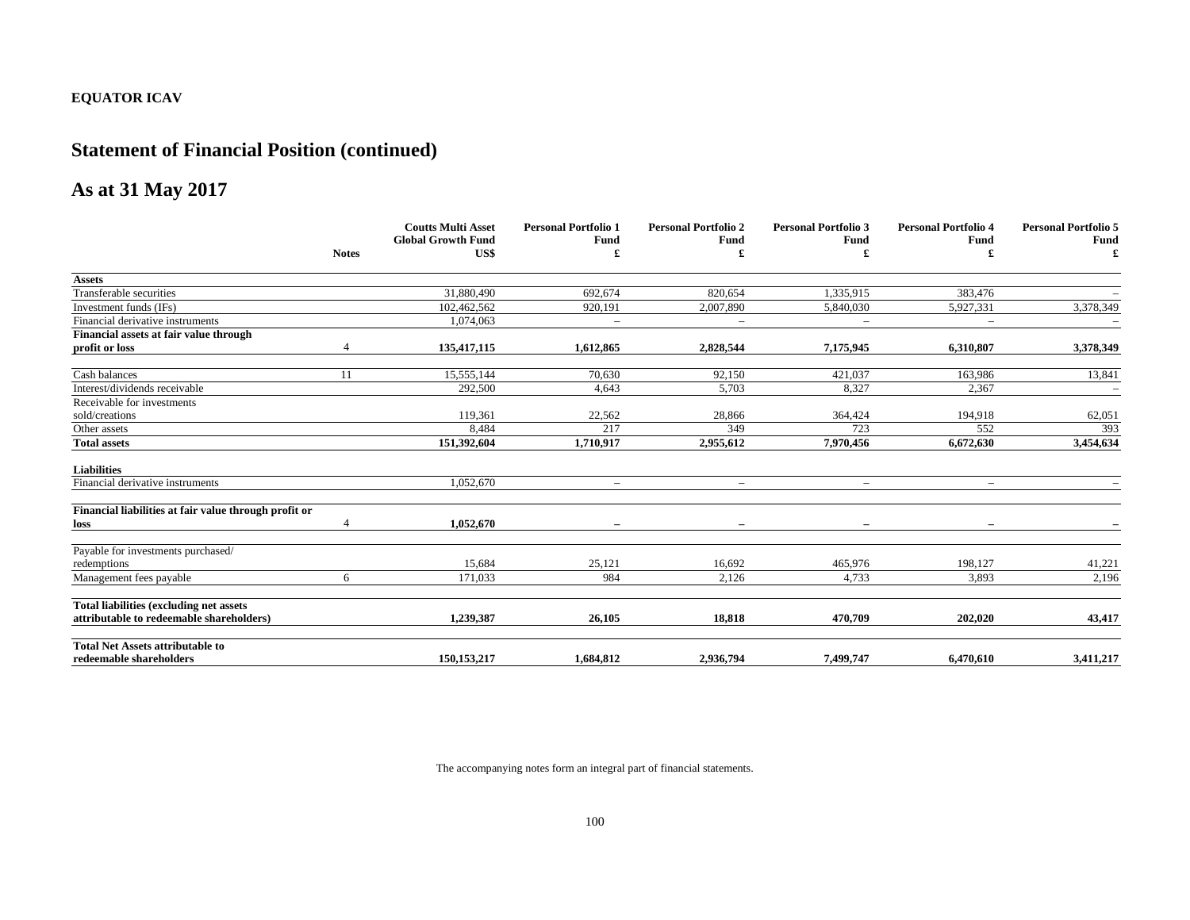**EQUATOR ICAV**

# Statement of Financial Position (continued)

## As at 31 May 2017

| | Notes | Coutts Multi Asset Global Growth Fund US$ | Personal Portfolio 1 Fund £ | Personal Portfolio 2 Fund £ | Personal Portfolio 3 Fund £ | Personal Portfolio 4 Fund £ | Personal Portfolio 5 Fund £ |
|---|---|---|---|---|---|---|---|
| **Assets** | | | | | | | |
| Transferable securities | | 31,880,490 | 692,674 | 820,654 | 1,335,915 | 383,476 | – |
| Investment funds (IFs) | | 102,462,562 | 920,191 | 2,007,890 | 5,840,030 | 5,927,331 | 3,378,349 |
| Financial derivative instruments | | 1,074,063 | – | – | – | – | – |
| **Financial assets at fair value through profit or loss** | 4 | **135,417,115** | **1,612,865** | **2,828,544** | **7,175,945** | **6,310,807** | **3,378,349** |
| Cash balances | 11 | 15,555,144 | 70,630 | 92,150 | 421,037 | 163,986 | 13,841 |
| Interest/dividends receivable | | 292,500 | 4,643 | 5,703 | 8,327 | 2,367 | – |
| Receivable for investments sold/creations | | 119,361 | 22,562 | 28,866 | 364,424 | 194,918 | 62,051 |
| Other assets | | 8,484 | 217 | 349 | 723 | 552 | 393 |
| **Total assets** | | **151,392,604** | **1,710,917** | **2,955,612** | **7,970,456** | **6,672,630** | **3,454,634** |
| **Liabilities** | | | | | | | |
| Financial derivative instruments | | 1,052,670 | – | – | – | – | – |
| **Financial liabilities at fair value through profit or loss** | 4 | **1,052,670** | **–** | **–** | **–** | **–** | **–** |
| Payable for investments purchased/ redemptions | | 15,684 | 25,121 | 16,692 | 465,976 | 198,127 | 41,221 |
| Management fees payable | 6 | 171,033 | 984 | 2,126 | 4,733 | 3,893 | 2,196 |
| **Total liabilities (excluding net assets attributable to redeemable shareholders)** | | **1,239,387** | **26,105** | **18,818** | **470,709** | **202,020** | **43,417** |
| **Total Net Assets attributable to redeemable shareholders** | | **150,153,217** | **1,684,812** | **2,936,794** | **7,499,747** | **6,470,610** | **3,411,217** |

The accompanying notes form an integral part of financial statements.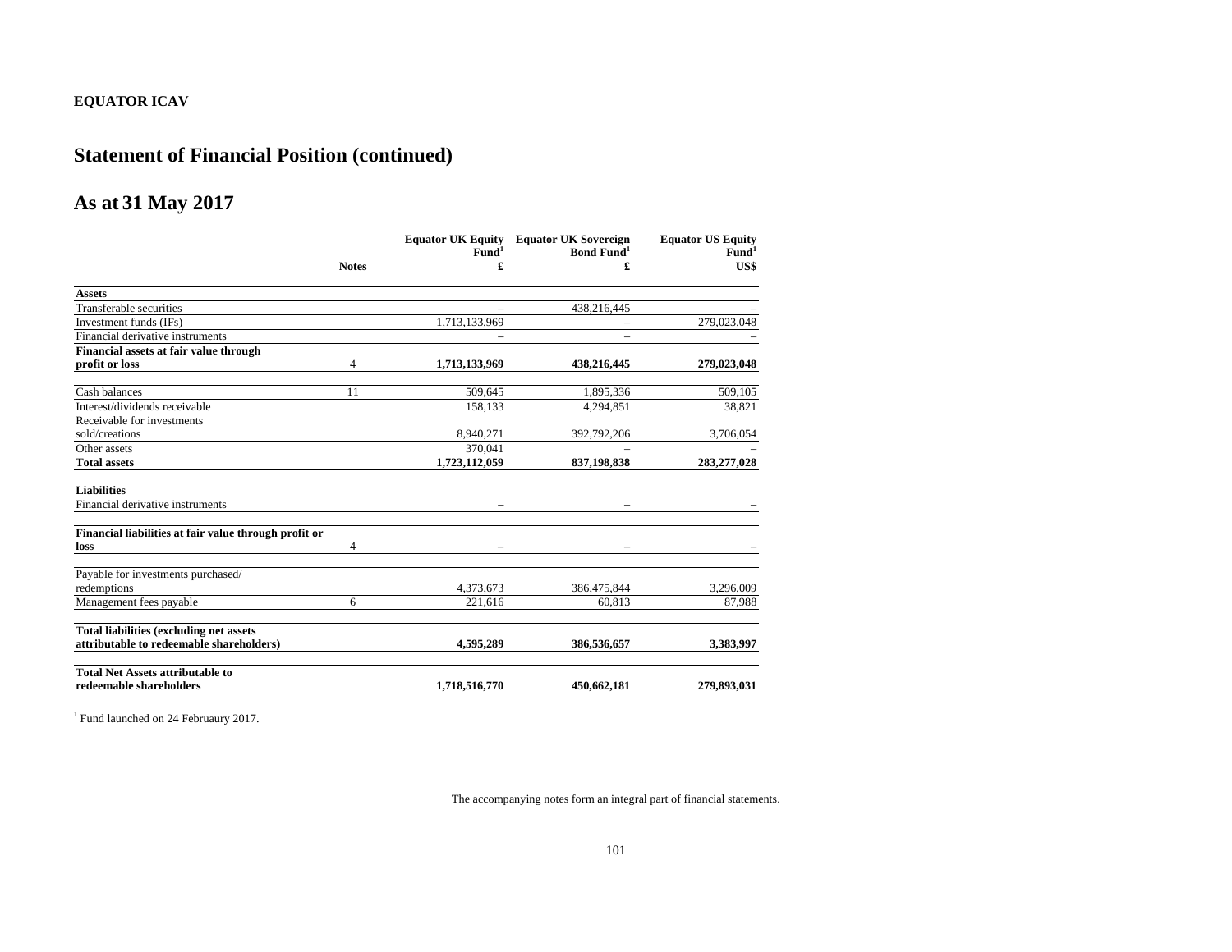**EQUATOR ICAV**

# Statement of Financial Position (continued)

## As at 31 May 2017

| | Notes | Equator UK Equity Fund[1] £ | Equator UK Sovereign Bond Fund[1] £ | Equator US Equity Fund[1] US$ |
|---|---|---|---|---|
| **Assets** | | | | |
| Transferable securities | | – | 438,216,445 | – |
| Investment funds (IFs) | | 1,713,133,969 | – | 279,023,048 |
| Financial derivative instruments | | – | – | – |
| **Financial assets at fair value through profit or loss** | 4 | **1,713,133,969** | **438,216,445** | **279,023,048** |
| Cash balances | 11 | 509,645 | 1,895,336 | 509,105 |
| Interest/dividends receivable | | 158,133 | 4,294,851 | 38,821 |
| Receivable for investments sold/creations | | 8,940,271 | 392,792,206 | 3,706,054 |
| Other assets | | 370,041 | – | – |
| **Total assets** | | **1,723,112,059** | **837,198,838** | **283,277,028** |
| **Liabilities** | | | | |
| Financial derivative instruments | | – | – | – |
| **Financial liabilities at fair value through profit or loss** | 4 | **–** | **–** | **–** |
| Payable for investments purchased/ redemptions | | 4,373,673 | 386,475,844 | 3,296,009 |
| Management fees payable | 6 | 221,616 | 60,813 | 87,988 |
| **Total liabilities (excluding net assets attributable to redeemable shareholders)** | | **4,595,289** | **386,536,657** | **3,383,997** |
| **Total Net Assets attributable to redeemable shareholders** | | **1,718,516,770** | **450,662,181** | **279,893,031** |

[1] Fund launched on 24 Februaury 2017.

The accompanying notes form an integral part of financial statements.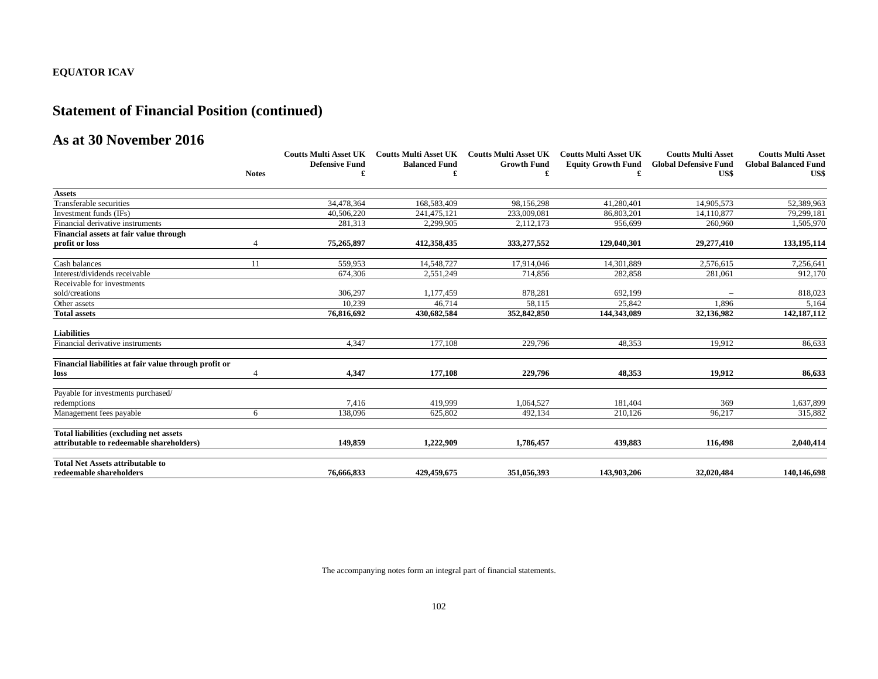**EQUATOR ICAV**

# Statement of Financial Position (continued)

## As at 30 November 2016

| | Notes | Coutts Multi Asset UK Defensive Fund £ | Coutts Multi Asset UK Balanced Fund £ | Coutts Multi Asset UK Growth Fund £ | Coutts Multi Asset UK Equity Growth Fund £ | Coutts Multi Asset Global Defensive Fund US$ | Coutts Multi Asset Global Balanced Fund US$ |
|---|---|---|---|---|---|---|---|
| **Assets** | | | | | | | |
| Transferable securities | | 34,478,364 | 168,583,409 | 98,156,298 | 41,280,401 | 14,905,573 | 52,389,963 |
| Investment funds (IFs) | | 40,506,220 | 241,475,121 | 233,009,081 | 86,803,201 | 14,110,877 | 79,299,181 |
| Financial derivative instruments | | 281,313 | 2,299,905 | 2,112,173 | 956,699 | 260,960 | 1,505,970 |
| **Financial assets at fair value through profit or loss** | 4 | **75,265,897** | **412,358,435** | **333,277,552** | **129,040,301** | **29,277,410** | **133,195,114** |
| Cash balances | 11 | 559,953 | 14,548,727 | 17,914,046 | 14,301,889 | 2,576,615 | 7,256,641 |
| Interest/dividends receivable | | 674,306 | 2,551,249 | 714,856 | 282,858 | 281,061 | 912,170 |
| Receivable for investments sold/creations | | 306,297 | 1,177,459 | 878,281 | 692,199 | – | 818,023 |
| Other assets | | 10,239 | 46,714 | 58,115 | 25,842 | 1,896 | 5,164 |
| **Total assets** | | **76,816,692** | **430,682,584** | **352,842,850** | **144,343,089** | **32,136,982** | **142,187,112** |
| **Liabilities** | | | | | | | |
| Financial derivative instruments | | 4,347 | 177,108 | 229,796 | 48,353 | 19,912 | 86,633 |
| **Financial liabilities at fair value through profit or loss** | 4 | **4,347** | **177,108** | **229,796** | **48,353** | **19,912** | **86,633** |
| Payable for investments purchased/ redemptions | | 7,416 | 419,999 | 1,064,527 | 181,404 | 369 | 1,637,899 |
| Management fees payable | 6 | 138,096 | 625,802 | 492,134 | 210,126 | 96,217 | 315,882 |
| **Total liabilities (excluding net assets attributable to redeemable shareholders)** | | **149,859** | **1,222,909** | **1,786,457** | **439,883** | **116,498** | **2,040,414** |
| **Total Net Assets attributable to redeemable shareholders** | | **76,666,833** | **429,459,675** | **351,056,393** | **143,903,206** | **32,020,484** | **140,146,698** |

The accompanying notes form an integral part of financial statements.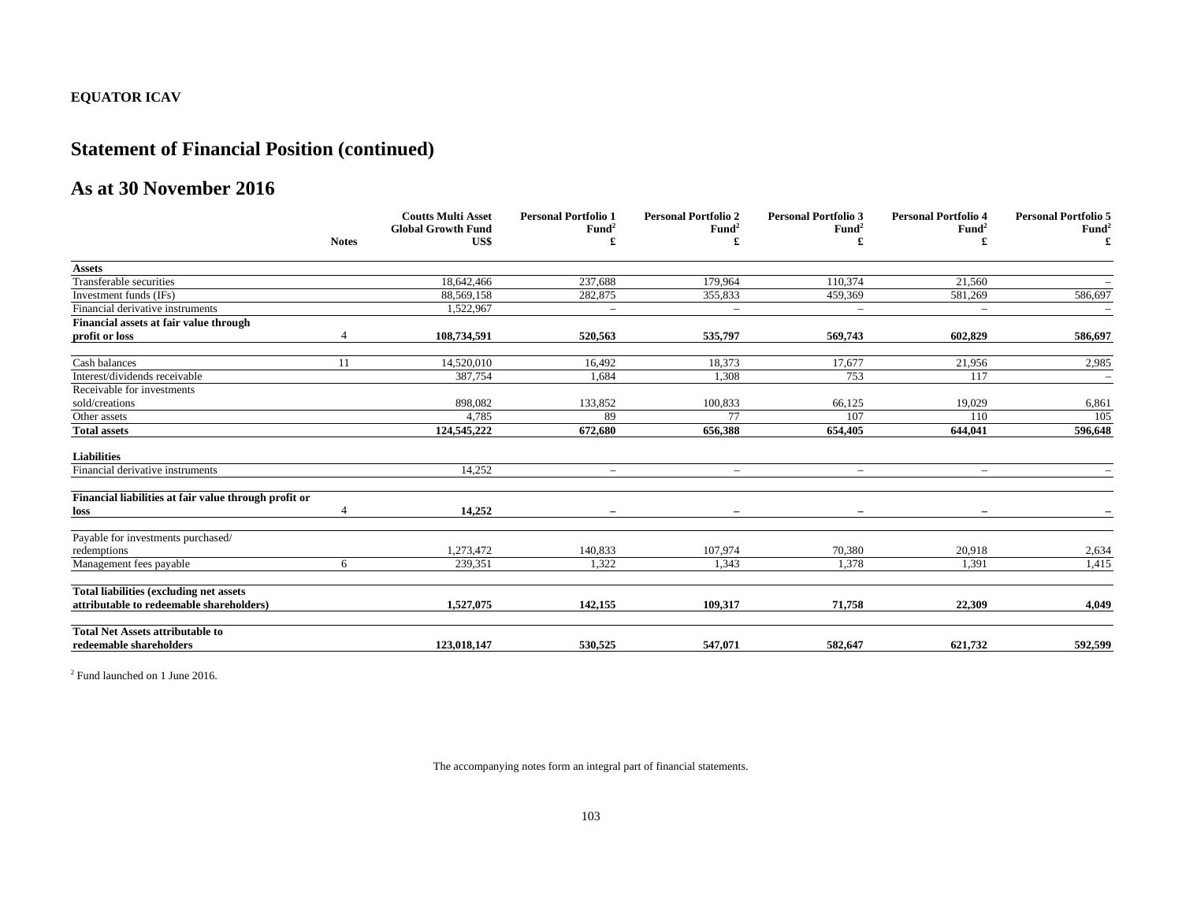**EQUATOR ICAV**

## Statement of Financial Position (continued)

## As at 30 November 2016

| | Notes | Coutts Multi Asset Global Growth Fund US$ | Personal Portfolio 1 Fund[2] £ | Personal Portfolio 2 Fund[2] £ | Personal Portfolio 3 Fund[2] £ | Personal Portfolio 4 Fund[2] £ | Personal Portfolio 5 Fund[2] £ |
|---|---|---|---|---|---|---|---|
| **Assets** | | | | | | | |
| Transferable securities | | 18,642,466 | 237,688 | 179,964 | 110,374 | 21,560 | – |
| Investment funds (IFs) | | 88,569,158 | 282,875 | 355,833 | 459,369 | 581,269 | 586,697 |
| Financial derivative instruments | | 1,522,967 | – | – | – | – | – |
| **Financial assets at fair value through profit or loss** | 4 | **108,734,591** | **520,563** | **535,797** | **569,743** | **602,829** | **586,697** |
| Cash balances | 11 | 14,520,010 | 16,492 | 18,373 | 17,677 | 21,956 | 2,985 |
| Interest/dividends receivable | | 387,754 | 1,684 | 1,308 | 753 | 117 | – |
| Receivable for investments sold/creations | | 898,082 | 133,852 | 100,833 | 66,125 | 19,029 | 6,861 |
| Other assets | | 4,785 | 89 | 77 | 107 | 110 | 105 |
| **Total assets** | | **124,545,222** | **672,680** | **656,388** | **654,405** | **644,041** | **596,648** |
| **Liabilities** | | | | | | | |
| Financial derivative instruments | | 14,252 | – | – | – | – | – |
| **Financial liabilities at fair value through profit or loss** | 4 | **14,252** | **–** | **–** | **–** | **–** | **–** |
| Payable for investments purchased/ redemptions | | 1,273,472 | 140,833 | 107,974 | 70,380 | 20,918 | 2,634 |
| Management fees payable | 6 | 239,351 | 1,322 | 1,343 | 1,378 | 1,391 | 1,415 |
| **Total liabilities (excluding net assets attributable to redeemable shareholders)** | | **1,527,075** | **142,155** | **109,317** | **71,758** | **22,309** | **4,049** |
| **Total Net Assets attributable to redeemable shareholders** | | **123,018,147** | **530,525** | **547,071** | **582,647** | **621,732** | **592,599** |

[2] Fund launched on 1 June 2016.

The accompanying notes form an integral part of financial statements.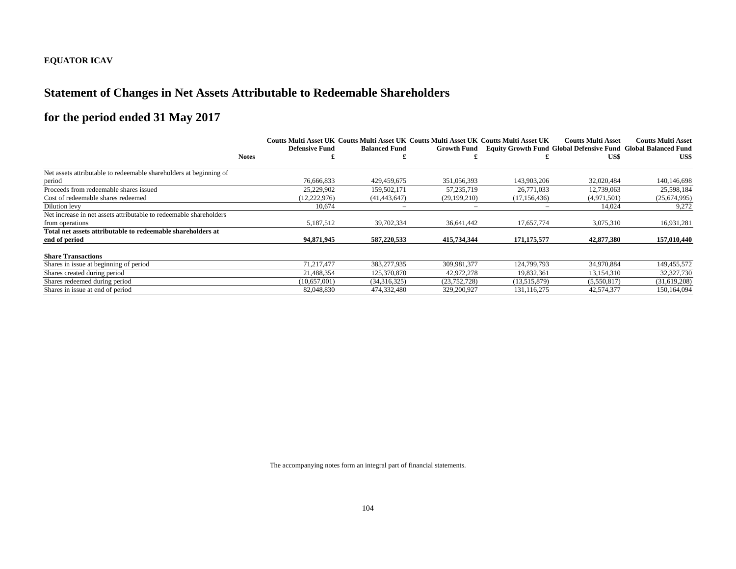**EQUATOR ICAV**

# Statement of Changes in Net Assets Attributable to Redeemable Shareholders

## for the period ended 31 May 2017

| | Notes | Coutts Multi Asset UK Defensive Fund £ | Coutts Multi Asset UK Balanced Fund £ | Coutts Multi Asset UK Growth Fund £ | Coutts Multi Asset UK Equity Growth Fund £ | Coutts Multi Asset Global Defensive Fund US$ | Coutts Multi Asset Global Balanced Fund US$ |
|---|---|---|---|---|---|---|---|
| Net assets attributable to redeemable shareholders at beginning of period | | 76,666,833 | 429,459,675 | 351,056,393 | 143,903,206 | 32,020,484 | 140,146,698 |
| Proceeds from redeemable shares issued | | 25,229,902 | 159,502,171 | 57,235,719 | 26,771,033 | 12,739,063 | 25,598,184 |
| Cost of redeemable shares redeemed | | (12,222,976) | (41,443,647) | (29,199,210) | (17,156,436) | (4,971,501) | (25,674,995) |
| Dilution levy | | 10,674 | – | – | – | 14,024 | 9,272 |
| Net increase in net assets attributable to redeemable shareholders from operations | | 5,187,512 | 39,702,334 | 36,641,442 | 17,657,774 | 3,075,310 | 16,931,281 |
| **Total net assets attributable to redeemable shareholders at end of period** | | **94,871,945** | **587,220,533** | **415,734,344** | **171,175,577** | **42,877,380** | **157,010,440** |
| | | | | | | | |
| **Share Transactions** | | | | | | | |
| Shares in issue at beginning of period | | 71,217,477 | 383,277,935 | 309,981,377 | 124,799,793 | 34,970,884 | 149,455,572 |
| Shares created during period | | 21,488,354 | 125,370,870 | 42,972,278 | 19,832,361 | 13,154,310 | 32,327,730 |
| Shares redeemed during period | | (10,657,001) | (34,316,325) | (23,752,728) | (13,515,879) | (5,550,817) | (31,619,208) |
| Shares in issue at end of period | | 82,048,830 | 474,332,480 | 329,200,927 | 131,116,275 | 42,574,377 | 150,164,094 |

The accompanying notes form an integral part of financial statements.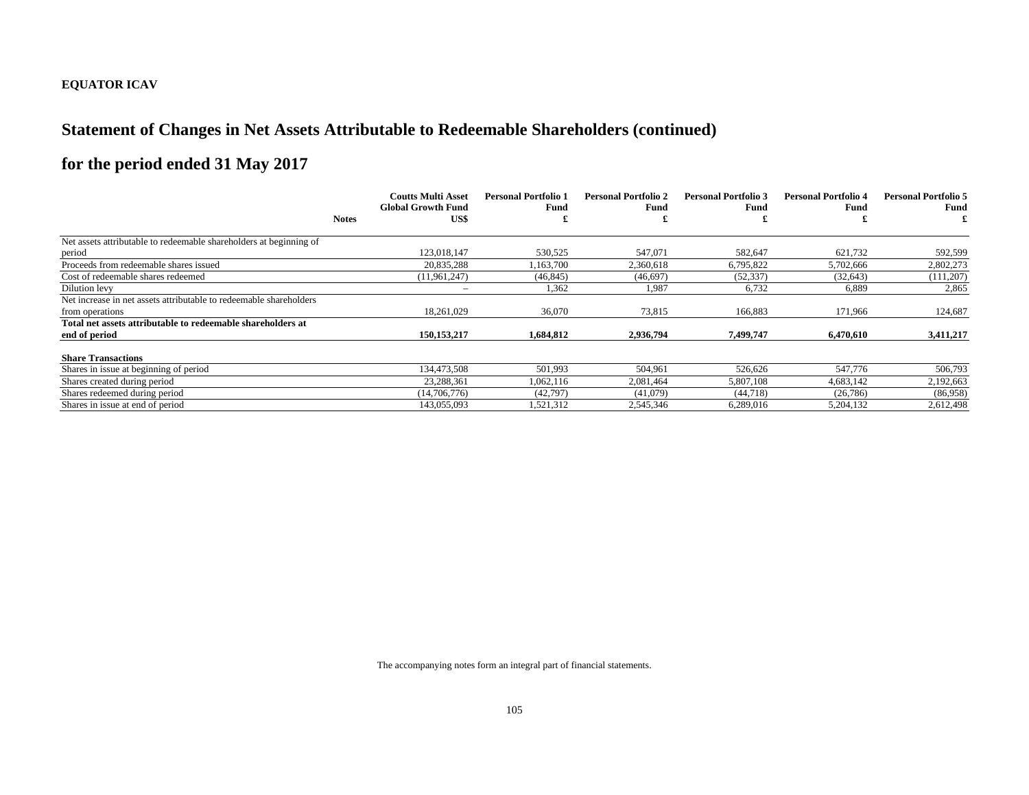**EQUATOR ICAV**

# Statement of Changes in Net Assets Attributable to Redeemable Shareholders (continued)

## for the period ended 31 May 2017

| | Notes | Coutts Multi Asset Global Growth Fund US$ | Personal Portfolio 1 Fund £ | Personal Portfolio 2 Fund £ | Personal Portfolio 3 Fund £ | Personal Portfolio 4 Fund £ | Personal Portfolio 5 Fund £ |
|---|---|---|---|---|---|---|---|
| Net assets attributable to redeemable shareholders at beginning of period | | 123,018,147 | 530,525 | 547,071 | 582,647 | 621,732 | 592,599 |
| Proceeds from redeemable shares issued | | 20,835,288 | 1,163,700 | 2,360,618 | 6,795,822 | 5,702,666 | 2,802,273 |
| Cost of redeemable shares redeemed | | (11,961,247) | (46,845) | (46,697) | (52,337) | (32,643) | (111,207) |
| Dilution levy | | – | 1,362 | 1,987 | 6,732 | 6,889 | 2,865 |
| Net increase in net assets attributable to redeemable shareholders from operations | | 18,261,029 | 36,070 | 73,815 | 166,883 | 171,966 | 124,687 |
| **Total net assets attributable to redeemable shareholders at end of period** | | **150,153,217** | **1,684,812** | **2,936,794** | **7,499,747** | **6,470,610** | **3,411,217** |
| **Share Transactions** | | | | | | | |
| Shares in issue at beginning of period | | 134,473,508 | 501,993 | 504,961 | 526,626 | 547,776 | 506,793 |
| Shares created during period | | 23,288,361 | 1,062,116 | 2,081,464 | 5,807,108 | 4,683,142 | 2,192,663 |
| Shares redeemed during period | | (14,706,776) | (42,797) | (41,079) | (44,718) | (26,786) | (86,958) |
| Shares in issue at end of period | | 143,055,093 | 1,521,312 | 2,545,346 | 6,289,016 | 5,204,132 | 2,612,498 |

The accompanying notes form an integral part of financial statements.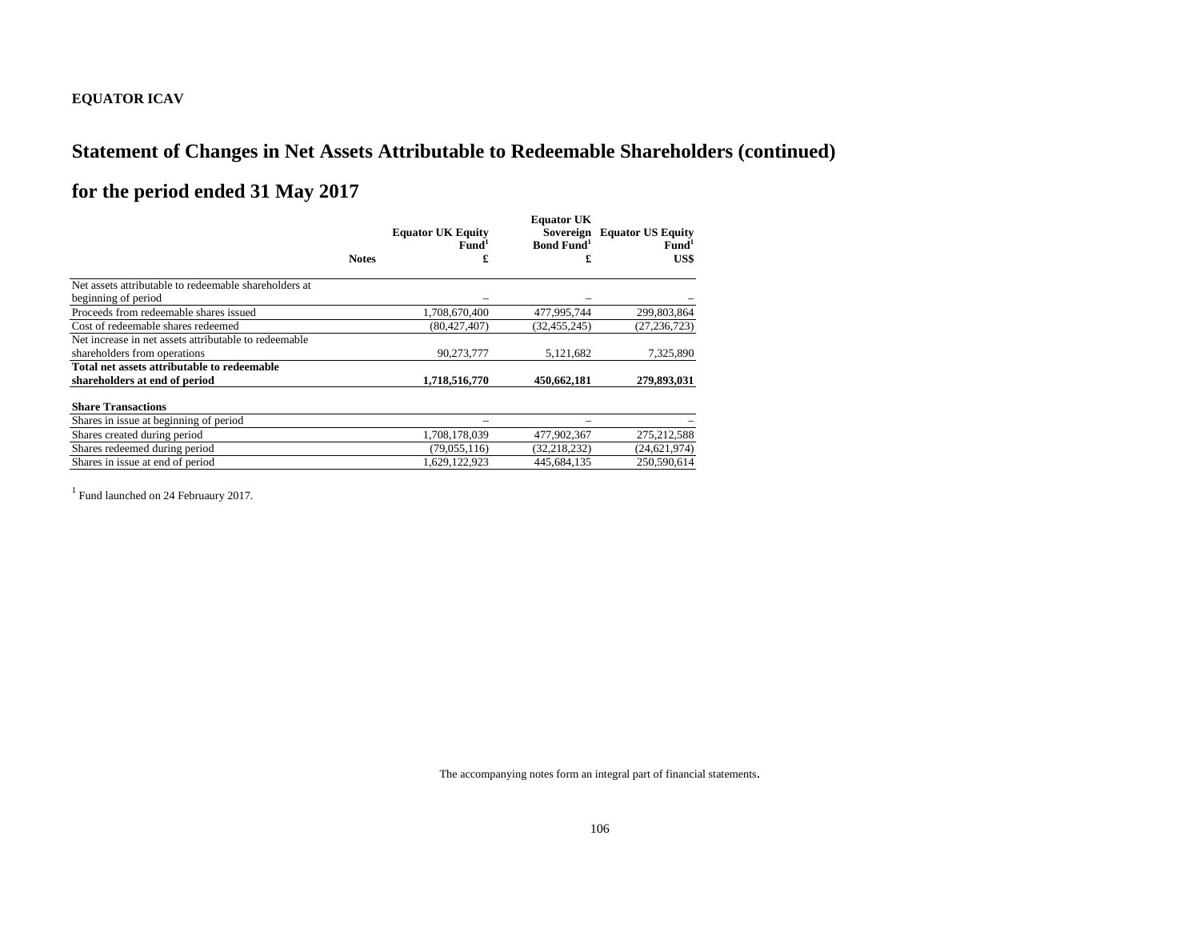**EQUATOR ICAV**

# Statement of Changes in Net Assets Attributable to Redeemable Shareholders (continued)

# for the period ended 31 May 2017

| | Notes | Equator UK Equity Fund[1] £ | Equator UK Sovereign Bond Fund[1] £ | Equator US Equity Fund[1] US$ |
|---|---|---|---|---|
| Net assets attributable to redeemable shareholders at beginning of period | | – | – | – |
| Proceeds from redeemable shares issued | | 1,708,670,400 | 477,995,744 | 299,803,864 |
| Cost of redeemable shares redeemed | | (80,427,407) | (32,455,245) | (27,236,723) |
| Net increase in net assets attributable to redeemable shareholders from operations | | 90,273,777 | 5,121,682 | 7,325,890 |
| **Total net assets attributable to redeemable shareholders at end of period** | | **1,718,516,770** | **450,662,181** | **279,893,031** |
| | | | | |
| **Share Transactions** | | | | |
| Shares in issue at beginning of period | | – | – | – |
| Shares created during period | | 1,708,178,039 | 477,902,367 | 275,212,588 |
| Shares redeemed during period | | (79,055,116) | (32,218,232) | (24,621,974) |
| Shares in issue at end of period | | 1,629,122,923 | 445,684,135 | 250,590,614 |

[1] Fund launched on 24 Februaury 2017.

The accompanying notes form an integral part of financial statements.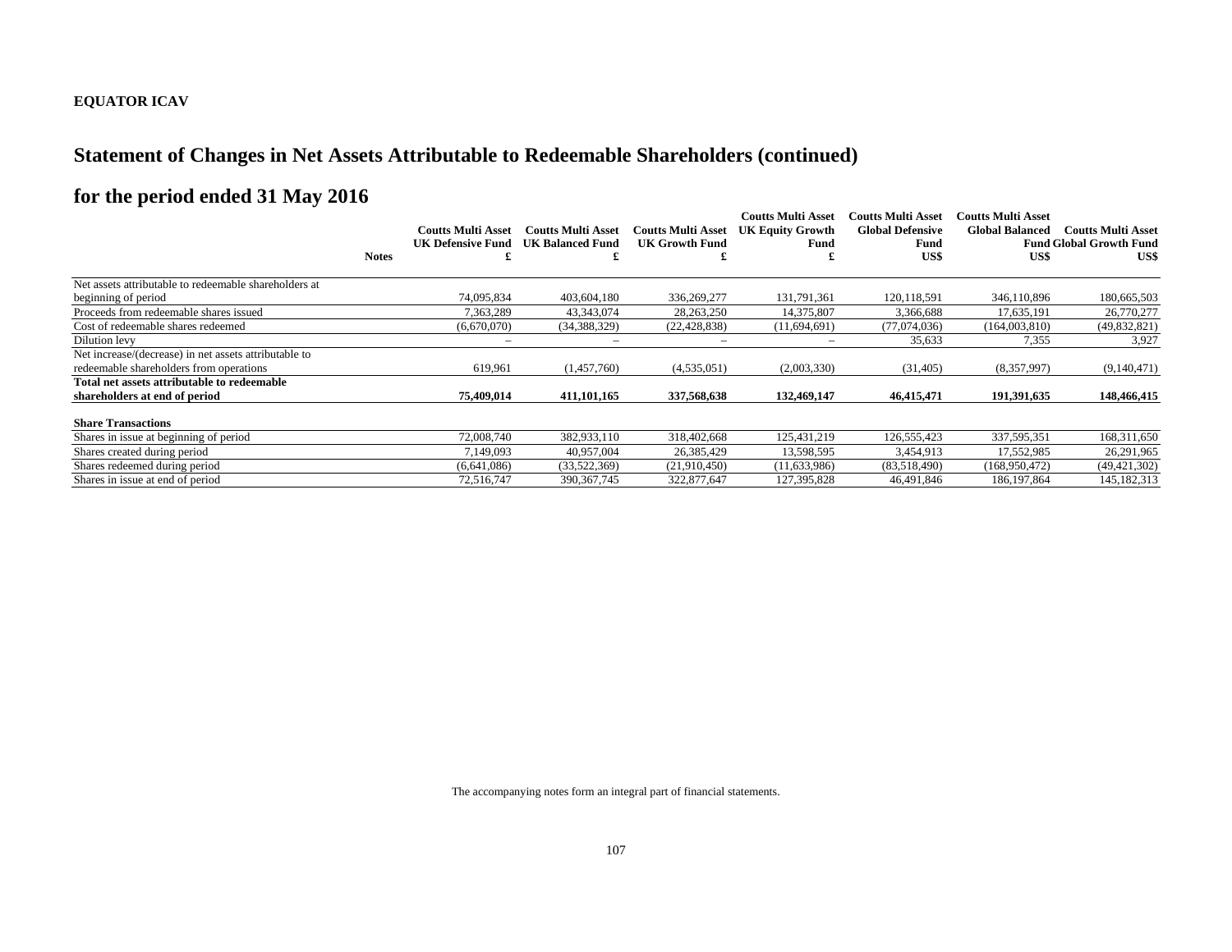**EQUATOR ICAV**

# Statement of Changes in Net Assets Attributable to Redeemable Shareholders (continued)

## for the period ended 31 May 2016

| | Notes | Coutts Multi Asset UK Defensive Fund £ | Coutts Multi Asset UK Balanced Fund £ | Coutts Multi Asset UK Growth Fund £ | Coutts Multi Asset UK Equity Growth Fund £ | Coutts Multi Asset Global Defensive Fund US$ | Coutts Multi Asset Global Balanced Fund US$ | Coutts Multi Asset Global Growth Fund US$ |
|---|---|---|---|---|---|---|---|---|
| Net assets attributable to redeemable shareholders at beginning of period | | 74,095,834 | 403,604,180 | 336,269,277 | 131,791,361 | 120,118,591 | 346,110,896 | 180,665,503 |
| Proceeds from redeemable shares issued | | 7,363,289 | 43,343,074 | 28,263,250 | 14,375,807 | 3,366,688 | 17,635,191 | 26,770,277 |
| Cost of redeemable shares redeemed | | (6,670,070) | (34,388,329) | (22,428,838) | (11,694,691) | (77,074,036) | (164,003,810) | (49,832,821) |
| Dilution levy | | – | – | – | – | 35,633 | 7,355 | 3,927 |
| Net increase/(decrease) in net assets attributable to redeemable shareholders from operations | | 619,961 | (1,457,760) | (4,535,051) | (2,003,330) | (31,405) | (8,357,997) | (9,140,471) |
| **Total net assets attributable to redeemable shareholders at end of period** | | **75,409,014** | **411,101,165** | **337,568,638** | **132,469,147** | **46,415,471** | **191,391,635** | **148,466,415** |
| **Share Transactions** | | | | | | | | |
| Shares in issue at beginning of period | | 72,008,740 | 382,933,110 | 318,402,668 | 125,431,219 | 126,555,423 | 337,595,351 | 168,311,650 |
| Shares created during period | | 7,149,093 | 40,957,004 | 26,385,429 | 13,598,595 | 3,454,913 | 17,552,985 | 26,291,965 |
| Shares redeemed during period | | (6,641,086) | (33,522,369) | (21,910,450) | (11,633,986) | (83,518,490) | (168,950,472) | (49,421,302) |
| Shares in issue at end of period | | 72,516,747 | 390,367,745 | 322,877,647 | 127,395,828 | 46,491,846 | 186,197,864 | 145,182,313 |

The accompanying notes form an integral part of financial statements.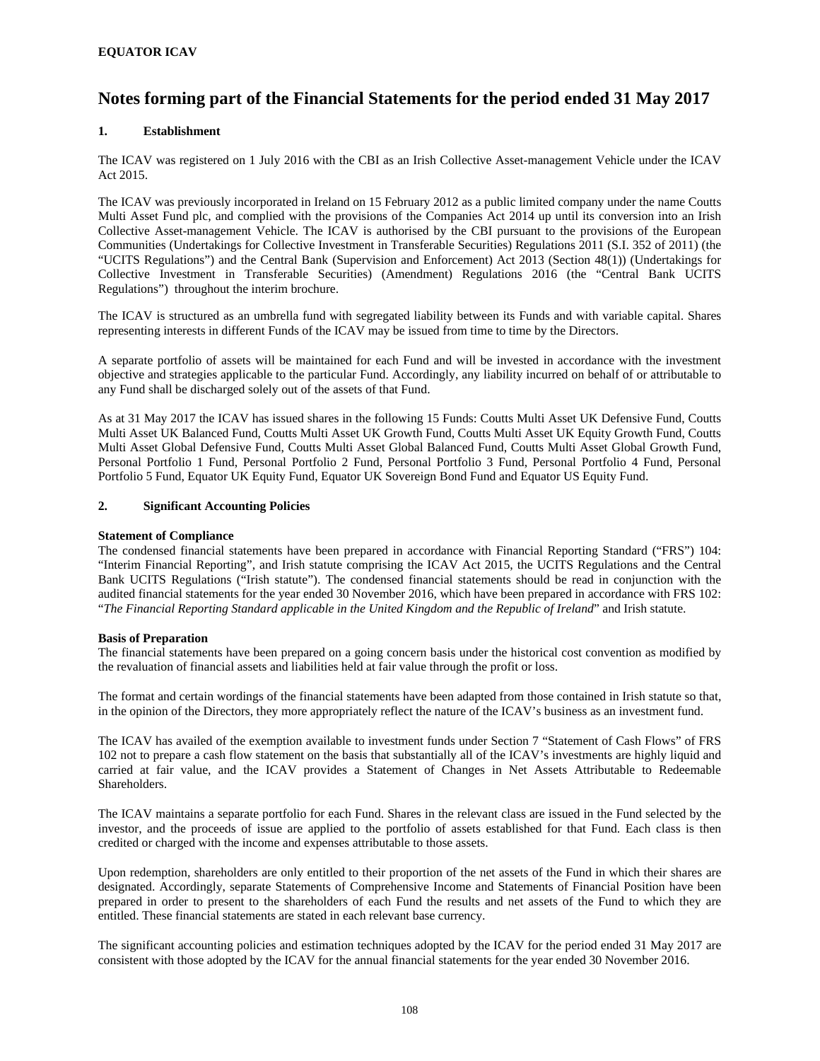# Notes forming part of the Financial Statements for the period ended 31 May 2017

## 1. Establishment

The ICAV was registered on 1 July 2016 with the CBI as an Irish Collective Asset-management Vehicle under the ICAV Act 2015.

The ICAV was previously incorporated in Ireland on 15 February 2012 as a public limited company under the name Coutts Multi Asset Fund plc, and complied with the provisions of the Companies Act 2014 up until its conversion into an Irish Collective Asset-management Vehicle. The ICAV is authorised by the CBI pursuant to the provisions of the European Communities (Undertakings for Collective Investment in Transferable Securities) Regulations 2011 (S.I. 352 of 2011) (the "UCITS Regulations") and the Central Bank (Supervision and Enforcement) Act 2013 (Section 48(1)) (Undertakings for Collective Investment in Transferable Securities) (Amendment) Regulations 2016 (the "Central Bank UCITS Regulations") throughout the interim brochure.

The ICAV is structured as an umbrella fund with segregated liability between its Funds and with variable capital. Shares representing interests in different Funds of the ICAV may be issued from time to time by the Directors.

A separate portfolio of assets will be maintained for each Fund and will be invested in accordance with the investment objective and strategies applicable to the particular Fund. Accordingly, any liability incurred on behalf of or attributable to any Fund shall be discharged solely out of the assets of that Fund.

As at 31 May 2017 the ICAV has issued shares in the following 15 Funds: Coutts Multi Asset UK Defensive Fund, Coutts Multi Asset UK Balanced Fund, Coutts Multi Asset UK Growth Fund, Coutts Multi Asset UK Equity Growth Fund, Coutts Multi Asset Global Defensive Fund, Coutts Multi Asset Global Balanced Fund, Coutts Multi Asset Global Growth Fund, Personal Portfolio 1 Fund, Personal Portfolio 2 Fund, Personal Portfolio 3 Fund, Personal Portfolio 4 Fund, Personal Portfolio 5 Fund, Equator UK Equity Fund, Equator UK Sovereign Bond Fund and Equator US Equity Fund.

## 2. Significant Accounting Policies

**Statement of Compliance**

The condensed financial statements have been prepared in accordance with Financial Reporting Standard ("FRS") 104: "Interim Financial Reporting", and Irish statute comprising the ICAV Act 2015, the UCITS Regulations and the Central Bank UCITS Regulations ("Irish statute"). The condensed financial statements should be read in conjunction with the audited financial statements for the year ended 30 November 2016, which have been prepared in accordance with FRS 102: "*The Financial Reporting Standard applicable in the United Kingdom and the Republic of Ireland*" and Irish statute.

**Basis of Preparation**

The financial statements have been prepared on a going concern basis under the historical cost convention as modified by the revaluation of financial assets and liabilities held at fair value through the profit or loss.

The format and certain wordings of the financial statements have been adapted from those contained in Irish statute so that, in the opinion of the Directors, they more appropriately reflect the nature of the ICAV's business as an investment fund.

The ICAV has availed of the exemption available to investment funds under Section 7 "Statement of Cash Flows" of FRS 102 not to prepare a cash flow statement on the basis that substantially all of the ICAV's investments are highly liquid and carried at fair value, and the ICAV provides a Statement of Changes in Net Assets Attributable to Redeemable Shareholders.

The ICAV maintains a separate portfolio for each Fund. Shares in the relevant class are issued in the Fund selected by the investor, and the proceeds of issue are applied to the portfolio of assets established for that Fund. Each class is then credited or charged with the income and expenses attributable to those assets.

Upon redemption, shareholders are only entitled to their proportion of the net assets of the Fund in which their shares are designated. Accordingly, separate Statements of Comprehensive Income and Statements of Financial Position have been prepared in order to present to the shareholders of each Fund the results and net assets of the Fund to which they are entitled. These financial statements are stated in each relevant base currency.

The significant accounting policies and estimation techniques adopted by the ICAV for the period ended 31 May 2017 are consistent with those adopted by the ICAV for the annual financial statements for the year ended 30 November 2016.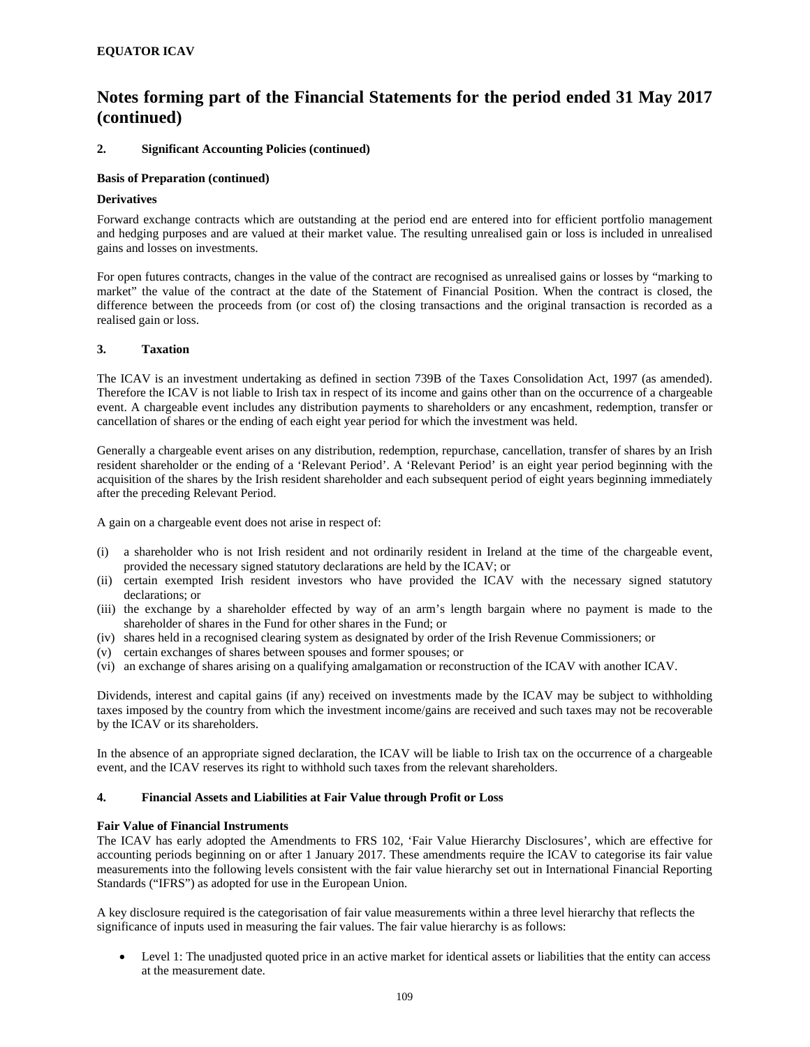**EQUATOR ICAV**

# Notes forming part of the Financial Statements for the period ended 31 May 2017 (continued)

## 2. Significant Accounting Policies (continued)

### Basis of Preparation (continued)

#### Derivatives

Forward exchange contracts which are outstanding at the period end are entered into for efficient portfolio management and hedging purposes and are valued at their market value. The resulting unrealised gain or loss is included in unrealised gains and losses on investments.

For open futures contracts, changes in the value of the contract are recognised as unrealised gains or losses by "marking to market" the value of the contract at the date of the Statement of Financial Position. When the contract is closed, the difference between the proceeds from (or cost of) the closing transactions and the original transaction is recorded as a realised gain or loss.

## 3. Taxation

The ICAV is an investment undertaking as defined in section 739B of the Taxes Consolidation Act, 1997 (as amended). Therefore the ICAV is not liable to Irish tax in respect of its income and gains other than on the occurrence of a chargeable event. A chargeable event includes any distribution payments to shareholders or any encashment, redemption, transfer or cancellation of shares or the ending of each eight year period for which the investment was held.

Generally a chargeable event arises on any distribution, redemption, repurchase, cancellation, transfer of shares by an Irish resident shareholder or the ending of a 'Relevant Period'. A 'Relevant Period' is an eight year period beginning with the acquisition of the shares by the Irish resident shareholder and each subsequent period of eight years beginning immediately after the preceding Relevant Period.

A gain on a chargeable event does not arise in respect of:

(i) a shareholder who is not Irish resident and not ordinarily resident in Ireland at the time of the chargeable event, provided the necessary signed statutory declarations are held by the ICAV; or
(ii) certain exempted Irish resident investors who have provided the ICAV with the necessary signed statutory declarations; or
(iii) the exchange by a shareholder effected by way of an arm's length bargain where no payment is made to the shareholder of shares in the Fund for other shares in the Fund; or
(iv) shares held in a recognised clearing system as designated by order of the Irish Revenue Commissioners; or
(v) certain exchanges of shares between spouses and former spouses; or
(vi) an exchange of shares arising on a qualifying amalgamation or reconstruction of the ICAV with another ICAV.

Dividends, interest and capital gains (if any) received on investments made by the ICAV may be subject to withholding taxes imposed by the country from which the investment income/gains are received and such taxes may not be recoverable by the ICAV or its shareholders.

In the absence of an appropriate signed declaration, the ICAV will be liable to Irish tax on the occurrence of a chargeable event, and the ICAV reserves its right to withhold such taxes from the relevant shareholders.

## 4. Financial Assets and Liabilities at Fair Value through Profit or Loss

### Fair Value of Financial Instruments

The ICAV has early adopted the Amendments to FRS 102, 'Fair Value Hierarchy Disclosures', which are effective for accounting periods beginning on or after 1 January 2017. These amendments require the ICAV to categorise its fair value measurements into the following levels consistent with the fair value hierarchy set out in International Financial Reporting Standards ("IFRS") as adopted for use in the European Union.

A key disclosure required is the categorisation of fair value measurements within a three level hierarchy that reflects the significance of inputs used in measuring the fair values. The fair value hierarchy is as follows:

- Level 1: The unadjusted quoted price in an active market for identical assets or liabilities that the entity can access at the measurement date.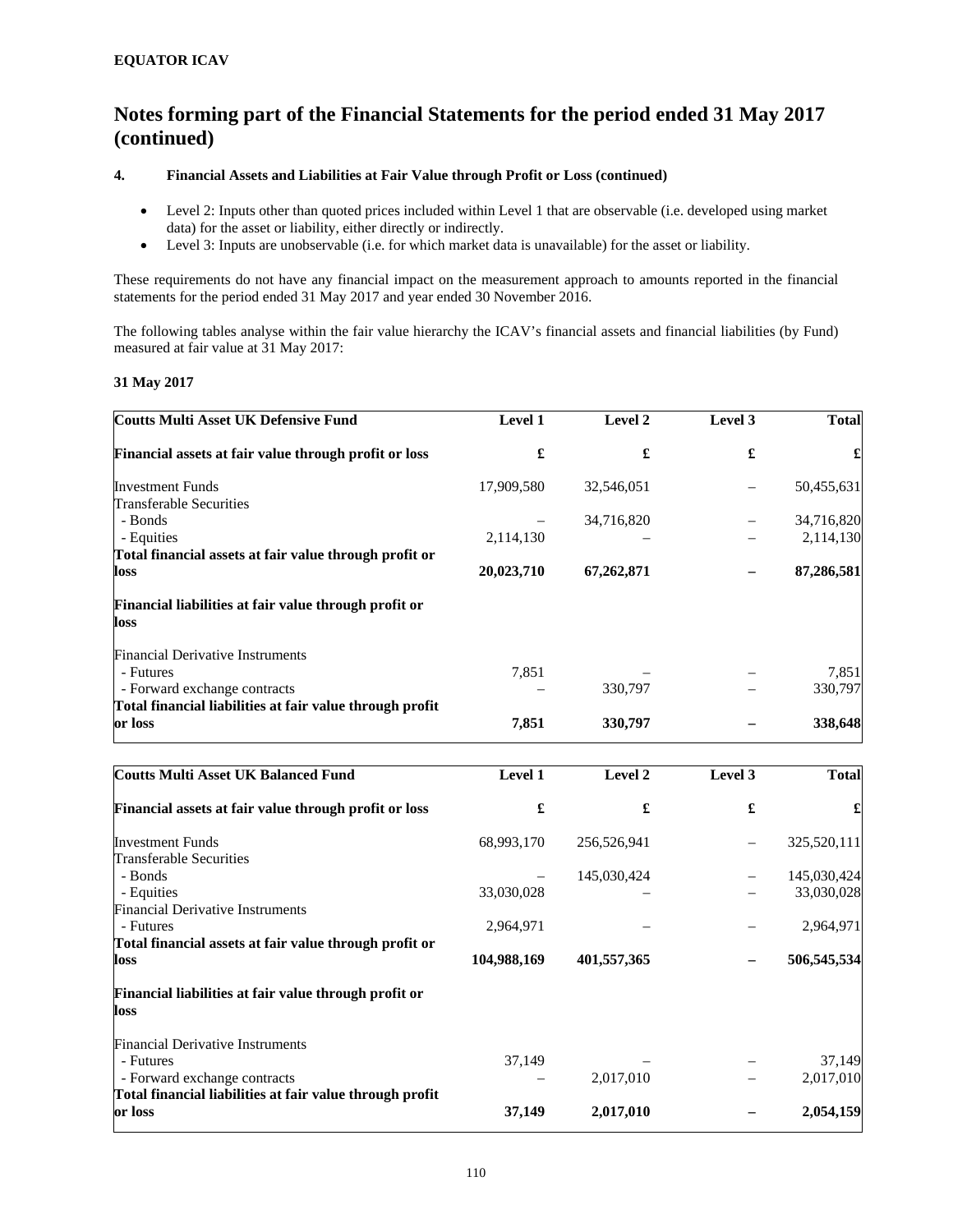**EQUATOR ICAV**

# Notes forming part of the Financial Statements for the period ended 31 May 2017 (continued)

**4. Financial Assets and Liabilities at Fair Value through Profit or Loss (continued)**

- Level 2: Inputs other than quoted prices included within Level 1 that are observable (i.e. developed using market data) for the asset or liability, either directly or indirectly.
- Level 3: Inputs are unobservable (i.e. for which market data is unavailable) for the asset or liability.

These requirements do not have any financial impact on the measurement approach to amounts reported in the financial statements for the period ended 31 May 2017 and year ended 30 November 2016.

The following tables analyse within the fair value hierarchy the ICAV's financial assets and financial liabilities (by Fund) measured at fair value at 31 May 2017:

**31 May 2017**

| **Coutts Multi Asset UK Defensive Fund** | **Level 1** | **Level 2** | **Level 3** | **Total** |
|---|---|---|---|---|
| **Financial assets at fair value through profit or loss** | **£** | **£** | **£** | **£** |
| Investment Funds | 17,909,580 | 32,546,051 | – | 50,455,631 |
| Transferable Securities | | | | |
| - Bonds | – | 34,716,820 | – | 34,716,820 |
| - Equities | 2,114,130 | – | – | 2,114,130 |
| **Total financial assets at fair value through profit or loss** | **20,023,710** | **67,262,871** | **–** | **87,286,581** |
| **Financial liabilities at fair value through profit or loss** | | | | |
| Financial Derivative Instruments | | | | |
| - Futures | 7,851 | – | – | 7,851 |
| - Forward exchange contracts | – | 330,797 | – | 330,797 |
| **Total financial liabilities at fair value through profit or loss** | **7,851** | **330,797** | **–** | **338,648** |

| **Coutts Multi Asset UK Balanced Fund** | **Level 1** | **Level 2** | **Level 3** | **Total** |
|---|---|---|---|---|
| **Financial assets at fair value through profit or loss** | **£** | **£** | **£** | **£** |
| Investment Funds | 68,993,170 | 256,526,941 | – | 325,520,111 |
| Transferable Securities | | | | |
| - Bonds | – | 145,030,424 | – | 145,030,424 |
| - Equities | 33,030,028 | – | – | 33,030,028 |
| Financial Derivative Instruments | | | | |
| - Futures | 2,964,971 | – | – | 2,964,971 |
| **Total financial assets at fair value through profit or loss** | **104,988,169** | **401,557,365** | **–** | **506,545,534** |
| **Financial liabilities at fair value through profit or loss** | | | | |
| Financial Derivative Instruments | | | | |
| - Futures | 37,149 | – | – | 37,149 |
| - Forward exchange contracts | – | 2,017,010 | – | 2,017,010 |
| **Total financial liabilities at fair value through profit or loss** | **37,149** | **2,017,010** | **–** | **2,054,159** |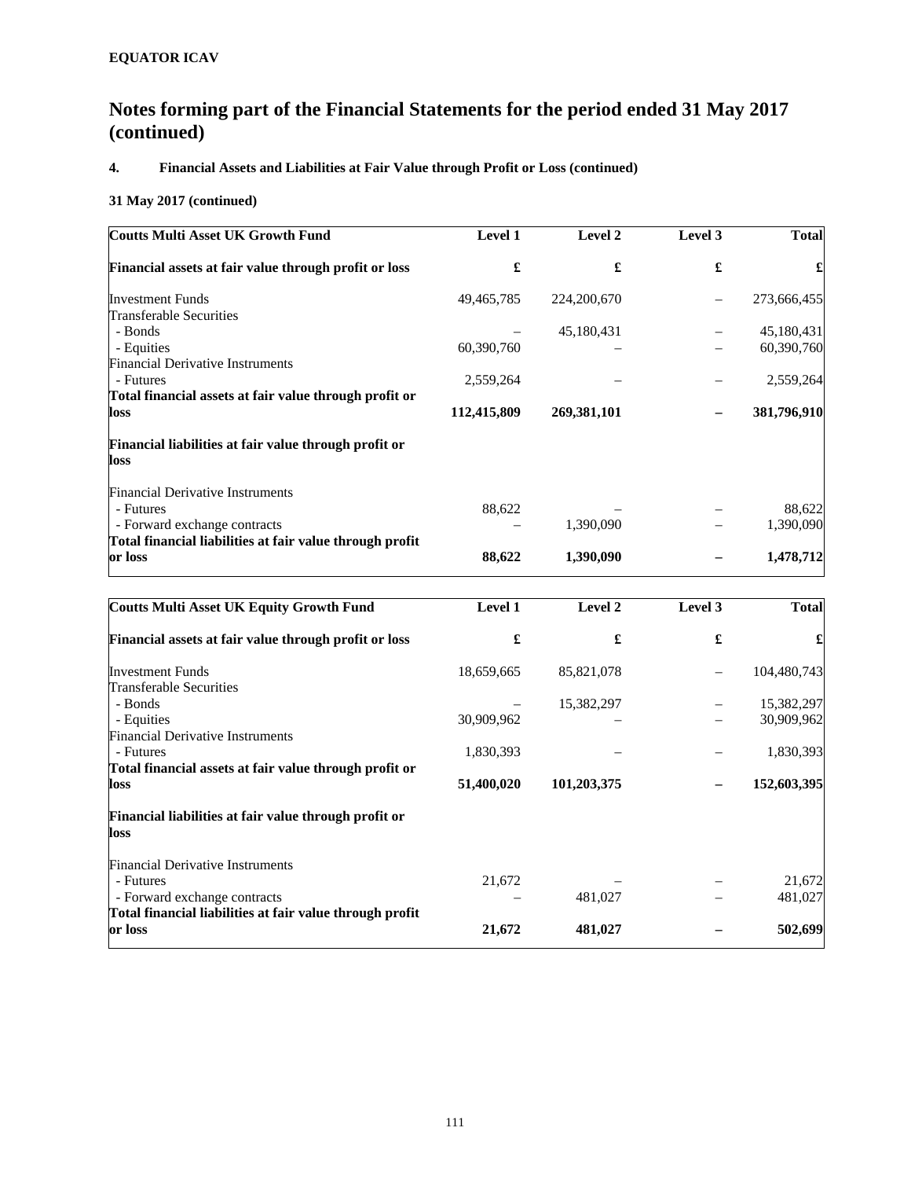**EQUATOR ICAV**

# Notes forming part of the Financial Statements for the period ended 31 May 2017 (continued)

### 4. Financial Assets and Liabilities at Fair Value through Profit or Loss (continued)

**31 May 2017 (continued)**

| **Coutts Multi Asset UK Growth Fund** | **Level 1** | **Level 2** | **Level 3** | **Total** |
|---|---|---|---|---|
| **Financial assets at fair value through profit or loss** | **£** | **£** | **£** | **£** |
| Investment Funds | 49,465,785 | 224,200,670 | – | 273,666,455 |
| Transferable Securities | | | | |
| - Bonds | – | 45,180,431 | – | 45,180,431 |
| - Equities | 60,390,760 | – | – | 60,390,760 |
| Financial Derivative Instruments | | | | |
| - Futures | 2,559,264 | – | – | 2,559,264 |
| **Total financial assets at fair value through profit or loss** | **112,415,809** | **269,381,101** | **–** | **381,796,910** |
| **Financial liabilities at fair value through profit or loss** | | | | |
| Financial Derivative Instruments | | | | |
| - Futures | 88,622 | – | – | 88,622 |
| - Forward exchange contracts | – | 1,390,090 | – | 1,390,090 |
| **Total financial liabilities at fair value through profit or loss** | **88,622** | **1,390,090** | **–** | **1,478,712** |

| **Coutts Multi Asset UK Equity Growth Fund** | **Level 1** | **Level 2** | **Level 3** | **Total** |
|---|---|---|---|---|
| **Financial assets at fair value through profit or loss** | **£** | **£** | **£** | **£** |
| Investment Funds | 18,659,665 | 85,821,078 | – | 104,480,743 |
| Transferable Securities | | | | |
| - Bonds | – | 15,382,297 | – | 15,382,297 |
| - Equities | 30,909,962 | – | – | 30,909,962 |
| Financial Derivative Instruments | | | | |
| - Futures | 1,830,393 | – | – | 1,830,393 |
| **Total financial assets at fair value through profit or loss** | **51,400,020** | **101,203,375** | **–** | **152,603,395** |
| **Financial liabilities at fair value through profit or loss** | | | | |
| Financial Derivative Instruments | | | | |
| - Futures | 21,672 | – | – | 21,672 |
| - Forward exchange contracts | – | 481,027 | – | 481,027 |
| **Total financial liabilities at fair value through profit or loss** | **21,672** | **481,027** | **–** | **502,699** |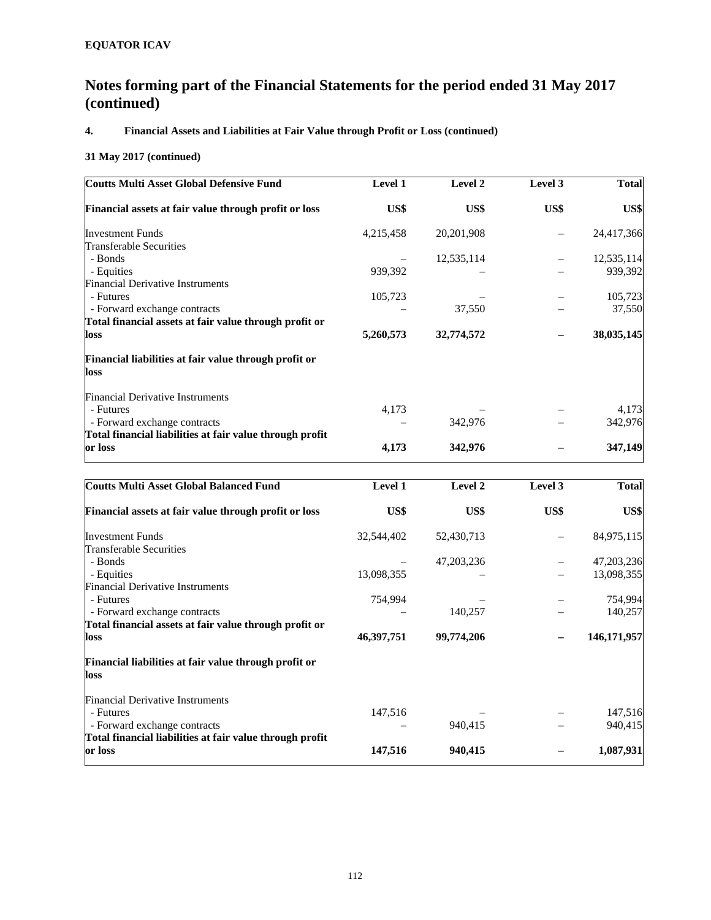**EQUATOR ICAV**

# Notes forming part of the Financial Statements for the period ended 31 May 2017 (continued)

### 4. Financial Assets and Liabilities at Fair Value through Profit or Loss (continued)

**31 May 2017 (continued)**

| **Coutts Multi Asset Global Defensive Fund** | **Level 1** | **Level 2** | **Level 3** | **Total** |
|---|---|---|---|---|
| **Financial assets at fair value through profit or loss** | **US$** | **US$** | **US$** | **US$** |
| Investment Funds | 4,215,458 | 20,201,908 | – | 24,417,366 |
| Transferable Securities | | | | |
| - Bonds | – | 12,535,114 | – | 12,535,114 |
| - Equities | 939,392 | – | – | 939,392 |
| Financial Derivative Instruments | | | | |
| - Futures | 105,723 | – | – | 105,723 |
| - Forward exchange contracts | – | 37,550 | – | 37,550 |
| **Total financial assets at fair value through profit or loss** | **5,260,573** | **32,774,572** | **–** | **38,035,145** |
| **Financial liabilities at fair value through profit or loss** | | | | |
| Financial Derivative Instruments | | | | |
| - Futures | 4,173 | – | – | 4,173 |
| - Forward exchange contracts | – | 342,976 | – | 342,976 |
| **Total financial liabilities at fair value through profit or loss** | **4,173** | **342,976** | **–** | **347,149** |

| **Coutts Multi Asset Global Balanced Fund** | **Level 1** | **Level 2** | **Level 3** | **Total** |
|---|---|---|---|---|
| **Financial assets at fair value through profit or loss** | **US$** | **US$** | **US$** | **US$** |
| Investment Funds | 32,544,402 | 52,430,713 | – | 84,975,115 |
| Transferable Securities | | | | |
| - Bonds | – | 47,203,236 | – | 47,203,236 |
| - Equities | 13,098,355 | – | – | 13,098,355 |
| Financial Derivative Instruments | | | | |
| - Futures | 754,994 | – | – | 754,994 |
| - Forward exchange contracts | – | 140,257 | – | 140,257 |
| **Total financial assets at fair value through profit or loss** | **46,397,751** | **99,774,206** | **–** | **146,171,957** |
| **Financial liabilities at fair value through profit or loss** | | | | |
| Financial Derivative Instruments | | | | |
| - Futures | 147,516 | – | – | 147,516 |
| - Forward exchange contracts | – | 940,415 | – | 940,415 |
| **Total financial liabilities at fair value through profit or loss** | **147,516** | **940,415** | **–** | **1,087,931** |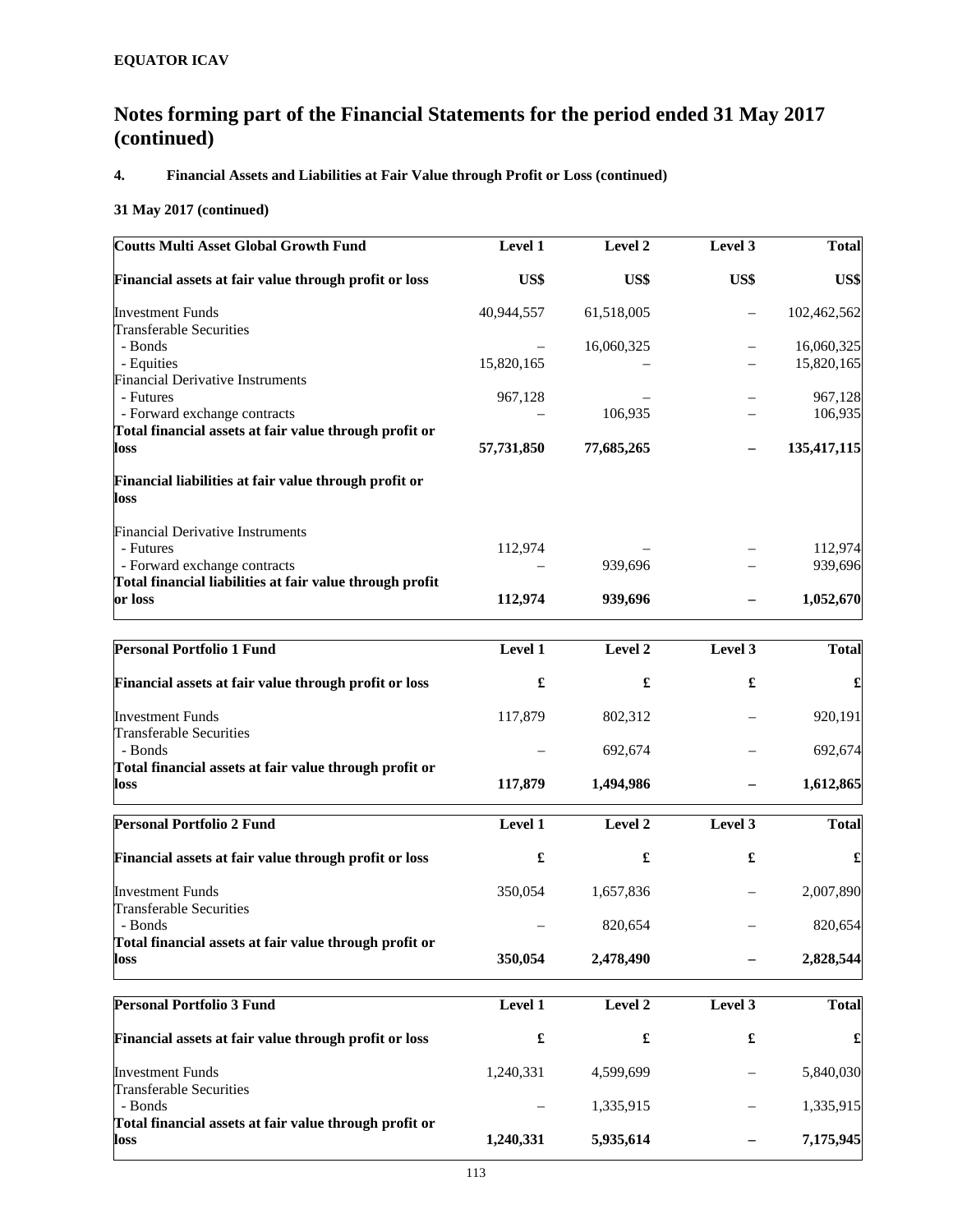**EQUATOR ICAV**

# Notes forming part of the Financial Statements for the period ended 31 May 2017 (continued)

### 4. Financial Assets and Liabilities at Fair Value through Profit or Loss (continued)

**31 May 2017 (continued)**

| **Coutts Multi Asset Global Growth Fund** | **Level 1** | **Level 2** | **Level 3** | **Total** |
|---|---|---|---|---|
| **Financial assets at fair value through profit or loss** | **US$** | **US$** | **US$** | **US$** |
| Investment Funds | 40,944,557 | 61,518,005 | – | 102,462,562 |
| Transferable Securities | | | | |
| - Bonds | – | 16,060,325 | – | 16,060,325 |
| - Equities | 15,820,165 | – | – | 15,820,165 |
| Financial Derivative Instruments | | | | |
| - Futures | 967,128 | – | – | 967,128 |
| - Forward exchange contracts | – | 106,935 | – | 106,935 |
| **Total financial assets at fair value through profit or loss** | **57,731,850** | **77,685,265** | **–** | **135,417,115** |
| **Financial liabilities at fair value through profit or loss** | | | | |
| Financial Derivative Instruments | | | | |
| - Futures | 112,974 | – | – | 112,974 |
| - Forward exchange contracts | – | 939,696 | – | 939,696 |
| **Total financial liabilities at fair value through profit or loss** | **112,974** | **939,696** | **–** | **1,052,670** |

| **Personal Portfolio 1 Fund** | **Level 1** | **Level 2** | **Level 3** | **Total** |
|---|---|---|---|---|
| **Financial assets at fair value through profit or loss** | **£** | **£** | **£** | **£** |
| Investment Funds | 117,879 | 802,312 | – | 920,191 |
| Transferable Securities | | | | |
| - Bonds | – | 692,674 | – | 692,674 |
| **Total financial assets at fair value through profit or loss** | **117,879** | **1,494,986** | **–** | **1,612,865** |

| **Personal Portfolio 2 Fund** | **Level 1** | **Level 2** | **Level 3** | **Total** |
|---|---|---|---|---|
| **Financial assets at fair value through profit or loss** | **£** | **£** | **£** | **£** |
| Investment Funds | 350,054 | 1,657,836 | – | 2,007,890 |
| Transferable Securities | | | | |
| - Bonds | – | 820,654 | – | 820,654 |
| **Total financial assets at fair value through profit or loss** | **350,054** | **2,478,490** | **–** | **2,828,544** |

| **Personal Portfolio 3 Fund** | **Level 1** | **Level 2** | **Level 3** | **Total** |
|---|---|---|---|---|
| **Financial assets at fair value through profit or loss** | **£** | **£** | **£** | **£** |
| Investment Funds | 1,240,331 | 4,599,699 | – | 5,840,030 |
| Transferable Securities | | | | |
| - Bonds | – | 1,335,915 | – | 1,335,915 |
| **Total financial assets at fair value through profit or loss** | **1,240,331** | **5,935,614** | **–** | **7,175,945** |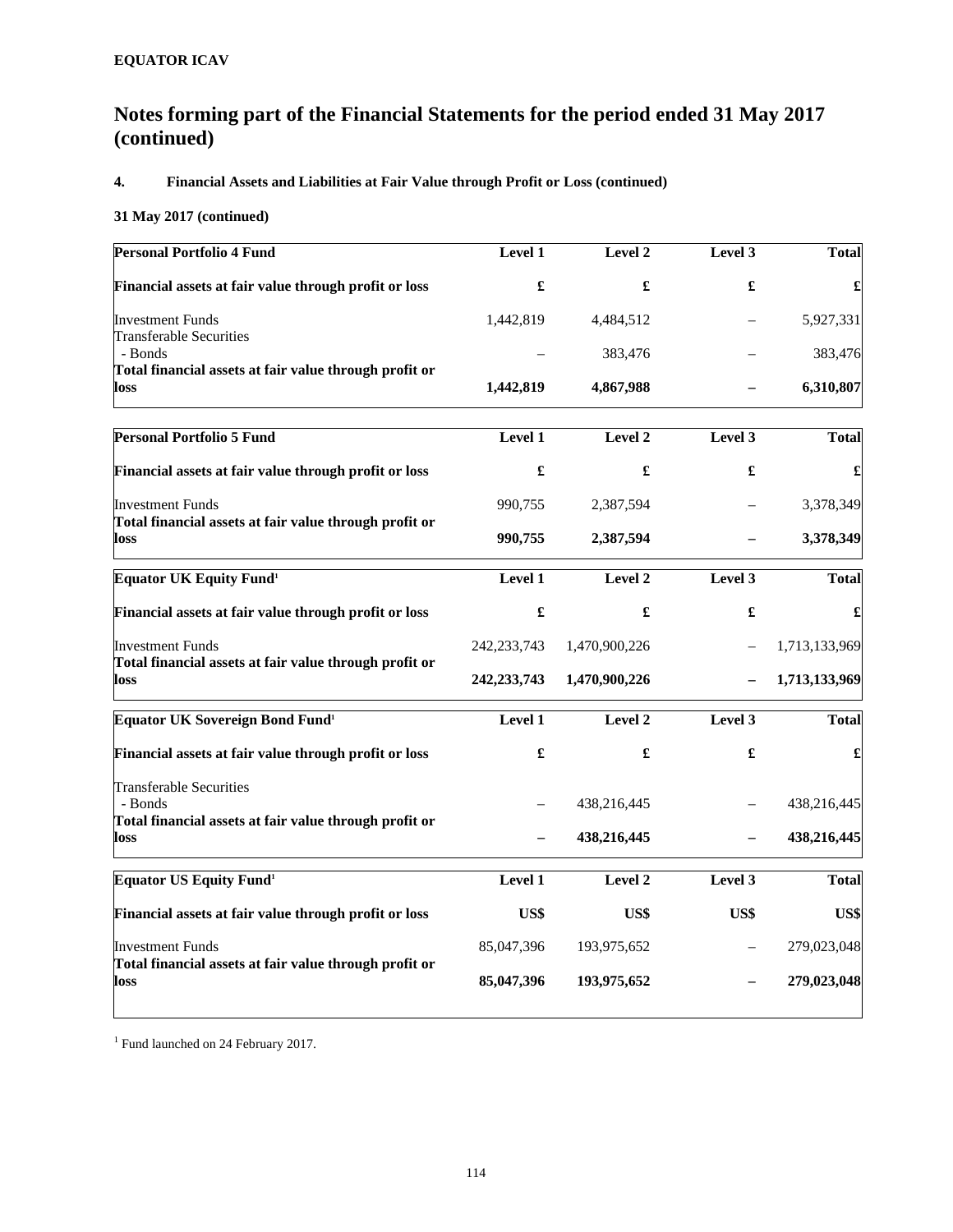**EQUATOR ICAV**

# Notes forming part of the Financial Statements for the period ended 31 May 2017 (continued)

## 4. Financial Assets and Liabilities at Fair Value through Profit or Loss (continued)

**31 May 2017 (continued)**

| Personal Portfolio 4 Fund | Level 1 | Level 2 | Level 3 | Total |
|---|---|---|---|---|
| **Financial assets at fair value through profit or loss** | **£** | **£** | **£** | **£** |
| Investment Funds | 1,442,819 | 4,484,512 | – | 5,927,331 |
| Transferable Securities | | | | |
| - Bonds | – | 383,476 | – | 383,476 |
| **Total financial assets at fair value through profit or loss** | **1,442,819** | **4,867,988** | **–** | **6,310,807** |

| Personal Portfolio 5 Fund | Level 1 | Level 2 | Level 3 | Total |
|---|---|---|---|---|
| **Financial assets at fair value through profit or loss** | **£** | **£** | **£** | **£** |
| Investment Funds | 990,755 | 2,387,594 | – | 3,378,349 |
| **Total financial assets at fair value through profit or loss** | **990,755** | **2,387,594** | **–** | **3,378,349** |

| Equator UK Equity Fund[1] | Level 1 | Level 2 | Level 3 | Total |
|---|---|---|---|---|
| **Financial assets at fair value through profit or loss** | **£** | **£** | **£** | **£** |
| Investment Funds | 242,233,743 | 1,470,900,226 | – | 1,713,133,969 |
| **Total financial assets at fair value through profit or loss** | **242,233,743** | **1,470,900,226** | **–** | **1,713,133,969** |

| Equator UK Sovereign Bond Fund[1] | Level 1 | Level 2 | Level 3 | Total |
|---|---|---|---|---|
| **Financial assets at fair value through profit or loss** | **£** | **£** | **£** | **£** |
| Transferable Securities | | | | |
| - Bonds | – | 438,216,445 | – | 438,216,445 |
| **Total financial assets at fair value through profit or loss** | **–** | **438,216,445** | **–** | **438,216,445** |

| Equator US Equity Fund[1] | Level 1 | Level 2 | Level 3 | Total |
|---|---|---|---|---|
| **Financial assets at fair value through profit or loss** | **US$** | **US$** | **US$** | **US$** |
| Investment Funds | 85,047,396 | 193,975,652 | – | 279,023,048 |
| **Total financial assets at fair value through profit or loss** | **85,047,396** | **193,975,652** | **–** | **279,023,048** |

[1] Fund launched on 24 February 2017.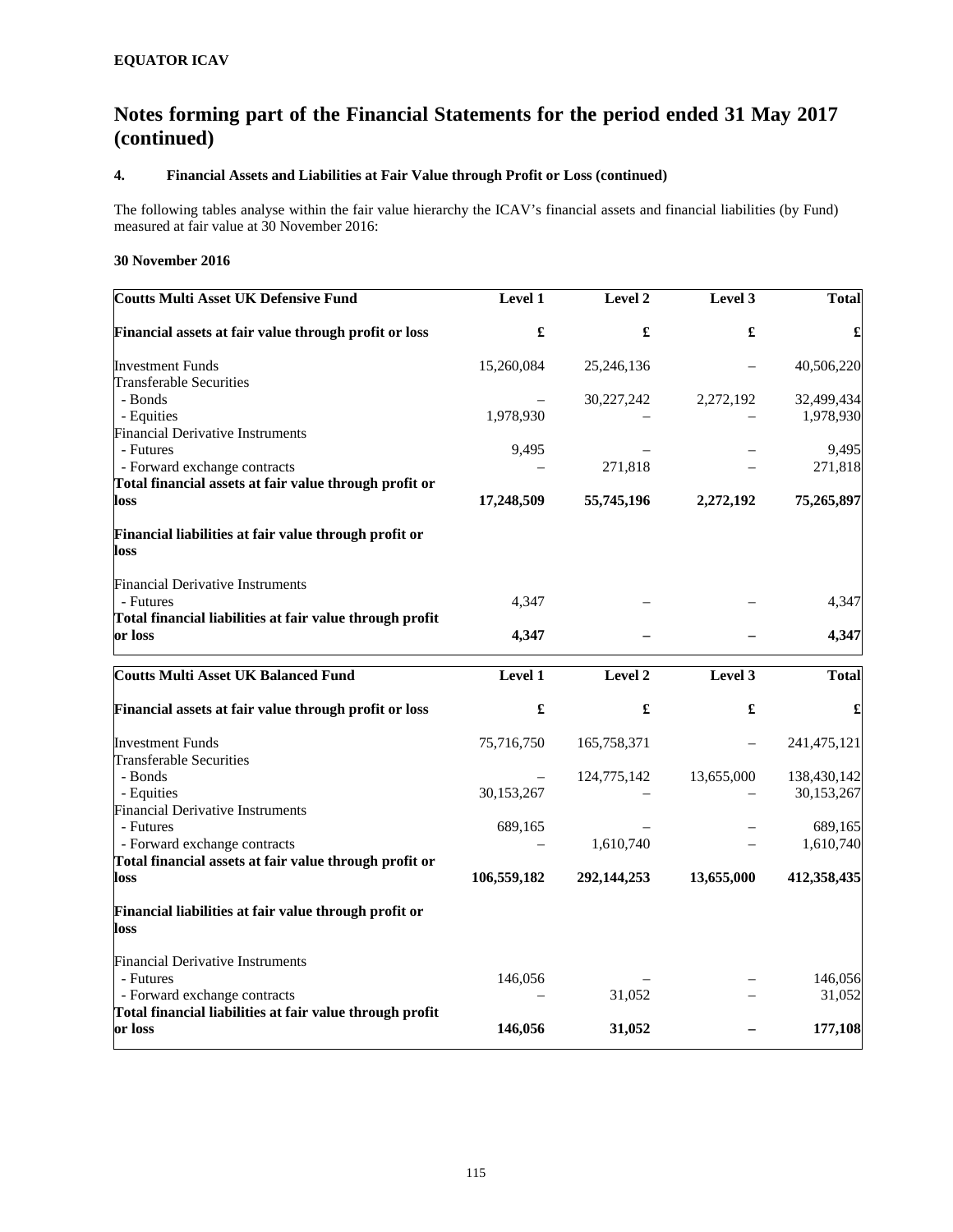**EQUATOR ICAV**

# Notes forming part of the Financial Statements for the period ended 31 May 2017 (continued)

### 4. Financial Assets and Liabilities at Fair Value through Profit or Loss (continued)

The following tables analyse within the fair value hierarchy the ICAV's financial assets and financial liabilities (by Fund) measured at fair value at 30 November 2016:

**30 November 2016**

| Coutts Multi Asset UK Defensive Fund | Level 1 | Level 2 | Level 3 | Total |
|---|---|---|---|---|
| **Financial assets at fair value through profit or loss** | **£** | **£** | **£** | **£** |
| Investment Funds | 15,260,084 | 25,246,136 | – | 40,506,220 |
| Transferable Securities | | | | |
| - Bonds | – | 30,227,242 | 2,272,192 | 32,499,434 |
| - Equities | 1,978,930 | – | – | 1,978,930 |
| Financial Derivative Instruments | | | | |
| - Futures | 9,495 | – | – | 9,495 |
| - Forward exchange contracts | – | 271,818 | – | 271,818 |
| **Total financial assets at fair value through profit or loss** | **17,248,509** | **55,745,196** | **2,272,192** | **75,265,897** |
| **Financial liabilities at fair value through profit or loss** | | | | |
| Financial Derivative Instruments | | | | |
| - Futures | 4,347 | – | – | 4,347 |
| **Total financial liabilities at fair value through profit or loss** | **4,347** | **–** | **–** | **4,347** |

| Coutts Multi Asset UK Balanced Fund | Level 1 | Level 2 | Level 3 | Total |
|---|---|---|---|---|
| **Financial assets at fair value through profit or loss** | **£** | **£** | **£** | **£** |
| Investment Funds | 75,716,750 | 165,758,371 | – | 241,475,121 |
| Transferable Securities | | | | |
| - Bonds | – | 124,775,142 | 13,655,000 | 138,430,142 |
| - Equities | 30,153,267 | – | – | 30,153,267 |
| Financial Derivative Instruments | | | | |
| - Futures | 689,165 | – | – | 689,165 |
| - Forward exchange contracts | – | 1,610,740 | – | 1,610,740 |
| **Total financial assets at fair value through profit or loss** | **106,559,182** | **292,144,253** | **13,655,000** | **412,358,435** |
| **Financial liabilities at fair value through profit or loss** | | | | |
| Financial Derivative Instruments | | | | |
| - Futures | 146,056 | – | – | 146,056 |
| - Forward exchange contracts | – | 31,052 | – | 31,052 |
| **Total financial liabilities at fair value through profit or loss** | **146,056** | **31,052** | **–** | **177,108** |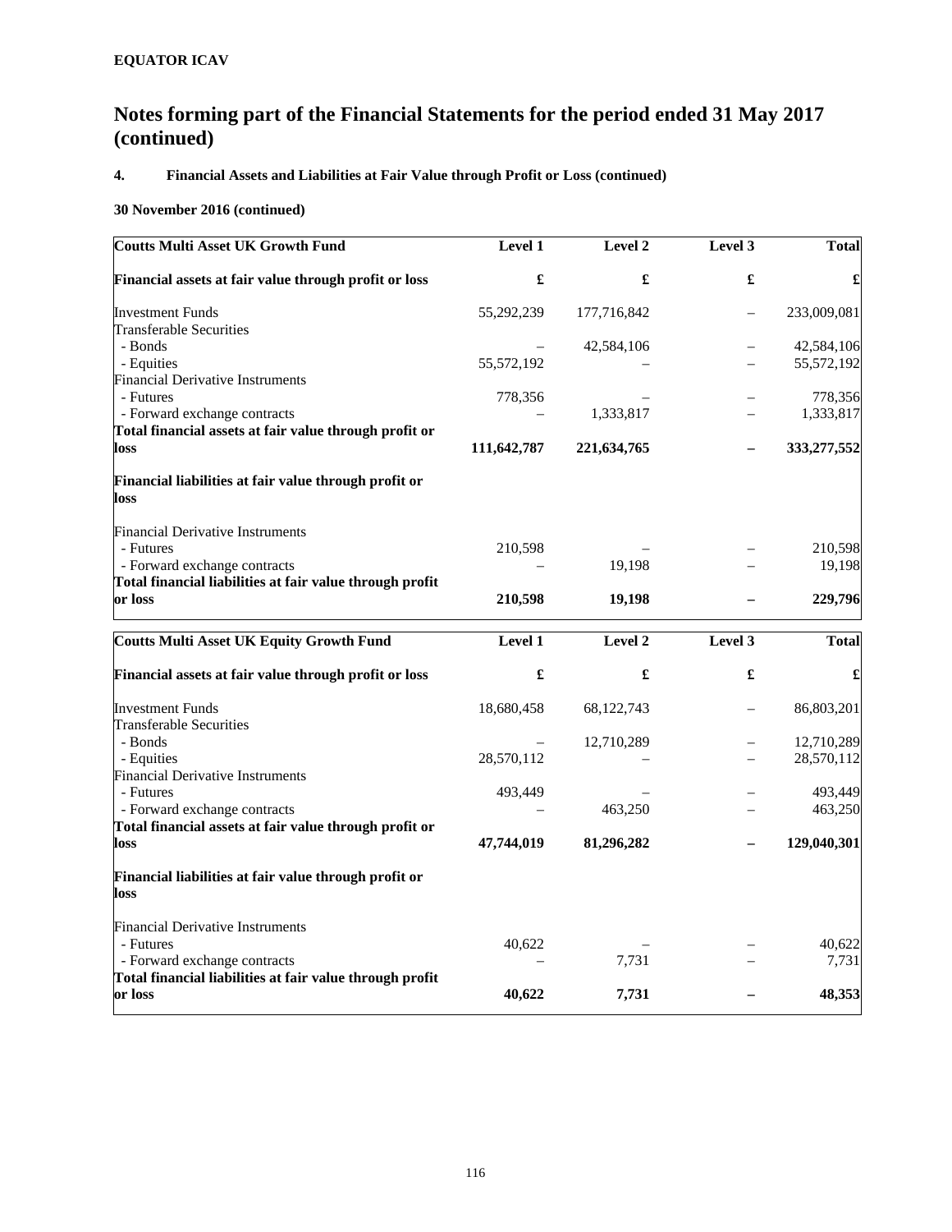**EQUATOR ICAV**

# Notes forming part of the Financial Statements for the period ended 31 May 2017 (continued)

## 4. Financial Assets and Liabilities at Fair Value through Profit or Loss (continued)

### 30 November 2016 (continued)

| Coutts Multi Asset UK Growth Fund | Level 1 | Level 2 | Level 3 | Total |
|---|---|---|---|---|
| **Financial assets at fair value through profit or loss** | **£** | **£** | **£** | **£** |
| Investment Funds | 55,292,239 | 177,716,842 | – | 233,009,081 |
| Transferable Securities | | | | |
| - Bonds | – | 42,584,106 | – | 42,584,106 |
| - Equities | 55,572,192 | – | – | 55,572,192 |
| Financial Derivative Instruments | | | | |
| - Futures | 778,356 | – | – | 778,356 |
| - Forward exchange contracts | – | 1,333,817 | – | 1,333,817 |
| **Total financial assets at fair value through profit or loss** | **111,642,787** | **221,634,765** | **–** | **333,277,552** |
| **Financial liabilities at fair value through profit or loss** | | | | |
| Financial Derivative Instruments | | | | |
| - Futures | 210,598 | – | – | 210,598 |
| - Forward exchange contracts | – | 19,198 | – | 19,198 |
| **Total financial liabilities at fair value through profit or loss** | **210,598** | **19,198** | **–** | **229,796** |

| Coutts Multi Asset UK Equity Growth Fund | Level 1 | Level 2 | Level 3 | Total |
|---|---|---|---|---|
| **Financial assets at fair value through profit or loss** | **£** | **£** | **£** | **£** |
| Investment Funds | 18,680,458 | 68,122,743 | – | 86,803,201 |
| Transferable Securities | | | | |
| - Bonds | – | 12,710,289 | – | 12,710,289 |
| - Equities | 28,570,112 | – | – | 28,570,112 |
| Financial Derivative Instruments | | | | |
| - Futures | 493,449 | – | – | 493,449 |
| - Forward exchange contracts | – | 463,250 | – | 463,250 |
| **Total financial assets at fair value through profit or loss** | **47,744,019** | **81,296,282** | **–** | **129,040,301** |
| **Financial liabilities at fair value through profit or loss** | | | | |
| Financial Derivative Instruments | | | | |
| - Futures | 40,622 | – | – | 40,622 |
| - Forward exchange contracts | – | 7,731 | – | 7,731 |
| **Total financial liabilities at fair value through profit or loss** | **40,622** | **7,731** | **–** | **48,353** |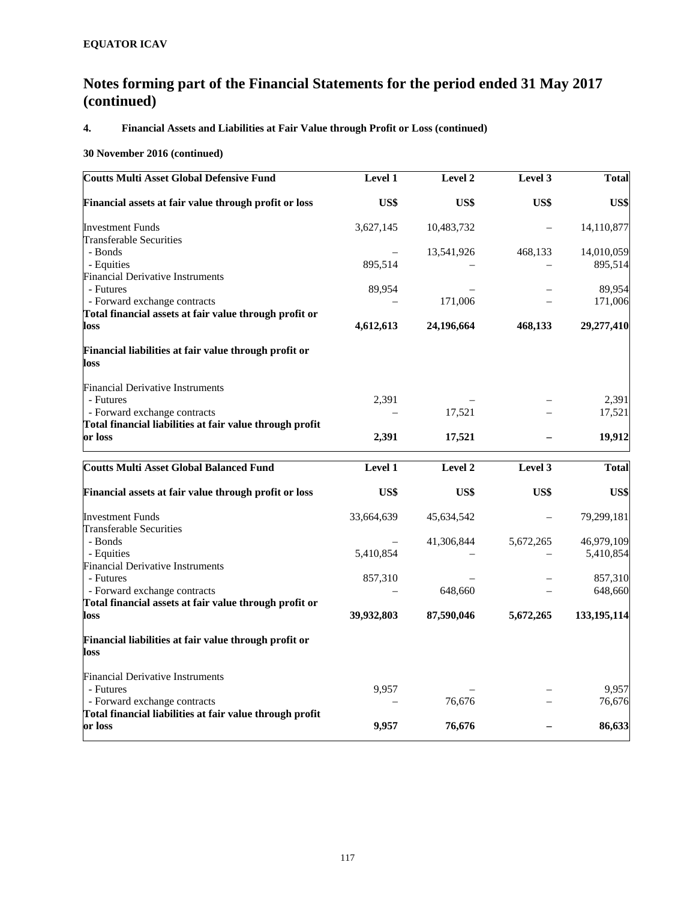**EQUATOR ICAV**

# Notes forming part of the Financial Statements for the period ended 31 May 2017 (continued)

**4. Financial Assets and Liabilities at Fair Value through Profit or Loss (continued)**

**30 November 2016 (continued)**

| **Coutts Multi Asset Global Defensive Fund** | **Level 1** | **Level 2** | **Level 3** | **Total** |
|---|---|---|---|---|
| **Financial assets at fair value through profit or loss** | **US$** | **US$** | **US$** | **US$** |
| Investment Funds | 3,627,145 | 10,483,732 | – | 14,110,877 |
| Transferable Securities | | | | |
| - Bonds | – | 13,541,926 | 468,133 | 14,010,059 |
| - Equities | 895,514 | – | – | 895,514 |
| Financial Derivative Instruments | | | | |
| - Futures | 89,954 | – | – | 89,954 |
| - Forward exchange contracts | – | 171,006 | – | 171,006 |
| **Total financial assets at fair value through profit or loss** | **4,612,613** | **24,196,664** | **468,133** | **29,277,410** |
| **Financial liabilities at fair value through profit or loss** | | | | |
| Financial Derivative Instruments | | | | |
| - Futures | 2,391 | – | – | 2,391 |
| - Forward exchange contracts | – | 17,521 | – | 17,521 |
| **Total financial liabilities at fair value through profit or loss** | **2,391** | **17,521** | **–** | **19,912** |

| **Coutts Multi Asset Global Balanced Fund** | **Level 1** | **Level 2** | **Level 3** | **Total** |
|---|---|---|---|---|
| **Financial assets at fair value through profit or loss** | **US$** | **US$** | **US$** | **US$** |
| Investment Funds | 33,664,639 | 45,634,542 | – | 79,299,181 |
| Transferable Securities | | | | |
| - Bonds | – | 41,306,844 | 5,672,265 | 46,979,109 |
| - Equities | 5,410,854 | – | – | 5,410,854 |
| Financial Derivative Instruments | | | | |
| - Futures | 857,310 | – | – | 857,310 |
| - Forward exchange contracts | – | 648,660 | – | 648,660 |
| **Total financial assets at fair value through profit or loss** | **39,932,803** | **87,590,046** | **5,672,265** | **133,195,114** |
| **Financial liabilities at fair value through profit or loss** | | | | |
| Financial Derivative Instruments | | | | |
| - Futures | 9,957 | – | – | 9,957 |
| - Forward exchange contracts | – | 76,676 | – | 76,676 |
| **Total financial liabilities at fair value through profit or loss** | **9,957** | **76,676** | **–** | **86,633** |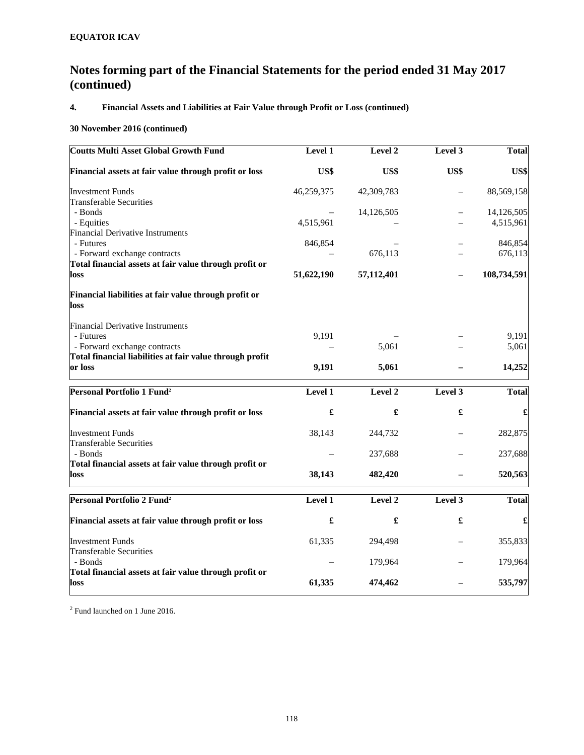**EQUATOR ICAV**

# Notes forming part of the Financial Statements for the period ended 31 May 2017 (continued)

### 4. Financial Assets and Liabilities at Fair Value through Profit or Loss (continued)

**30 November 2016 (continued)**

| Coutts Multi Asset Global Growth Fund | Level 1 | Level 2 | Level 3 | Total |
|---|---|---|---|---|
| **Financial assets at fair value through profit or loss** | **US$** | **US$** | **US$** | **US$** |
| Investment Funds | 46,259,375 | 42,309,783 | – | 88,569,158 |
| Transferable Securities | | | | |
| - Bonds | – | 14,126,505 | – | 14,126,505 |
| - Equities | 4,515,961 | – | – | 4,515,961 |
| Financial Derivative Instruments | | | | |
| - Futures | 846,854 | – | – | 846,854 |
| - Forward exchange contracts | – | 676,113 | – | 676,113 |
| **Total financial assets at fair value through profit or loss** | **51,622,190** | **57,112,401** | **–** | **108,734,591** |
| **Financial liabilities at fair value through profit or loss** | | | | |
| Financial Derivative Instruments | | | | |
| - Futures | 9,191 | – | – | 9,191 |
| - Forward exchange contracts | – | 5,061 | – | 5,061 |
| **Total financial liabilities at fair value through profit or loss** | **9,191** | **5,061** | **–** | **14,252** |

| Personal Portfolio 1 Fund[2] | Level 1 | Level 2 | Level 3 | Total |
|---|---|---|---|---|
| **Financial assets at fair value through profit or loss** | **£** | **£** | **£** | **£** |
| Investment Funds | 38,143 | 244,732 | – | 282,875 |
| Transferable Securities | | | | |
| - Bonds | – | 237,688 | – | 237,688 |
| **Total financial assets at fair value through profit or loss** | **38,143** | **482,420** | **–** | **520,563** |

| Personal Portfolio 2 Fund[2] | Level 1 | Level 2 | Level 3 | Total |
|---|---|---|---|---|
| **Financial assets at fair value through profit or loss** | **£** | **£** | **£** | **£** |
| Investment Funds | 61,335 | 294,498 | – | 355,833 |
| Transferable Securities | | | | |
| - Bonds | – | 179,964 | – | 179,964 |
| **Total financial assets at fair value through profit or loss** | **61,335** | **474,462** | **–** | **535,797** |

[2] Fund launched on 1 June 2016.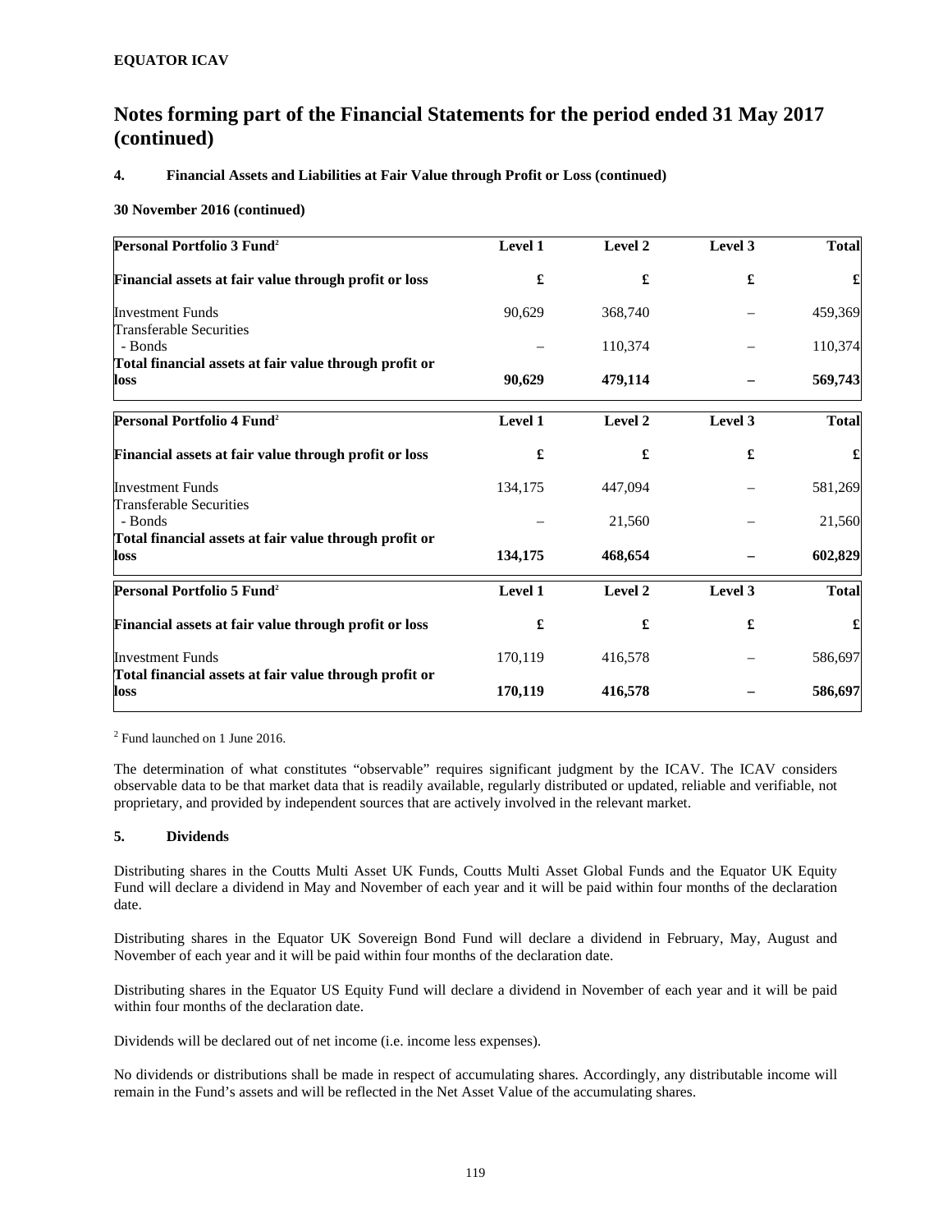**EQUATOR ICAV**

# Notes forming part of the Financial Statements for the period ended 31 May 2017 (continued)

### 4. Financial Assets and Liabilities at Fair Value through Profit or Loss (continued)

**30 November 2016 (continued)**

| **Personal Portfolio 3 Fund[2]** | **Level 1** | **Level 2** | **Level 3** | **Total** |
|---|---|---|---|---|
| **Financial assets at fair value through profit or loss** | **£** | **£** | **£** | **£** |
| Investment Funds | 90,629 | 368,740 | – | 459,369 |
| Transferable Securities | | | | |
| - Bonds | – | 110,374 | – | 110,374 |
| **Total financial assets at fair value through profit or loss** | **90,629** | **479,114** | **–** | **569,743** |

| **Personal Portfolio 4 Fund[2]** | **Level 1** | **Level 2** | **Level 3** | **Total** |
|---|---|---|---|---|
| **Financial assets at fair value through profit or loss** | **£** | **£** | **£** | **£** |
| Investment Funds | 134,175 | 447,094 | – | 581,269 |
| Transferable Securities | | | | |
| - Bonds | – | 21,560 | – | 21,560 |
| **Total financial assets at fair value through profit or loss** | **134,175** | **468,654** | **–** | **602,829** |

| **Personal Portfolio 5 Fund[2]** | **Level 1** | **Level 2** | **Level 3** | **Total** |
|---|---|---|---|---|
| **Financial assets at fair value through profit or loss** | **£** | **£** | **£** | **£** |
| Investment Funds | 170,119 | 416,578 | – | 586,697 |
| **Total financial assets at fair value through profit or loss** | **170,119** | **416,578** | **–** | **586,697** |

[2] Fund launched on 1 June 2016.

The determination of what constitutes "observable" requires significant judgment by the ICAV. The ICAV considers observable data to be that market data that is readily available, regularly distributed or updated, reliable and verifiable, not proprietary, and provided by independent sources that are actively involved in the relevant market.

### 5. Dividends

Distributing shares in the Coutts Multi Asset UK Funds, Coutts Multi Asset Global Funds and the Equator UK Equity Fund will declare a dividend in May and November of each year and it will be paid within four months of the declaration date.

Distributing shares in the Equator UK Sovereign Bond Fund will declare a dividend in February, May, August and November of each year and it will be paid within four months of the declaration date.

Distributing shares in the Equator US Equity Fund will declare a dividend in November of each year and it will be paid within four months of the declaration date.

Dividends will be declared out of net income (i.e. income less expenses).

No dividends or distributions shall be made in respect of accumulating shares. Accordingly, any distributable income will remain in the Fund's assets and will be reflected in the Net Asset Value of the accumulating shares.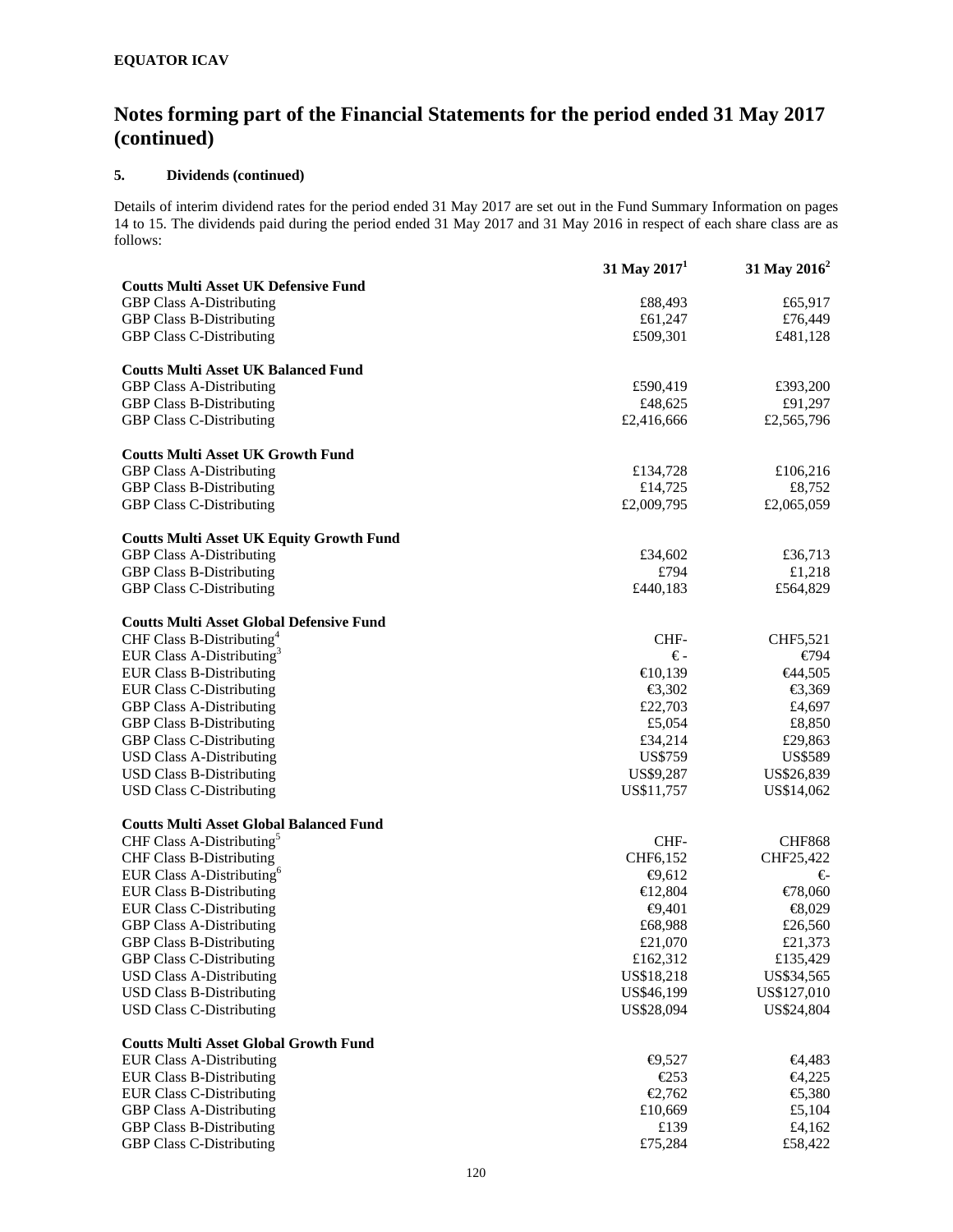**EQUATOR ICAV**

# Notes forming part of the Financial Statements for the period ended 31 May 2017 (continued)

## 5. Dividends (continued)

Details of interim dividend rates for the period ended 31 May 2017 are set out in the Fund Summary Information on pages 14 to 15. The dividends paid during the period ended 31 May 2017 and 31 May 2016 in respect of each share class are as follows:

| | 31 May 2017[1] | 31 May 2016[2] |
|---|---|---|
| **Coutts Multi Asset UK Defensive Fund** | | |
| GBP Class A-Distributing | £88,493 | £65,917 |
| GBP Class B-Distributing | £61,247 | £76,449 |
| GBP Class C-Distributing | £509,301 | £481,128 |
| | | |
| **Coutts Multi Asset UK Balanced Fund** | | |
| GBP Class A-Distributing | £590,419 | £393,200 |
| GBP Class B-Distributing | £48,625 | £91,297 |
| GBP Class C-Distributing | £2,416,666 | £2,565,796 |
| | | |
| **Coutts Multi Asset UK Growth Fund** | | |
| GBP Class A-Distributing | £134,728 | £106,216 |
| GBP Class B-Distributing | £14,725 | £8,752 |
| GBP Class C-Distributing | £2,009,795 | £2,065,059 |
| | | |
| **Coutts Multi Asset UK Equity Growth Fund** | | |
| GBP Class A-Distributing | £34,602 | £36,713 |
| GBP Class B-Distributing | £794 | £1,218 |
| GBP Class C-Distributing | £440,183 | £564,829 |
| | | |
| **Coutts Multi Asset Global Defensive Fund** | | |
| CHF Class B-Distributing[4] | CHF- | CHF5,521 |
| EUR Class A-Distributing[3] | € - | €794 |
| EUR Class B-Distributing | €10,139 | €44,505 |
| EUR Class C-Distributing | €3,302 | €3,369 |
| GBP Class A-Distributing | £22,703 | £4,697 |
| GBP Class B-Distributing | £5,054 | £8,850 |
| GBP Class C-Distributing | £34,214 | £29,863 |
| USD Class A-Distributing | US$759 | US$589 |
| USD Class B-Distributing | US$9,287 | US$26,839 |
| USD Class C-Distributing | US$11,757 | US$14,062 |
| | | |
| **Coutts Multi Asset Global Balanced Fund** | | |
| CHF Class A-Distributing[5] | CHF- | CHF868 |
| CHF Class B-Distributing | CHF6,152 | CHF25,422 |
| EUR Class A-Distributing[6] | €9,612 | €- |
| EUR Class B-Distributing | €12,804 | €78,060 |
| EUR Class C-Distributing | €9,401 | €8,029 |
| GBP Class A-Distributing | £68,988 | £26,560 |
| GBP Class B-Distributing | £21,070 | £21,373 |
| GBP Class C-Distributing | £162,312 | £135,429 |
| USD Class A-Distributing | US$18,218 | US$34,565 |
| USD Class B-Distributing | US$46,199 | US$127,010 |
| USD Class C-Distributing | US$28,094 | US$24,804 |
| | | |
| **Coutts Multi Asset Global Growth Fund** | | |
| EUR Class A-Distributing | €9,527 | €4,483 |
| EUR Class B-Distributing | €253 | €4,225 |
| EUR Class C-Distributing | €2,762 | €5,380 |
| GBP Class A-Distributing | £10,669 | £5,104 |
| GBP Class B-Distributing | £139 | £4,162 |
| GBP Class C-Distributing | £75,284 | £58,422 |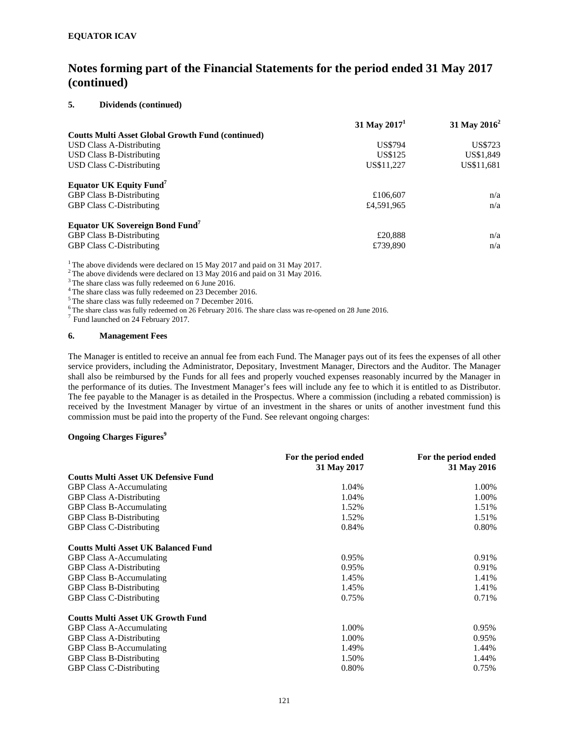**EQUATOR ICAV**

# Notes forming part of the Financial Statements for the period ended 31 May 2017 (continued)

## 5. Dividends (continued)

| | 31 May 2017[1] | 31 May 2016[2] |
|---|---|---|
| **Coutts Multi Asset Global Growth Fund (continued)** | | |
| USD Class A-Distributing | US$794 | US$723 |
| USD Class B-Distributing | US$125 | US$1,849 |
| USD Class C-Distributing | US$11,227 | US$11,681 |
| | | |
| **Equator UK Equity Fund[7]** | | |
| GBP Class B-Distributing | £106,607 | n/a |
| GBP Class C-Distributing | £4,591,965 | n/a |
| | | |
| **Equator UK Sovereign Bond Fund[7]** | | |
| GBP Class B-Distributing | £20,888 | n/a |
| GBP Class C-Distributing | £739,890 | n/a |

[1] The above dividends were declared on 15 May 2017 and paid on 31 May 2017.
[2] The above dividends were declared on 13 May 2016 and paid on 31 May 2016.
[3] The share class was fully redeemed on 6 June 2016.
[4] The share class was fully redeemed on 23 December 2016.
[5] The share class was fully redeemed on 7 December 2016.
[6] The share class was fully redeemed on 26 February 2016. The share class was re-opened on 28 June 2016.
[7] Fund launched on 24 February 2017.

## 6. Management Fees

The Manager is entitled to receive an annual fee from each Fund. The Manager pays out of its fees the expenses of all other service providers, including the Administrator, Depositary, Investment Manager, Directors and the Auditor. The Manager shall also be reimbursed by the Funds for all fees and properly vouched expenses reasonably incurred by the Manager in the performance of its duties. The Investment Manager's fees will include any fee to which it is entitled to as Distributor. The fee payable to the Manager is as detailed in the Prospectus. Where a commission (including a rebated commission) is received by the Investment Manager by virtue of an investment in the shares or units of another investment fund this commission must be paid into the property of the Fund. See relevant ongoing charges:

**Ongoing Charges Figures[9]**

| | For the period ended 31 May 2017 | For the period ended 31 May 2016 |
|---|---|---|
| **Coutts Multi Asset UK Defensive Fund** | | |
| GBP Class A-Accumulating | 1.04% | 1.00% |
| GBP Class A-Distributing | 1.04% | 1.00% |
| GBP Class B-Accumulating | 1.52% | 1.51% |
| GBP Class B-Distributing | 1.52% | 1.51% |
| GBP Class C-Distributing | 0.84% | 0.80% |
| | | |
| **Coutts Multi Asset UK Balanced Fund** | | |
| GBP Class A-Accumulating | 0.95% | 0.91% |
| GBP Class A-Distributing | 0.95% | 0.91% |
| GBP Class B-Accumulating | 1.45% | 1.41% |
| GBP Class B-Distributing | 1.45% | 1.41% |
| GBP Class C-Distributing | 0.75% | 0.71% |
| | | |
| **Coutts Multi Asset UK Growth Fund** | | |
| GBP Class A-Accumulating | 1.00% | 0.95% |
| GBP Class A-Distributing | 1.00% | 0.95% |
| GBP Class B-Accumulating | 1.49% | 1.44% |
| GBP Class B-Distributing | 1.50% | 1.44% |
| GBP Class C-Distributing | 0.80% | 0.75% |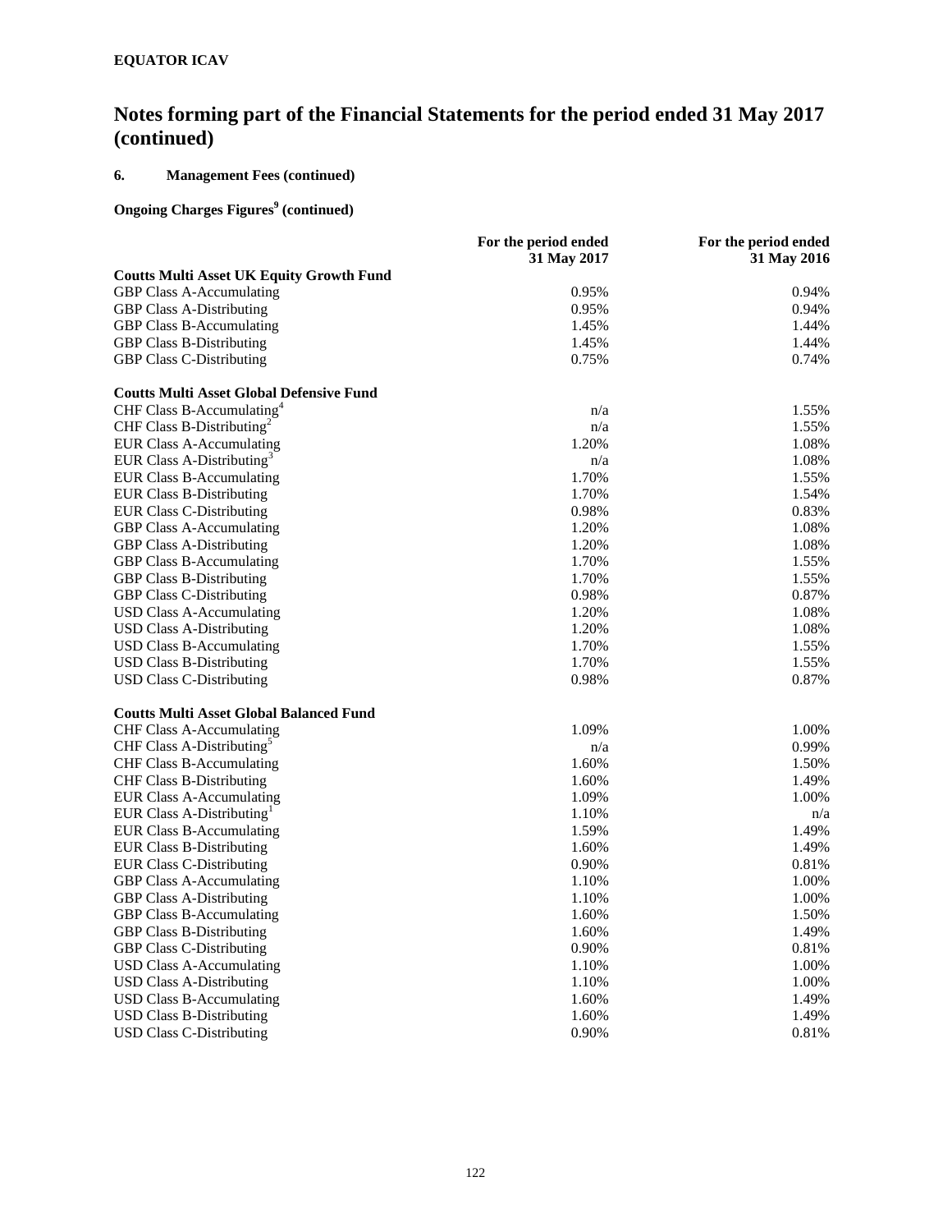**EQUATOR ICAV**

# Notes forming part of the Financial Statements for the period ended 31 May 2017 (continued)

## 6. Management Fees (continued)

### Ongoing Charges Figures[9] (continued)

| | For the period ended 31 May 2017 | For the period ended 31 May 2016 |
|---|---|---|
| **Coutts Multi Asset UK Equity Growth Fund** | | |
| GBP Class A-Accumulating | 0.95% | 0.94% |
| GBP Class A-Distributing | 0.95% | 0.94% |
| GBP Class B-Accumulating | 1.45% | 1.44% |
| GBP Class B-Distributing | 1.45% | 1.44% |
| GBP Class C-Distributing | 0.75% | 0.74% |
| | | |
| **Coutts Multi Asset Global Defensive Fund** | | |
| CHF Class B-Accumulating[4] | n/a | 1.55% |
| CHF Class B-Distributing[2] | n/a | 1.55% |
| EUR Class A-Accumulating | 1.20% | 1.08% |
| EUR Class A-Distributing[3] | n/a | 1.08% |
| EUR Class B-Accumulating | 1.70% | 1.55% |
| EUR Class B-Distributing | 1.70% | 1.54% |
| EUR Class C-Distributing | 0.98% | 0.83% |
| GBP Class A-Accumulating | 1.20% | 1.08% |
| GBP Class A-Distributing | 1.20% | 1.08% |
| GBP Class B-Accumulating | 1.70% | 1.55% |
| GBP Class B-Distributing | 1.70% | 1.55% |
| GBP Class C-Distributing | 0.98% | 0.87% |
| USD Class A-Accumulating | 1.20% | 1.08% |
| USD Class A-Distributing | 1.20% | 1.08% |
| USD Class B-Accumulating | 1.70% | 1.55% |
| USD Class B-Distributing | 1.70% | 1.55% |
| USD Class C-Distributing | 0.98% | 0.87% |
| | | |
| **Coutts Multi Asset Global Balanced Fund** | | |
| CHF Class A-Accumulating | 1.09% | 1.00% |
| CHF Class A-Distributing[5] | n/a | 0.99% |
| CHF Class B-Accumulating | 1.60% | 1.50% |
| CHF Class B-Distributing | 1.60% | 1.49% |
| EUR Class A-Accumulating | 1.09% | 1.00% |
| EUR Class A-Distributing[1] | 1.10% | n/a |
| EUR Class B-Accumulating | 1.59% | 1.49% |
| EUR Class B-Distributing | 1.60% | 1.49% |
| EUR Class C-Distributing | 0.90% | 0.81% |
| GBP Class A-Accumulating | 1.10% | 1.00% |
| GBP Class A-Distributing | 1.10% | 1.00% |
| GBP Class B-Accumulating | 1.60% | 1.50% |
| GBP Class B-Distributing | 1.60% | 1.49% |
| GBP Class C-Distributing | 0.90% | 0.81% |
| USD Class A-Accumulating | 1.10% | 1.00% |
| USD Class A-Distributing | 1.10% | 1.00% |
| USD Class B-Accumulating | 1.60% | 1.49% |
| USD Class B-Distributing | 1.60% | 1.49% |
| USD Class C-Distributing | 0.90% | 0.81% |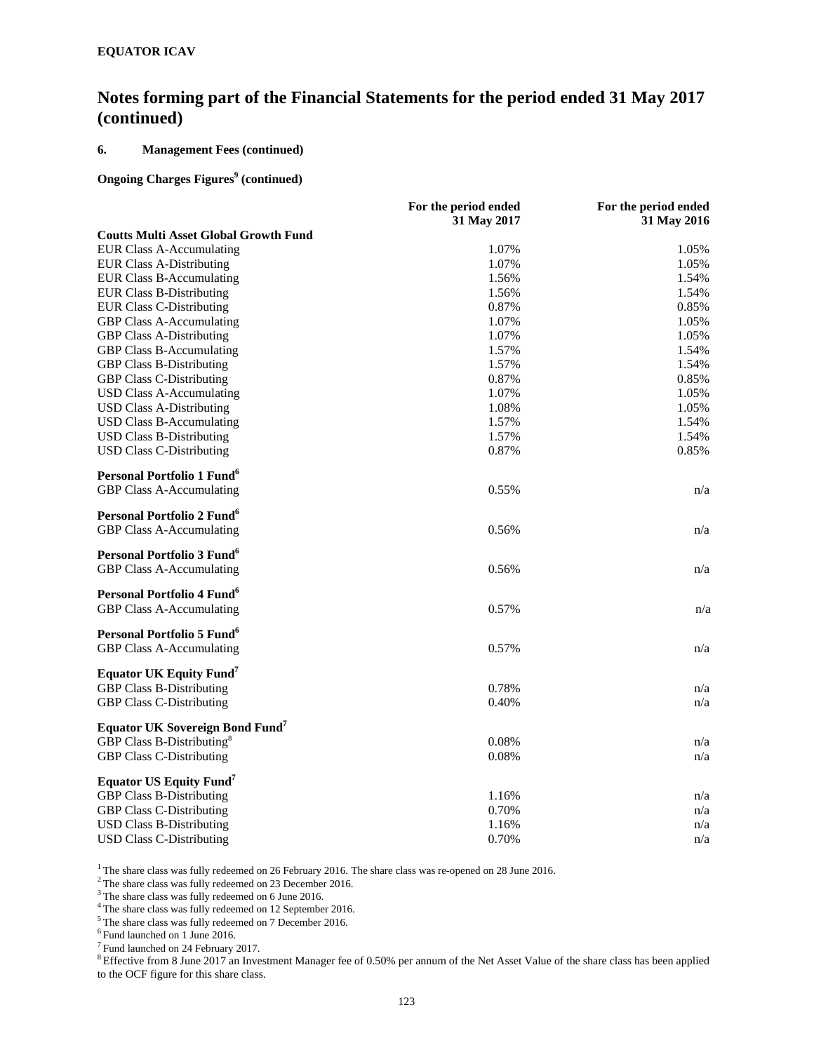**EQUATOR ICAV**

# Notes forming part of the Financial Statements for the period ended 31 May 2017 (continued)

## 6. Management Fees (continued)

### Ongoing Charges Figures[9] (continued)

| | For the period ended 31 May 2017 | For the period ended 31 May 2016 |
|---|---|---|
| **Coutts Multi Asset Global Growth Fund** | | |
| EUR Class A-Accumulating | 1.07% | 1.05% |
| EUR Class A-Distributing | 1.07% | 1.05% |
| EUR Class B-Accumulating | 1.56% | 1.54% |
| EUR Class B-Distributing | 1.56% | 1.54% |
| EUR Class C-Distributing | 0.87% | 0.85% |
| GBP Class A-Accumulating | 1.07% | 1.05% |
| GBP Class A-Distributing | 1.07% | 1.05% |
| GBP Class B-Accumulating | 1.57% | 1.54% |
| GBP Class B-Distributing | 1.57% | 1.54% |
| GBP Class C-Distributing | 0.87% | 0.85% |
| USD Class A-Accumulating | 1.07% | 1.05% |
| USD Class A-Distributing | 1.08% | 1.05% |
| USD Class B-Accumulating | 1.57% | 1.54% |
| USD Class B-Distributing | 1.57% | 1.54% |
| USD Class C-Distributing | 0.87% | 0.85% |
| **Personal Portfolio 1 Fund[6]** | | |
| GBP Class A-Accumulating | 0.55% | n/a |
| **Personal Portfolio 2 Fund[6]** | | |
| GBP Class A-Accumulating | 0.56% | n/a |
| **Personal Portfolio 3 Fund[6]** | | |
| GBP Class A-Accumulating | 0.56% | n/a |
| **Personal Portfolio 4 Fund[6]** | | |
| GBP Class A-Accumulating | 0.57% | n/a |
| **Personal Portfolio 5 Fund[6]** | | |
| GBP Class A-Accumulating | 0.57% | n/a |
| **Equator UK Equity Fund[7]** | | |
| GBP Class B-Distributing | 0.78% | n/a |
| GBP Class C-Distributing | 0.40% | n/a |
| **Equator UK Sovereign Bond Fund[7]** | | |
| GBP Class B-Distributing[8] | 0.08% | n/a |
| GBP Class C-Distributing | 0.08% | n/a |
| **Equator US Equity Fund[7]** | | |
| GBP Class B-Distributing | 1.16% | n/a |
| GBP Class C-Distributing | 0.70% | n/a |
| USD Class B-Distributing | 1.16% | n/a |
| USD Class C-Distributing | 0.70% | n/a |

[1] The share class was fully redeemed on 26 February 2016. The share class was re-opened on 28 June 2016.
[2] The share class was fully redeemed on 23 December 2016.
[3] The share class was fully redeemed on 6 June 2016.
[4] The share class was fully redeemed on 12 September 2016.
[5] The share class was fully redeemed on 7 December 2016.
[6] Fund launched on 1 June 2016.
[7] Fund launched on 24 February 2017.
[8] Effective from 8 June 2017 an Investment Manager fee of 0.50% per annum of the Net Asset Value of the share class has been applied to the OCF figure for this share class.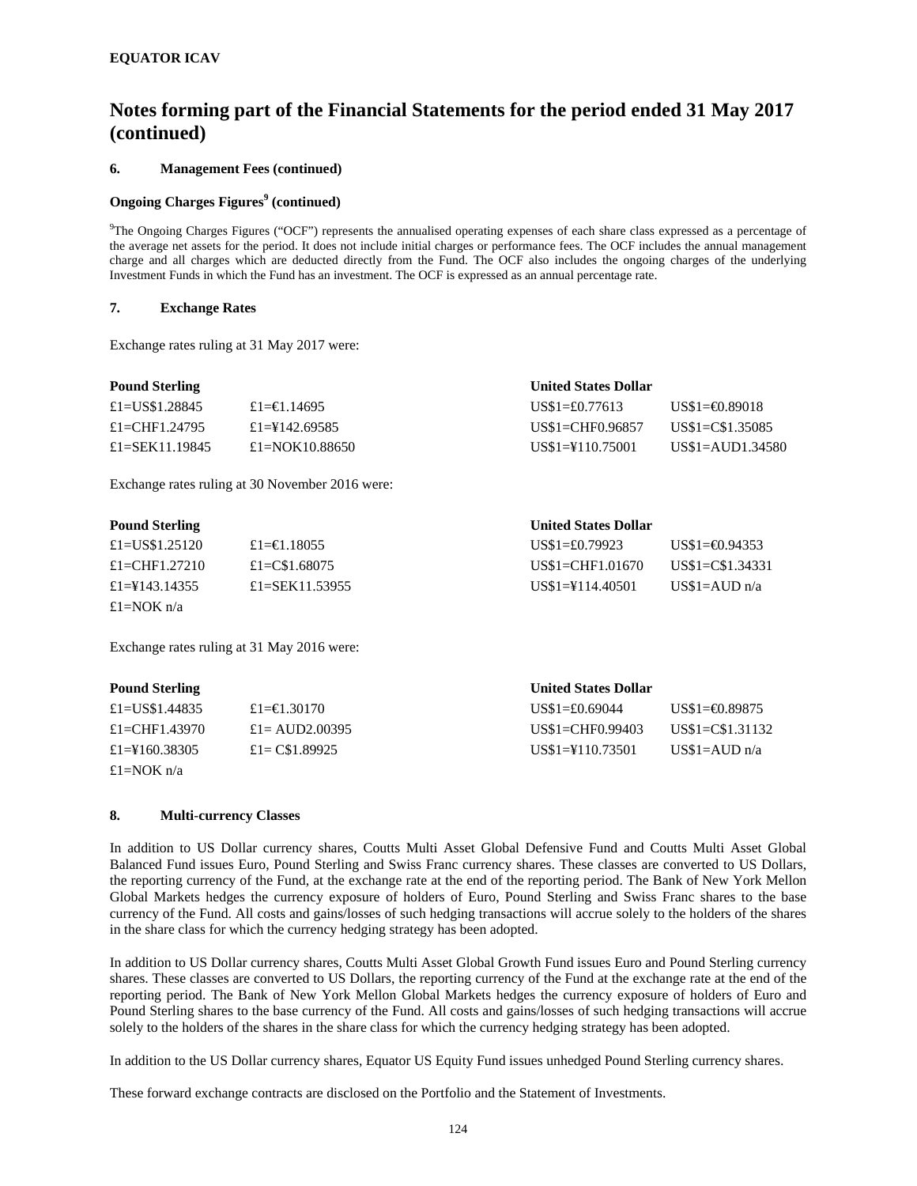**EQUATOR ICAV**

# Notes forming part of the Financial Statements for the period ended 31 May 2017 (continued)

### 6. Management Fees (continued)

#### Ongoing Charges Figures[9] (continued)

[9]The Ongoing Charges Figures ("OCF") represents the annualised operating expenses of each share class expressed as a percentage of the average net assets for the period. It does not include initial charges or performance fees. The OCF includes the annual management charge and all charges which are deducted directly from the Fund. The OCF also includes the ongoing charges of the underlying Investment Funds in which the Fund has an investment. The OCF is expressed as an annual percentage rate.

### 7. Exchange Rates

Exchange rates ruling at 31 May 2017 were:

| Pound Sterling | | United States Dollar | |
|---|---|---|---|
| £1=US$1.28845 | £1=€1.14695 | US$1=£0.77613 | US$1=€0.89018 |
| £1=CHF1.24795 | £1=¥142.69585 | US$1=CHF0.96857 | US$1=C$1.35085 |
| £1=SEK11.19845 | £1=NOK10.88650 | US$1=¥110.75001 | US$1=AUD1.34580 |

Exchange rates ruling at 30 November 2016 were:

| Pound Sterling | | United States Dollar | |
|---|---|---|---|
| £1=US$1.25120 | £1=€1.18055 | US$1=£0.79923 | US$1=€0.94353 |
| £1=CHF1.27210 | £1=C$1.68075 | US$1=CHF1.01670 | US$1=C$1.34331 |
| £1=¥143.14355 | £1=SEK11.53955 | US$1=¥114.40501 | US$1=AUD n/a |
| £1=NOK n/a | | | |

Exchange rates ruling at 31 May 2016 were:

| Pound Sterling | | United States Dollar | |
|---|---|---|---|
| £1=US$1.44835 | £1=€1.30170 | US$1=£0.69044 | US$1=€0.89875 |
| £1=CHF1.43970 | £1= AUD2.00395 | US$1=CHF0.99403 | US$1=C$1.31132 |
| £1=¥160.38305 | £1= C$1.89925 | US$1=¥110.73501 | US$1=AUD n/a |
| £1=NOK n/a | | | |

### 8. Multi-currency Classes

In addition to US Dollar currency shares, Coutts Multi Asset Global Defensive Fund and Coutts Multi Asset Global Balanced Fund issues Euro, Pound Sterling and Swiss Franc currency shares. These classes are converted to US Dollars, the reporting currency of the Fund, at the exchange rate at the end of the reporting period. The Bank of New York Mellon Global Markets hedges the currency exposure of holders of Euro, Pound Sterling and Swiss Franc shares to the base currency of the Fund. All costs and gains/losses of such hedging transactions will accrue solely to the holders of the shares in the share class for which the currency hedging strategy has been adopted.

In addition to US Dollar currency shares, Coutts Multi Asset Global Growth Fund issues Euro and Pound Sterling currency shares. These classes are converted to US Dollars, the reporting currency of the Fund at the exchange rate at the end of the reporting period. The Bank of New York Mellon Global Markets hedges the currency exposure of holders of Euro and Pound Sterling shares to the base currency of the Fund. All costs and gains/losses of such hedging transactions will accrue solely to the holders of the shares in the share class for which the currency hedging strategy has been adopted.

In addition to the US Dollar currency shares, Equator US Equity Fund issues unhedged Pound Sterling currency shares.

These forward exchange contracts are disclosed on the Portfolio and the Statement of Investments.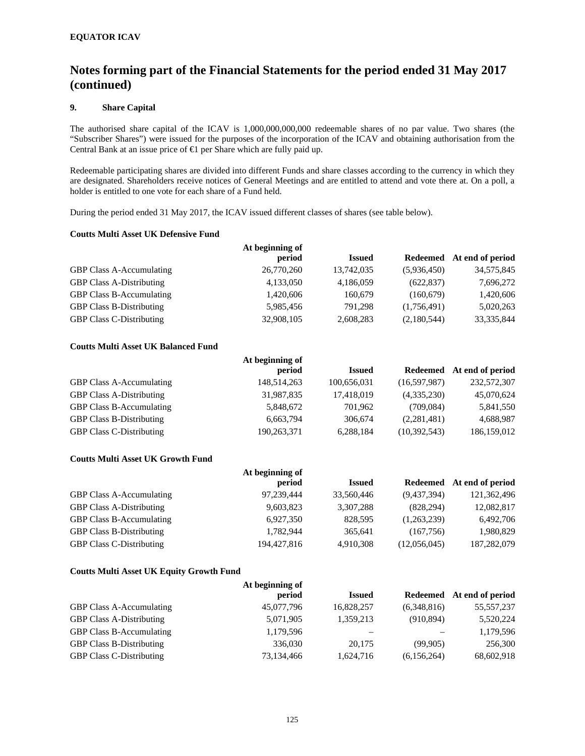**EQUATOR ICAV**

# Notes forming part of the Financial Statements for the period ended 31 May 2017 (continued)

### 9. Share Capital

The authorised share capital of the ICAV is 1,000,000,000,000 redeemable shares of no par value. Two shares (the "Subscriber Shares") were issued for the purposes of the incorporation of the ICAV and obtaining authorisation from the Central Bank at an issue price of €1 per Share which are fully paid up.

Redeemable participating shares are divided into different Funds and share classes according to the currency in which they are designated. Shareholders receive notices of General Meetings and are entitled to attend and vote there at. On a poll, a holder is entitled to one vote for each share of a Fund held.

During the period ended 31 May 2017, the ICAV issued different classes of shares (see table below).

**Coutts Multi Asset UK Defensive Fund**

| | At beginning of period | Issued | Redeemed | At end of period |
|---|---|---|---|---|
| GBP Class A-Accumulating | 26,770,260 | 13,742,035 | (5,936,450) | 34,575,845 |
| GBP Class A-Distributing | 4,133,050 | 4,186,059 | (622,837) | 7,696,272 |
| GBP Class B-Accumulating | 1,420,606 | 160,679 | (160,679) | 1,420,606 |
| GBP Class B-Distributing | 5,985,456 | 791,298 | (1,756,491) | 5,020,263 |
| GBP Class C-Distributing | 32,908,105 | 2,608,283 | (2,180,544) | 33,335,844 |

**Coutts Multi Asset UK Balanced Fund**

| | At beginning of period | Issued | Redeemed | At end of period |
|---|---|---|---|---|
| GBP Class A-Accumulating | 148,514,263 | 100,656,031 | (16,597,987) | 232,572,307 |
| GBP Class A-Distributing | 31,987,835 | 17,418,019 | (4,335,230) | 45,070,624 |
| GBP Class B-Accumulating | 5,848,672 | 701,962 | (709,084) | 5,841,550 |
| GBP Class B-Distributing | 6,663,794 | 306,674 | (2,281,481) | 4,688,987 |
| GBP Class C-Distributing | 190,263,371 | 6,288,184 | (10,392,543) | 186,159,012 |

**Coutts Multi Asset UK Growth Fund**

| | At beginning of period | Issued | Redeemed | At end of period |
|---|---|---|---|---|
| GBP Class A-Accumulating | 97,239,444 | 33,560,446 | (9,437,394) | 121,362,496 |
| GBP Class A-Distributing | 9,603,823 | 3,307,288 | (828,294) | 12,082,817 |
| GBP Class B-Accumulating | 6,927,350 | 828,595 | (1,263,239) | 6,492,706 |
| GBP Class B-Distributing | 1,782,944 | 365,641 | (167,756) | 1,980,829 |
| GBP Class C-Distributing | 194,427,816 | 4,910,308 | (12,056,045) | 187,282,079 |

**Coutts Multi Asset UK Equity Growth Fund**

| | At beginning of period | Issued | Redeemed | At end of period |
|---|---|---|---|---|
| GBP Class A-Accumulating | 45,077,796 | 16,828,257 | (6,348,816) | 55,557,237 |
| GBP Class A-Distributing | 5,071,905 | 1,359,213 | (910,894) | 5,520,224 |
| GBP Class B-Accumulating | 1,179,596 | – | – | 1,179,596 |
| GBP Class B-Distributing | 336,030 | 20,175 | (99,905) | 256,300 |
| GBP Class C-Distributing | 73,134,466 | 1,624,716 | (6,156,264) | 68,602,918 |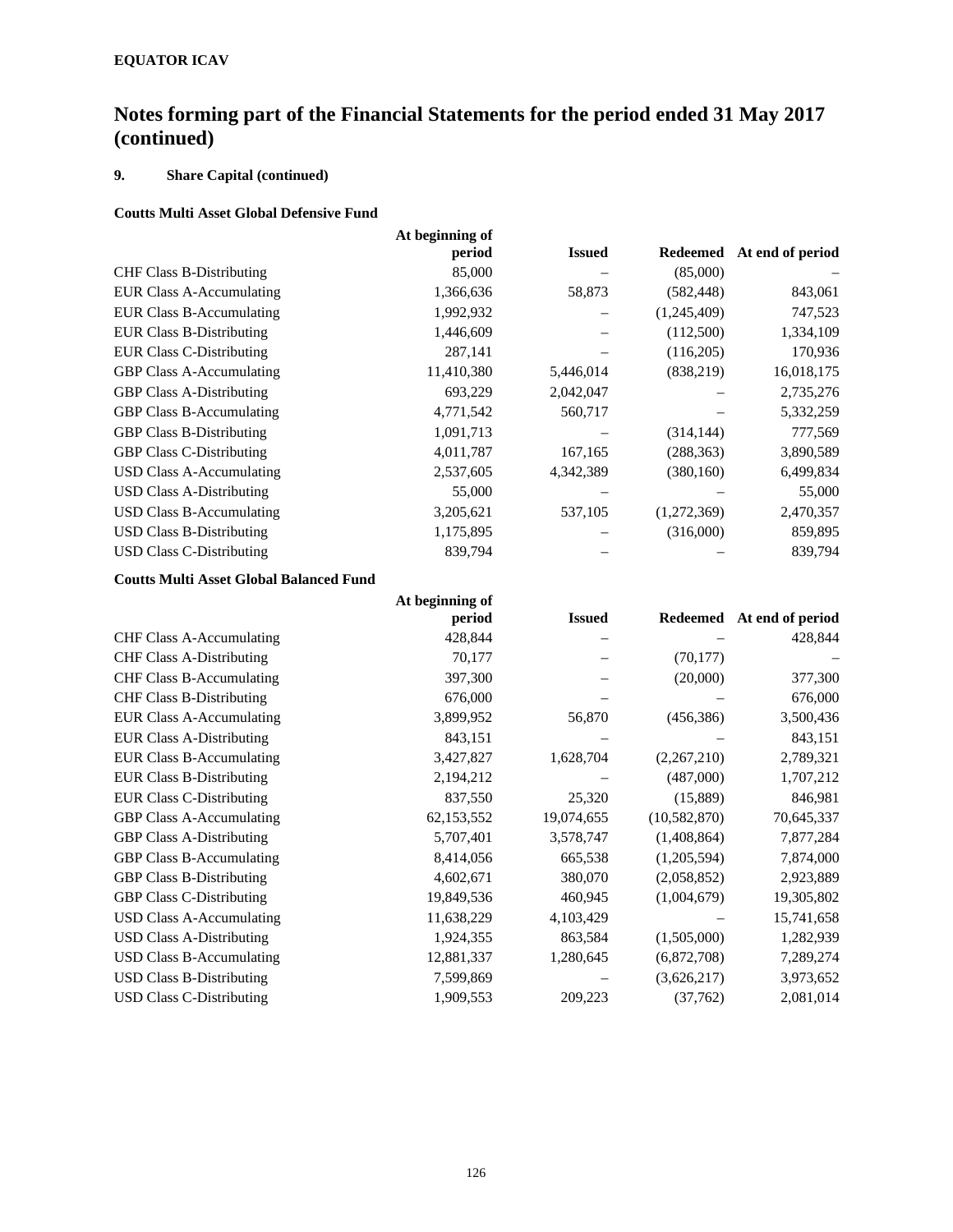**EQUATOR ICAV**

# Notes forming part of the Financial Statements for the period ended 31 May 2017 (continued)

## 9. Share Capital (continued)

**Coutts Multi Asset Global Defensive Fund**

| | At beginning of period | Issued | Redeemed | At end of period |
|---|---|---|---|---|
| CHF Class B-Distributing | 85,000 | – | (85,000) | – |
| EUR Class A-Accumulating | 1,366,636 | 58,873 | (582,448) | 843,061 |
| EUR Class B-Accumulating | 1,992,932 | – | (1,245,409) | 747,523 |
| EUR Class B-Distributing | 1,446,609 | – | (112,500) | 1,334,109 |
| EUR Class C-Distributing | 287,141 | – | (116,205) | 170,936 |
| GBP Class A-Accumulating | 11,410,380 | 5,446,014 | (838,219) | 16,018,175 |
| GBP Class A-Distributing | 693,229 | 2,042,047 | – | 2,735,276 |
| GBP Class B-Accumulating | 4,771,542 | 560,717 | – | 5,332,259 |
| GBP Class B-Distributing | 1,091,713 | – | (314,144) | 777,569 |
| GBP Class C-Distributing | 4,011,787 | 167,165 | (288,363) | 3,890,589 |
| USD Class A-Accumulating | 2,537,605 | 4,342,389 | (380,160) | 6,499,834 |
| USD Class A-Distributing | 55,000 | – | – | 55,000 |
| USD Class B-Accumulating | 3,205,621 | 537,105 | (1,272,369) | 2,470,357 |
| USD Class B-Distributing | 1,175,895 | – | (316,000) | 859,895 |
| USD Class C-Distributing | 839,794 | – | – | 839,794 |

**Coutts Multi Asset Global Balanced Fund**

| | At beginning of period | Issued | Redeemed | At end of period |
|---|---|---|---|---|
| CHF Class A-Accumulating | 428,844 | – | – | 428,844 |
| CHF Class A-Distributing | 70,177 | – | (70,177) | – |
| CHF Class B-Accumulating | 397,300 | – | (20,000) | 377,300 |
| CHF Class B-Distributing | 676,000 | – | – | 676,000 |
| EUR Class A-Accumulating | 3,899,952 | 56,870 | (456,386) | 3,500,436 |
| EUR Class A-Distributing | 843,151 | – | – | 843,151 |
| EUR Class B-Accumulating | 3,427,827 | 1,628,704 | (2,267,210) | 2,789,321 |
| EUR Class B-Distributing | 2,194,212 | – | (487,000) | 1,707,212 |
| EUR Class C-Distributing | 837,550 | 25,320 | (15,889) | 846,981 |
| GBP Class A-Accumulating | 62,153,552 | 19,074,655 | (10,582,870) | 70,645,337 |
| GBP Class A-Distributing | 5,707,401 | 3,578,747 | (1,408,864) | 7,877,284 |
| GBP Class B-Accumulating | 8,414,056 | 665,538 | (1,205,594) | 7,874,000 |
| GBP Class B-Distributing | 4,602,671 | 380,070 | (2,058,852) | 2,923,889 |
| GBP Class C-Distributing | 19,849,536 | 460,945 | (1,004,679) | 19,305,802 |
| USD Class A-Accumulating | 11,638,229 | 4,103,429 | – | 15,741,658 |
| USD Class A-Distributing | 1,924,355 | 863,584 | (1,505,000) | 1,282,939 |
| USD Class B-Accumulating | 12,881,337 | 1,280,645 | (6,872,708) | 7,289,274 |
| USD Class B-Distributing | 7,599,869 | – | (3,626,217) | 3,973,652 |
| USD Class C-Distributing | 1,909,553 | 209,223 | (37,762) | 2,081,014 |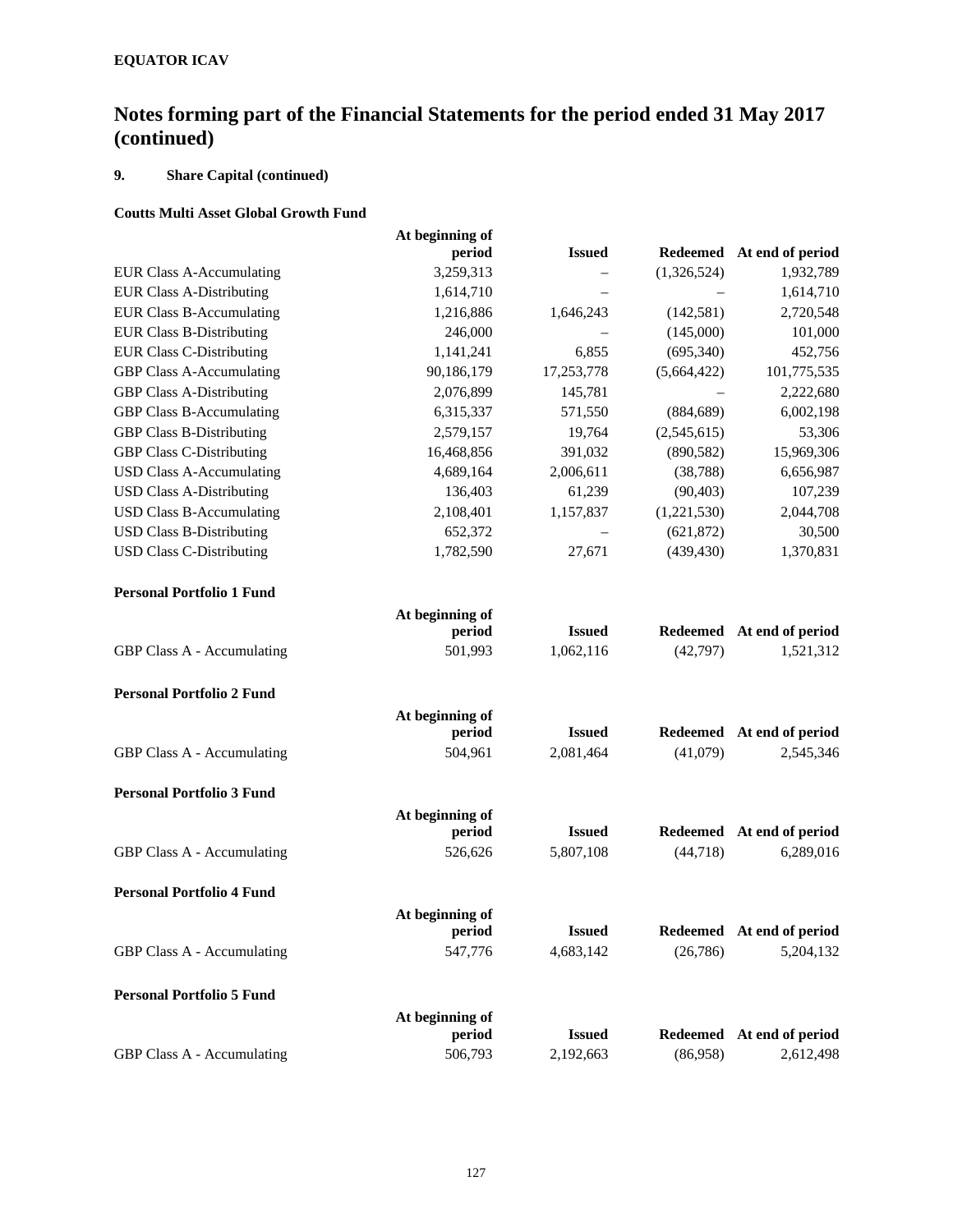**EQUATOR ICAV**

# Notes forming part of the Financial Statements for the period ended 31 May 2017 (continued)

## 9. Share Capital (continued)

### Coutts Multi Asset Global Growth Fund

| | At beginning of period | Issued | Redeemed | At end of period |
|---|---|---|---|---|
| EUR Class A-Accumulating | 3,259,313 | – | (1,326,524) | 1,932,789 |
| EUR Class A-Distributing | 1,614,710 | – | – | 1,614,710 |
| EUR Class B-Accumulating | 1,216,886 | 1,646,243 | (142,581) | 2,720,548 |
| EUR Class B-Distributing | 246,000 | – | (145,000) | 101,000 |
| EUR Class C-Distributing | 1,141,241 | 6,855 | (695,340) | 452,756 |
| GBP Class A-Accumulating | 90,186,179 | 17,253,778 | (5,664,422) | 101,775,535 |
| GBP Class A-Distributing | 2,076,899 | 145,781 | – | 2,222,680 |
| GBP Class B-Accumulating | 6,315,337 | 571,550 | (884,689) | 6,002,198 |
| GBP Class B-Distributing | 2,579,157 | 19,764 | (2,545,615) | 53,306 |
| GBP Class C-Distributing | 16,468,856 | 391,032 | (890,582) | 15,969,306 |
| USD Class A-Accumulating | 4,689,164 | 2,006,611 | (38,788) | 6,656,987 |
| USD Class A-Distributing | 136,403 | 61,239 | (90,403) | 107,239 |
| USD Class B-Accumulating | 2,108,401 | 1,157,837 | (1,221,530) | 2,044,708 |
| USD Class B-Distributing | 652,372 | – | (621,872) | 30,500 |
| USD Class C-Distributing | 1,782,590 | 27,671 | (439,430) | 1,370,831 |

### Personal Portfolio 1 Fund

| | At beginning of period | Issued | Redeemed | At end of period |
|---|---|---|---|---|
| GBP Class A - Accumulating | 501,993 | 1,062,116 | (42,797) | 1,521,312 |

### Personal Portfolio 2 Fund

| | At beginning of period | Issued | Redeemed | At end of period |
|---|---|---|---|---|
| GBP Class A - Accumulating | 504,961 | 2,081,464 | (41,079) | 2,545,346 |

### Personal Portfolio 3 Fund

| | At beginning of period | Issued | Redeemed | At end of period |
|---|---|---|---|---|
| GBP Class A - Accumulating | 526,626 | 5,807,108 | (44,718) | 6,289,016 |

### Personal Portfolio 4 Fund

| | At beginning of period | Issued | Redeemed | At end of period |
|---|---|---|---|---|
| GBP Class A - Accumulating | 547,776 | 4,683,142 | (26,786) | 5,204,132 |

### Personal Portfolio 5 Fund

| | At beginning of period | Issued | Redeemed | At end of period |
|---|---|---|---|---|
| GBP Class A - Accumulating | 506,793 | 2,192,663 | (86,958) | 2,612,498 |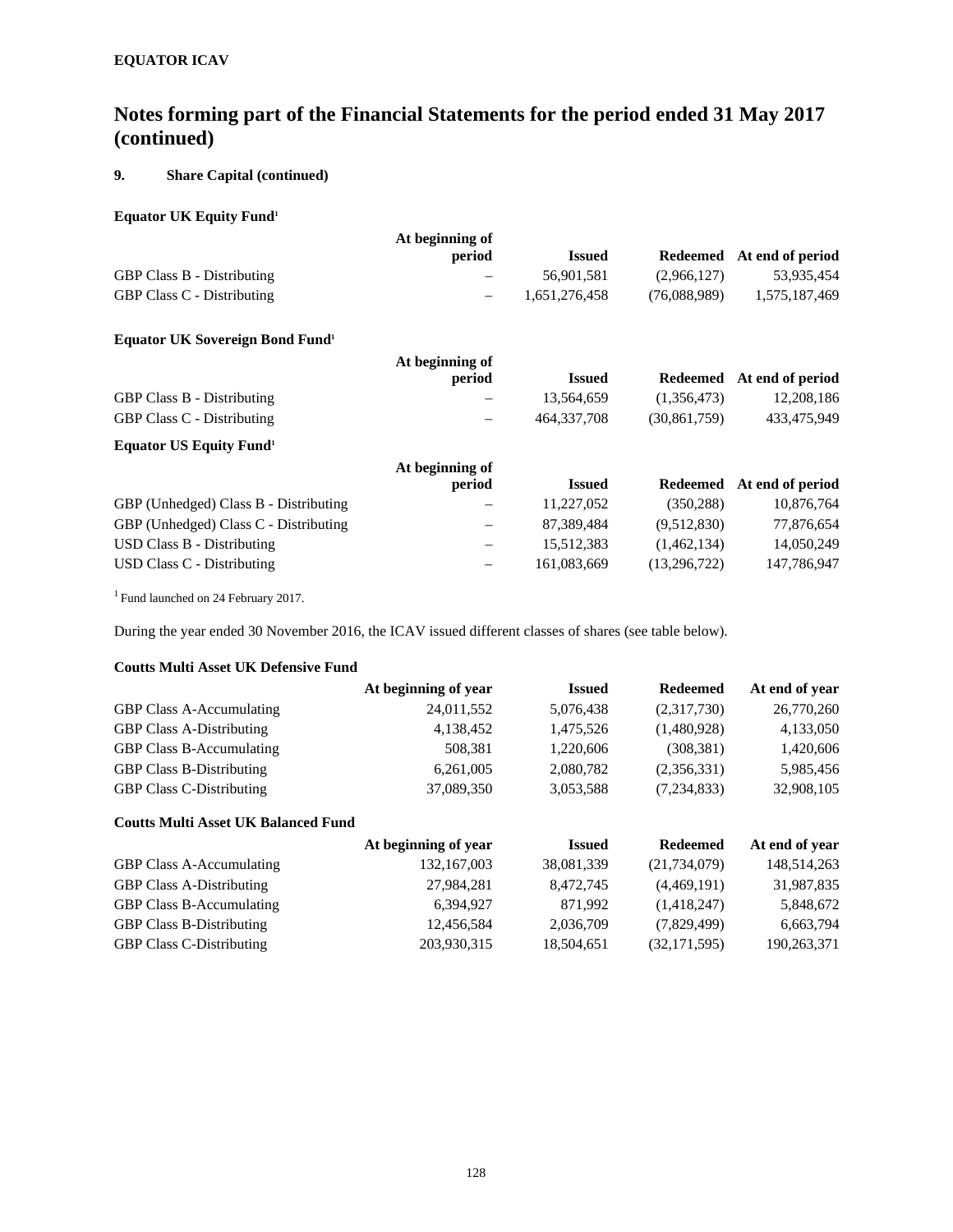**EQUATOR ICAV**

# Notes forming part of the Financial Statements for the period ended 31 May 2017 (continued)

## 9. Share Capital (continued)

**Equator UK Equity Fund**[1]

| | At beginning of period | Issued | Redeemed | At end of period |
|---|---|---|---|---|
| GBP Class B - Distributing | – | 56,901,581 | (2,966,127) | 53,935,454 |
| GBP Class C - Distributing | – | 1,651,276,458 | (76,088,989) | 1,575,187,469 |

**Equator UK Sovereign Bond Fund**[1]

| | At beginning of period | Issued | Redeemed | At end of period |
|---|---|---|---|---|
| GBP Class B - Distributing | – | 13,564,659 | (1,356,473) | 12,208,186 |
| GBP Class C - Distributing | – | 464,337,708 | (30,861,759) | 433,475,949 |

**Equator US Equity Fund**[1]

| | At beginning of period | Issued | Redeemed | At end of period |
|---|---|---|---|---|
| GBP (Unhedged) Class B - Distributing | – | 11,227,052 | (350,288) | 10,876,764 |
| GBP (Unhedged) Class C - Distributing | – | 87,389,484 | (9,512,830) | 77,876,654 |
| USD Class B - Distributing | – | 15,512,383 | (1,462,134) | 14,050,249 |
| USD Class C - Distributing | – | 161,083,669 | (13,296,722) | 147,786,947 |

[1] Fund launched on 24 February 2017.

During the year ended 30 November 2016, the ICAV issued different classes of shares (see table below).

**Coutts Multi Asset UK Defensive Fund**

| | At beginning of year | Issued | Redeemed | At end of year |
|---|---|---|---|---|
| GBP Class A-Accumulating | 24,011,552 | 5,076,438 | (2,317,730) | 26,770,260 |
| GBP Class A-Distributing | 4,138,452 | 1,475,526 | (1,480,928) | 4,133,050 |
| GBP Class B-Accumulating | 508,381 | 1,220,606 | (308,381) | 1,420,606 |
| GBP Class B-Distributing | 6,261,005 | 2,080,782 | (2,356,331) | 5,985,456 |
| GBP Class C-Distributing | 37,089,350 | 3,053,588 | (7,234,833) | 32,908,105 |

**Coutts Multi Asset UK Balanced Fund**

| | At beginning of year | Issued | Redeemed | At end of year |
|---|---|---|---|---|
| GBP Class A-Accumulating | 132,167,003 | 38,081,339 | (21,734,079) | 148,514,263 |
| GBP Class A-Distributing | 27,984,281 | 8,472,745 | (4,469,191) | 31,987,835 |
| GBP Class B-Accumulating | 6,394,927 | 871,992 | (1,418,247) | 5,848,672 |
| GBP Class B-Distributing | 12,456,584 | 2,036,709 | (7,829,499) | 6,663,794 |
| GBP Class C-Distributing | 203,930,315 | 18,504,651 | (32,171,595) | 190,263,371 |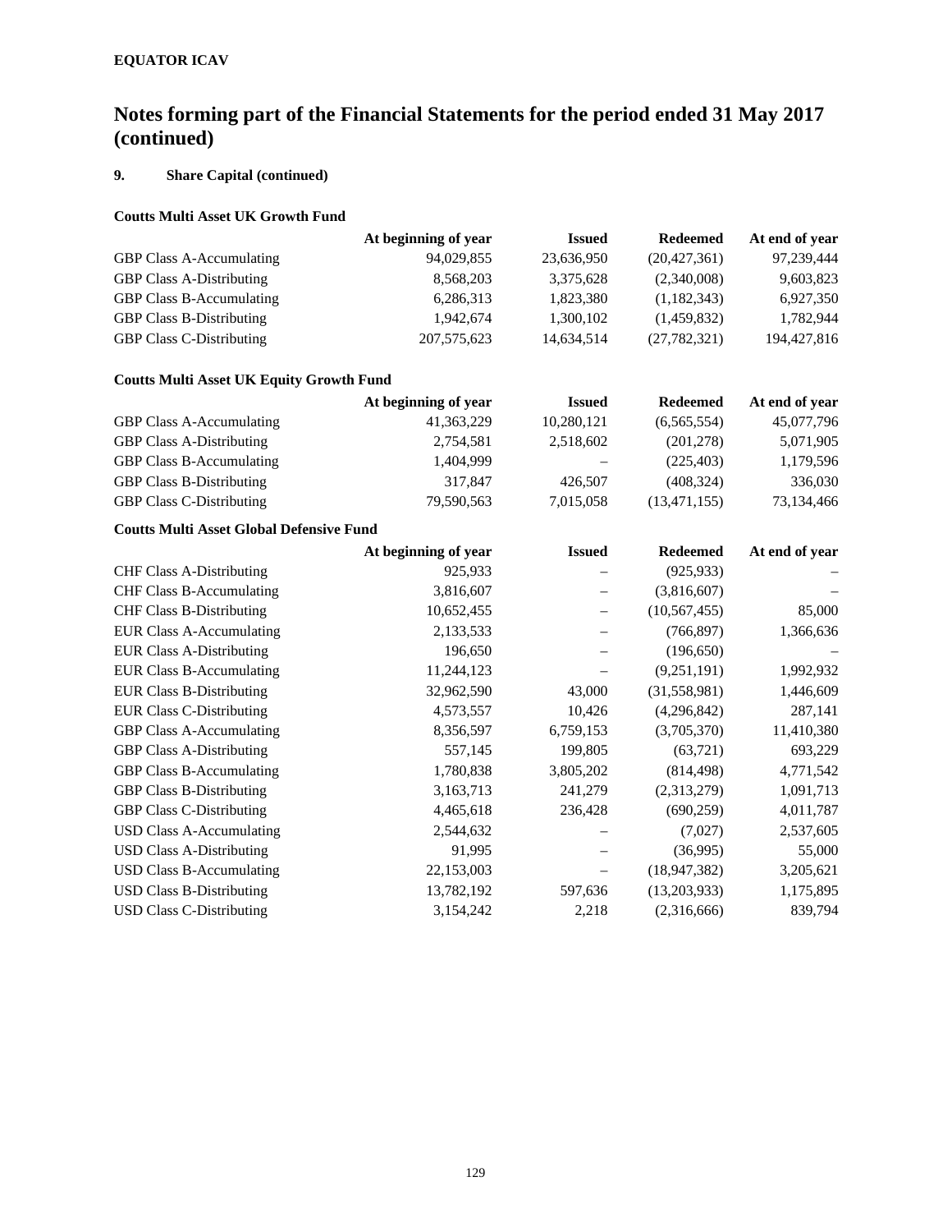**EQUATOR ICAV**

# Notes forming part of the Financial Statements for the period ended 31 May 2017 (continued)

## 9. Share Capital (continued)

### Coutts Multi Asset UK Growth Fund

| | At beginning of year | Issued | Redeemed | At end of year |
|---|---|---|---|---|
| GBP Class A-Accumulating | 94,029,855 | 23,636,950 | (20,427,361) | 97,239,444 |
| GBP Class A-Distributing | 8,568,203 | 3,375,628 | (2,340,008) | 9,603,823 |
| GBP Class B-Accumulating | 6,286,313 | 1,823,380 | (1,182,343) | 6,927,350 |
| GBP Class B-Distributing | 1,942,674 | 1,300,102 | (1,459,832) | 1,782,944 |
| GBP Class C-Distributing | 207,575,623 | 14,634,514 | (27,782,321) | 194,427,816 |

### Coutts Multi Asset UK Equity Growth Fund

| | At beginning of year | Issued | Redeemed | At end of year |
|---|---|---|---|---|
| GBP Class A-Accumulating | 41,363,229 | 10,280,121 | (6,565,554) | 45,077,796 |
| GBP Class A-Distributing | 2,754,581 | 2,518,602 | (201,278) | 5,071,905 |
| GBP Class B-Accumulating | 1,404,999 | – | (225,403) | 1,179,596 |
| GBP Class B-Distributing | 317,847 | 426,507 | (408,324) | 336,030 |
| GBP Class C-Distributing | 79,590,563 | 7,015,058 | (13,471,155) | 73,134,466 |

### Coutts Multi Asset Global Defensive Fund

| | At beginning of year | Issued | Redeemed | At end of year |
|---|---|---|---|---|
| CHF Class A-Distributing | 925,933 | – | (925,933) | – |
| CHF Class B-Accumulating | 3,816,607 | – | (3,816,607) | – |
| CHF Class B-Distributing | 10,652,455 | – | (10,567,455) | 85,000 |
| EUR Class A-Accumulating | 2,133,533 | – | (766,897) | 1,366,636 |
| EUR Class A-Distributing | 196,650 | – | (196,650) | – |
| EUR Class B-Accumulating | 11,244,123 | – | (9,251,191) | 1,992,932 |
| EUR Class B-Distributing | 32,962,590 | 43,000 | (31,558,981) | 1,446,609 |
| EUR Class C-Distributing | 4,573,557 | 10,426 | (4,296,842) | 287,141 |
| GBP Class A-Accumulating | 8,356,597 | 6,759,153 | (3,705,370) | 11,410,380 |
| GBP Class A-Distributing | 557,145 | 199,805 | (63,721) | 693,229 |
| GBP Class B-Accumulating | 1,780,838 | 3,805,202 | (814,498) | 4,771,542 |
| GBP Class B-Distributing | 3,163,713 | 241,279 | (2,313,279) | 1,091,713 |
| GBP Class C-Distributing | 4,465,618 | 236,428 | (690,259) | 4,011,787 |
| USD Class A-Accumulating | 2,544,632 | – | (7,027) | 2,537,605 |
| USD Class A-Distributing | 91,995 | – | (36,995) | 55,000 |
| USD Class B-Accumulating | 22,153,003 | – | (18,947,382) | 3,205,621 |
| USD Class B-Distributing | 13,782,192 | 597,636 | (13,203,933) | 1,175,895 |
| USD Class C-Distributing | 3,154,242 | 2,218 | (2,316,666) | 839,794 |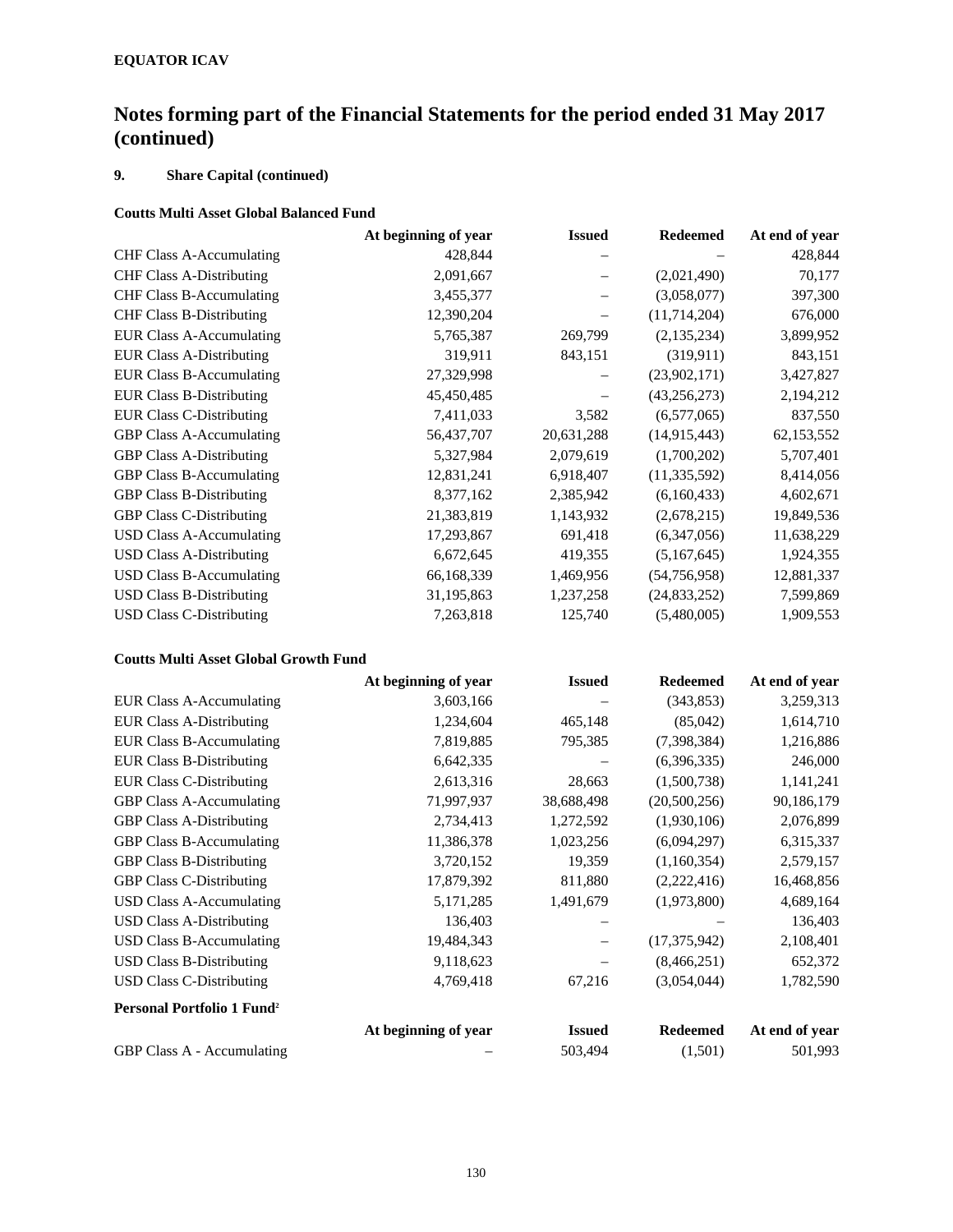**EQUATOR ICAV**

# Notes forming part of the Financial Statements for the period ended 31 May 2017 (continued)

## 9. Share Capital (continued)

### Coutts Multi Asset Global Balanced Fund

| | At beginning of year | Issued | Redeemed | At end of year |
|---|---|---|---|---|
| CHF Class A-Accumulating | 428,844 | – | – | 428,844 |
| CHF Class A-Distributing | 2,091,667 | – | (2,021,490) | 70,177 |
| CHF Class B-Accumulating | 3,455,377 | – | (3,058,077) | 397,300 |
| CHF Class B-Distributing | 12,390,204 | – | (11,714,204) | 676,000 |
| EUR Class A-Accumulating | 5,765,387 | 269,799 | (2,135,234) | 3,899,952 |
| EUR Class A-Distributing | 319,911 | 843,151 | (319,911) | 843,151 |
| EUR Class B-Accumulating | 27,329,998 | – | (23,902,171) | 3,427,827 |
| EUR Class B-Distributing | 45,450,485 | – | (43,256,273) | 2,194,212 |
| EUR Class C-Distributing | 7,411,033 | 3,582 | (6,577,065) | 837,550 |
| GBP Class A-Accumulating | 56,437,707 | 20,631,288 | (14,915,443) | 62,153,552 |
| GBP Class A-Distributing | 5,327,984 | 2,079,619 | (1,700,202) | 5,707,401 |
| GBP Class B-Accumulating | 12,831,241 | 6,918,407 | (11,335,592) | 8,414,056 |
| GBP Class B-Distributing | 8,377,162 | 2,385,942 | (6,160,433) | 4,602,671 |
| GBP Class C-Distributing | 21,383,819 | 1,143,932 | (2,678,215) | 19,849,536 |
| USD Class A-Accumulating | 17,293,867 | 691,418 | (6,347,056) | 11,638,229 |
| USD Class A-Distributing | 6,672,645 | 419,355 | (5,167,645) | 1,924,355 |
| USD Class B-Accumulating | 66,168,339 | 1,469,956 | (54,756,958) | 12,881,337 |
| USD Class B-Distributing | 31,195,863 | 1,237,258 | (24,833,252) | 7,599,869 |
| USD Class C-Distributing | 7,263,818 | 125,740 | (5,480,005) | 1,909,553 |

### Coutts Multi Asset Global Growth Fund

| | At beginning of year | Issued | Redeemed | At end of year |
|---|---|---|---|---|
| EUR Class A-Accumulating | 3,603,166 | – | (343,853) | 3,259,313 |
| EUR Class A-Distributing | 1,234,604 | 465,148 | (85,042) | 1,614,710 |
| EUR Class B-Accumulating | 7,819,885 | 795,385 | (7,398,384) | 1,216,886 |
| EUR Class B-Distributing | 6,642,335 | – | (6,396,335) | 246,000 |
| EUR Class C-Distributing | 2,613,316 | 28,663 | (1,500,738) | 1,141,241 |
| GBP Class A-Accumulating | 71,997,937 | 38,688,498 | (20,500,256) | 90,186,179 |
| GBP Class A-Distributing | 2,734,413 | 1,272,592 | (1,930,106) | 2,076,899 |
| GBP Class B-Accumulating | 11,386,378 | 1,023,256 | (6,094,297) | 6,315,337 |
| GBP Class B-Distributing | 3,720,152 | 19,359 | (1,160,354) | 2,579,157 |
| GBP Class C-Distributing | 17,879,392 | 811,880 | (2,222,416) | 16,468,856 |
| USD Class A-Accumulating | 5,171,285 | 1,491,679 | (1,973,800) | 4,689,164 |
| USD Class A-Distributing | 136,403 | – | – | 136,403 |
| USD Class B-Accumulating | 19,484,343 | – | (17,375,942) | 2,108,401 |
| USD Class B-Distributing | 9,118,623 | – | (8,466,251) | 652,372 |
| USD Class C-Distributing | 4,769,418 | 67,216 | (3,054,044) | 1,782,590 |

### Personal Portfolio 1 Fund[2]

| | At beginning of year | Issued | Redeemed | At end of year |
|---|---|---|---|---|
| GBP Class A - Accumulating | – | 503,494 | (1,501) | 501,993 |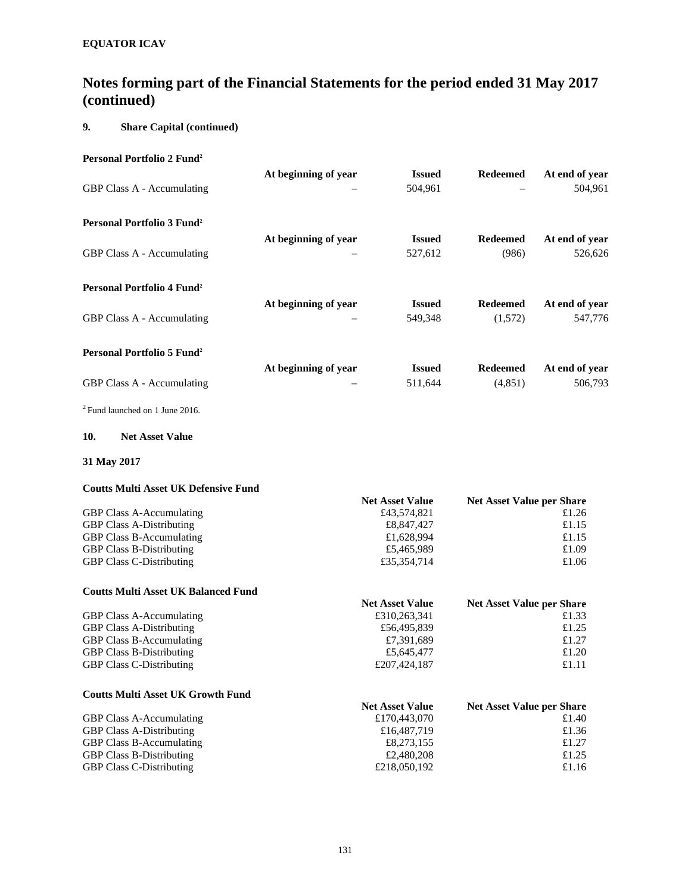**EQUATOR ICAV**

# Notes forming part of the Financial Statements for the period ended 31 May 2017 (continued)

## 9. Share Capital (continued)

**Personal Portfolio 2 Fund**[2]

| | At beginning of year | Issued | Redeemed | At end of year |
|---|---|---|---|---|
| GBP Class A - Accumulating | – | 504,961 | – | 504,961 |

**Personal Portfolio 3 Fund**[2]

| | At beginning of year | Issued | Redeemed | At end of year |
|---|---|---|---|---|
| GBP Class A - Accumulating | – | 527,612 | (986) | 526,626 |

**Personal Portfolio 4 Fund**[2]

| | At beginning of year | Issued | Redeemed | At end of year |
|---|---|---|---|---|
| GBP Class A - Accumulating | – | 549,348 | (1,572) | 547,776 |

**Personal Portfolio 5 Fund**[2]

| | At beginning of year | Issued | Redeemed | At end of year |
|---|---|---|---|---|
| GBP Class A - Accumulating | – | 511,644 | (4,851) | 506,793 |

[2] Fund launched on 1 June 2016.

## 10. Net Asset Value

**31 May 2017**

**Coutts Multi Asset UK Defensive Fund**

| | Net Asset Value | Net Asset Value per Share |
|---|---|---|
| GBP Class A-Accumulating | £43,574,821 | £1.26 |
| GBP Class A-Distributing | £8,847,427 | £1.15 |
| GBP Class B-Accumulating | £1,628,994 | £1.15 |
| GBP Class B-Distributing | £5,465,989 | £1.09 |
| GBP Class C-Distributing | £35,354,714 | £1.06 |

**Coutts Multi Asset UK Balanced Fund**

| | Net Asset Value | Net Asset Value per Share |
|---|---|---|
| GBP Class A-Accumulating | £310,263,341 | £1.33 |
| GBP Class A-Distributing | £56,495,839 | £1.25 |
| GBP Class B-Accumulating | £7,391,689 | £1.27 |
| GBP Class B-Distributing | £5,645,477 | £1.20 |
| GBP Class C-Distributing | £207,424,187 | £1.11 |

**Coutts Multi Asset UK Growth Fund**

| | Net Asset Value | Net Asset Value per Share |
|---|---|---|
| GBP Class A-Accumulating | £170,443,070 | £1.40 |
| GBP Class A-Distributing | £16,487,719 | £1.36 |
| GBP Class B-Accumulating | £8,273,155 | £1.27 |
| GBP Class B-Distributing | £2,480,208 | £1.25 |
| GBP Class C-Distributing | £218,050,192 | £1.16 |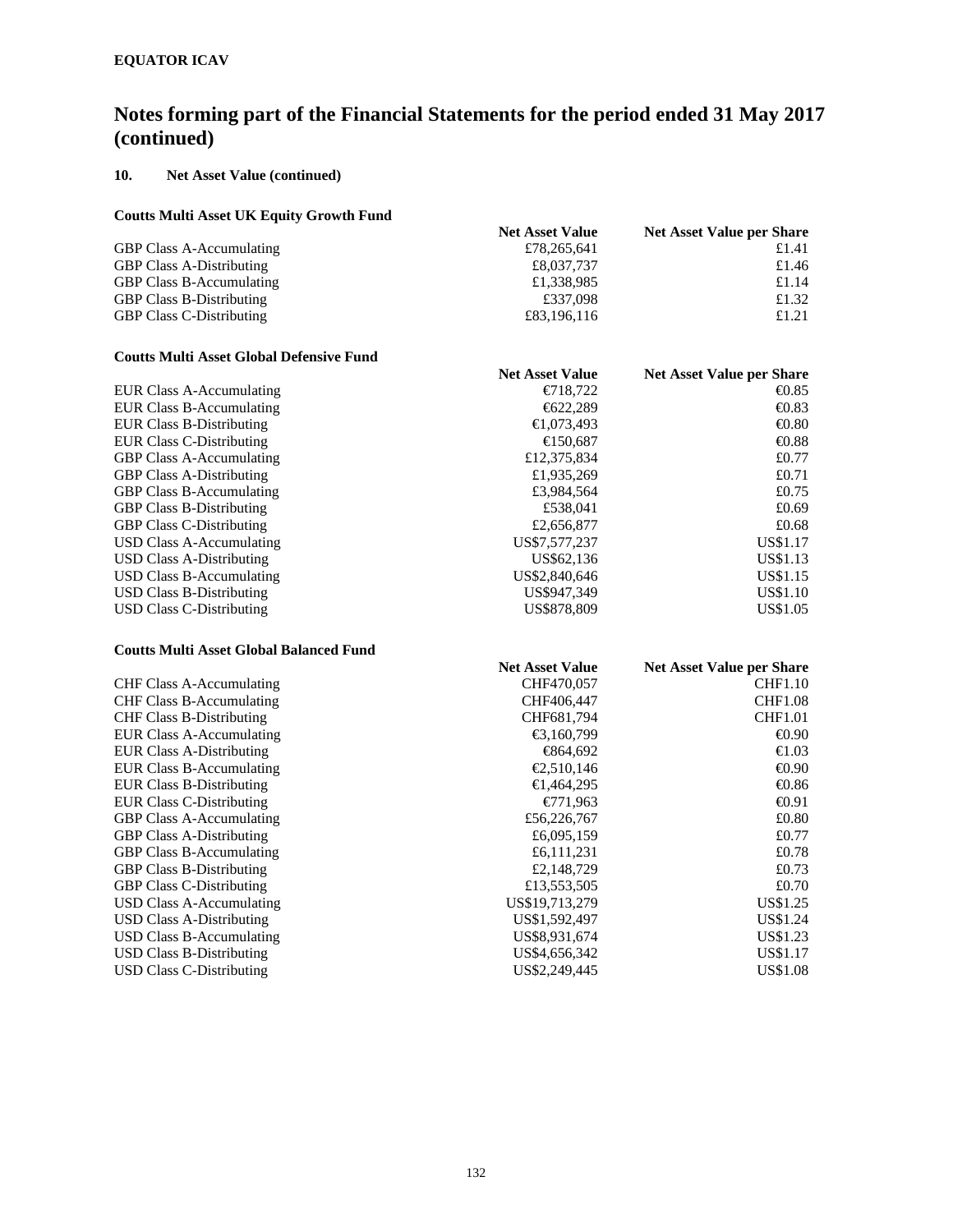**EQUATOR ICAV**

# Notes forming part of the Financial Statements for the period ended 31 May 2017 (continued)

## 10. Net Asset Value (continued)

### Coutts Multi Asset UK Equity Growth Fund

| | Net Asset Value | Net Asset Value per Share |
|---|---|---|
| GBP Class A-Accumulating | £78,265,641 | £1.41 |
| GBP Class A-Distributing | £8,037,737 | £1.46 |
| GBP Class B-Accumulating | £1,338,985 | £1.14 |
| GBP Class B-Distributing | £337,098 | £1.32 |
| GBP Class C-Distributing | £83,196,116 | £1.21 |

### Coutts Multi Asset Global Defensive Fund

| | Net Asset Value | Net Asset Value per Share |
|---|---|---|
| EUR Class A-Accumulating | €718,722 | €0.85 |
| EUR Class B-Accumulating | €622,289 | €0.83 |
| EUR Class B-Distributing | €1,073,493 | €0.80 |
| EUR Class C-Distributing | €150,687 | €0.88 |
| GBP Class A-Accumulating | £12,375,834 | £0.77 |
| GBP Class A-Distributing | £1,935,269 | £0.71 |
| GBP Class B-Accumulating | £3,984,564 | £0.75 |
| GBP Class B-Distributing | £538,041 | £0.69 |
| GBP Class C-Distributing | £2,656,877 | £0.68 |
| USD Class A-Accumulating | US$7,577,237 | US$1.17 |
| USD Class A-Distributing | US$62,136 | US$1.13 |
| USD Class B-Accumulating | US$2,840,646 | US$1.15 |
| USD Class B-Distributing | US$947,349 | US$1.10 |
| USD Class C-Distributing | US$878,809 | US$1.05 |

### Coutts Multi Asset Global Balanced Fund

| | Net Asset Value | Net Asset Value per Share |
|---|---|---|
| CHF Class A-Accumulating | CHF470,057 | CHF1.10 |
| CHF Class B-Accumulating | CHF406,447 | CHF1.08 |
| CHF Class B-Distributing | CHF681,794 | CHF1.01 |
| EUR Class A-Accumulating | €3,160,799 | €0.90 |
| EUR Class A-Distributing | €864,692 | €1.03 |
| EUR Class B-Accumulating | €2,510,146 | €0.90 |
| EUR Class B-Distributing | €1,464,295 | €0.86 |
| EUR Class C-Distributing | €771,963 | €0.91 |
| GBP Class A-Accumulating | £56,226,767 | £0.80 |
| GBP Class A-Distributing | £6,095,159 | £0.77 |
| GBP Class B-Accumulating | £6,111,231 | £0.78 |
| GBP Class B-Distributing | £2,148,729 | £0.73 |
| GBP Class C-Distributing | £13,553,505 | £0.70 |
| USD Class A-Accumulating | US$19,713,279 | US$1.25 |
| USD Class A-Distributing | US$1,592,497 | US$1.24 |
| USD Class B-Accumulating | US$8,931,674 | US$1.23 |
| USD Class B-Distributing | US$4,656,342 | US$1.17 |
| USD Class C-Distributing | US$2,249,445 | US$1.08 |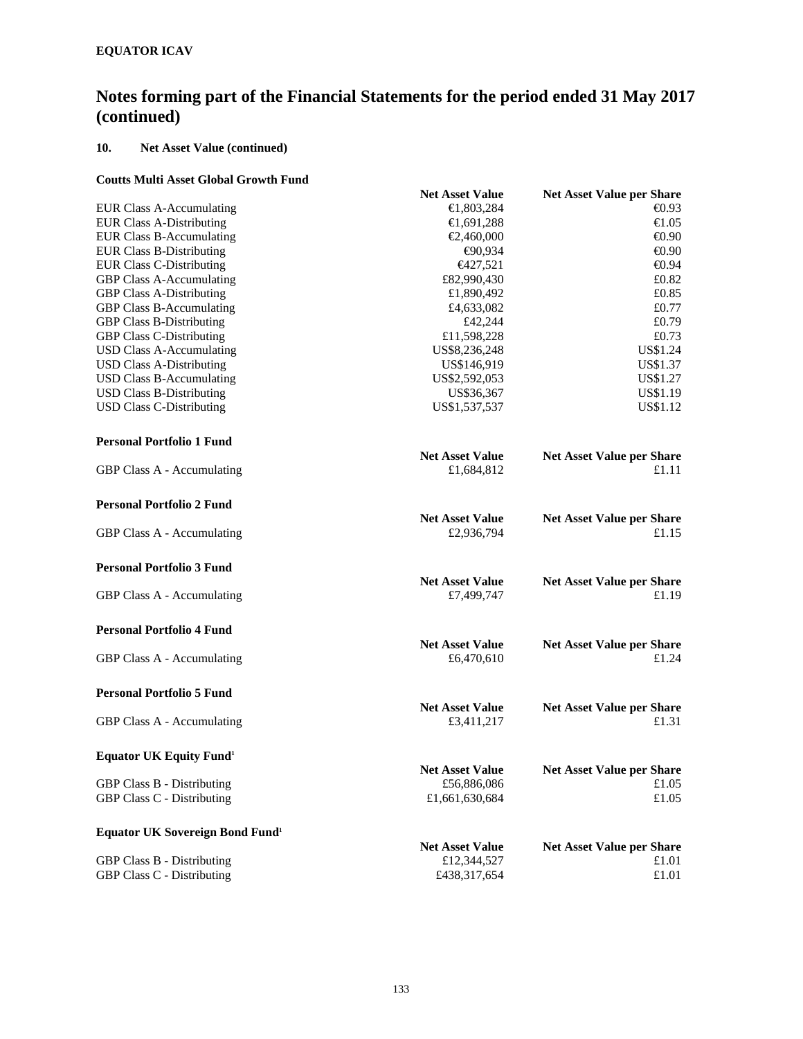**EQUATOR ICAV**

# Notes forming part of the Financial Statements for the period ended 31 May 2017 (continued)

## 10. Net Asset Value (continued)

### Coutts Multi Asset Global Growth Fund

| | Net Asset Value | Net Asset Value per Share |
|---|---|---|
| EUR Class A-Accumulating | €1,803,284 | €0.93 |
| EUR Class A-Distributing | €1,691,288 | €1.05 |
| EUR Class B-Accumulating | €2,460,000 | €0.90 |
| EUR Class B-Distributing | €90,934 | €0.90 |
| EUR Class C-Distributing | €427,521 | €0.94 |
| GBP Class A-Accumulating | £82,990,430 | £0.82 |
| GBP Class A-Distributing | £1,890,492 | £0.85 |
| GBP Class B-Accumulating | £4,633,082 | £0.77 |
| GBP Class B-Distributing | £42,244 | £0.79 |
| GBP Class C-Distributing | £11,598,228 | £0.73 |
| USD Class A-Accumulating | US$8,236,248 | US$1.24 |
| USD Class A-Distributing | US$146,919 | US$1.37 |
| USD Class B-Accumulating | US$2,592,053 | US$1.27 |
| USD Class B-Distributing | US$36,367 | US$1.19 |
| USD Class C-Distributing | US$1,537,537 | US$1.12 |

### Personal Portfolio 1 Fund

| | Net Asset Value | Net Asset Value per Share |
|---|---|---|
| GBP Class A - Accumulating | £1,684,812 | £1.11 |

### Personal Portfolio 2 Fund

| | Net Asset Value | Net Asset Value per Share |
|---|---|---|
| GBP Class A - Accumulating | £2,936,794 | £1.15 |

### Personal Portfolio 3 Fund

| | Net Asset Value | Net Asset Value per Share |
|---|---|---|
| GBP Class A - Accumulating | £7,499,747 | £1.19 |

### Personal Portfolio 4 Fund

| | Net Asset Value | Net Asset Value per Share |
|---|---|---|
| GBP Class A - Accumulating | £6,470,610 | £1.24 |

### Personal Portfolio 5 Fund

| | Net Asset Value | Net Asset Value per Share |
|---|---|---|
| GBP Class A - Accumulating | £3,411,217 | £1.31 |

### Equator UK Equity Fund[1]

| | Net Asset Value | Net Asset Value per Share |
|---|---|---|
| GBP Class B - Distributing | £56,886,086 | £1.05 |
| GBP Class C - Distributing | £1,661,630,684 | £1.05 |

### Equator UK Sovereign Bond Fund[1]

| | Net Asset Value | Net Asset Value per Share |
|---|---|---|
| GBP Class B - Distributing | £12,344,527 | £1.01 |
| GBP Class C - Distributing | £438,317,654 | £1.01 |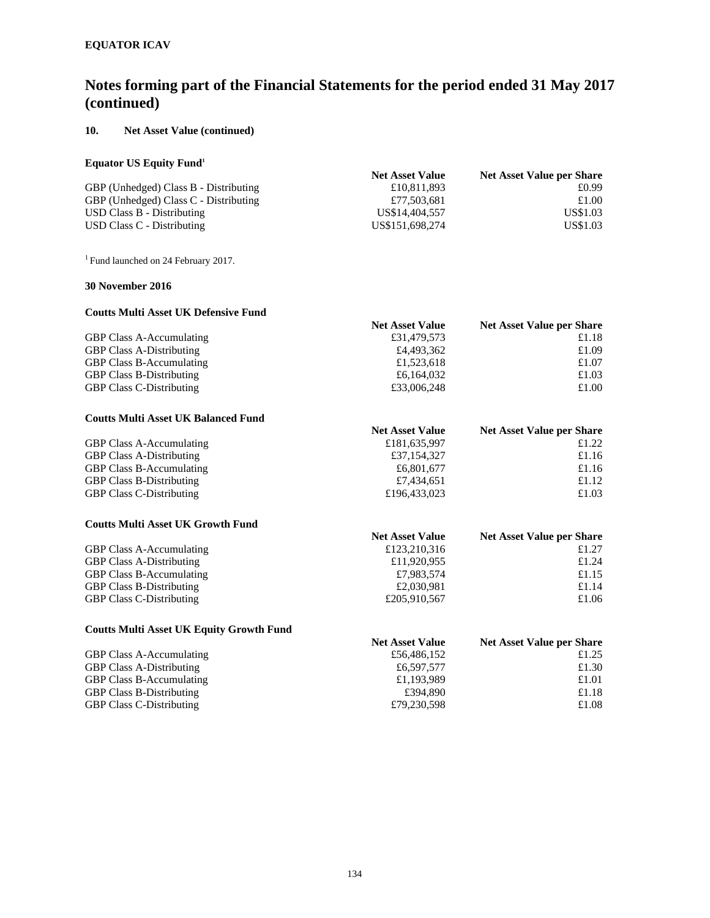**EQUATOR ICAV**

# Notes forming part of the Financial Statements for the period ended 31 May 2017 (continued)

## 10. Net Asset Value (continued)

### Equator US Equity Fund[1]

| | Net Asset Value | Net Asset Value per Share |
|---|---|---|
| GBP (Unhedged) Class B - Distributing | £10,811,893 | £0.99 |
| GBP (Unhedged) Class C - Distributing | £77,503,681 | £1.00 |
| USD Class B - Distributing | US$14,404,557 | US$1.03 |
| USD Class C - Distributing | US$151,698,274 | US$1.03 |

[1] Fund launched on 24 February 2017.

**30 November 2016**

### Coutts Multi Asset UK Defensive Fund

| | Net Asset Value | Net Asset Value per Share |
|---|---|---|
| GBP Class A-Accumulating | £31,479,573 | £1.18 |
| GBP Class A-Distributing | £4,493,362 | £1.09 |
| GBP Class B-Accumulating | £1,523,618 | £1.07 |
| GBP Class B-Distributing | £6,164,032 | £1.03 |
| GBP Class C-Distributing | £33,006,248 | £1.00 |

### Coutts Multi Asset UK Balanced Fund

| | Net Asset Value | Net Asset Value per Share |
|---|---|---|
| GBP Class A-Accumulating | £181,635,997 | £1.22 |
| GBP Class A-Distributing | £37,154,327 | £1.16 |
| GBP Class B-Accumulating | £6,801,677 | £1.16 |
| GBP Class B-Distributing | £7,434,651 | £1.12 |
| GBP Class C-Distributing | £196,433,023 | £1.03 |

### Coutts Multi Asset UK Growth Fund

| | Net Asset Value | Net Asset Value per Share |
|---|---|---|
| GBP Class A-Accumulating | £123,210,316 | £1.27 |
| GBP Class A-Distributing | £11,920,955 | £1.24 |
| GBP Class B-Accumulating | £7,983,574 | £1.15 |
| GBP Class B-Distributing | £2,030,981 | £1.14 |
| GBP Class C-Distributing | £205,910,567 | £1.06 |

### Coutts Multi Asset UK Equity Growth Fund

| | Net Asset Value | Net Asset Value per Share |
|---|---|---|
| GBP Class A-Accumulating | £56,486,152 | £1.25 |
| GBP Class A-Distributing | £6,597,577 | £1.30 |
| GBP Class B-Accumulating | £1,193,989 | £1.01 |
| GBP Class B-Distributing | £394,890 | £1.18 |
| GBP Class C-Distributing | £79,230,598 | £1.08 |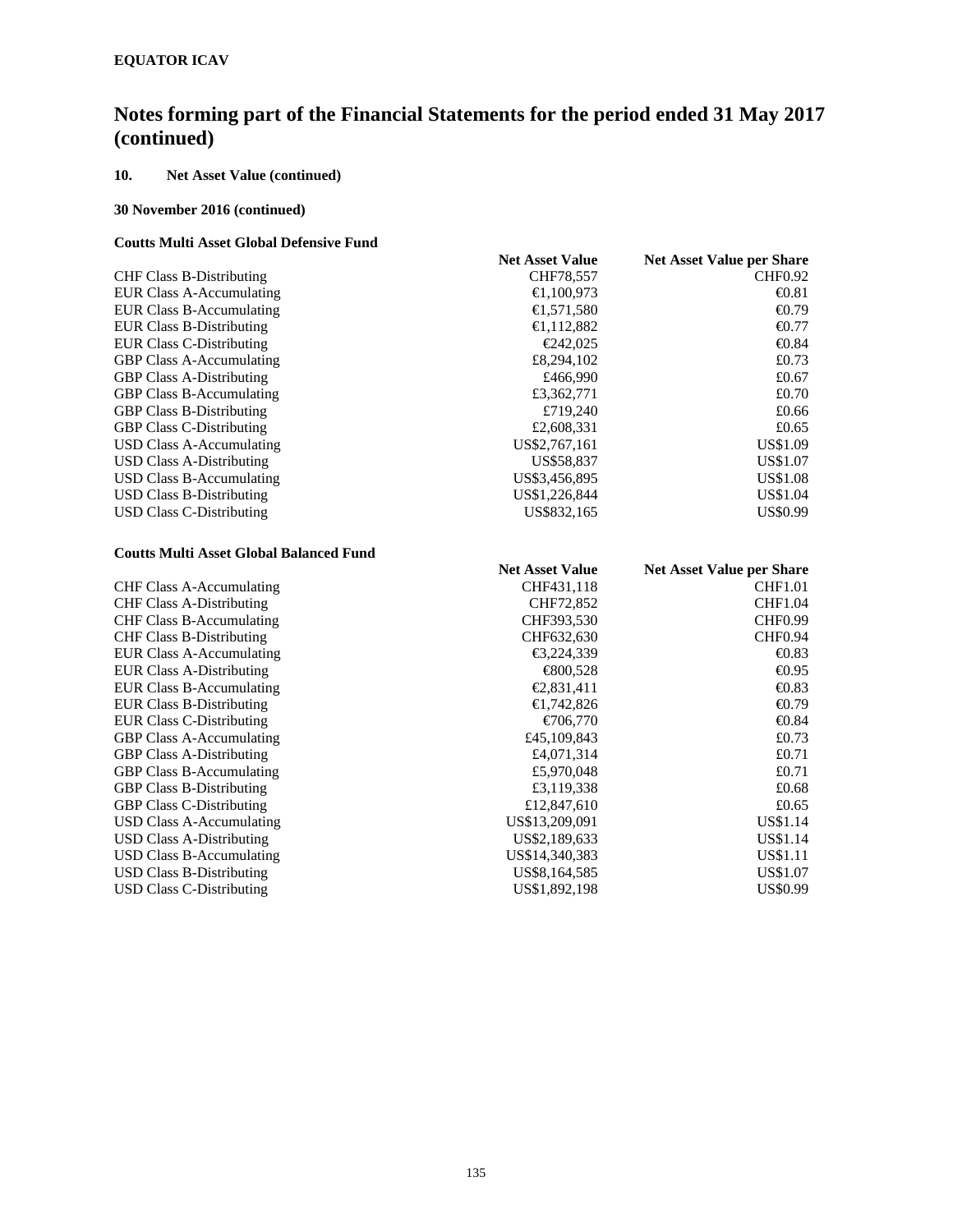## Notes forming part of the Financial Statements for the period ended 31 May 2017 (continued)

### 10. Net Asset Value (continued)

**30 November 2016 (continued)**

**Coutts Multi Asset Global Defensive Fund**

| | Net Asset Value | Net Asset Value per Share |
|---|---|---|
| CHF Class B-Distributing | CHF78,557 | CHF0.92 |
| EUR Class A-Accumulating | €1,100,973 | €0.81 |
| EUR Class B-Accumulating | €1,571,580 | €0.79 |
| EUR Class B-Distributing | €1,112,882 | €0.77 |
| EUR Class C-Distributing | €242,025 | €0.84 |
| GBP Class A-Accumulating | £8,294,102 | £0.73 |
| GBP Class A-Distributing | £466,990 | £0.67 |
| GBP Class B-Accumulating | £3,362,771 | £0.70 |
| GBP Class B-Distributing | £719,240 | £0.66 |
| GBP Class C-Distributing | £2,608,331 | £0.65 |
| USD Class A-Accumulating | US$2,767,161 | US$1.09 |
| USD Class A-Distributing | US$58,837 | US$1.07 |
| USD Class B-Accumulating | US$3,456,895 | US$1.08 |
| USD Class B-Distributing | US$1,226,844 | US$1.04 |
| USD Class C-Distributing | US$832,165 | US$0.99 |

**Coutts Multi Asset Global Balanced Fund**

| | Net Asset Value | Net Asset Value per Share |
|---|---|---|
| CHF Class A-Accumulating | CHF431,118 | CHF1.01 |
| CHF Class A-Distributing | CHF72,852 | CHF1.04 |
| CHF Class B-Accumulating | CHF393,530 | CHF0.99 |
| CHF Class B-Distributing | CHF632,630 | CHF0.94 |
| EUR Class A-Accumulating | €3,224,339 | €0.83 |
| EUR Class A-Distributing | €800,528 | €0.95 |
| EUR Class B-Accumulating | €2,831,411 | €0.83 |
| EUR Class B-Distributing | €1,742,826 | €0.79 |
| EUR Class C-Distributing | €706,770 | €0.84 |
| GBP Class A-Accumulating | £45,109,843 | £0.73 |
| GBP Class A-Distributing | £4,071,314 | £0.71 |
| GBP Class B-Accumulating | £5,970,048 | £0.71 |
| GBP Class B-Distributing | £3,119,338 | £0.68 |
| GBP Class C-Distributing | £12,847,610 | £0.65 |
| USD Class A-Accumulating | US$13,209,091 | US$1.14 |
| USD Class A-Distributing | US$2,189,633 | US$1.14 |
| USD Class B-Accumulating | US$14,340,383 | US$1.11 |
| USD Class B-Distributing | US$8,164,585 | US$1.07 |
| USD Class C-Distributing | US$1,892,198 | US$0.99 |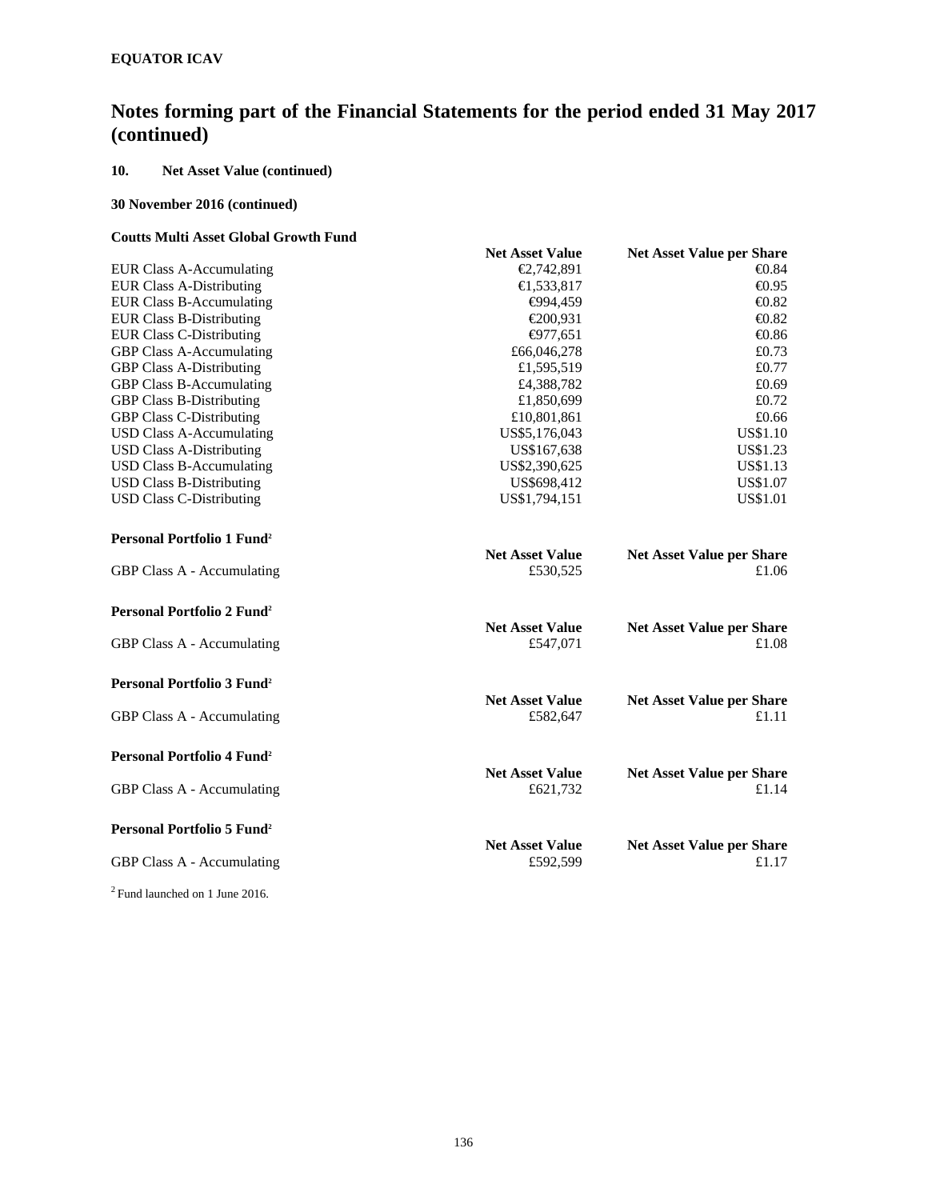# Notes forming part of the Financial Statements for the period ended 31 May 2017 (continued)

## 10. Net Asset Value (continued)

**30 November 2016 (continued)**

**Coutts Multi Asset Global Growth Fund**

| | Net Asset Value | Net Asset Value per Share |
|---|---|---|
| EUR Class A-Accumulating | €2,742,891 | €0.84 |
| EUR Class A-Distributing | €1,533,817 | €0.95 |
| EUR Class B-Accumulating | €994,459 | €0.82 |
| EUR Class B-Distributing | €200,931 | €0.82 |
| EUR Class C-Distributing | €977,651 | €0.86 |
| GBP Class A-Accumulating | £66,046,278 | £0.73 |
| GBP Class A-Distributing | £1,595,519 | £0.77 |
| GBP Class B-Accumulating | £4,388,782 | £0.69 |
| GBP Class B-Distributing | £1,850,699 | £0.72 |
| GBP Class C-Distributing | £10,801,861 | £0.66 |
| USD Class A-Accumulating | US$5,176,043 | US$1.10 |
| USD Class A-Distributing | US$167,638 | US$1.23 |
| USD Class B-Accumulating | US$2,390,625 | US$1.13 |
| USD Class B-Distributing | US$698,412 | US$1.07 |
| USD Class C-Distributing | US$1,794,151 | US$1.01 |

**Personal Portfolio 1 Fund[2]**

| | Net Asset Value | Net Asset Value per Share |
|---|---|---|
| GBP Class A - Accumulating | £530,525 | £1.06 |

**Personal Portfolio 2 Fund[2]**

| | Net Asset Value | Net Asset Value per Share |
|---|---|---|
| GBP Class A - Accumulating | £547,071 | £1.08 |

**Personal Portfolio 3 Fund[2]**

| | Net Asset Value | Net Asset Value per Share |
|---|---|---|
| GBP Class A - Accumulating | £582,647 | £1.11 |

**Personal Portfolio 4 Fund[2]**

| | Net Asset Value | Net Asset Value per Share |
|---|---|---|
| GBP Class A - Accumulating | £621,732 | £1.14 |

**Personal Portfolio 5 Fund[2]**

| | Net Asset Value | Net Asset Value per Share |
|---|---|---|
| GBP Class A - Accumulating | £592,599 | £1.17 |

[2] Fund launched on 1 June 2016.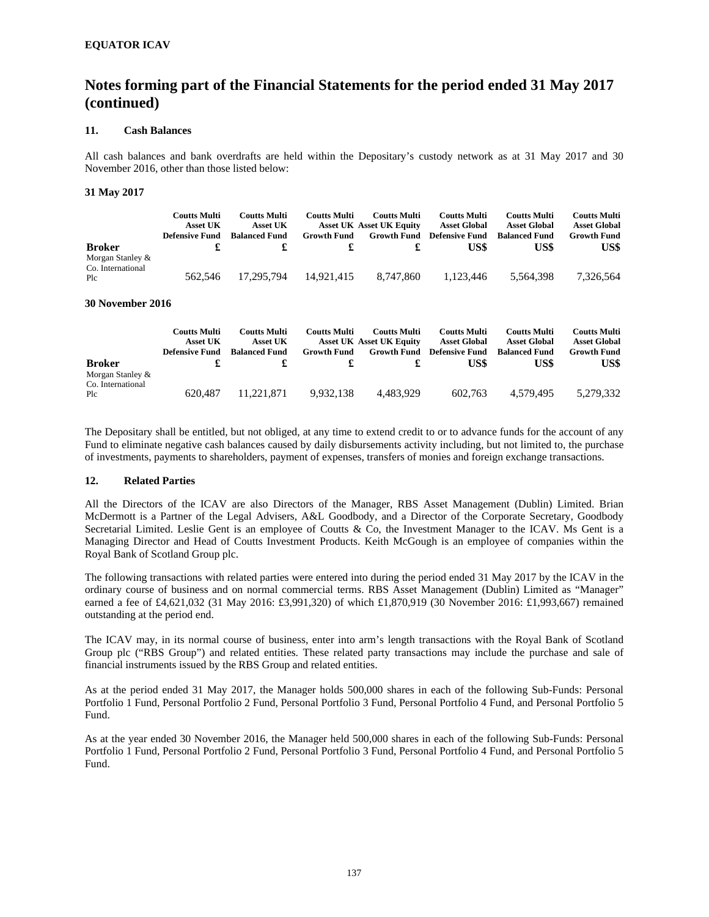**EQUATOR ICAV**

# Notes forming part of the Financial Statements for the period ended 31 May 2017 (continued)

## 11. Cash Balances

All cash balances and bank overdrafts are held within the Depositary's custody network as at 31 May 2017 and 30 November 2016, other than those listed below:

### 31 May 2017

| Broker | Coutts Multi Asset UK Defensive Fund £ | Coutts Multi Asset UK Balanced Fund £ | Coutts Multi Asset UK Growth Fund £ | Coutts Multi Asset UK Equity Growth Fund £ | Coutts Multi Asset Global Defensive Fund US$ | Coutts Multi Asset Global Balanced Fund US$ | Coutts Multi Asset Global Growth Fund US$ |
|---|---|---|---|---|---|---|---|
| Morgan Stanley & Co. International Plc | 562,546 | 17,295,794 | 14,921,415 | 8,747,860 | 1,123,446 | 5,564,398 | 7,326,564 |

### 30 November 2016

| Broker | Coutts Multi Asset UK Defensive Fund £ | Coutts Multi Asset UK Balanced Fund £ | Coutts Multi Asset UK Growth Fund £ | Coutts Multi Asset UK Equity Growth Fund £ | Coutts Multi Asset Global Defensive Fund US$ | Coutts Multi Asset Global Balanced Fund US$ | Coutts Multi Asset Global Growth Fund US$ |
|---|---|---|---|---|---|---|---|
| Morgan Stanley & Co. International Plc | 620,487 | 11,221,871 | 9,932,138 | 4,483,929 | 602,763 | 4,579,495 | 5,279,332 |

The Depositary shall be entitled, but not obliged, at any time to extend credit to or to advance funds for the account of any Fund to eliminate negative cash balances caused by daily disbursements activity including, but not limited to, the purchase of investments, payments to shareholders, payment of expenses, transfers of monies and foreign exchange transactions.

## 12. Related Parties

All the Directors of the ICAV are also Directors of the Manager, RBS Asset Management (Dublin) Limited. Brian McDermott is a Partner of the Legal Advisers, A&L Goodbody, and a Director of the Corporate Secretary, Goodbody Secretarial Limited. Leslie Gent is an employee of Coutts & Co, the Investment Manager to the ICAV. Ms Gent is a Managing Director and Head of Coutts Investment Products. Keith McGough is an employee of companies within the Royal Bank of Scotland Group plc.

The following transactions with related parties were entered into during the period ended 31 May 2017 by the ICAV in the ordinary course of business and on normal commercial terms. RBS Asset Management (Dublin) Limited as "Manager" earned a fee of £4,621,032 (31 May 2016: £3,991,320) of which £1,870,919 (30 November 2016: £1,993,667) remained outstanding at the period end.

The ICAV may, in its normal course of business, enter into arm's length transactions with the Royal Bank of Scotland Group plc ("RBS Group") and related entities. These related party transactions may include the purchase and sale of financial instruments issued by the RBS Group and related entities.

As at the period ended 31 May 2017, the Manager holds 500,000 shares in each of the following Sub-Funds: Personal Portfolio 1 Fund, Personal Portfolio 2 Fund, Personal Portfolio 3 Fund, Personal Portfolio 4 Fund, and Personal Portfolio 5 Fund.

As at the year ended 30 November 2016, the Manager held 500,000 shares in each of the following Sub-Funds: Personal Portfolio 1 Fund, Personal Portfolio 2 Fund, Personal Portfolio 3 Fund, Personal Portfolio 4 Fund, and Personal Portfolio 5 Fund.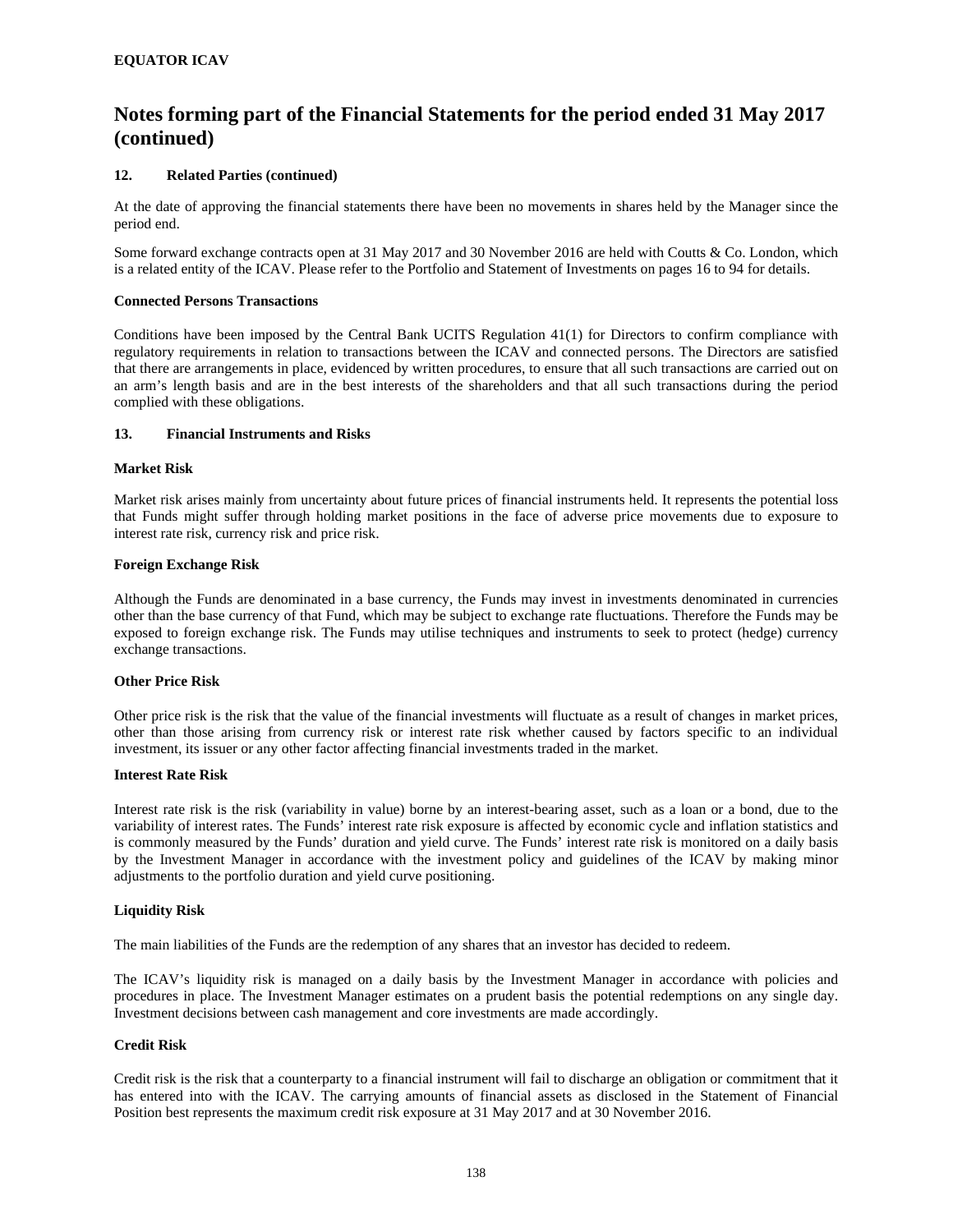**EQUATOR ICAV**

# Notes forming part of the Financial Statements for the period ended 31 May 2017 (continued)

### 12. Related Parties (continued)

At the date of approving the financial statements there have been no movements in shares held by the Manager since the period end.

Some forward exchange contracts open at 31 May 2017 and 30 November 2016 are held with Coutts & Co. London, which is a related entity of the ICAV. Please refer to the Portfolio and Statement of Investments on pages 16 to 94 for details.

#### Connected Persons Transactions

Conditions have been imposed by the Central Bank UCITS Regulation 41(1) for Directors to confirm compliance with regulatory requirements in relation to transactions between the ICAV and connected persons. The Directors are satisfied that there are arrangements in place, evidenced by written procedures, to ensure that all such transactions are carried out on an arm's length basis and are in the best interests of the shareholders and that all such transactions during the period complied with these obligations.

### 13. Financial Instruments and Risks

#### Market Risk

Market risk arises mainly from uncertainty about future prices of financial instruments held. It represents the potential loss that Funds might suffer through holding market positions in the face of adverse price movements due to exposure to interest rate risk, currency risk and price risk.

#### Foreign Exchange Risk

Although the Funds are denominated in a base currency, the Funds may invest in investments denominated in currencies other than the base currency of that Fund, which may be subject to exchange rate fluctuations. Therefore the Funds may be exposed to foreign exchange risk. The Funds may utilise techniques and instruments to seek to protect (hedge) currency exchange transactions.

#### Other Price Risk

Other price risk is the risk that the value of the financial investments will fluctuate as a result of changes in market prices, other than those arising from currency risk or interest rate risk whether caused by factors specific to an individual investment, its issuer or any other factor affecting financial investments traded in the market.

#### Interest Rate Risk

Interest rate risk is the risk (variability in value) borne by an interest-bearing asset, such as a loan or a bond, due to the variability of interest rates. The Funds' interest rate risk exposure is affected by economic cycle and inflation statistics and is commonly measured by the Funds' duration and yield curve. The Funds' interest rate risk is monitored on a daily basis by the Investment Manager in accordance with the investment policy and guidelines of the ICAV by making minor adjustments to the portfolio duration and yield curve positioning.

#### Liquidity Risk

The main liabilities of the Funds are the redemption of any shares that an investor has decided to redeem.

The ICAV's liquidity risk is managed on a daily basis by the Investment Manager in accordance with policies and procedures in place. The Investment Manager estimates on a prudent basis the potential redemptions on any single day. Investment decisions between cash management and core investments are made accordingly.

#### Credit Risk

Credit risk is the risk that a counterparty to a financial instrument will fail to discharge an obligation or commitment that it has entered into with the ICAV. The carrying amounts of financial assets as disclosed in the Statement of Financial Position best represents the maximum credit risk exposure at 31 May 2017 and at 30 November 2016.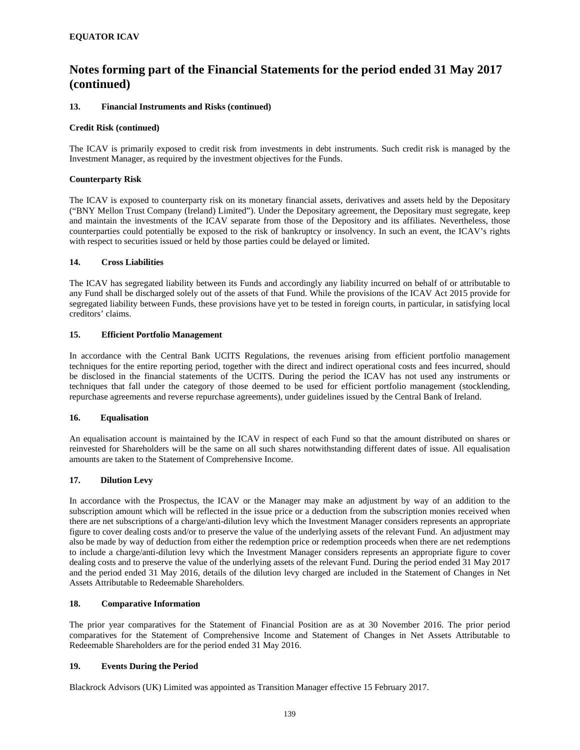**EQUATOR ICAV**

# Notes forming part of the Financial Statements for the period ended 31 May 2017 (continued)

## 13. Financial Instruments and Risks (continued)

### Credit Risk (continued)

The ICAV is primarily exposed to credit risk from investments in debt instruments. Such credit risk is managed by the Investment Manager, as required by the investment objectives for the Funds.

### Counterparty Risk

The ICAV is exposed to counterparty risk on its monetary financial assets, derivatives and assets held by the Depositary ("BNY Mellon Trust Company (Ireland) Limited"). Under the Depositary agreement, the Depositary must segregate, keep and maintain the investments of the ICAV separate from those of the Depository and its affiliates. Nevertheless, those counterparties could potentially be exposed to the risk of bankruptcy or insolvency. In such an event, the ICAV's rights with respect to securities issued or held by those parties could be delayed or limited.

## 14. Cross Liabilities

The ICAV has segregated liability between its Funds and accordingly any liability incurred on behalf of or attributable to any Fund shall be discharged solely out of the assets of that Fund. While the provisions of the ICAV Act 2015 provide for segregated liability between Funds, these provisions have yet to be tested in foreign courts, in particular, in satisfying local creditors' claims.

## 15. Efficient Portfolio Management

In accordance with the Central Bank UCITS Regulations, the revenues arising from efficient portfolio management techniques for the entire reporting period, together with the direct and indirect operational costs and fees incurred, should be disclosed in the financial statements of the UCITS. During the period the ICAV has not used any instruments or techniques that fall under the category of those deemed to be used for efficient portfolio management (stocklending, repurchase agreements and reverse repurchase agreements), under guidelines issued by the Central Bank of Ireland.

## 16. Equalisation

An equalisation account is maintained by the ICAV in respect of each Fund so that the amount distributed on shares or reinvested for Shareholders will be the same on all such shares notwithstanding different dates of issue. All equalisation amounts are taken to the Statement of Comprehensive Income.

## 17. Dilution Levy

In accordance with the Prospectus, the ICAV or the Manager may make an adjustment by way of an addition to the subscription amount which will be reflected in the issue price or a deduction from the subscription monies received when there are net subscriptions of a charge/anti-dilution levy which the Investment Manager considers represents an appropriate figure to cover dealing costs and/or to preserve the value of the underlying assets of the relevant Fund. An adjustment may also be made by way of deduction from either the redemption price or redemption proceeds when there are net redemptions to include a charge/anti-dilution levy which the Investment Manager considers represents an appropriate figure to cover dealing costs and to preserve the value of the underlying assets of the relevant Fund. During the period ended 31 May 2017 and the period ended 31 May 2016, details of the dilution levy charged are included in the Statement of Changes in Net Assets Attributable to Redeemable Shareholders.

## 18. Comparative Information

The prior year comparatives for the Statement of Financial Position are as at 30 November 2016. The prior period comparatives for the Statement of Comprehensive Income and Statement of Changes in Net Assets Attributable to Redeemable Shareholders are for the period ended 31 May 2016.

## 19. Events During the Period

Blackrock Advisors (UK) Limited was appointed as Transition Manager effective 15 February 2017.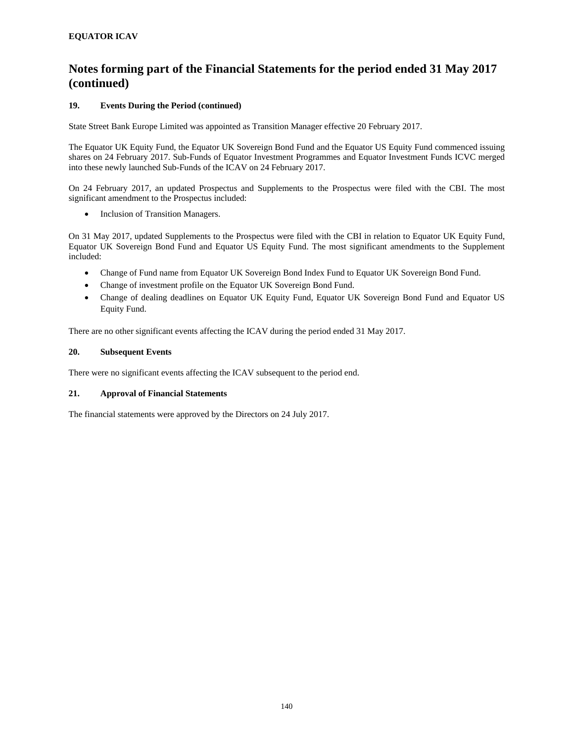# Notes forming part of the Financial Statements for the period ended 31 May 2017 (continued)

### 19. Events During the Period (continued)

State Street Bank Europe Limited was appointed as Transition Manager effective 20 February 2017.

The Equator UK Equity Fund, the Equator UK Sovereign Bond Fund and the Equator US Equity Fund commenced issuing shares on 24 February 2017. Sub-Funds of Equator Investment Programmes and Equator Investment Funds ICVC merged into these newly launched Sub-Funds of the ICAV on 24 February 2017.

On 24 February 2017, an updated Prospectus and Supplements to the Prospectus were filed with the CBI. The most significant amendment to the Prospectus included:

- Inclusion of Transition Managers.

On 31 May 2017, updated Supplements to the Prospectus were filed with the CBI in relation to Equator UK Equity Fund, Equator UK Sovereign Bond Fund and Equator US Equity Fund. The most significant amendments to the Supplement included:

- Change of Fund name from Equator UK Sovereign Bond Index Fund to Equator UK Sovereign Bond Fund.
- Change of investment profile on the Equator UK Sovereign Bond Fund.
- Change of dealing deadlines on Equator UK Equity Fund, Equator UK Sovereign Bond Fund and Equator US Equity Fund.

There are no other significant events affecting the ICAV during the period ended 31 May 2017.

### 20. Subsequent Events

There were no significant events affecting the ICAV subsequent to the period end.

### 21. Approval of Financial Statements

The financial statements were approved by the Directors on 24 July 2017.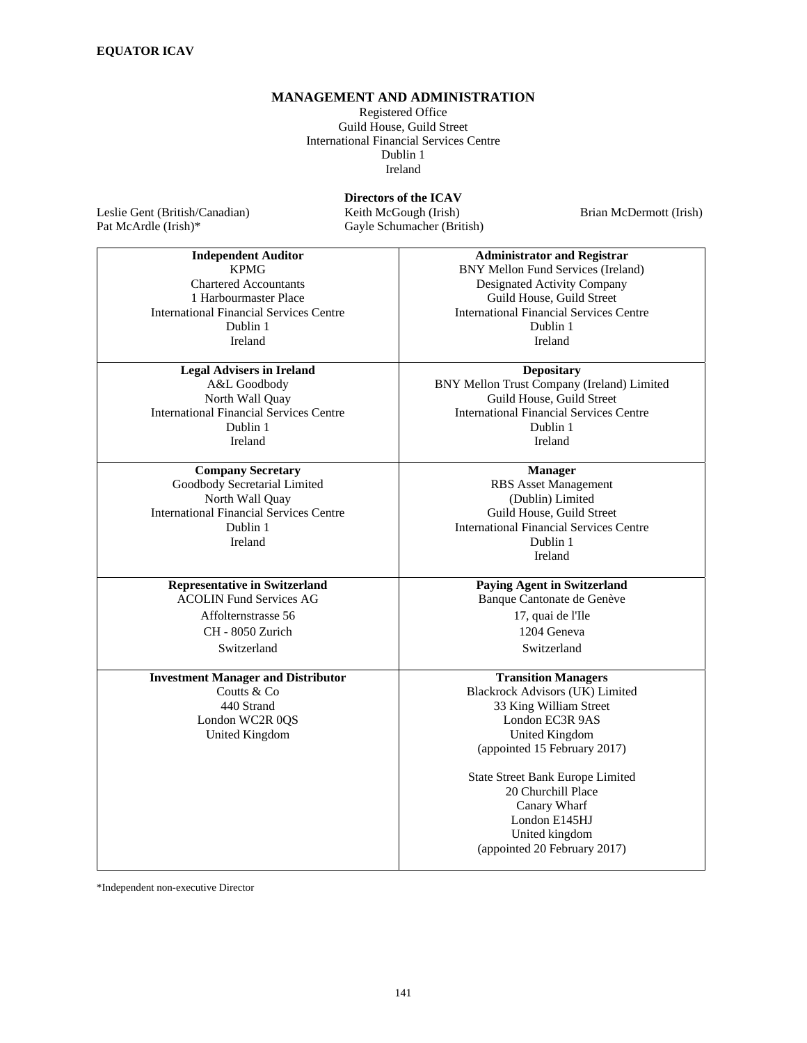# MANAGEMENT AND ADMINISTRATION

Registered Office
Guild House, Guild Street
International Financial Services Centre
Dublin 1
Ireland

**Directors of the ICAV**

Leslie Gent (British/Canadian)
Keith McGough (Irish)
Brian McDermott (Irish)
Pat McArdle (Irish)*
Gayle Schumacher (British)

| | |
|---|---|
| **Independent Auditor**<br>KPMG<br>Chartered Accountants<br>1 Harbourmaster Place<br>International Financial Services Centre<br>Dublin 1<br>Ireland | **Administrator and Registrar**<br>BNY Mellon Fund Services (Ireland)<br>Designated Activity Company<br>Guild House, Guild Street<br>International Financial Services Centre<br>Dublin 1<br>Ireland |
| **Legal Advisers in Ireland**<br>A&L Goodbody<br>North Wall Quay<br>International Financial Services Centre<br>Dublin 1<br>Ireland | **Depositary**<br>BNY Mellon Trust Company (Ireland) Limited<br>Guild House, Guild Street<br>International Financial Services Centre<br>Dublin 1<br>Ireland |
| **Company Secretary**<br>Goodbody Secretarial Limited<br>North Wall Quay<br>International Financial Services Centre<br>Dublin 1<br>Ireland | **Manager**<br>RBS Asset Management<br>(Dublin) Limited<br>Guild House, Guild Street<br>International Financial Services Centre<br>Dublin 1<br>Ireland |
| **Representative in Switzerland**<br>ACOLIN Fund Services AG<br>Affolternstrasse 56<br>CH - 8050 Zurich<br>Switzerland | **Paying Agent in Switzerland**<br>Banque Cantonate de Genève<br>17, quai de l'Ile<br>1204 Geneva<br>Switzerland |
| **Investment Manager and Distributor**<br>Coutts & Co<br>440 Strand<br>London WC2R 0QS<br>United Kingdom | **Transition Managers**<br>Blackrock Advisors (UK) Limited<br>33 King William Street<br>London EC3R 9AS<br>United Kingdom<br>(appointed 15 February 2017)<br><br>State Street Bank Europe Limited<br>20 Churchill Place<br>Canary Wharf<br>London E145HJ<br>United kingdom<br>(appointed 20 February 2017) |

*Independent non-executive Director